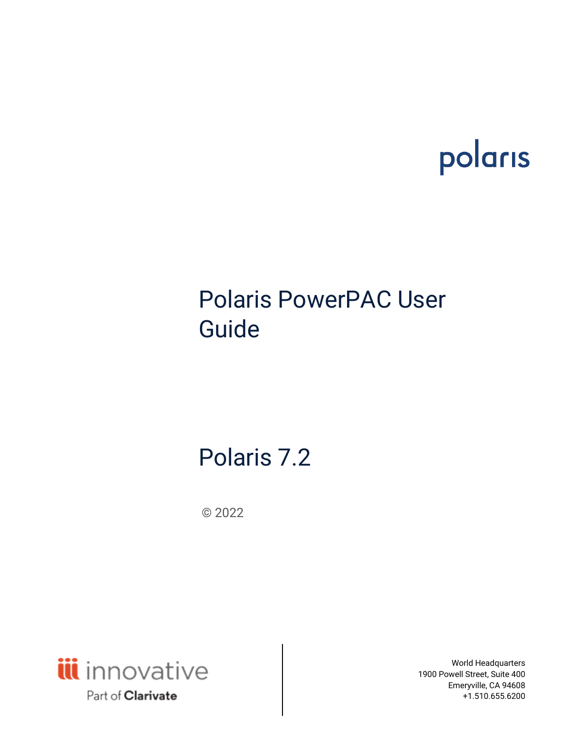polaris

# Polaris PowerPAC User Guide

## Polaris 7.2

© 2022

innovative
Part of Clarivate

World Headquarters
1900 Powell Street, Suite 400
Emeryville, CA 94608
+1.510.655.6200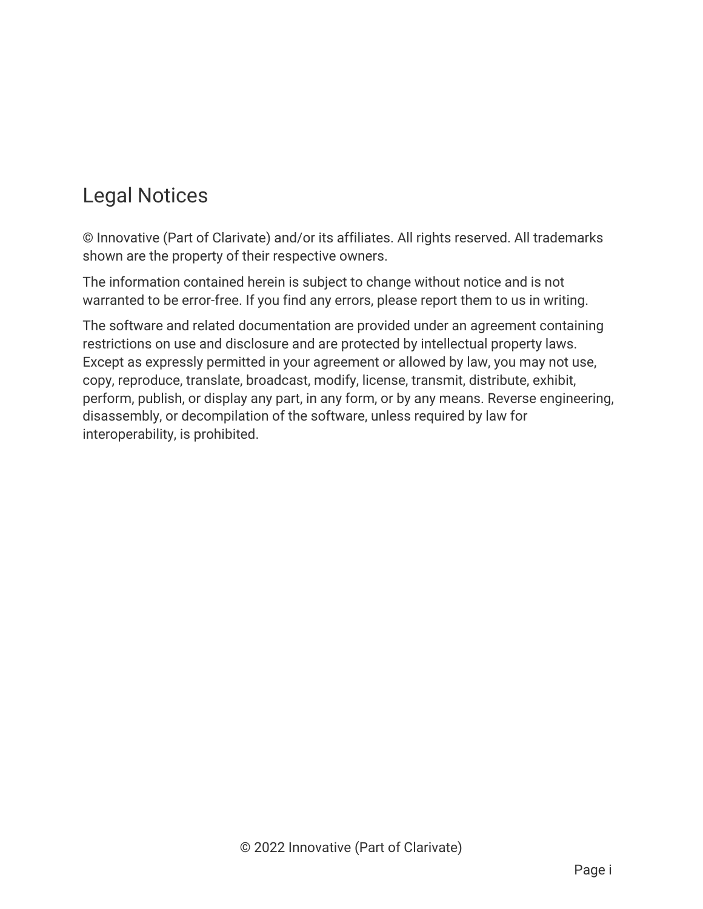# Legal Notices

© Innovative (Part of Clarivate) and/or its affiliates. All rights reserved. All trademarks shown are the property of their respective owners.

The information contained herein is subject to change without notice and is not warranted to be error-free. If you find any errors, please report them to us in writing.

The software and related documentation are provided under an agreement containing restrictions on use and disclosure and are protected by intellectual property laws. Except as expressly permitted in your agreement or allowed by law, you may not use, copy, reproduce, translate, broadcast, modify, license, transmit, distribute, exhibit, perform, publish, or display any part, in any form, or by any means. Reverse engineering, disassembly, or decompilation of the software, unless required by law for interoperability, is prohibited.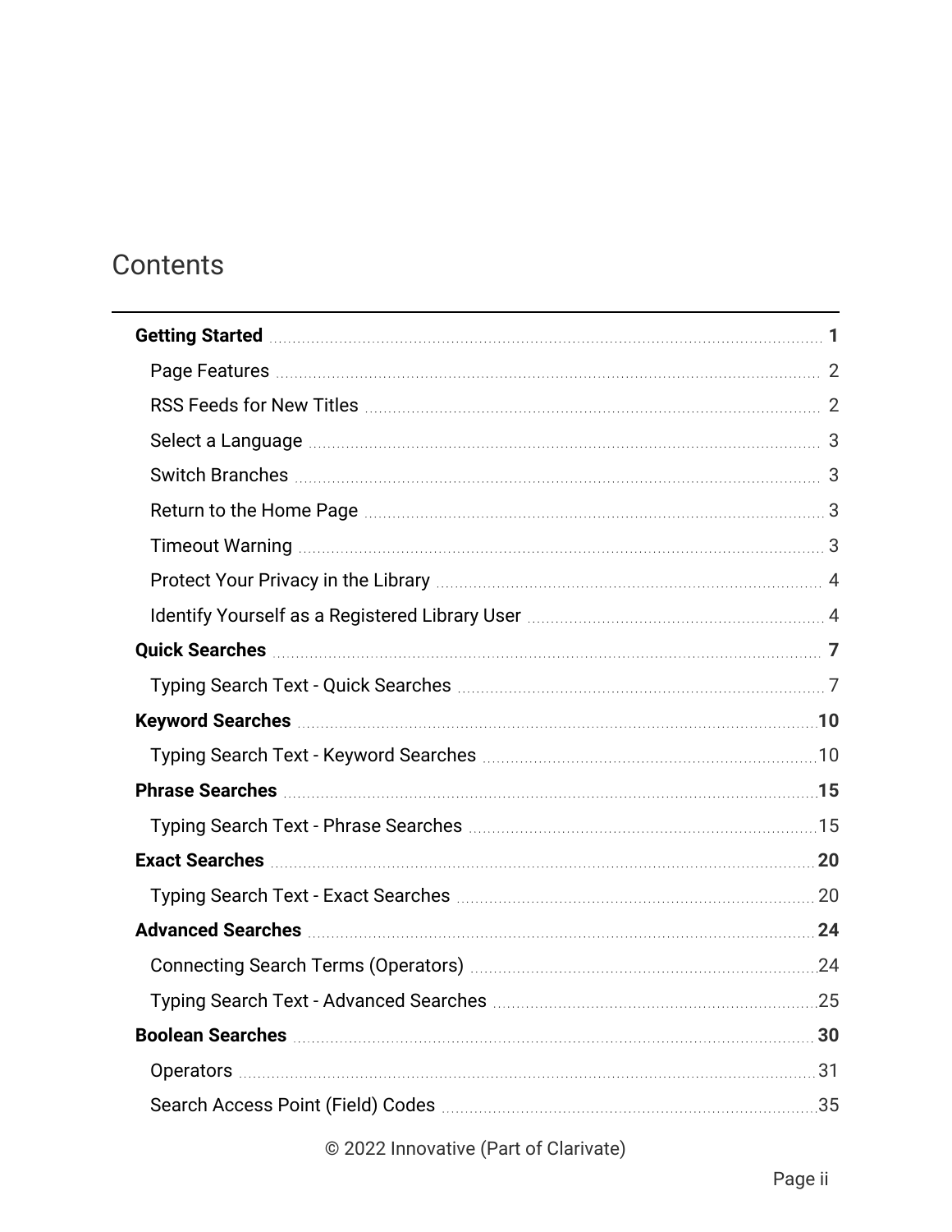# Contents

- **Getting Started** .......... **1**
  - Page Features .......... 2
  - RSS Feeds for New Titles .......... 2
  - Select a Language .......... 3
  - Switch Branches .......... 3
  - Return to the Home Page .......... 3
  - Timeout Warning .......... 3
  - Protect Your Privacy in the Library .......... 4
  - Identify Yourself as a Registered Library User .......... 4
- **Quick Searches** .......... **7**
  - Typing Search Text - Quick Searches .......... 7
- **Keyword Searches** .......... **10**
  - Typing Search Text - Keyword Searches .......... 10
- **Phrase Searches** .......... **15**
  - Typing Search Text - Phrase Searches .......... 15
- **Exact Searches** .......... **20**
  - Typing Search Text - Exact Searches .......... 20
- **Advanced Searches** .......... **24**
  - Connecting Search Terms (Operators) .......... 24
  - Typing Search Text - Advanced Searches .......... 25
- **Boolean Searches** .......... **30**
  - Operators .......... 31
  - Search Access Point (Field) Codes .......... 35

© 2022 Innovative (Part of Clarivate)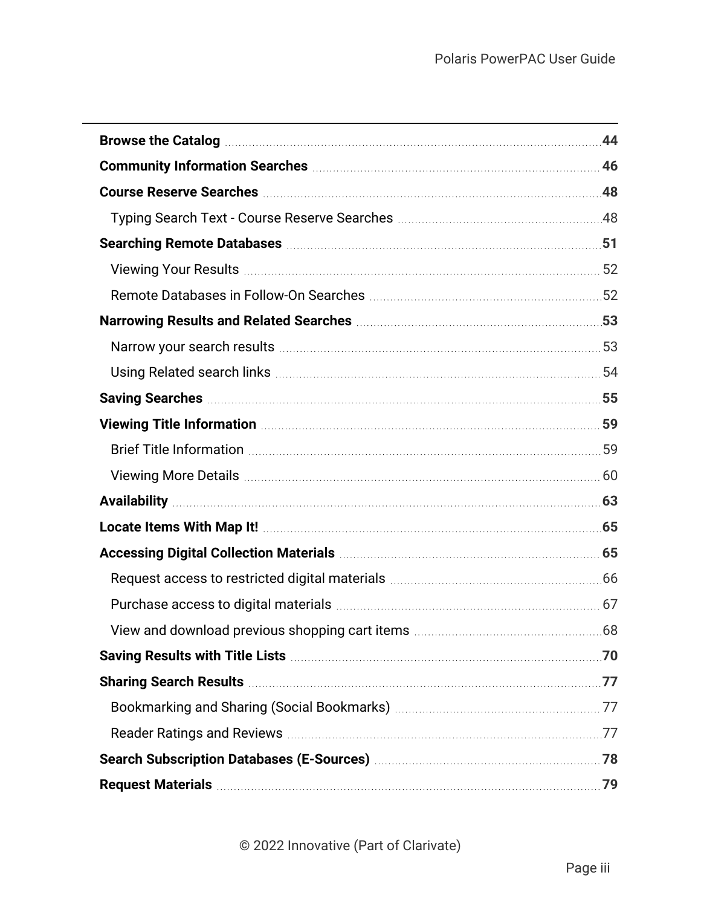**Browse the Catalog** 44

**Community Information Searches** 46

**Course Reserve Searches** 48

- Typing Search Text - Course Reserve Searches 48

**Searching Remote Databases** 51

- Viewing Your Results 52
- Remote Databases in Follow-On Searches 52

**Narrowing Results and Related Searches** 53

- Narrow your search results 53
- Using Related search links 54

**Saving Searches** 55

**Viewing Title Information** 59

- Brief Title Information 59
- Viewing More Details 60

**Availability** 63

**Locate Items With Map It!** 65

**Accessing Digital Collection Materials** 65

- Request access to restricted digital materials 66
- Purchase access to digital materials 67
- View and download previous shopping cart items 68

**Saving Results with Title Lists** 70

**Sharing Search Results** 77

- Bookmarking and Sharing (Social Bookmarks) 77
- Reader Ratings and Reviews 77

**Search Subscription Databases (E-Sources)** 78

**Request Materials** 79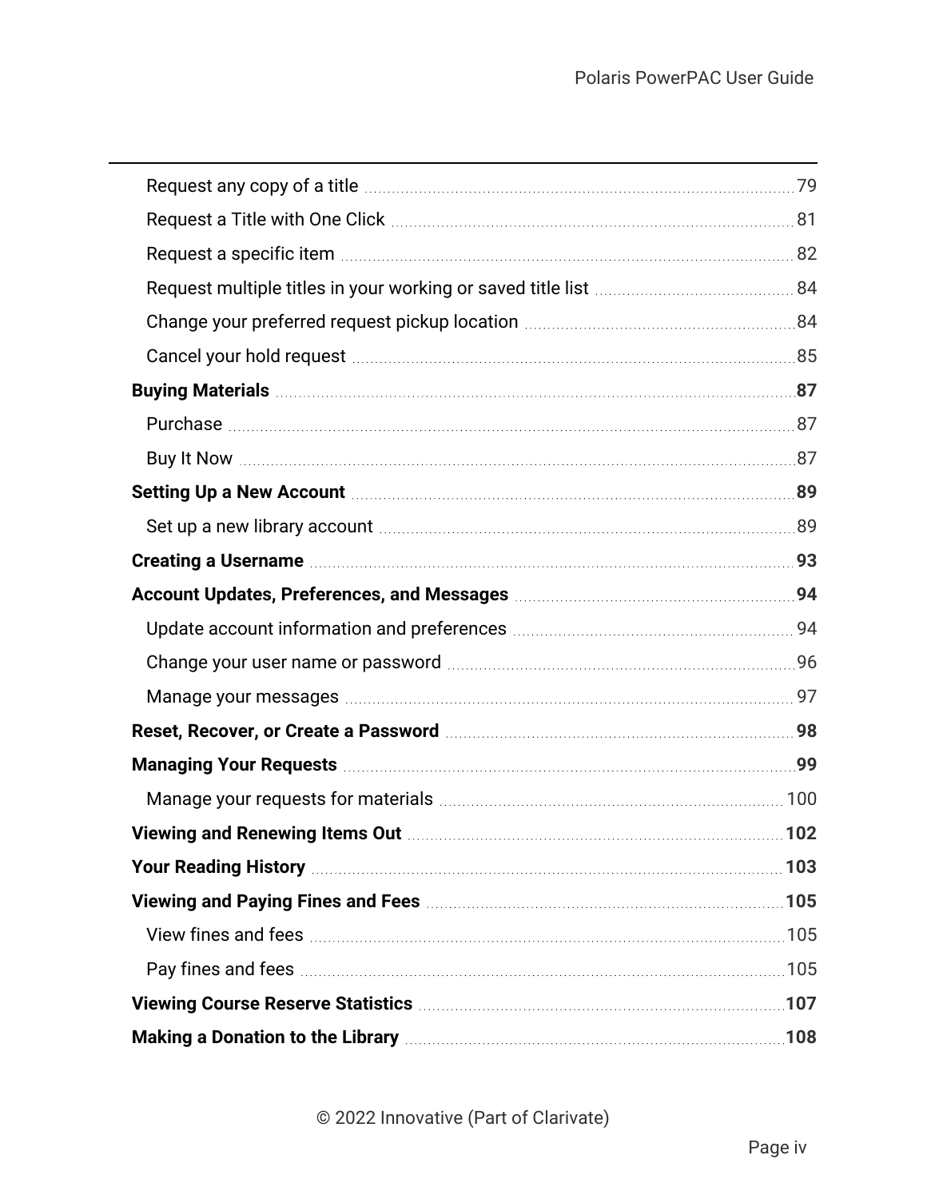- Request any copy of a title ... 79
- Request a Title with One Click ... 81
- Request a specific item ... 82
- Request multiple titles in your working or saved title list ... 84
- Change your preferred request pickup location ... 84
- Cancel your hold request ... 85

**Buying Materials ... 87**

- Purchase ... 87
- Buy It Now ... 87

**Setting Up a New Account ... 89**

- Set up a new library account ... 89

**Creating a Username ... 93**

**Account Updates, Preferences, and Messages ... 94**

- Update account information and preferences ... 94
- Change your user name or password ... 96
- Manage your messages ... 97

**Reset, Recover, or Create a Password ... 98**

**Managing Your Requests ... 99**

- Manage your requests for materials ... 100

**Viewing and Renewing Items Out ... 102**

**Your Reading History ... 103**

**Viewing and Paying Fines and Fees ... 105**

- View fines and fees ... 105
- Pay fines and fees ... 105

**Viewing Course Reserve Statistics ... 107**

**Making a Donation to the Library ... 108**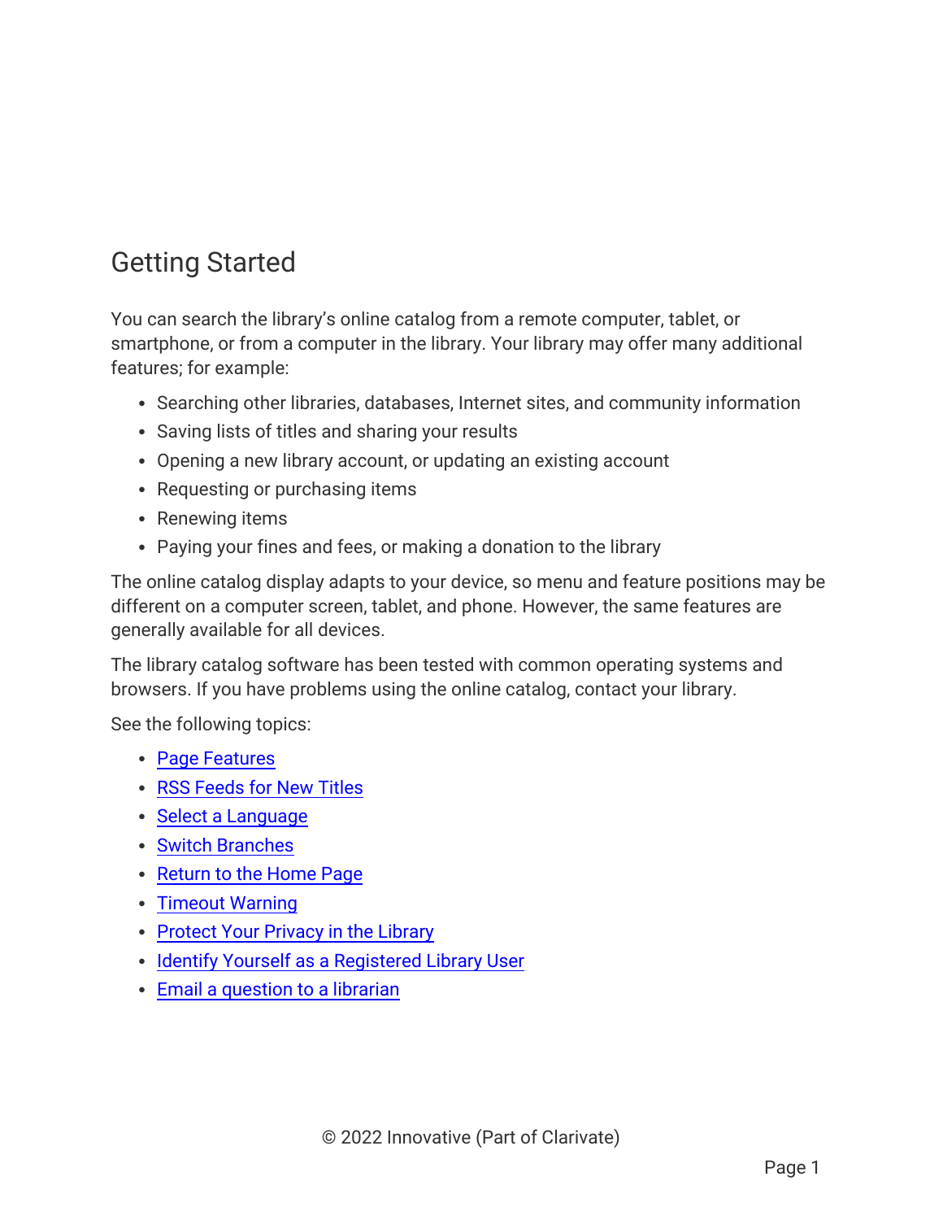# Getting Started

You can search the library's online catalog from a remote computer, tablet, or smartphone, or from a computer in the library. Your library may offer many additional features; for example:

- Searching other libraries, databases, Internet sites, and community information
- Saving lists of titles and sharing your results
- Opening a new library account, or updating an existing account
- Requesting or purchasing items
- Renewing items
- Paying your fines and fees, or making a donation to the library

The online catalog display adapts to your device, so menu and feature positions may be different on a computer screen, tablet, and phone. However, the same features are generally available for all devices.

The library catalog software has been tested with common operating systems and browsers. If you have problems using the online catalog, contact your library.

See the following topics:

- Page Features
- RSS Feeds for New Titles
- Select a Language
- Switch Branches
- Return to the Home Page
- Timeout Warning
- Protect Your Privacy in the Library
- Identify Yourself as a Registered Library User
- Email a question to a librarian

© 2022 Innovative (Part of Clarivate)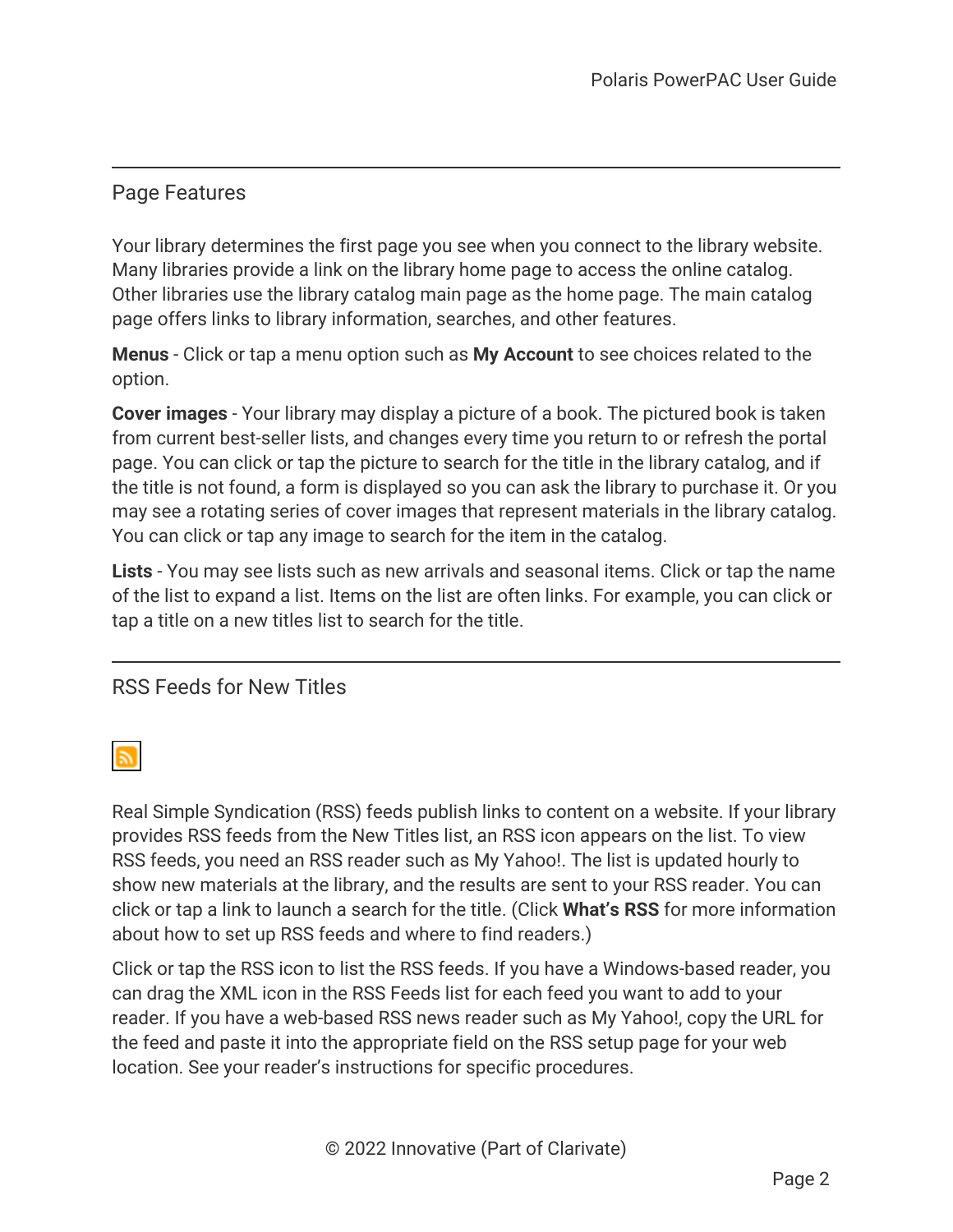## Page Features

Your library determines the first page you see when you connect to the library website. Many libraries provide a link on the library home page to access the online catalog. Other libraries use the library catalog main page as the home page. The main catalog page offers links to library information, searches, and other features.

**Menus** - Click or tap a menu option such as **My Account** to see choices related to the option.

**Cover images** - Your library may display a picture of a book. The pictured book is taken from current best-seller lists, and changes every time you return to or refresh the portal page. You can click or tap the picture to search for the title in the library catalog, and if the title is not found, a form is displayed so you can ask the library to purchase it. Or you may see a rotating series of cover images that represent materials in the library catalog. You can click or tap any image to search for the item in the catalog.

**Lists** - You may see lists such as new arrivals and seasonal items. Click or tap the name of the list to expand a list. Items on the list are often links. For example, you can click or tap a title on a new titles list to search for the title.

## RSS Feeds for New Titles

Real Simple Syndication (RSS) feeds publish links to content on a website. If your library provides RSS feeds from the New Titles list, an RSS icon appears on the list. To view RSS feeds, you need an RSS reader such as My Yahoo!. The list is updated hourly to show new materials at the library, and the results are sent to your RSS reader. You can click or tap a link to launch a search for the title. (Click **What's RSS** for more information about how to set up RSS feeds and where to find readers.)

Click or tap the RSS icon to list the RSS feeds. If you have a Windows-based reader, you can drag the XML icon in the RSS Feeds list for each feed you want to add to your reader. If you have a web-based RSS news reader such as My Yahoo!, copy the URL for the feed and paste it into the appropriate field on the RSS setup page for your web location. See your reader's instructions for specific procedures.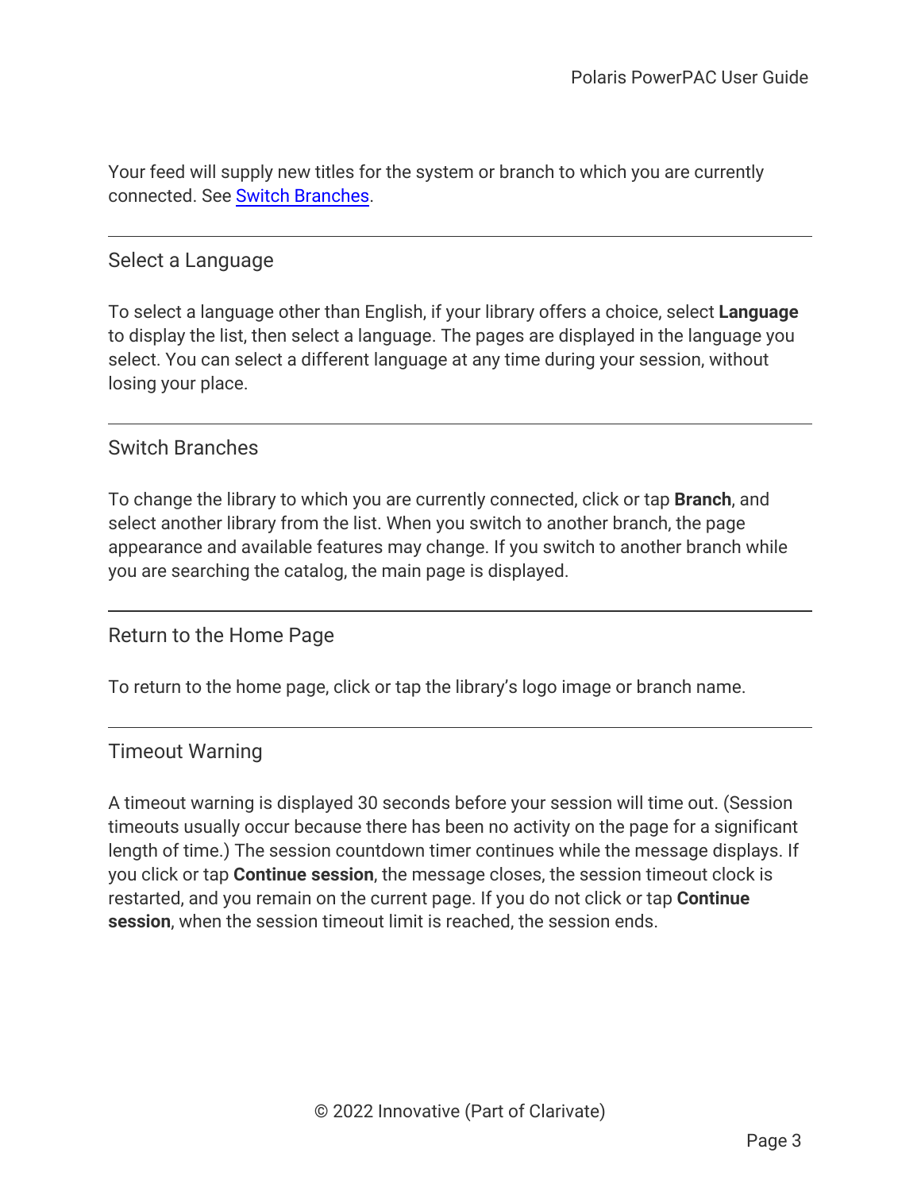Your feed will supply new titles for the system or branch to which you are currently connected. See Switch Branches.

## Select a Language

To select a language other than English, if your library offers a choice, select **Language** to display the list, then select a language. The pages are displayed in the language you select. You can select a different language at any time during your session, without losing your place.

## Switch Branches

To change the library to which you are currently connected, click or tap **Branch**, and select another library from the list. When you switch to another branch, the page appearance and available features may change. If you switch to another branch while you are searching the catalog, the main page is displayed.

## Return to the Home Page

To return to the home page, click or tap the library's logo image or branch name.

## Timeout Warning

A timeout warning is displayed 30 seconds before your session will time out. (Session timeouts usually occur because there has been no activity on the page for a significant length of time.) The session countdown timer continues while the message displays. If you click or tap **Continue session**, the message closes, the session timeout clock is restarted, and you remain on the current page. If you do not click or tap **Continue session**, when the session timeout limit is reached, the session ends.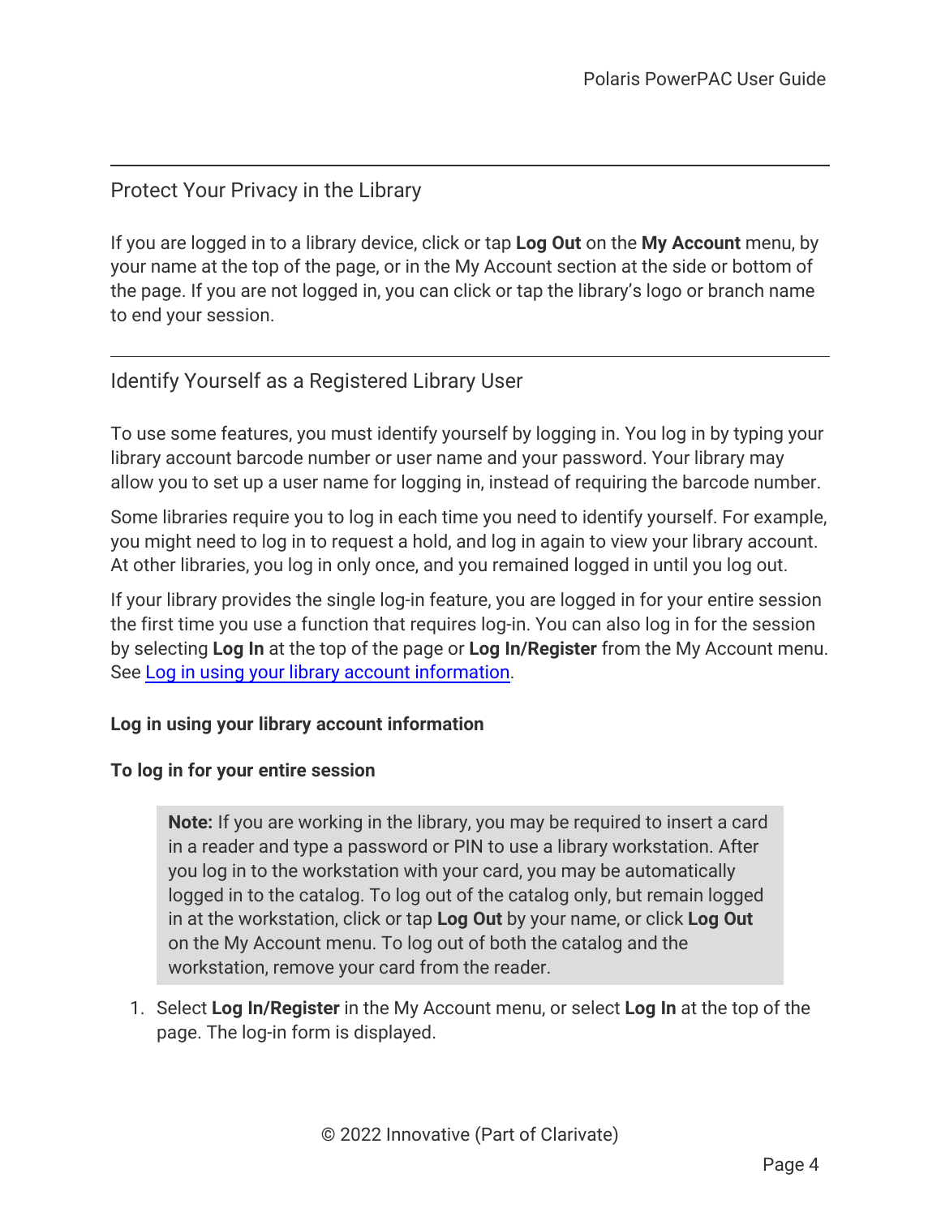## Protect Your Privacy in the Library

If you are logged in to a library device, click or tap **Log Out** on the **My Account** menu, by your name at the top of the page, or in the My Account section at the side or bottom of the page. If you are not logged in, you can click or tap the library's logo or branch name to end your session.

## Identify Yourself as a Registered Library User

To use some features, you must identify yourself by logging in. You log in by typing your library account barcode number or user name and your password. Your library may allow you to set up a user name for logging in, instead of requiring the barcode number.

Some libraries require you to log in each time you need to identify yourself. For example, you might need to log in to request a hold, and log in again to view your library account. At other libraries, you log in only once, and you remained logged in until you log out.

If your library provides the single log-in feature, you are logged in for your entire session the first time you use a function that requires log-in. You can also log in for the session by selecting **Log In** at the top of the page or **Log In/Register** from the My Account menu. See Log in using your library account information.

### Log in using your library account information

**To log in for your entire session**

> **Note:** If you are working in the library, you may be required to insert a card in a reader and type a password or PIN to use a library workstation. After you log in to the workstation with your card, you may be automatically logged in to the catalog. To log out of the catalog only, but remain logged in at the workstation, click or tap **Log Out** by your name, or click **Log Out** on the My Account menu. To log out of both the catalog and the workstation, remove your card from the reader.

1. Select **Log In/Register** in the My Account menu, or select **Log In** at the top of the page. The log-in form is displayed.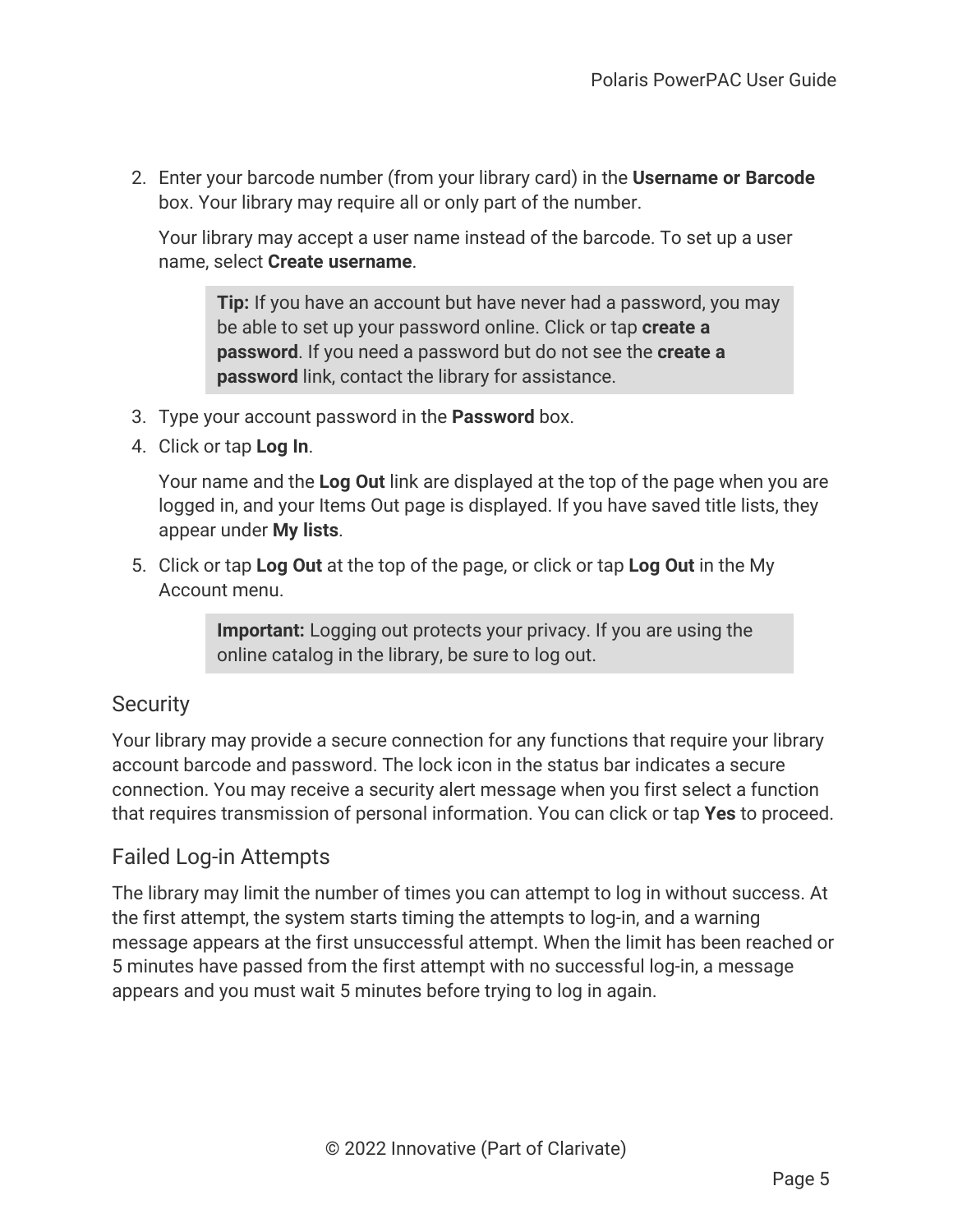2. Enter your barcode number (from your library card) in the **Username or Barcode** box. Your library may require all or only part of the number.

   Your library may accept a user name instead of the barcode. To set up a user name, select **Create username**.

   > **Tip:** If you have an account but have never had a password, you may be able to set up your password online. Click or tap **create a password**. If you need a password but do not see the **create a password** link, contact the library for assistance.

3. Type your account password in the **Password** box.
4. Click or tap **Log In**.

   Your name and the **Log Out** link are displayed at the top of the page when you are logged in, and your Items Out page is displayed. If you have saved title lists, they appear under **My lists**.

5. Click or tap **Log Out** at the top of the page, or click or tap **Log Out** in the My Account menu.

   > **Important:** Logging out protects your privacy. If you are using the online catalog in the library, be sure to log out.

## Security

Your library may provide a secure connection for any functions that require your library account barcode and password. The lock icon in the status bar indicates a secure connection. You may receive a security alert message when you first select a function that requires transmission of personal information. You can click or tap **Yes** to proceed.

## Failed Log-in Attempts

The library may limit the number of times you can attempt to log in without success. At the first attempt, the system starts timing the attempts to log-in, and a warning message appears at the first unsuccessful attempt. When the limit has been reached or 5 minutes have passed from the first attempt with no successful log-in, a message appears and you must wait 5 minutes before trying to log in again.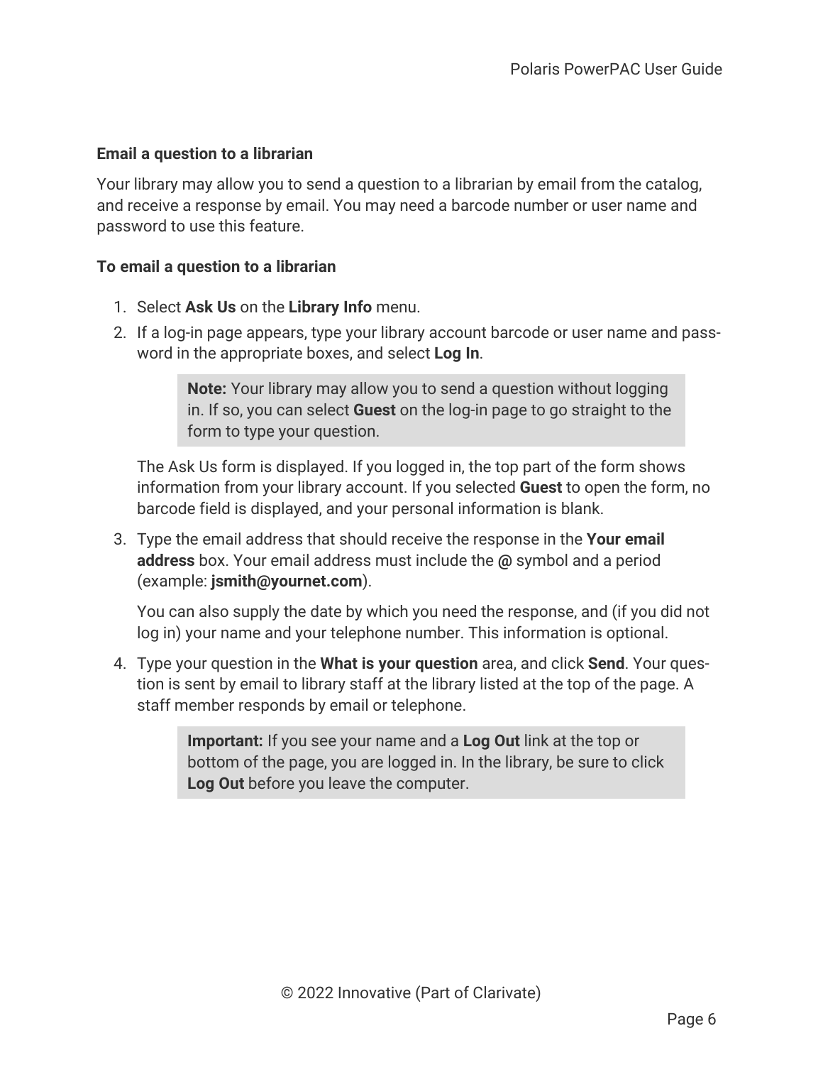### Email a question to a librarian

Your library may allow you to send a question to a librarian by email from the catalog, and receive a response by email. You may need a barcode number or user name and password to use this feature.

#### To email a question to a librarian

1. Select **Ask Us** on the **Library Info** menu.
2. If a log-in page appears, type your library account barcode or user name and password in the appropriate boxes, and select **Log In**.

    > **Note:** Your library may allow you to send a question without logging in. If so, you can select **Guest** on the log-in page to go straight to the form to type your question.

    The Ask Us form is displayed. If you logged in, the top part of the form shows information from your library account. If you selected **Guest** to open the form, no barcode field is displayed, and your personal information is blank.

3. Type the email address that should receive the response in the **Your email address** box. Your email address must include the **@** symbol and a period (example: **jsmith@yournet.com**).

    You can also supply the date by which you need the response, and (if you did not log in) your name and your telephone number. This information is optional.

4. Type your question in the **What is your question** area, and click **Send**. Your question is sent by email to library staff at the library listed at the top of the page. A staff member responds by email or telephone.

    > **Important:** If you see your name and a **Log Out** link at the top or bottom of the page, you are logged in. In the library, be sure to click **Log Out** before you leave the computer.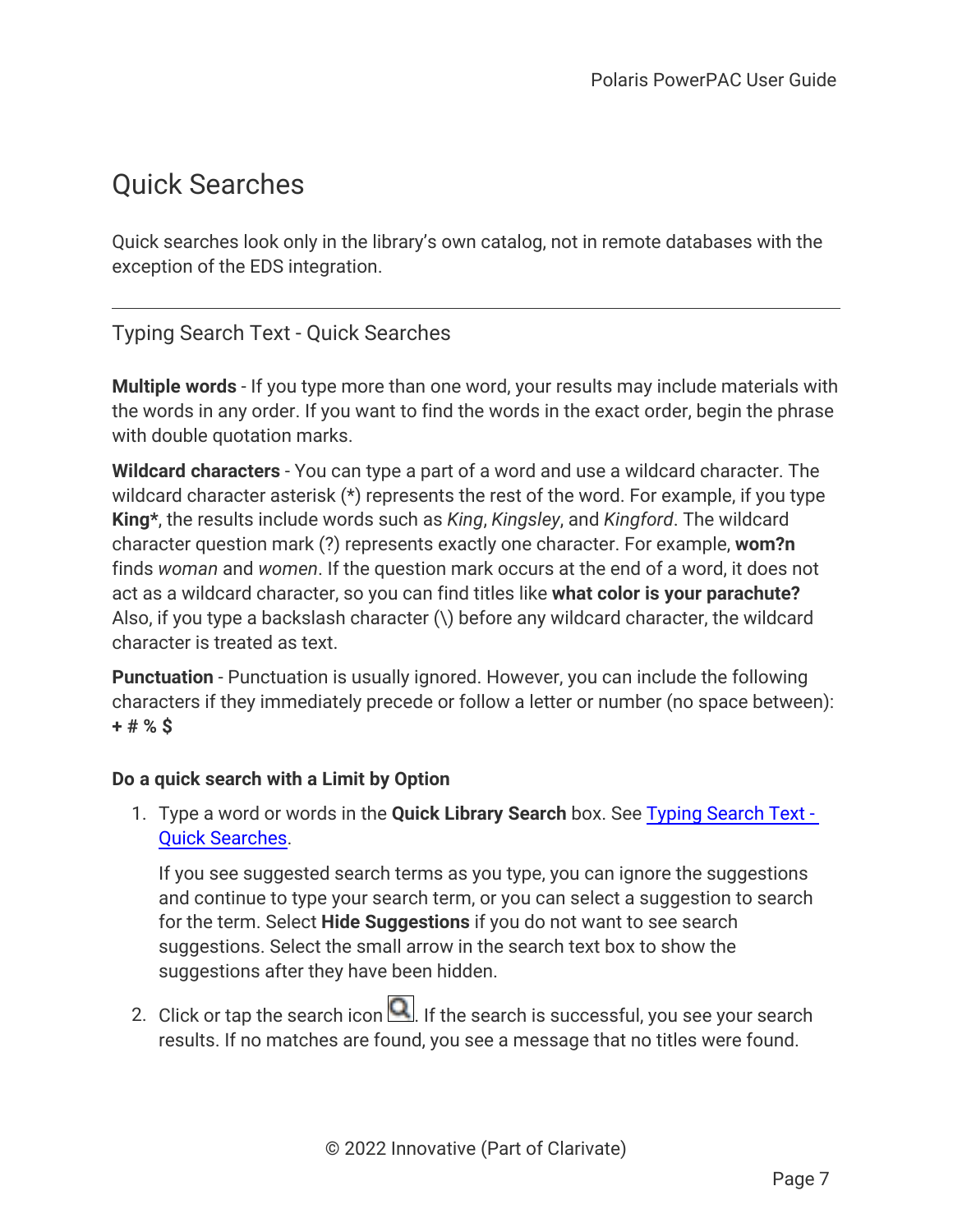# Quick Searches

Quick searches look only in the library's own catalog, not in remote databases with the exception of the EDS integration.

---

## Typing Search Text - Quick Searches

**Multiple words** - If you type more than one word, your results may include materials with the words in any order. If you want to find the words in the exact order, begin the phrase with double quotation marks.

**Wildcard characters** - You can type a part of a word and use a wildcard character. The wildcard character asterisk (*) represents the rest of the word. For example, if you type **King***, the results include words such as *King*, *Kingsley*, and *Kingford*. The wildcard character question mark (?) represents exactly one character. For example, **wom?n** finds *woman* and *women*. If the question mark occurs at the end of a word, it does not act as a wildcard character, so you can find titles like **what color is your parachute?** Also, if you type a backslash character (\) before any wildcard character, the wildcard character is treated as text.

**Punctuation** - Punctuation is usually ignored. However, you can include the following characters if they immediately precede or follow a letter or number (no space between): **+ # % $**

#### Do a quick search with a Limit by Option

1. Type a word or words in the **Quick Library Search** box. See Typing Search Text - Quick Searches.

   If you see suggested search terms as you type, you can ignore the suggestions and continue to type your search term, or you can select a suggestion to search for the term. Select **Hide Suggestions** if you do not want to see search suggestions. Select the small arrow in the search text box to show the suggestions after they have been hidden.

2. Click or tap the search icon. If the search is successful, you see your search results. If no matches are found, you see a message that no titles were found.

© 2022 Innovative (Part of Clarivate)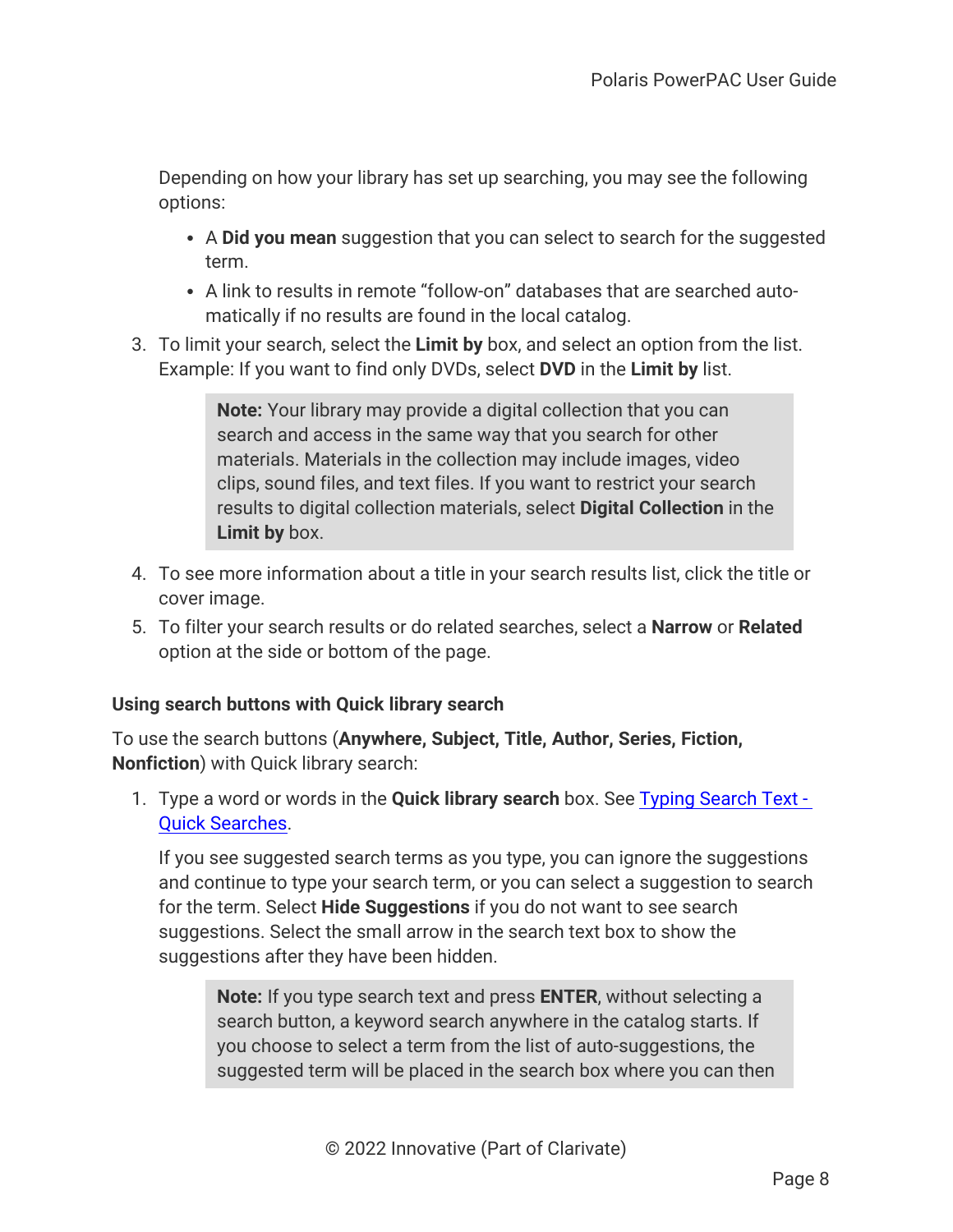Depending on how your library has set up searching, you may see the following options:

- A **Did you mean** suggestion that you can select to search for the suggested term.
- A link to results in remote “follow-on” databases that are searched automatically if no results are found in the local catalog.

3. To limit your search, select the **Limit by** box, and select an option from the list. Example: If you want to find only DVDs, select **DVD** in the **Limit by** list.

   > **Note:** Your library may provide a digital collection that you can search and access in the same way that you search for other materials. Materials in the collection may include images, video clips, sound files, and text files. If you want to restrict your search results to digital collection materials, select **Digital Collection** in the **Limit by** box.

4. To see more information about a title in your search results list, click the title or cover image.
5. To filter your search results or do related searches, select a **Narrow** or **Related** option at the side or bottom of the page.

#### Using search buttons with Quick library search

To use the search buttons (**Anywhere, Subject, Title, Author, Series, Fiction, Nonfiction**) with Quick library search:

1. Type a word or words in the **Quick library search** box. See [Typing Search Text - Quick Searches](#).

   If you see suggested search terms as you type, you can ignore the suggestions and continue to type your search term, or you can select a suggestion to search for the term. Select **Hide Suggestions** if you do not want to see search suggestions. Select the small arrow in the search text box to show the suggestions after they have been hidden.

   > **Note:** If you type search text and press **ENTER**, without selecting a search button, a keyword search anywhere in the catalog starts. If you choose to select a term from the list of auto-suggestions, the suggested term will be placed in the search box where you can then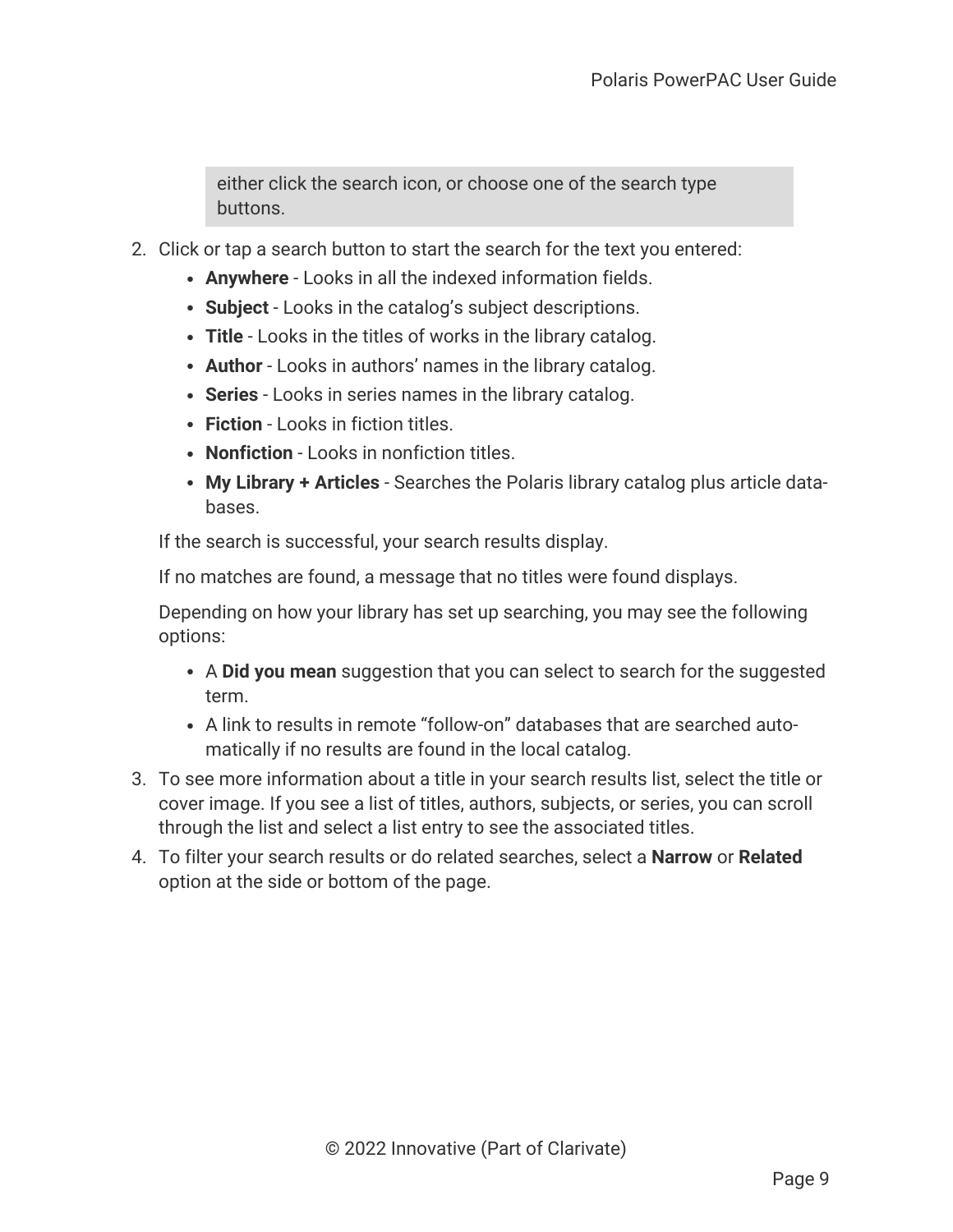> either click the search icon, or choose one of the search type buttons.

2. Click or tap a search button to start the search for the text you entered:
   - **Anywhere** - Looks in all the indexed information fields.
   - **Subject** - Looks in the catalog's subject descriptions.
   - **Title** - Looks in the titles of works in the library catalog.
   - **Author** - Looks in authors' names in the library catalog.
   - **Series** - Looks in series names in the library catalog.
   - **Fiction** - Looks in fiction titles.
   - **Nonfiction** - Looks in nonfiction titles.
   - **My Library + Articles** - Searches the Polaris library catalog plus article databases.

   If the search is successful, your search results display.

   If no matches are found, a message that no titles were found displays.

   Depending on how your library has set up searching, you may see the following options:

   - A **Did you mean** suggestion that you can select to search for the suggested term.
   - A link to results in remote "follow-on" databases that are searched automatically if no results are found in the local catalog.
3. To see more information about a title in your search results list, select the title or cover image. If you see a list of titles, authors, subjects, or series, you can scroll through the list and select a list entry to see the associated titles.
4. To filter your search results or do related searches, select a **Narrow** or **Related** option at the side or bottom of the page.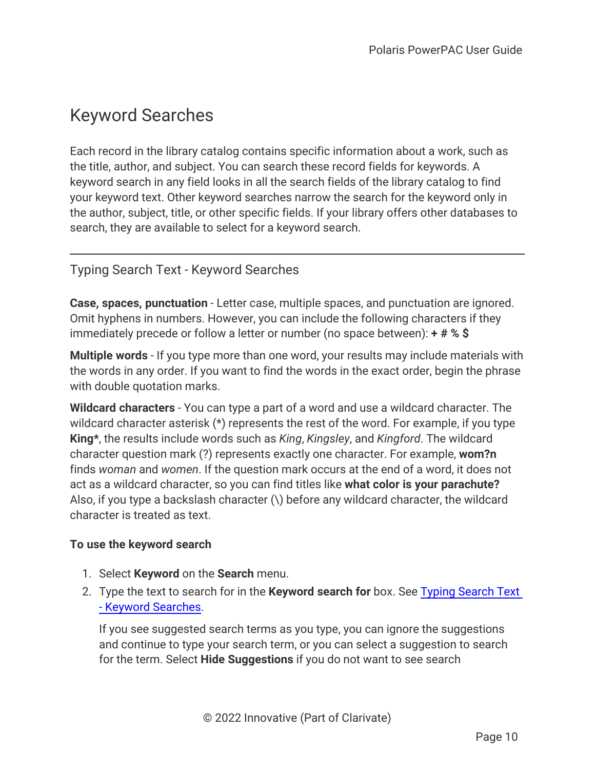# Keyword Searches

Each record in the library catalog contains specific information about a work, such as the title, author, and subject. You can search these record fields for keywords. A keyword search in any field looks in all the search fields of the library catalog to find your keyword text. Other keyword searches narrow the search for the keyword only in the author, subject, title, or other specific fields. If your library offers other databases to search, they are available to select for a keyword search.

---

## Typing Search Text - Keyword Searches

**Case, spaces, punctuation** - Letter case, multiple spaces, and punctuation are ignored. Omit hyphens in numbers. However, you can include the following characters if they immediately precede or follow a letter or number (no space between): **+ # % $**

**Multiple words** - If you type more than one word, your results may include materials with the words in any order. If you want to find the words in the exact order, begin the phrase with double quotation marks.

**Wildcard characters** - You can type a part of a word and use a wildcard character. The wildcard character asterisk (*) represents the rest of the word. For example, if you type **King***, the results include words such as *King*, *Kingsley*, and *Kingford*. The wildcard character question mark (?) represents exactly one character. For example, **wom?n** finds *woman* and *women*. If the question mark occurs at the end of a word, it does not act as a wildcard character, so you can find titles like **what color is your parachute?** Also, if you type a backslash character (\) before any wildcard character, the wildcard character is treated as text.

**To use the keyword search**

1. Select **Keyword** on the **Search** menu.
2. Type the text to search for in the **Keyword search for** box. See Typing Search Text - Keyword Searches.

   If you see suggested search terms as you type, you can ignore the suggestions and continue to type your search term, or you can select a suggestion to search for the term. Select **Hide Suggestions** if you do not want to see search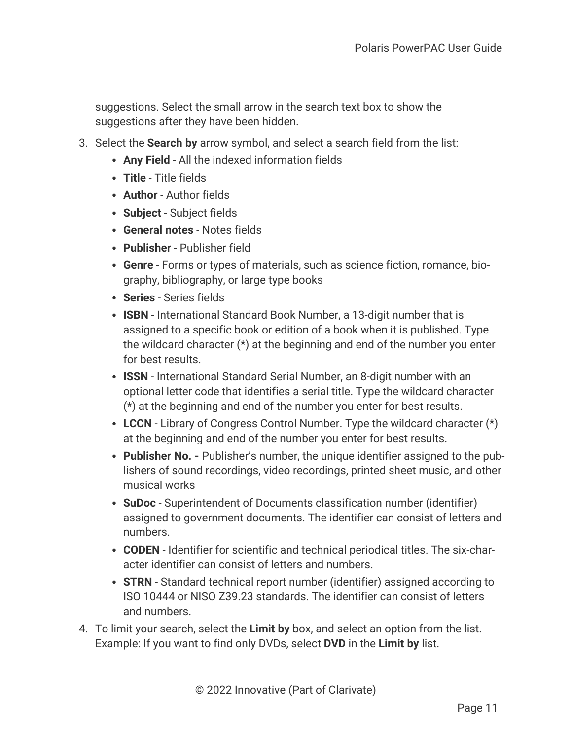suggestions. Select the small arrow in the search text box to show the suggestions after they have been hidden.

3. Select the **Search by** arrow symbol, and select a search field from the list:
   - **Any Field** - All the indexed information fields
   - **Title** - Title fields
   - **Author** - Author fields
   - **Subject** - Subject fields
   - **General notes** - Notes fields
   - **Publisher** - Publisher field
   - **Genre** - Forms or types of materials, such as science fiction, romance, biography, bibliography, or large type books
   - **Series** - Series fields
   - **ISBN** - International Standard Book Number, a 13-digit number that is assigned to a specific book or edition of a book when it is published. Type the wildcard character (*) at the beginning and end of the number you enter for best results.
   - **ISSN** - International Standard Serial Number, an 8-digit number with an optional letter code that identifies a serial title. Type the wildcard character (*) at the beginning and end of the number you enter for best results.
   - **LCCN** - Library of Congress Control Number. Type the wildcard character (*) at the beginning and end of the number you enter for best results.
   - **Publisher No. -** Publisher's number, the unique identifier assigned to the publishers of sound recordings, video recordings, printed sheet music, and other musical works
   - **SuDoc** - Superintendent of Documents classification number (identifier) assigned to government documents. The identifier can consist of letters and numbers.
   - **CODEN** - Identifier for scientific and technical periodical titles. The six-character identifier can consist of letters and numbers.
   - **STRN** - Standard technical report number (identifier) assigned according to ISO 10444 or NISO Z39.23 standards. The identifier can consist of letters and numbers.
4. To limit your search, select the **Limit by** box, and select an option from the list. Example: If you want to find only DVDs, select **DVD** in the **Limit by** list.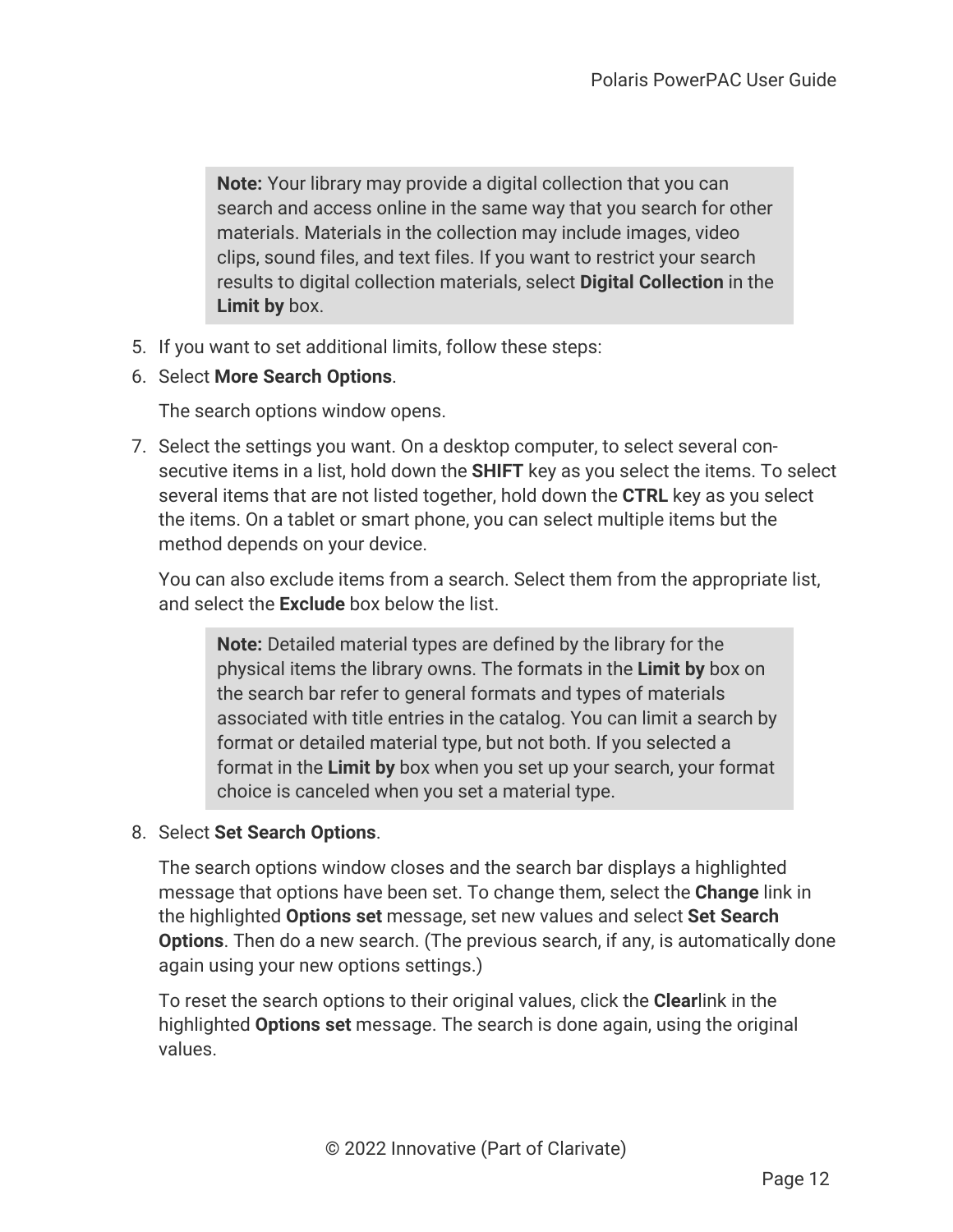> **Note:** Your library may provide a digital collection that you can search and access online in the same way that you search for other materials. Materials in the collection may include images, video clips, sound files, and text files. If you want to restrict your search results to digital collection materials, select **Digital Collection** in the **Limit by** box.

5. If you want to set additional limits, follow these steps:
6. Select **More Search Options**.

   The search options window opens.

7. Select the settings you want. On a desktop computer, to select several consecutive items in a list, hold down the **SHIFT** key as you select the items. To select several items that are not listed together, hold down the **CTRL** key as you select the items. On a tablet or smart phone, you can select multiple items but the method depends on your device.

   You can also exclude items from a search. Select them from the appropriate list, and select the **Exclude** box below the list.

   > **Note:** Detailed material types are defined by the library for the physical items the library owns. The formats in the **Limit by** box on the search bar refer to general formats and types of materials associated with title entries in the catalog. You can limit a search by format or detailed material type, but not both. If you selected a format in the **Limit by** box when you set up your search, your format choice is canceled when you set a material type.

8. Select **Set Search Options**.

   The search options window closes and the search bar displays a highlighted message that options have been set. To change them, select the **Change** link in the highlighted **Options set** message, set new values and select **Set Search Options**. Then do a new search. (The previous search, if any, is automatically done again using your new options settings.)

   To reset the search options to their original values, click the **Clear**link in the highlighted **Options set** message. The search is done again, using the original values.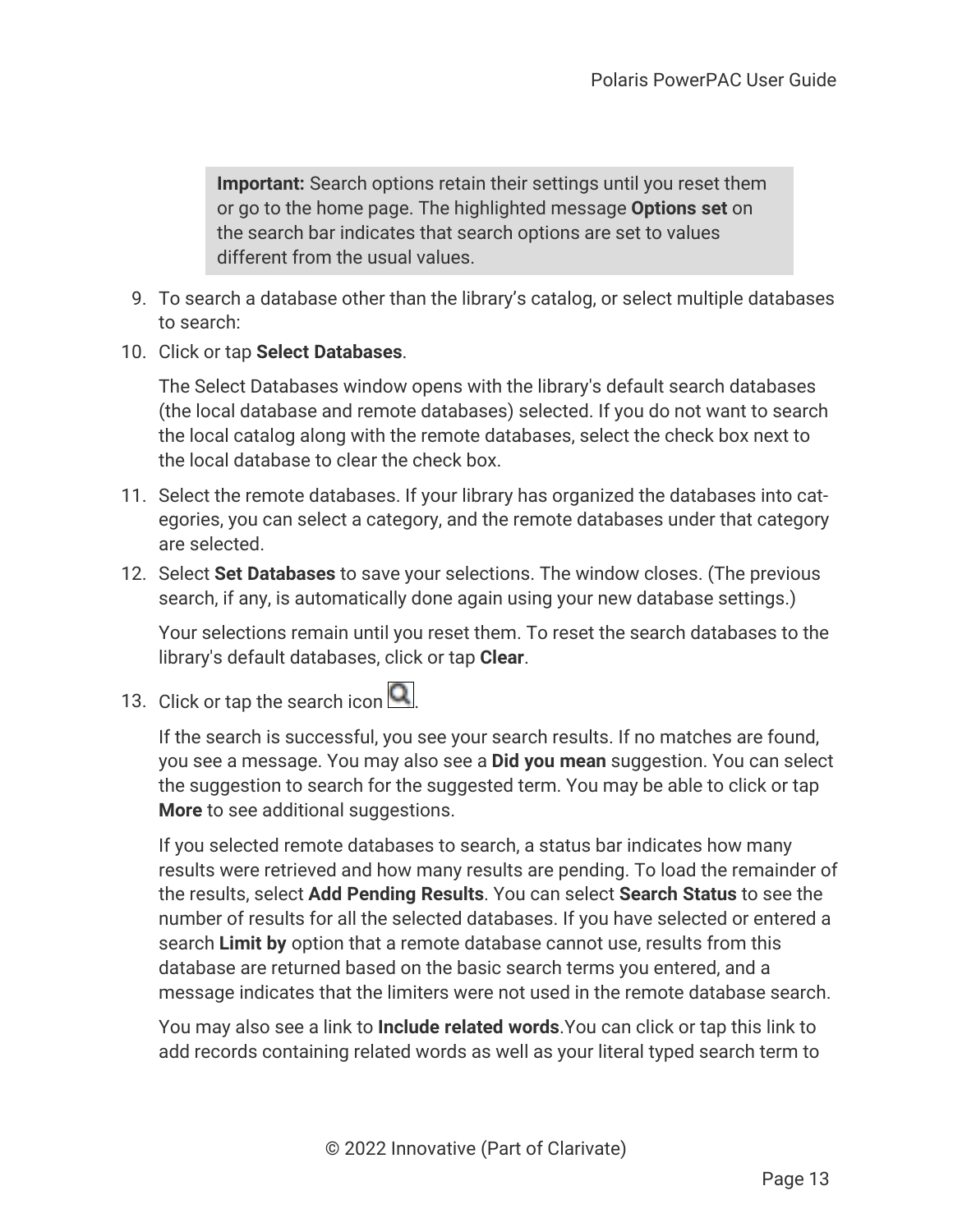> **Important:** Search options retain their settings until you reset them or go to the home page. The highlighted message **Options set** on the search bar indicates that search options are set to values different from the usual values.

9. To search a database other than the library's catalog, or select multiple databases to search:
10. Click or tap **Select Databases**.

    The Select Databases window opens with the library's default search databases (the local database and remote databases) selected. If you do not want to search the local catalog along with the remote databases, select the check box next to the local database to clear the check box.
11. Select the remote databases. If your library has organized the databases into categories, you can select a category, and the remote databases under that category are selected.
12. Select **Set Databases** to save your selections. The window closes. (The previous search, if any, is automatically done again using your new database settings.)

    Your selections remain until you reset them. To reset the search databases to the library's default databases, click or tap **Clear**.
13. Click or tap the search icon .

    If the search is successful, you see your search results. If no matches are found, you see a message. You may also see a **Did you mean** suggestion. You can select the suggestion to search for the suggested term. You may be able to click or tap **More** to see additional suggestions.

    If you selected remote databases to search, a status bar indicates how many results were retrieved and how many results are pending. To load the remainder of the results, select **Add Pending Results**. You can select **Search Status** to see the number of results for all the selected databases. If you have selected or entered a search **Limit by** option that a remote database cannot use, results from this database are returned based on the basic search terms you entered, and a message indicates that the limiters were not used in the remote database search.

    You may also see a link to **Include related words**.You can click or tap this link to add records containing related words as well as your literal typed search term to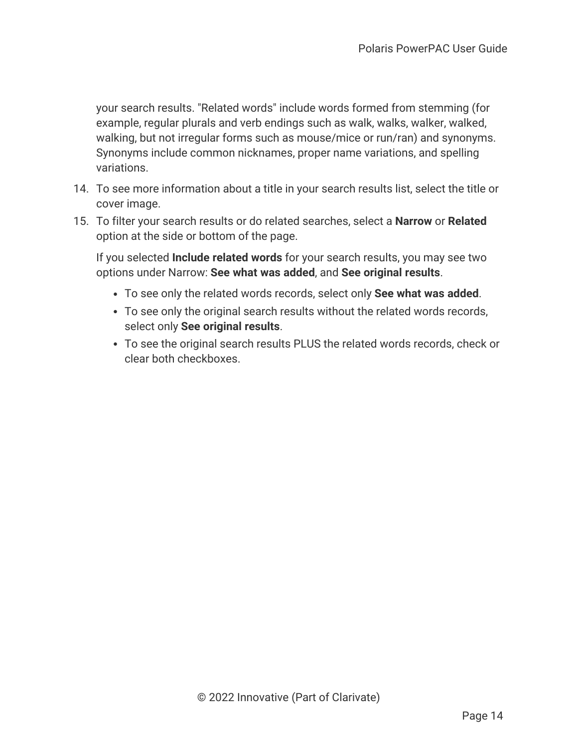your search results. "Related words" include words formed from stemming (for example, regular plurals and verb endings such as walk, walks, walker, walked, walking, but not irregular forms such as mouse/mice or run/ran) and synonyms. Synonyms include common nicknames, proper name variations, and spelling variations.

14. To see more information about a title in your search results list, select the title or cover image.
15. To filter your search results or do related searches, select a **Narrow** or **Related** option at the side or bottom of the page.

    If you selected **Include related words** for your search results, you may see two options under Narrow: **See what was added**, and **See original results**.

    - To see only the related words records, select only **See what was added**.
    - To see only the original search results without the related words records, select only **See original results**.
    - To see the original search results PLUS the related words records, check or clear both checkboxes.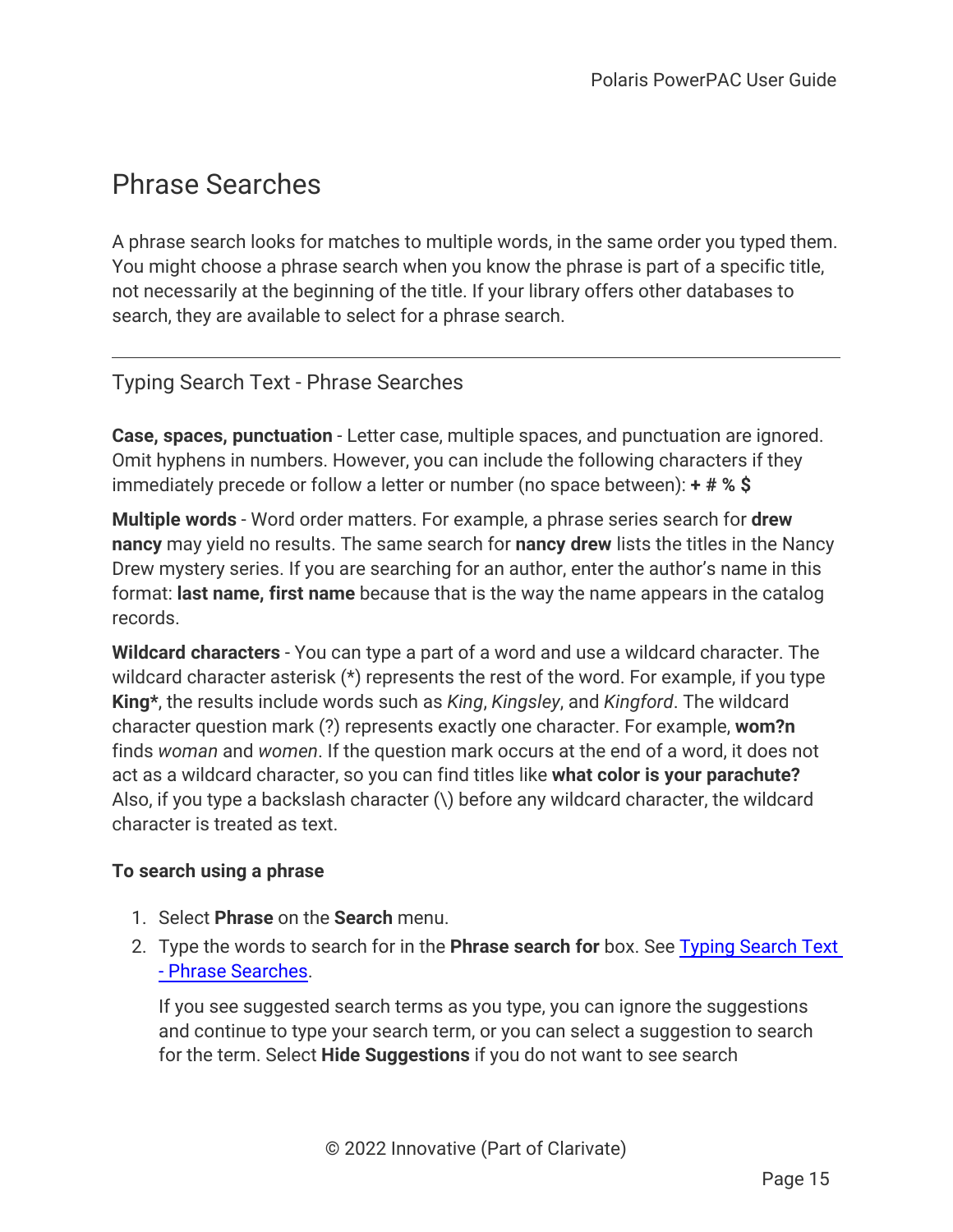# Phrase Searches

A phrase search looks for matches to multiple words, in the same order you typed them. You might choose a phrase search when you know the phrase is part of a specific title, not necessarily at the beginning of the title. If your library offers other databases to search, they are available to select for a phrase search.

---

## Typing Search Text - Phrase Searches

**Case, spaces, punctuation** - Letter case, multiple spaces, and punctuation are ignored. Omit hyphens in numbers. However, you can include the following characters if they immediately precede or follow a letter or number (no space between): **+ # % $**

**Multiple words** - Word order matters. For example, a phrase series search for **drew nancy** may yield no results. The same search for **nancy drew** lists the titles in the Nancy Drew mystery series. If you are searching for an author, enter the author's name in this format: **last name, first name** because that is the way the name appears in the catalog records.

**Wildcard characters** - You can type a part of a word and use a wildcard character. The wildcard character asterisk (*) represents the rest of the word. For example, if you type **King***, the results include words such as *King*, *Kingsley*, and *Kingford*. The wildcard character question mark (?) represents exactly one character. For example, **wom?n** finds *woman* and *women*. If the question mark occurs at the end of a word, it does not act as a wildcard character, so you can find titles like **what color is your parachute?** Also, if you type a backslash character (\) before any wildcard character, the wildcard character is treated as text.

**To search using a phrase**

1. Select **Phrase** on the **Search** menu.
2. Type the words to search for in the **Phrase search for** box. See Typing Search Text - Phrase Searches.

   If you see suggested search terms as you type, you can ignore the suggestions and continue to type your search term, or you can select a suggestion to search for the term. Select **Hide Suggestions** if you do not want to see search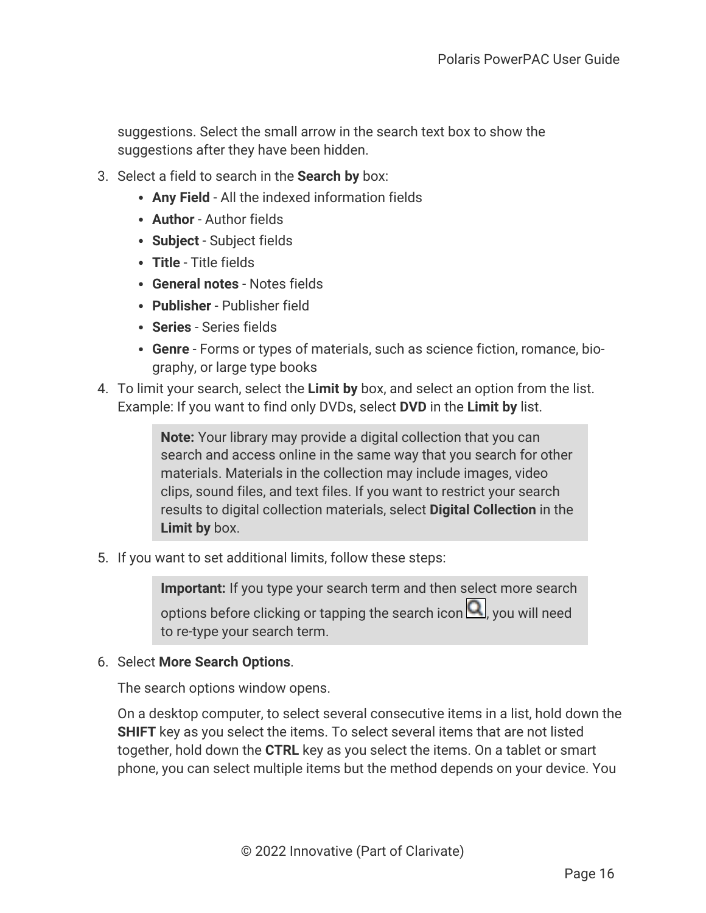suggestions. Select the small arrow in the search text box to show the suggestions after they have been hidden.

3. Select a field to search in the **Search by** box:
   - **Any Field** - All the indexed information fields
   - **Author** - Author fields
   - **Subject** - Subject fields
   - **Title** - Title fields
   - **General notes** - Notes fields
   - **Publisher** - Publisher field
   - **Series** - Series fields
   - **Genre** - Forms or types of materials, such as science fiction, romance, biography, or large type books
4. To limit your search, select the **Limit by** box, and select an option from the list. Example: If you want to find only DVDs, select **DVD** in the **Limit by** list.

   > **Note:** Your library may provide a digital collection that you can search and access online in the same way that you search for other materials. Materials in the collection may include images, video clips, sound files, and text files. If you want to restrict your search results to digital collection materials, select **Digital Collection** in the **Limit by** box.

5. If you want to set additional limits, follow these steps:

   > **Important:** If you type your search term and then select more search options before clicking or tapping the search icon, you will need to re-type your search term.

6. Select **More Search Options**.

   The search options window opens.

   On a desktop computer, to select several consecutive items in a list, hold down the **SHIFT** key as you select the items. To select several items that are not listed together, hold down the **CTRL** key as you select the items. On a tablet or smart phone, you can select multiple items but the method depends on your device. You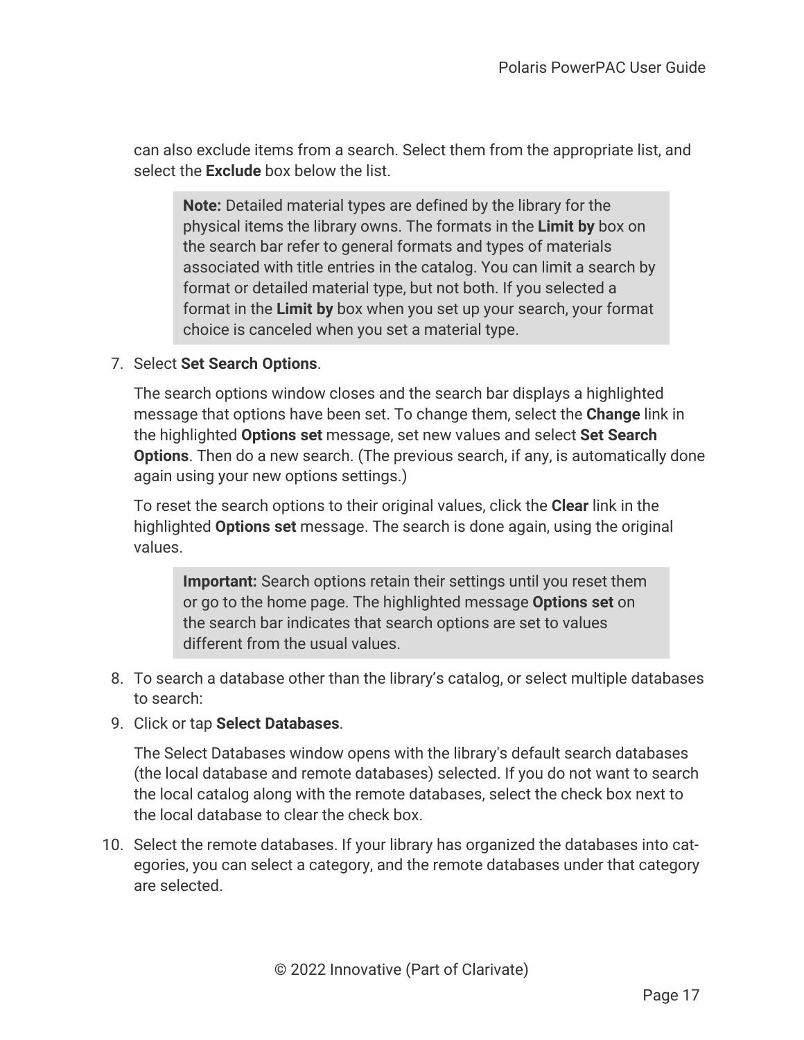can also exclude items from a search. Select them from the appropriate list, and select the **Exclude** box below the list.

> **Note:** Detailed material types are defined by the library for the physical items the library owns. The formats in the **Limit by** box on the search bar refer to general formats and types of materials associated with title entries in the catalog. You can limit a search by format or detailed material type, but not both. If you selected a format in the **Limit by** box when you set up your search, your format choice is canceled when you set a material type.

7. Select **Set Search Options**.

   The search options window closes and the search bar displays a highlighted message that options have been set. To change them, select the **Change** link in the highlighted **Options set** message, set new values and select **Set Search Options**. Then do a new search. (The previous search, if any, is automatically done again using your new options settings.)

   To reset the search options to their original values, click the **Clear** link in the highlighted **Options set** message. The search is done again, using the original values.

   > **Important:** Search options retain their settings until you reset them or go to the home page. The highlighted message **Options set** on the search bar indicates that search options are set to values different from the usual values.

8. To search a database other than the library's catalog, or select multiple databases to search:
9. Click or tap **Select Databases**.

   The Select Databases window opens with the library's default search databases (the local database and remote databases) selected. If you do not want to search the local catalog along with the remote databases, select the check box next to the local database to clear the check box.

10. Select the remote databases. If your library has organized the databases into categories, you can select a category, and the remote databases under that category are selected.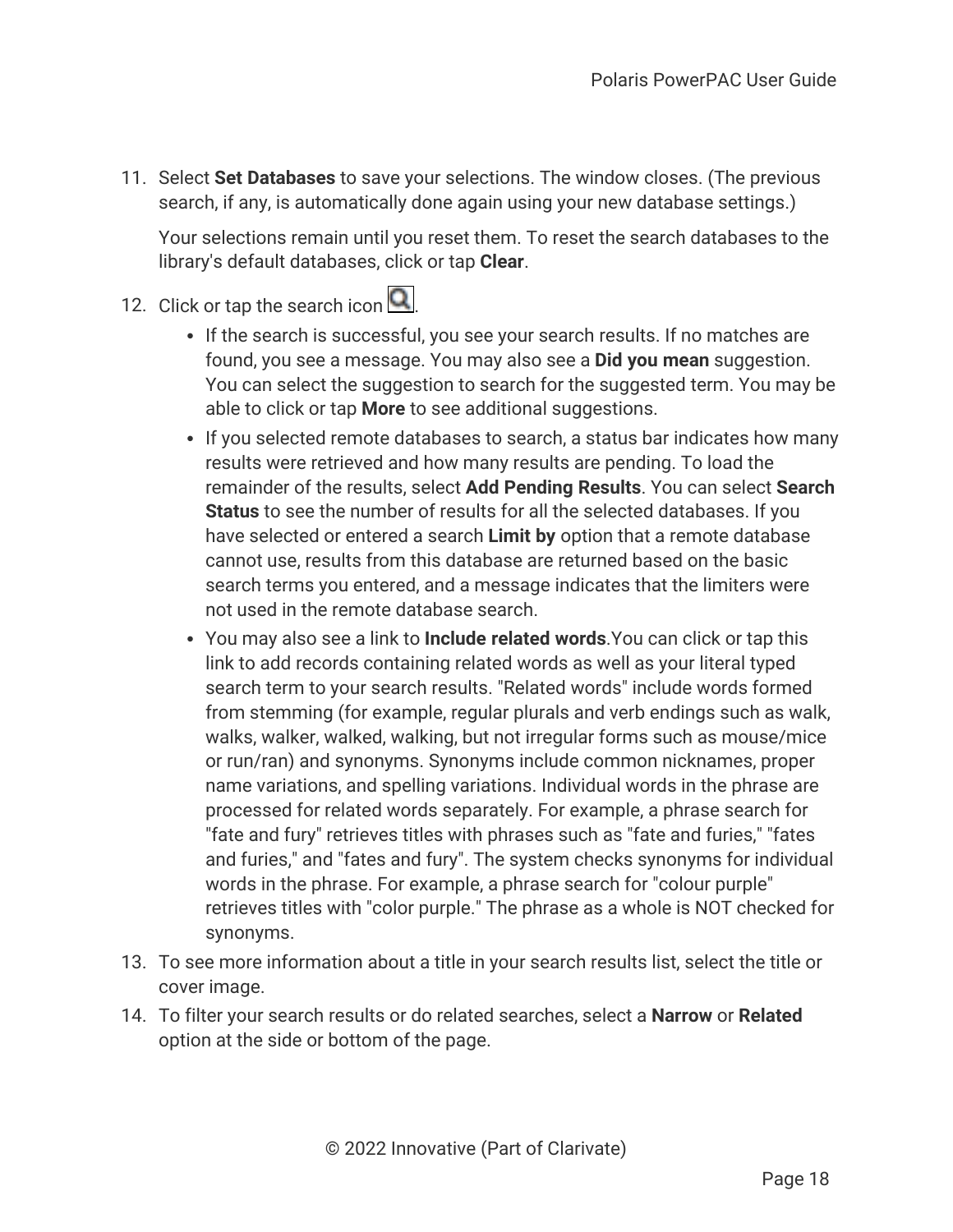11. Select **Set Databases** to save your selections. The window closes. (The previous search, if any, is automatically done again using your new database settings.)

    Your selections remain until you reset them. To reset the search databases to the library's default databases, click or tap **Clear**.

12. Click or tap the search icon .
    - If the search is successful, you see your search results. If no matches are found, you see a message. You may also see a **Did you mean** suggestion. You can select the suggestion to search for the suggested term. You may be able to click or tap **More** to see additional suggestions.
    - If you selected remote databases to search, a status bar indicates how many results were retrieved and how many results are pending. To load the remainder of the results, select **Add Pending Results**. You can select **Search Status** to see the number of results for all the selected databases. If you have selected or entered a search **Limit by** option that a remote database cannot use, results from this database are returned based on the basic search terms you entered, and a message indicates that the limiters were not used in the remote database search.
    - You may also see a link to **Include related words**.You can click or tap this link to add records containing related words as well as your literal typed search term to your search results. "Related words" include words formed from stemming (for example, regular plurals and verb endings such as walk, walks, walker, walked, walking, but not irregular forms such as mouse/mice or run/ran) and synonyms. Synonyms include common nicknames, proper name variations, and spelling variations. Individual words in the phrase are processed for related words separately. For example, a phrase search for "fate and fury" retrieves titles with phrases such as "fate and furies," "fates and furies," and "fates and fury". The system checks synonyms for individual words in the phrase. For example, a phrase search for "colour purple" retrieves titles with "color purple." The phrase as a whole is NOT checked for synonyms.
13. To see more information about a title in your search results list, select the title or cover image.
14. To filter your search results or do related searches, select a **Narrow** or **Related** option at the side or bottom of the page.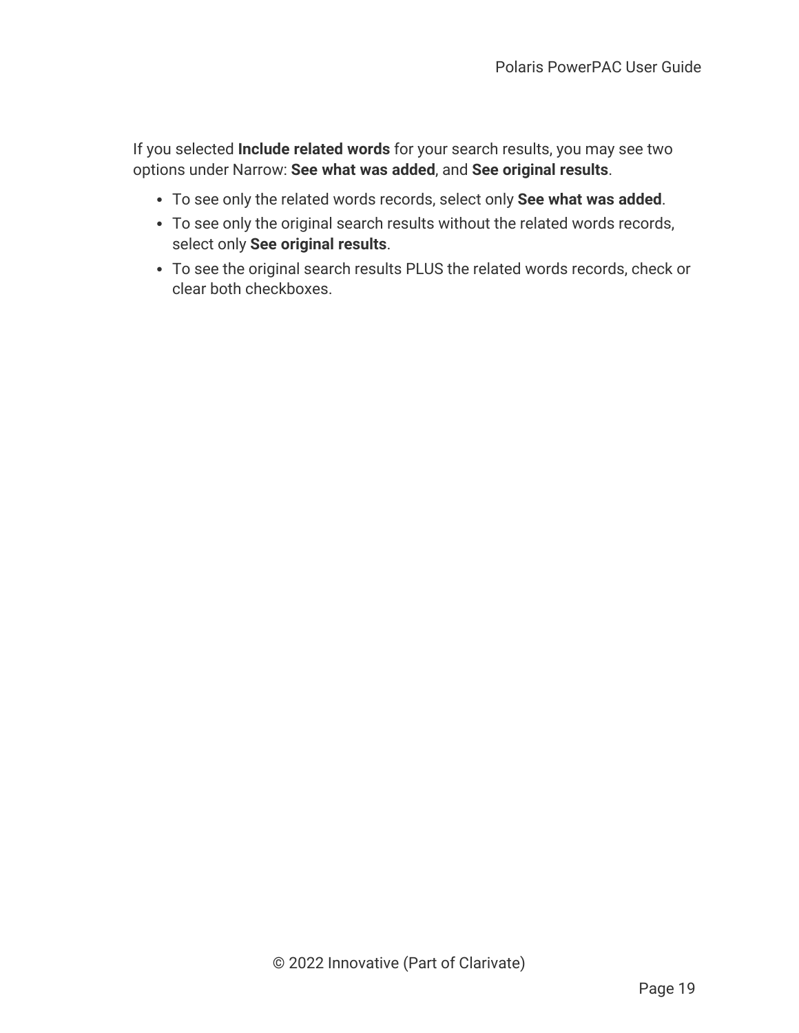If you selected **Include related words** for your search results, you may see two options under Narrow: **See what was added**, and **See original results**.

- To see only the related words records, select only **See what was added**.
- To see only the original search results without the related words records, select only **See original results**.
- To see the original search results PLUS the related words records, check or clear both checkboxes.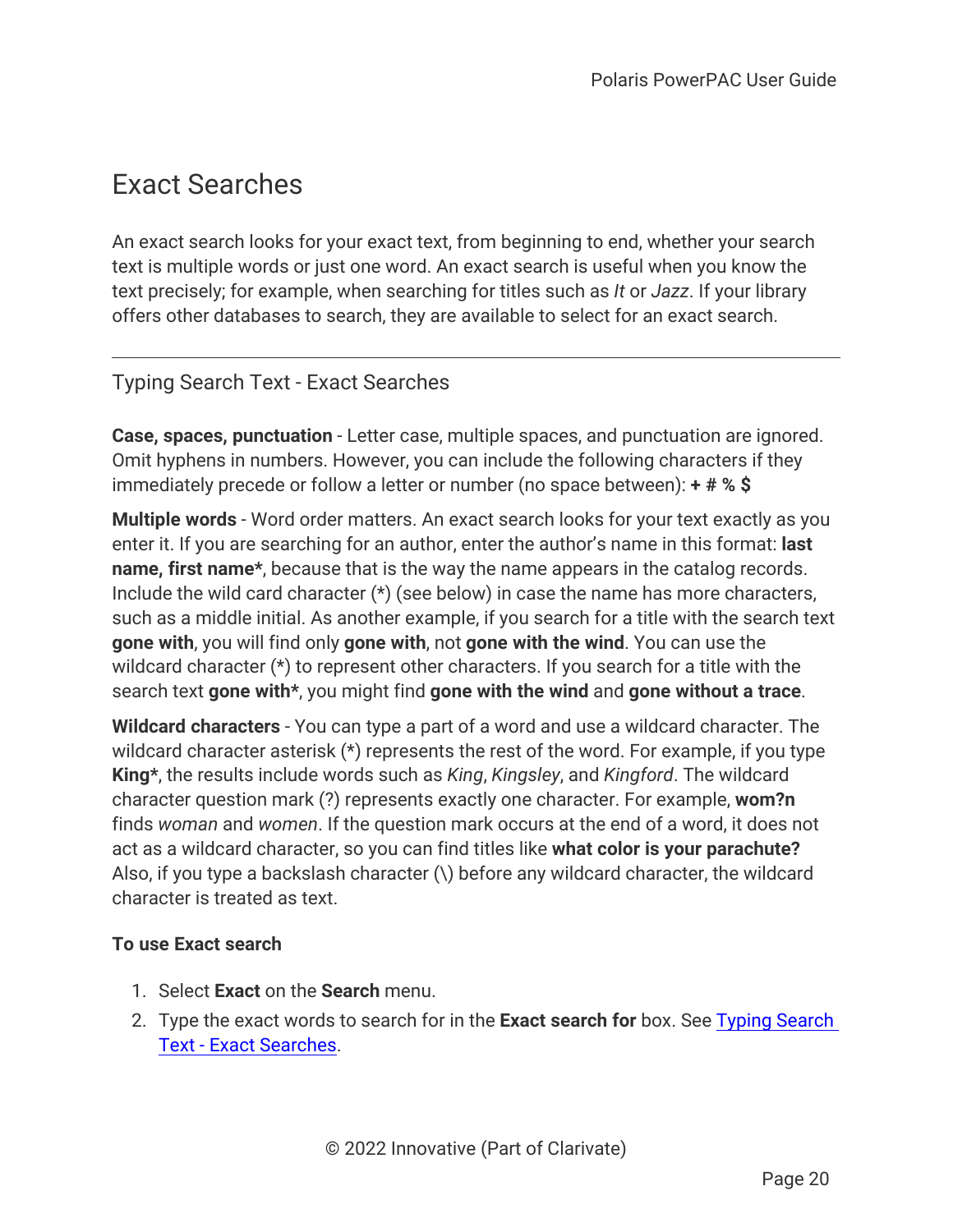# Exact Searches

An exact search looks for your exact text, from beginning to end, whether your search text is multiple words or just one word. An exact search is useful when you know the text precisely; for example, when searching for titles such as *It* or *Jazz*. If your library offers other databases to search, they are available to select for an exact search.

---

## Typing Search Text - Exact Searches

**Case, spaces, punctuation** - Letter case, multiple spaces, and punctuation are ignored. Omit hyphens in numbers. However, you can include the following characters if they immediately precede or follow a letter or number (no space between): **+ # % $**

**Multiple words** - Word order matters. An exact search looks for your text exactly as you enter it. If you are searching for an author, enter the author's name in this format: **last name, first name***, because that is the way the name appears in the catalog records. Include the wild card character (*) (see below) in case the name has more characters, such as a middle initial. As another example, if you search for a title with the search text **gone with**, you will find only **gone with**, not **gone with the wind**. You can use the wildcard character (*) to represent other characters. If you search for a title with the search text **gone with***, you might find **gone with the wind** and **gone without a trace**.

**Wildcard characters** - You can type a part of a word and use a wildcard character. The wildcard character asterisk (*) represents the rest of the word. For example, if you type **King***, the results include words such as *King*, *Kingsley*, and *Kingford*. The wildcard character question mark (?) represents exactly one character. For example, **wom?n** finds *woman* and *women*. If the question mark occurs at the end of a word, it does not act as a wildcard character, so you can find titles like **what color is your parachute?** Also, if you type a backslash character (\) before any wildcard character, the wildcard character is treated as text.

**To use Exact search**

1. Select **Exact** on the **Search** menu.
2. Type the exact words to search for in the **Exact search for** box. See Typing Search Text - Exact Searches.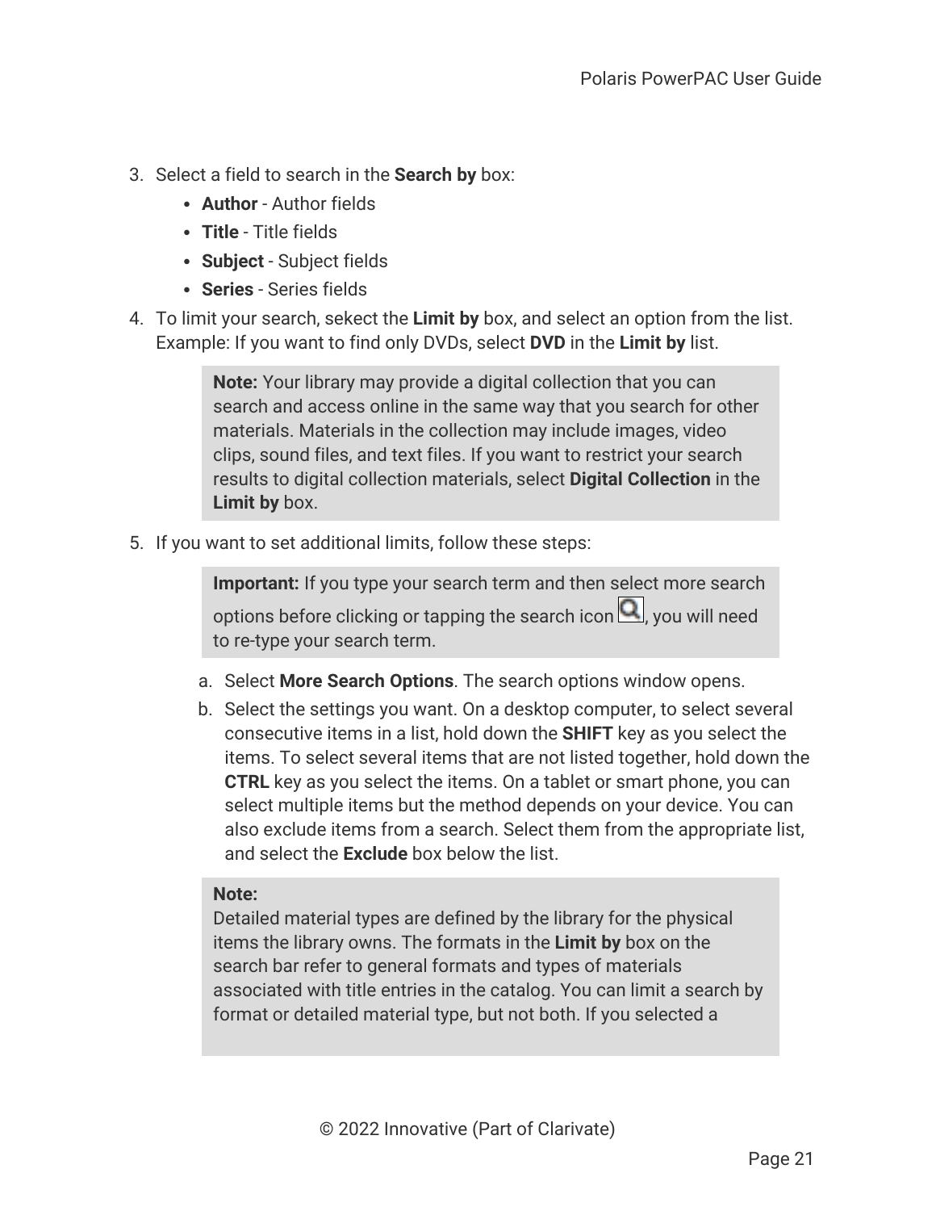3. Select a field to search in the **Search by** box:
    - **Author** - Author fields
    - **Title** - Title fields
    - **Subject** - Subject fields
    - **Series** - Series fields
4. To limit your search, sekect the **Limit by** box, and select an option from the list. Example: If you want to find only DVDs, select **DVD** in the **Limit by** list.

    > **Note:** Your library may provide a digital collection that you can search and access online in the same way that you search for other materials. Materials in the collection may include images, video clips, sound files, and text files. If you want to restrict your search results to digital collection materials, select **Digital Collection** in the **Limit by** box.

5. If you want to set additional limits, follow these steps:

    > **Important:** If you type your search term and then select more search options before clicking or tapping the search icon, you will need to re-type your search term.

    a. Select **More Search Options**. The search options window opens.

    b. Select the settings you want. On a desktop computer, to select several consecutive items in a list, hold down the **SHIFT** key as you select the items. To select several items that are not listed together, hold down the **CTRL** key as you select the items. On a tablet or smart phone, you can select multiple items but the method depends on your device. You can also exclude items from a search. Select them from the appropriate list, and select the **Exclude** box below the list.

    > **Note:**
    > Detailed material types are defined by the library for the physical items the library owns. The formats in the **Limit by** box on the search bar refer to general formats and types of materials associated with title entries in the catalog. You can limit a search by format or detailed material type, but not both. If you selected a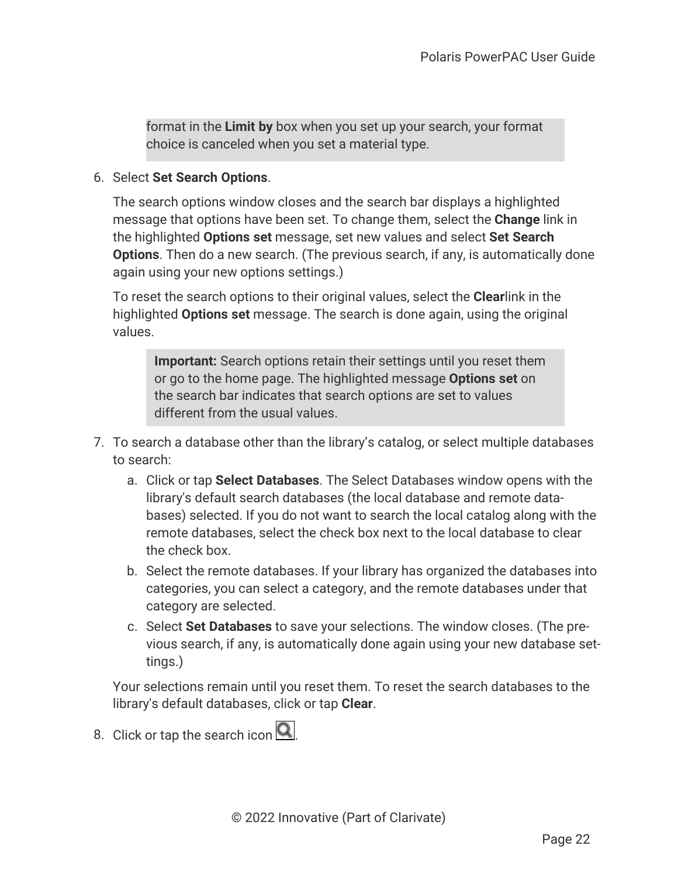format in the **Limit by** box when you set up your search, your format choice is canceled when you set a material type.

6. Select **Set Search Options**.

   The search options window closes and the search bar displays a highlighted message that options have been set. To change them, select the **Change** link in the highlighted **Options set** message, set new values and select **Set Search Options**. Then do a new search. (The previous search, if any, is automatically done again using your new options settings.)

   To reset the search options to their original values, select the **Clear**link in the highlighted **Options set** message. The search is done again, using the original values.

   > **Important:** Search options retain their settings until you reset them or go to the home page. The highlighted message **Options set** on the search bar indicates that search options are set to values different from the usual values.

7. To search a database other than the library's catalog, or select multiple databases to search:
   a. Click or tap **Select Databases**. The Select Databases window opens with the library's default search databases (the local database and remote databases) selected. If you do not want to search the local catalog along with the remote databases, select the check box next to the local database to clear the check box.
   b. Select the remote databases. If your library has organized the databases into categories, you can select a category, and the remote databases under that category are selected.
   c. Select **Set Databases** to save your selections. The window closes. (The previous search, if any, is automatically done again using your new database settings.)

   Your selections remain until you reset them. To reset the search databases to the library's default databases, click or tap **Clear**.

8. Click or tap the search icon .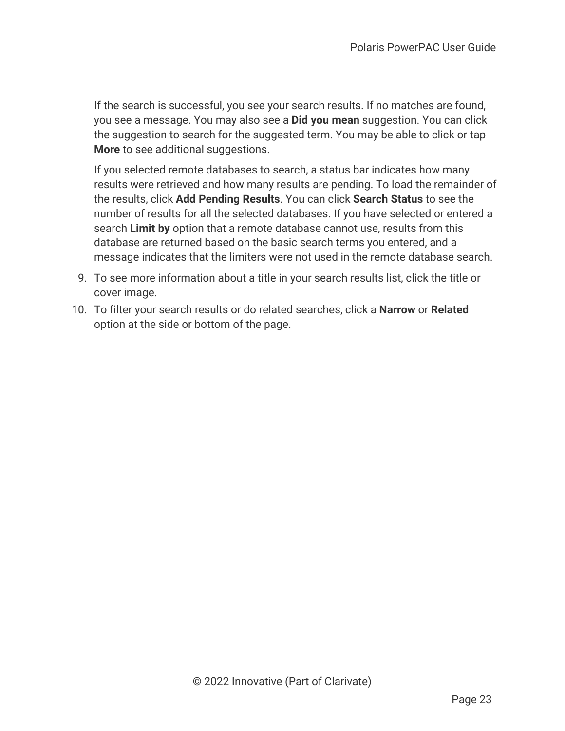If the search is successful, you see your search results. If no matches are found, you see a message. You may also see a **Did you mean** suggestion. You can click the suggestion to search for the suggested term. You may be able to click or tap **More** to see additional suggestions.

If you selected remote databases to search, a status bar indicates how many results were retrieved and how many results are pending. To load the remainder of the results, click **Add Pending Results**. You can click **Search Status** to see the number of results for all the selected databases. If you have selected or entered a search **Limit by** option that a remote database cannot use, results from this database are returned based on the basic search terms you entered, and a message indicates that the limiters were not used in the remote database search.

9. To see more information about a title in your search results list, click the title or cover image.
10. To filter your search results or do related searches, click a **Narrow** or **Related** option at the side or bottom of the page.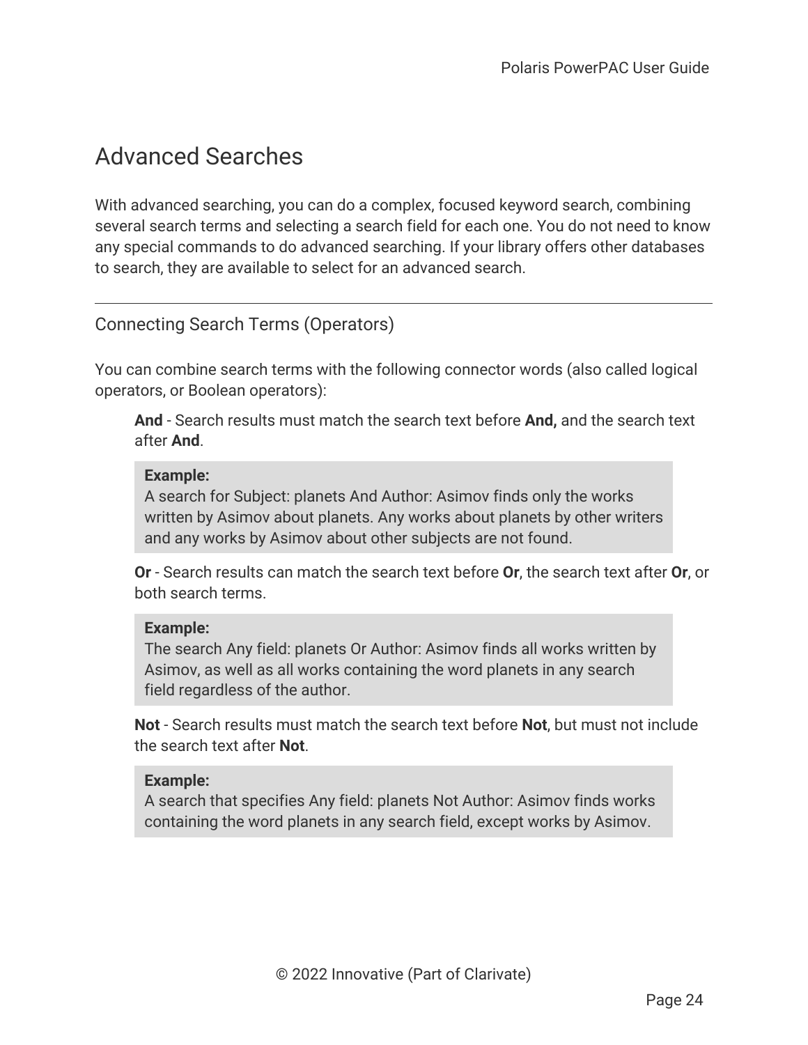# Advanced Searches

With advanced searching, you can do a complex, focused keyword search, combining several search terms and selecting a search field for each one. You do not need to know any special commands to do advanced searching. If your library offers other databases to search, they are available to select for an advanced search.

---

## Connecting Search Terms (Operators)

You can combine search terms with the following connector words (also called logical operators, or Boolean operators):

**And** - Search results must match the search text before **And,** and the search text after **And**.

> **Example:**
> A search for Subject: planets And Author: Asimov finds only the works written by Asimov about planets. Any works about planets by other writers and any works by Asimov about other subjects are not found.

**Or** - Search results can match the search text before **Or**, the search text after **Or**, or both search terms.

> **Example:**
> The search Any field: planets Or Author: Asimov finds all works written by Asimov, as well as all works containing the word planets in any search field regardless of the author.

**Not** - Search results must match the search text before **Not**, but must not include the search text after **Not**.

> **Example:**
> A search that specifies Any field: planets Not Author: Asimov finds works containing the word planets in any search field, except works by Asimov.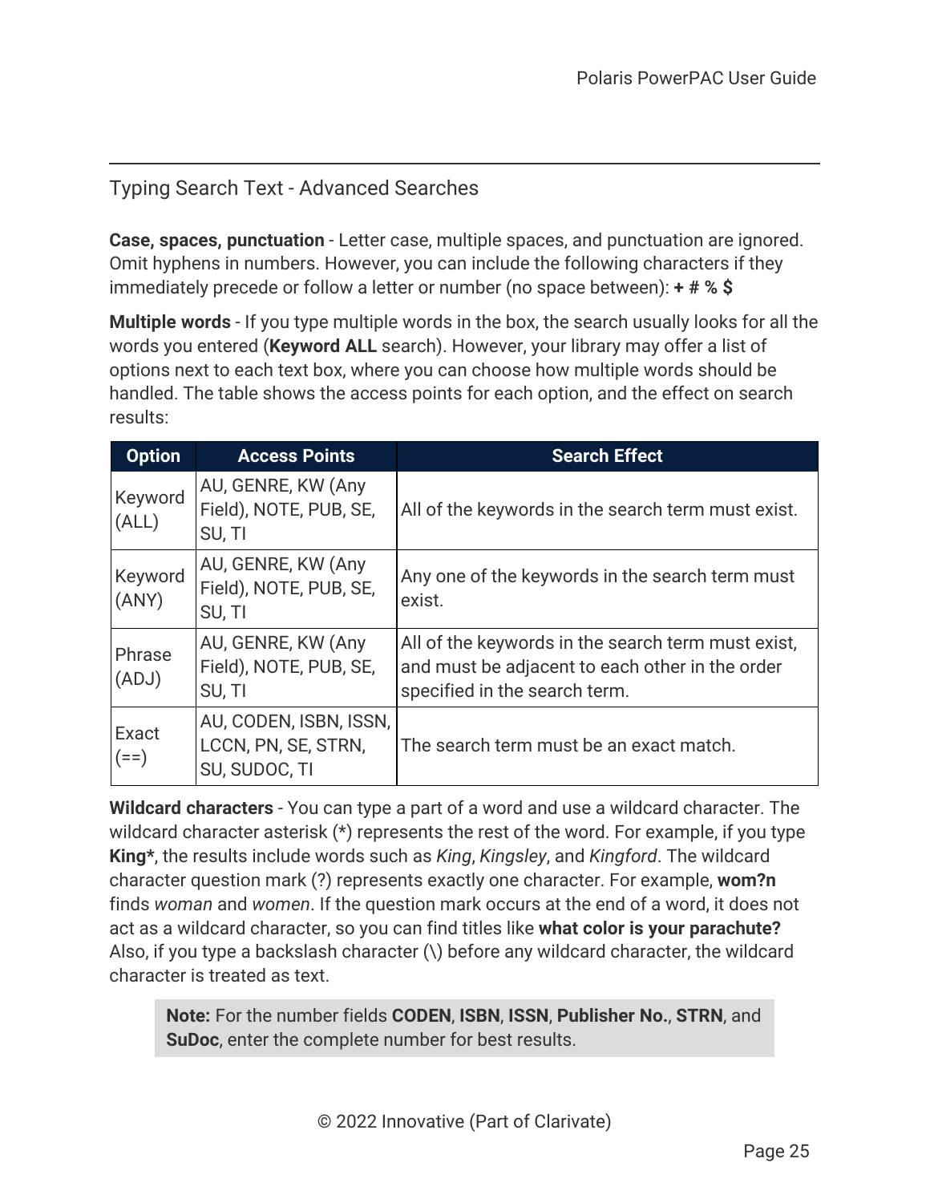## Typing Search Text - Advanced Searches

**Case, spaces, punctuation** - Letter case, multiple spaces, and punctuation are ignored. Omit hyphens in numbers. However, you can include the following characters if they immediately precede or follow a letter or number (no space between): **+ # % $**

**Multiple words** - If you type multiple words in the box, the search usually looks for all the words you entered (**Keyword ALL** search). However, your library may offer a list of options next to each text box, where you can choose how multiple words should be handled. The table shows the access points for each option, and the effect on search results:

| Option | Access Points | Search Effect |
|---|---|---|
| Keyword (ALL) | AU, GENRE, KW (Any Field), NOTE, PUB, SE, SU, TI | All of the keywords in the search term must exist. |
| Keyword (ANY) | AU, GENRE, KW (Any Field), NOTE, PUB, SE, SU, TI | Any one of the keywords in the search term must exist. |
| Phrase (ADJ) | AU, GENRE, KW (Any Field), NOTE, PUB, SE, SU, TI | All of the keywords in the search term must exist, and must be adjacent to each other in the order specified in the search term. |
| Exact (==) | AU, CODEN, ISBN, ISSN, LCCN, PN, SE, STRN, SU, SUDOC, TI | The search term must be an exact match. |

**Wildcard characters** - You can type a part of a word and use a wildcard character. The wildcard character asterisk (*) represents the rest of the word. For example, if you type **King***, the results include words such as *King*, *Kingsley*, and *Kingford*. The wildcard character question mark (?) represents exactly one character. For example, **wom?n** finds *woman* and *women*. If the question mark occurs at the end of a word, it does not act as a wildcard character, so you can find titles like **what color is your parachute?** Also, if you type a backslash character (\) before any wildcard character, the wildcard character is treated as text.

> **Note:** For the number fields **CODEN**, **ISBN**, **ISSN**, **Publisher No.**, **STRN**, and **SuDoc**, enter the complete number for best results.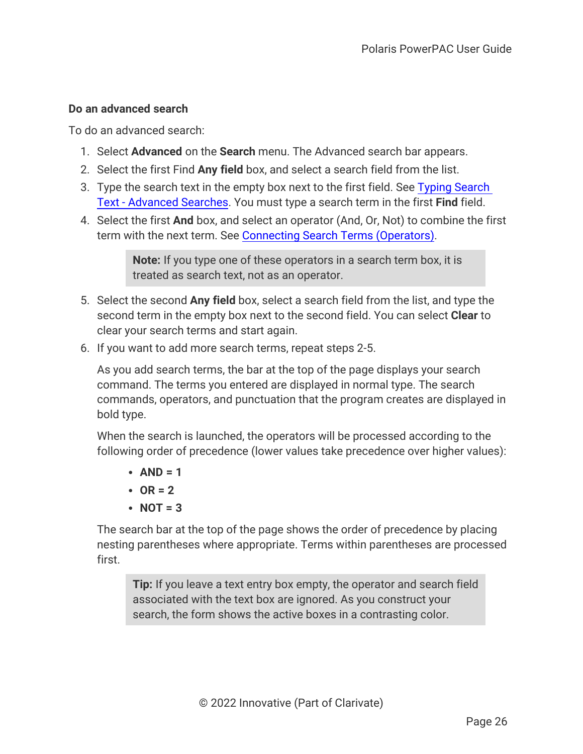### Do an advanced search

To do an advanced search:

1. Select **Advanced** on the **Search** menu. The Advanced search bar appears.
2. Select the first Find **Any field** box, and select a search field from the list.
3. Type the search text in the empty box next to the first field. See Typing Search Text - Advanced Searches. You must type a search term in the first **Find** field.
4. Select the first **And** box, and select an operator (And, Or, Not) to combine the first term with the next term. See Connecting Search Terms (Operators).

   > **Note:** If you type one of these operators in a search term box, it is treated as search text, not as an operator.

5. Select the second **Any field** box, select a search field from the list, and type the second term in the empty box next to the second field. You can select **Clear** to clear your search terms and start again.
6. If you want to add more search terms, repeat steps 2-5.

   As you add search terms, the bar at the top of the page displays your search command. The terms you entered are displayed in normal type. The search commands, operators, and punctuation that the program creates are displayed in bold type.

   When the search is launched, the operators will be processed according to the following order of precedence (lower values take precedence over higher values):

   - **AND = 1**
   - **OR = 2**
   - **NOT = 3**

   The search bar at the top of the page shows the order of precedence by placing nesting parentheses where appropriate. Terms within parentheses are processed first.

   > **Tip:** If you leave a text entry box empty, the operator and search field associated with the text box are ignored. As you construct your search, the form shows the active boxes in a contrasting color.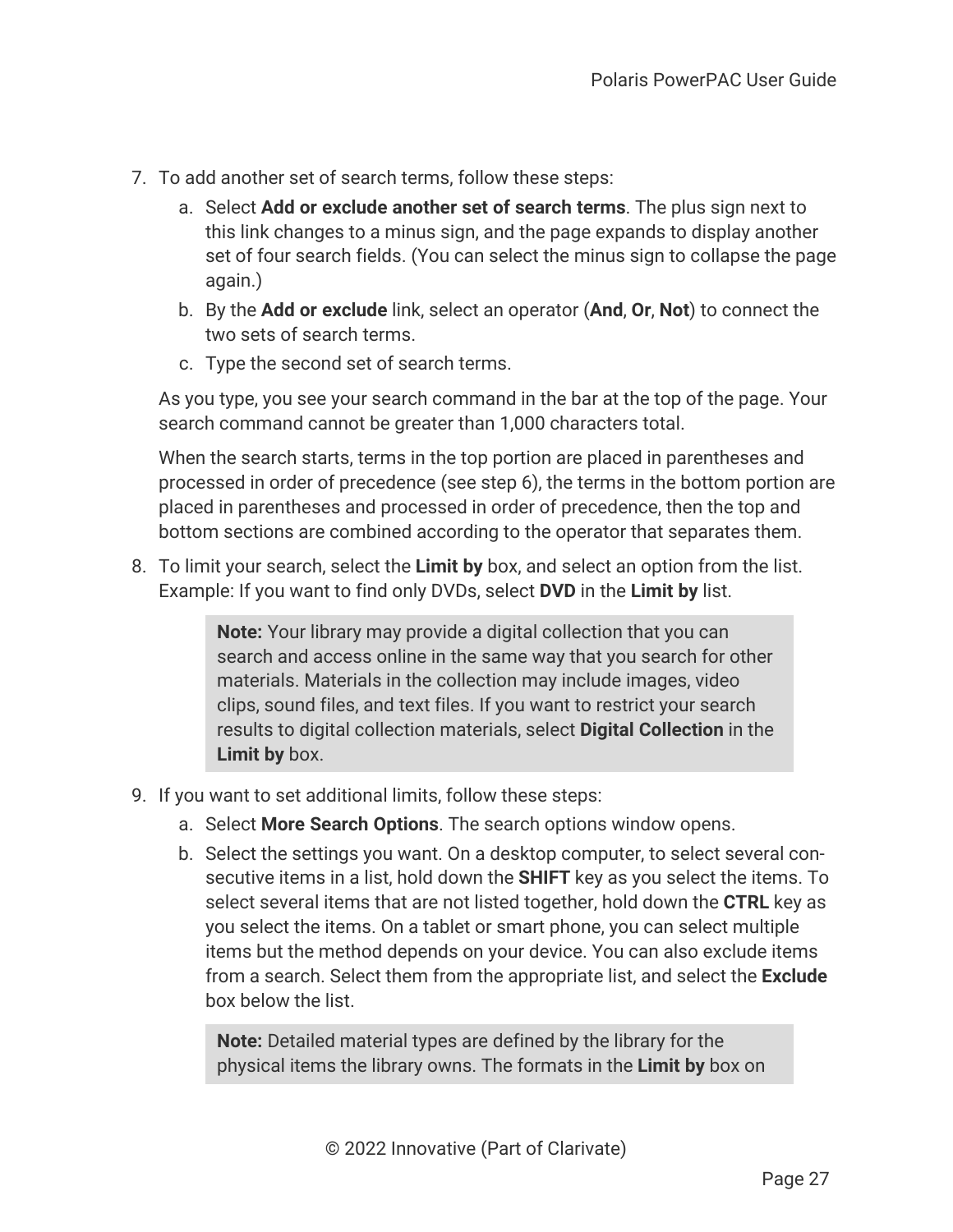7. To add another set of search terms, follow these steps:
   a. Select **Add or exclude another set of search terms**. The plus sign next to this link changes to a minus sign, and the page expands to display another set of four search fields. (You can select the minus sign to collapse the page again.)
   b. By the **Add or exclude** link, select an operator (**And**, **Or**, **Not**) to connect the two sets of search terms.
   c. Type the second set of search terms.

   As you type, you see your search command in the bar at the top of the page. Your search command cannot be greater than 1,000 characters total.

   When the search starts, terms in the top portion are placed in parentheses and processed in order of precedence (see step 6), the terms in the bottom portion are placed in parentheses and processed in order of precedence, then the top and bottom sections are combined according to the operator that separates them.

8. To limit your search, select the **Limit by** box, and select an option from the list. Example: If you want to find only DVDs, select **DVD** in the **Limit by** list.

   > **Note:** Your library may provide a digital collection that you can search and access online in the same way that you search for other materials. Materials in the collection may include images, video clips, sound files, and text files. If you want to restrict your search results to digital collection materials, select **Digital Collection** in the **Limit by** box.

9. If you want to set additional limits, follow these steps:
   a. Select **More Search Options**. The search options window opens.
   b. Select the settings you want. On a desktop computer, to select several consecutive items in a list, hold down the **SHIFT** key as you select the items. To select several items that are not listed together, hold down the **CTRL** key as you select the items. On a tablet or smart phone, you can select multiple items but the method depends on your device. You can also exclude items from a search. Select them from the appropriate list, and select the **Exclude** box below the list.

   > **Note:** Detailed material types are defined by the library for the physical items the library owns. The formats in the **Limit by** box on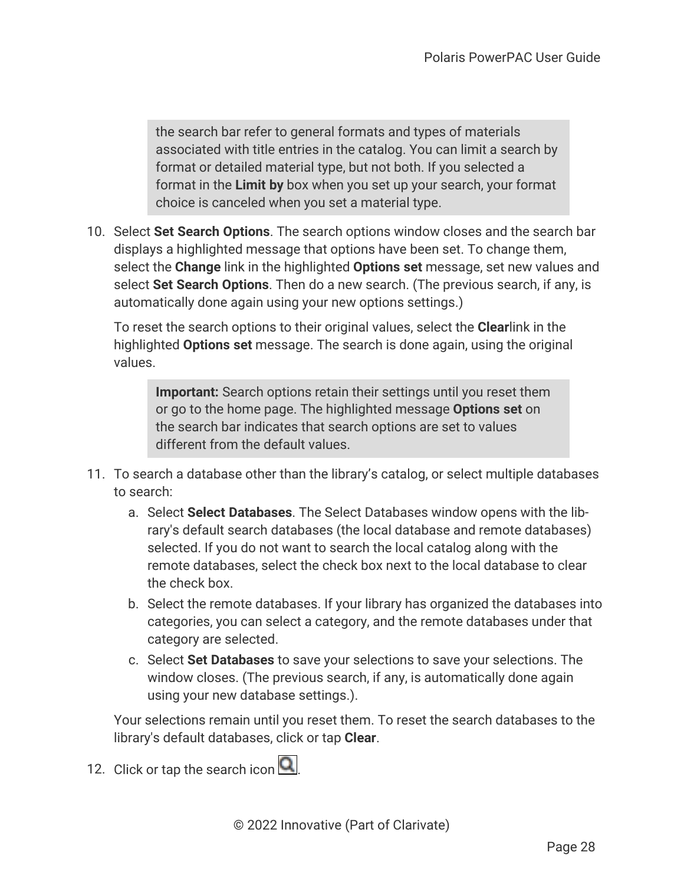> the search bar refer to general formats and types of materials associated with title entries in the catalog. You can limit a search by format or detailed material type, but not both. If you selected a format in the **Limit by** box when you set up your search, your format choice is canceled when you set a material type.

10. Select **Set Search Options**. The search options window closes and the search bar displays a highlighted message that options have been set. To change them, select the **Change** link in the highlighted **Options set** message, set new values and select **Set Search Options**. Then do a new search. (The previous search, if any, is automatically done again using your new options settings.)

    To reset the search options to their original values, select the **Clear**link in the highlighted **Options set** message. The search is done again, using the original values.

    > **Important:** Search options retain their settings until you reset them or go to the home page. The highlighted message **Options set** on the search bar indicates that search options are set to values different from the default values.

11. To search a database other than the library's catalog, or select multiple databases to search:

    a. Select **Select Databases**. The Select Databases window opens with the library's default search databases (the local database and remote databases) selected. If you do not want to search the local catalog along with the remote databases, select the check box next to the local database to clear the check box.

    b. Select the remote databases. If your library has organized the databases into categories, you can select a category, and the remote databases under that category are selected.

    c. Select **Set Databases** to save your selections to save your selections. The window closes. (The previous search, if any, is automatically done again using your new database settings.).

    Your selections remain until you reset them. To reset the search databases to the library's default databases, click or tap **Clear**.

12. Click or tap the search icon .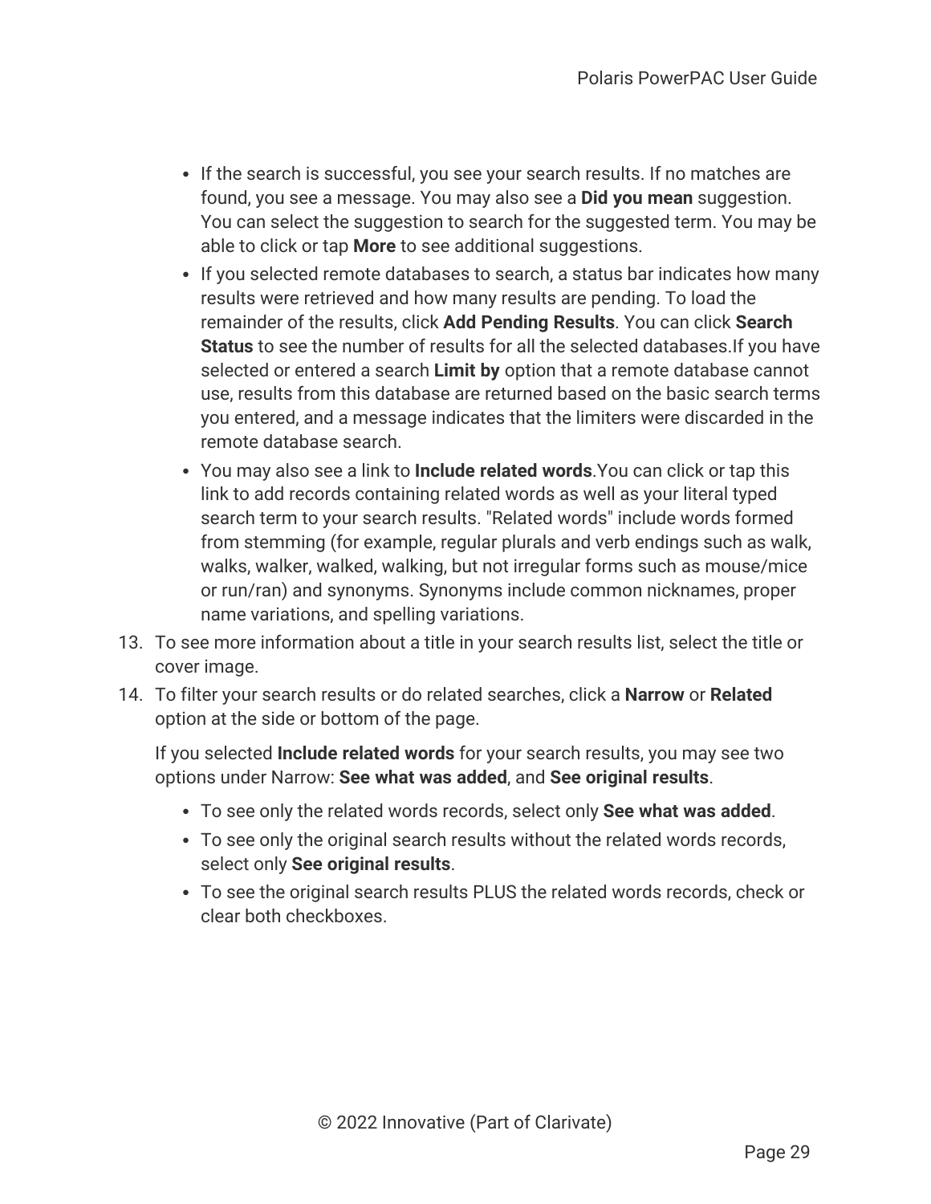- If the search is successful, you see your search results. If no matches are found, you see a message. You may also see a **Did you mean** suggestion. You can select the suggestion to search for the suggested term. You may be able to click or tap **More** to see additional suggestions.
- If you selected remote databases to search, a status bar indicates how many results were retrieved and how many results are pending. To load the remainder of the results, click **Add Pending Results**. You can click **Search Status** to see the number of results for all the selected databases.If you have selected or entered a search **Limit by** option that a remote database cannot use, results from this database are returned based on the basic search terms you entered, and a message indicates that the limiters were discarded in the remote database search.
- You may also see a link to **Include related words**.You can click or tap this link to add records containing related words as well as your literal typed search term to your search results. "Related words" include words formed from stemming (for example, regular plurals and verb endings such as walk, walks, walker, walked, walking, but not irregular forms such as mouse/mice or run/ran) and synonyms. Synonyms include common nicknames, proper name variations, and spelling variations.

13. To see more information about a title in your search results list, select the title or cover image.
14. To filter your search results or do related searches, click a **Narrow** or **Related** option at the side or bottom of the page.

    If you selected **Include related words** for your search results, you may see two options under Narrow: **See what was added**, and **See original results**.

    - To see only the related words records, select only **See what was added**.
    - To see only the original search results without the related words records, select only **See original results**.
    - To see the original search results PLUS the related words records, check or clear both checkboxes.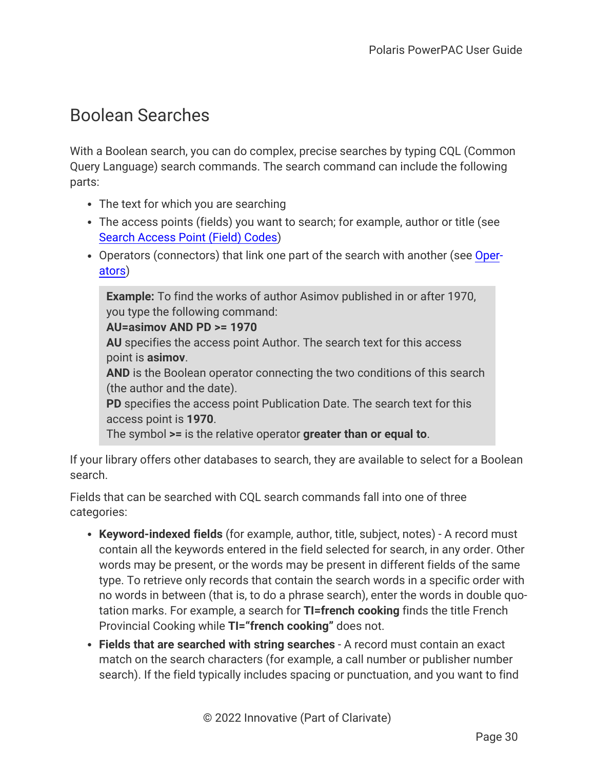## Boolean Searches

With a Boolean search, you can do complex, precise searches by typing CQL (Common Query Language) search commands. The search command can include the following parts:

- The text for which you are searching
- The access points (fields) you want to search; for example, author or title (see Search Access Point (Field) Codes)
- Operators (connectors) that link one part of the search with another (see Operators)

> **Example:** To find the works of author Asimov published in or after 1970, you type the following command:
> **AU=asimov AND PD >= 1970**
> **AU** specifies the access point Author. The search text for this access point is **asimov**.
> **AND** is the Boolean operator connecting the two conditions of this search (the author and the date).
> **PD** specifies the access point Publication Date. The search text for this access point is **1970**.
> The symbol **>=** is the relative operator **greater than or equal to**.

If your library offers other databases to search, they are available to select for a Boolean search.

Fields that can be searched with CQL search commands fall into one of three categories:

- **Keyword-indexed fields** (for example, author, title, subject, notes) - A record must contain all the keywords entered in the field selected for search, in any order. Other words may be present, or the words may be present in different fields of the same type. To retrieve only records that contain the search words in a specific order with no words in between (that is, to do a phrase search), enter the words in double quotation marks. For example, a search for **TI=french cooking** finds the title French Provincial Cooking while **TI="french cooking"** does not.
- **Fields that are searched with string searches** - A record must contain an exact match on the search characters (for example, a call number or publisher number search). If the field typically includes spacing or punctuation, and you want to find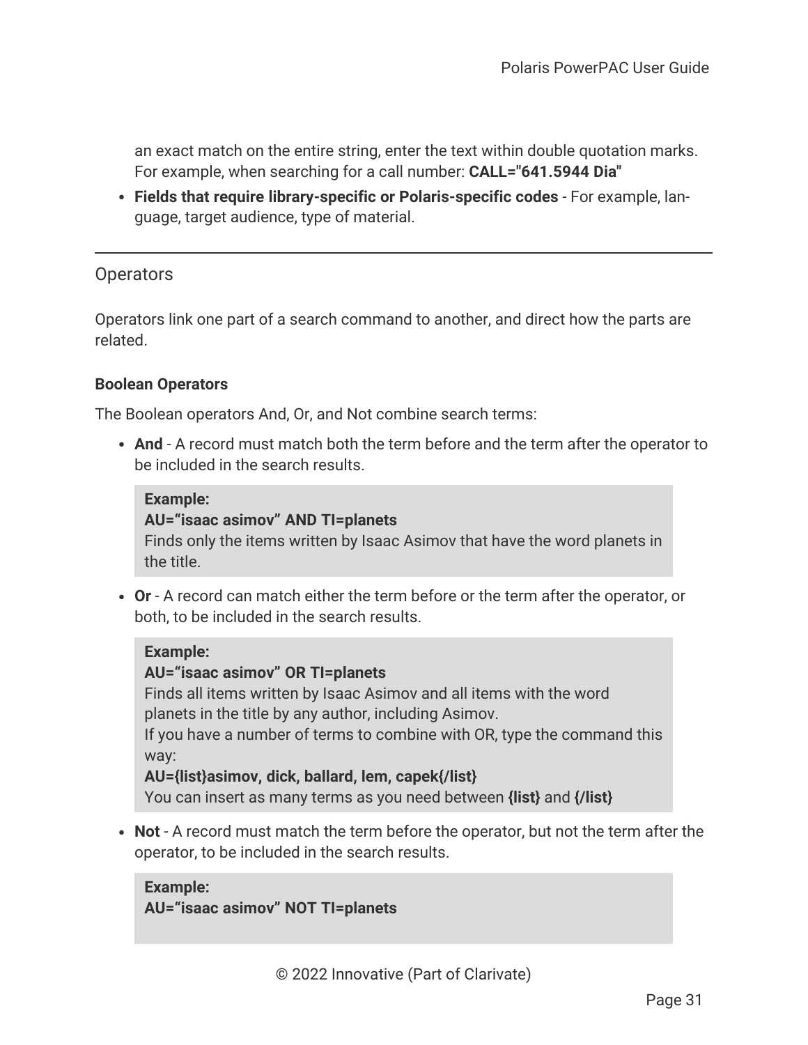an exact match on the entire string, enter the text within double quotation marks. For example, when searching for a call number: **CALL="641.5944 Dia"**

- **Fields that require library-specific or Polaris-specific codes** - For example, language, target audience, type of material.

---

## Operators

Operators link one part of a search command to another, and direct how the parts are related.

### Boolean Operators

The Boolean operators And, Or, and Not combine search terms:

- **And** - A record must match both the term before and the term after the operator to be included in the search results.

  > **Example:**
  > **AU="isaac asimov" AND TI=planets**
  > Finds only the items written by Isaac Asimov that have the word planets in the title.

- **Or** - A record can match either the term before or the term after the operator, or both, to be included in the search results.

  > **Example:**
  > **AU="isaac asimov" OR TI=planets**
  > Finds all items written by Isaac Asimov and all items with the word planets in the title by any author, including Asimov.
  > If you have a number of terms to combine with OR, type the command this way:
  > **AU={list}asimov, dick, ballard, lem, capek{/list}**
  > You can insert as many terms as you need between **{list}** and **{/list}**

- **Not** - A record must match the term before the operator, but not the term after the operator, to be included in the search results.

  > **Example:**
  > **AU="isaac asimov" NOT TI=planets**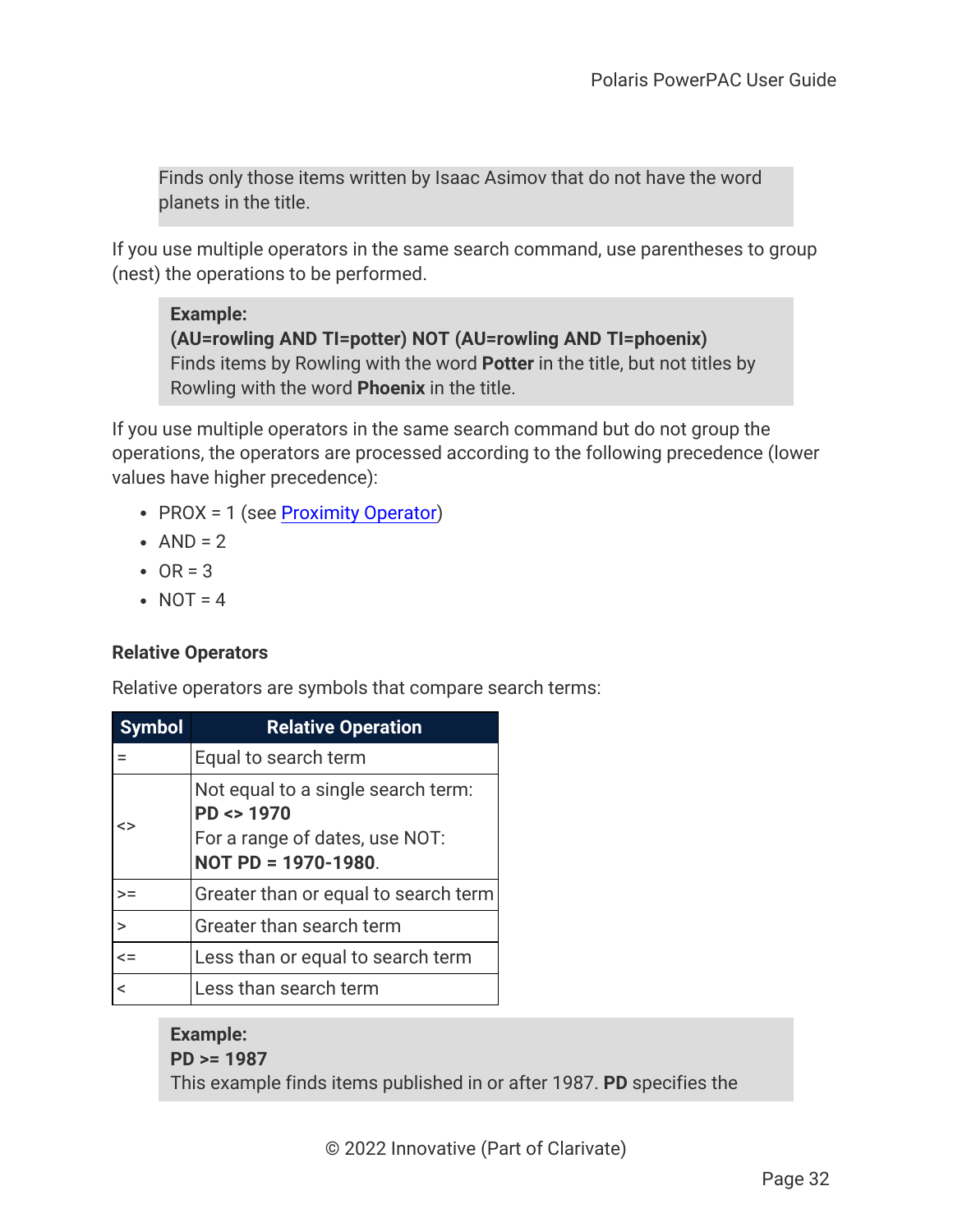Finds only those items written by Isaac Asimov that do not have the word planets in the title.

If you use multiple operators in the same search command, use parentheses to group (nest) the operations to be performed.

> **Example:**
> **(AU=rowling AND TI=potter) NOT (AU=rowling AND TI=phoenix)**
> Finds items by Rowling with the word **Potter** in the title, but not titles by Rowling with the word **Phoenix** in the title.

If you use multiple operators in the same search command but do not group the operations, the operators are processed according to the following precedence (lower values have higher precedence):

- PROX = 1 (see Proximity Operator)
- AND = 2
- OR = 3
- NOT = 4

### Relative Operators

Relative operators are symbols that compare search terms:

| Symbol | Relative Operation |
|---|---|
| = | Equal to search term |
| <> | Not equal to a single search term: **PD <> 1970** For a range of dates, use NOT: **NOT PD = 1970-1980**. |
| >= | Greater than or equal to search term |
| > | Greater than search term |
| <= | Less than or equal to search term |
| < | Less than search term |

> **Example:**
> **PD >= 1987**
> This example finds items published in or after 1987. **PD** specifies the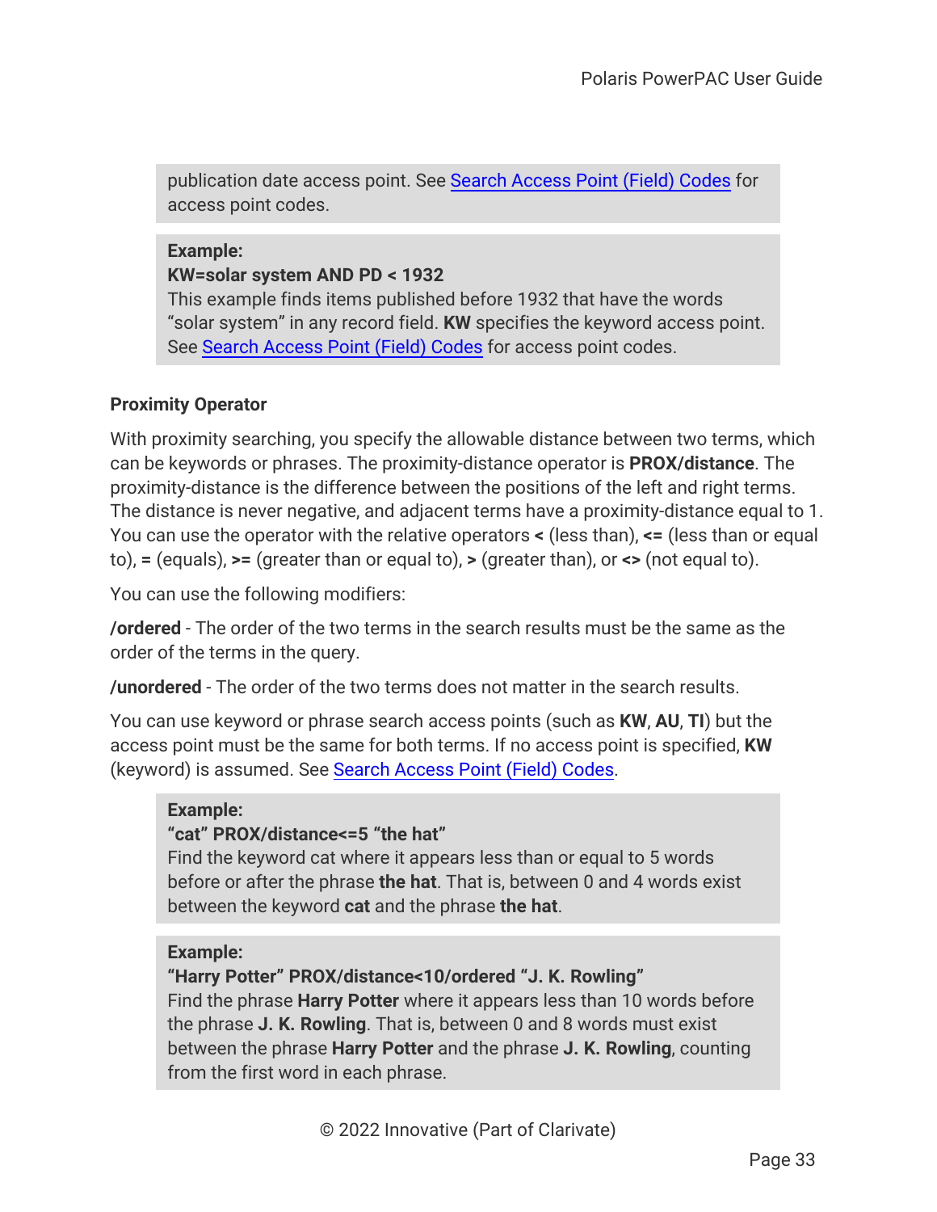publication date access point. See Search Access Point (Field) Codes for access point codes.

**Example:**
**KW=solar system AND PD < 1932**
This example finds items published before 1932 that have the words "solar system" in any record field. **KW** specifies the keyword access point. See Search Access Point (Field) Codes for access point codes.

### Proximity Operator

With proximity searching, you specify the allowable distance between two terms, which can be keywords or phrases. The proximity-distance operator is **PROX/distance**. The proximity-distance is the difference between the positions of the left and right terms. The distance is never negative, and adjacent terms have a proximity-distance equal to 1. You can use the operator with the relative operators **<** (less than), **<=** (less than or equal to), **=** (equals), **>=** (greater than or equal to), **>** (greater than), or **<>** (not equal to).

You can use the following modifiers:

**/ordered** - The order of the two terms in the search results must be the same as the order of the terms in the query.

**/unordered** - The order of the two terms does not matter in the search results.

You can use keyword or phrase search access points (such as **KW**, **AU**, **TI**) but the access point must be the same for both terms. If no access point is specified, **KW** (keyword) is assumed. See Search Access Point (Field) Codes.

**Example:**
**"cat" PROX/distance<=5 "the hat"**
Find the keyword cat where it appears less than or equal to 5 words before or after the phrase **the hat**. That is, between 0 and 4 words exist between the keyword **cat** and the phrase **the hat**.

**Example:**
**"Harry Potter" PROX/distance<10/ordered "J. K. Rowling"**
Find the phrase **Harry Potter** where it appears less than 10 words before the phrase **J. K. Rowling**. That is, between 0 and 8 words must exist between the phrase **Harry Potter** and the phrase **J. K. Rowling**, counting from the first word in each phrase.

© 2022 Innovative (Part of Clarivate)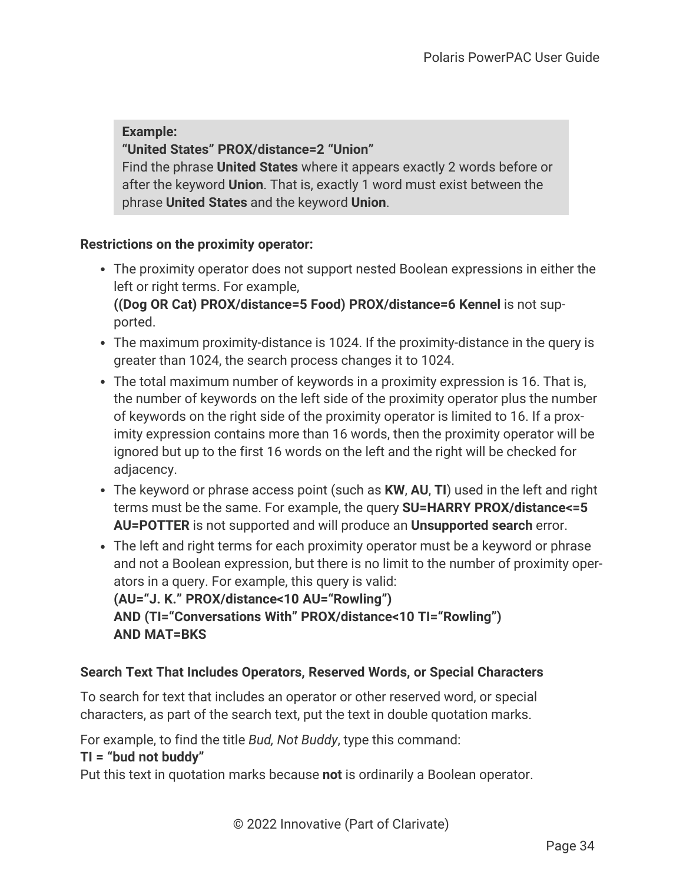> **Example:**
> **“United States” PROX/distance=2 “Union”**
> Find the phrase **United States** where it appears exactly 2 words before or after the keyword **Union**. That is, exactly 1 word must exist between the phrase **United States** and the keyword **Union**.

**Restrictions on the proximity operator:**

- The proximity operator does not support nested Boolean expressions in either the left or right terms. For example,
  **((Dog OR Cat) PROX/distance=5 Food) PROX/distance=6 Kennel** is not supported.
- The maximum proximity-distance is 1024. If the proximity-distance in the query is greater than 1024, the search process changes it to 1024.
- The total maximum number of keywords in a proximity expression is 16. That is, the number of keywords on the left side of the proximity operator plus the number of keywords on the right side of the proximity operator is limited to 16. If a proximity expression contains more than 16 words, then the proximity operator will be ignored but up to the first 16 words on the left and the right will be checked for adjacency.
- The keyword or phrase access point (such as **KW**, **AU**, **TI**) used in the left and right terms must be the same. For example, the query **SU=HARRY PROX/distance<=5 AU=POTTER** is not supported and will produce an **Unsupported search** error.
- The left and right terms for each proximity operator must be a keyword or phrase and not a Boolean expression, but there is no limit to the number of proximity operators in a query. For example, this query is valid:
  **(AU=“J. K.” PROX/distance<10 AU=“Rowling”)**
  **AND (TI=“Conversations With” PROX/distance<10 TI=“Rowling”)**
  **AND MAT=BKS**

**Search Text That Includes Operators, Reserved Words, or Special Characters**

To search for text that includes an operator or other reserved word, or special characters, as part of the search text, put the text in double quotation marks.

For example, to find the title *Bud, Not Buddy*, type this command:
**TI = “bud not buddy”**
Put this text in quotation marks because **not** is ordinarily a Boolean operator.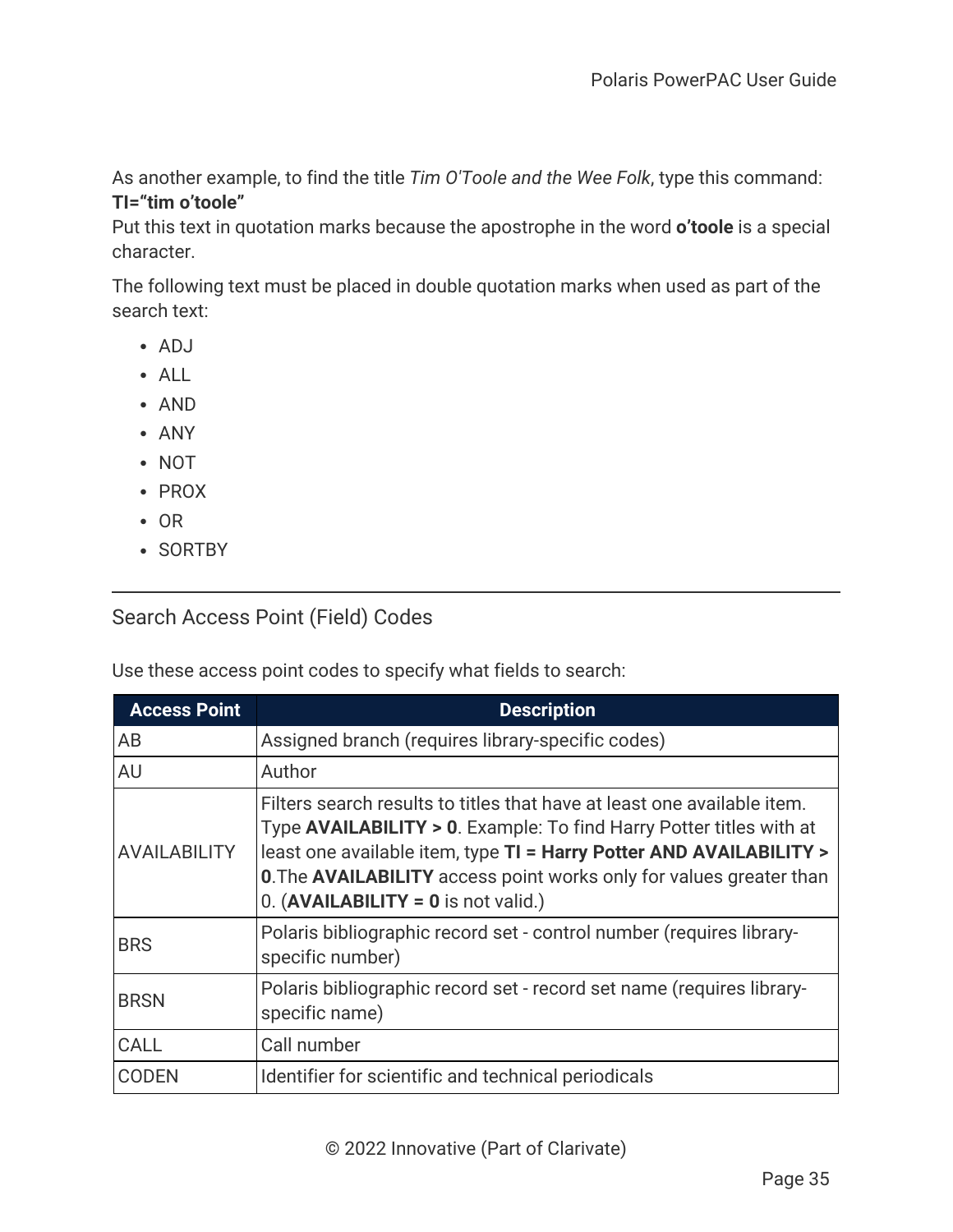As another example, to find the title *Tim O'Toole and the Wee Folk*, type this command:
**TI="tim o'toole"**
Put this text in quotation marks because the apostrophe in the word **o'toole** is a special character.

The following text must be placed in double quotation marks when used as part of the search text:

- ADJ
- ALL
- AND
- ANY
- NOT
- PROX
- OR
- SORTBY

---

## Search Access Point (Field) Codes

Use these access point codes to specify what fields to search:

| Access Point | Description |
| --- | --- |
| AB | Assigned branch (requires library-specific codes) |
| AU | Author |
| AVAILABILITY | Filters search results to titles that have at least one available item. Type **AVAILABILITY > 0**. Example: To find Harry Potter titles with at least one available item, type **TI = Harry Potter AND AVAILABILITY > 0**.The **AVAILABILITY** access point works only for values greater than 0. (**AVAILABILITY = 0** is not valid.) |
| BRS | Polaris bibliographic record set - control number (requires library-specific number) |
| BRSN | Polaris bibliographic record set - record set name (requires library-specific name) |
| CALL | Call number |
| CODEN | Identifier for scientific and technical periodicals |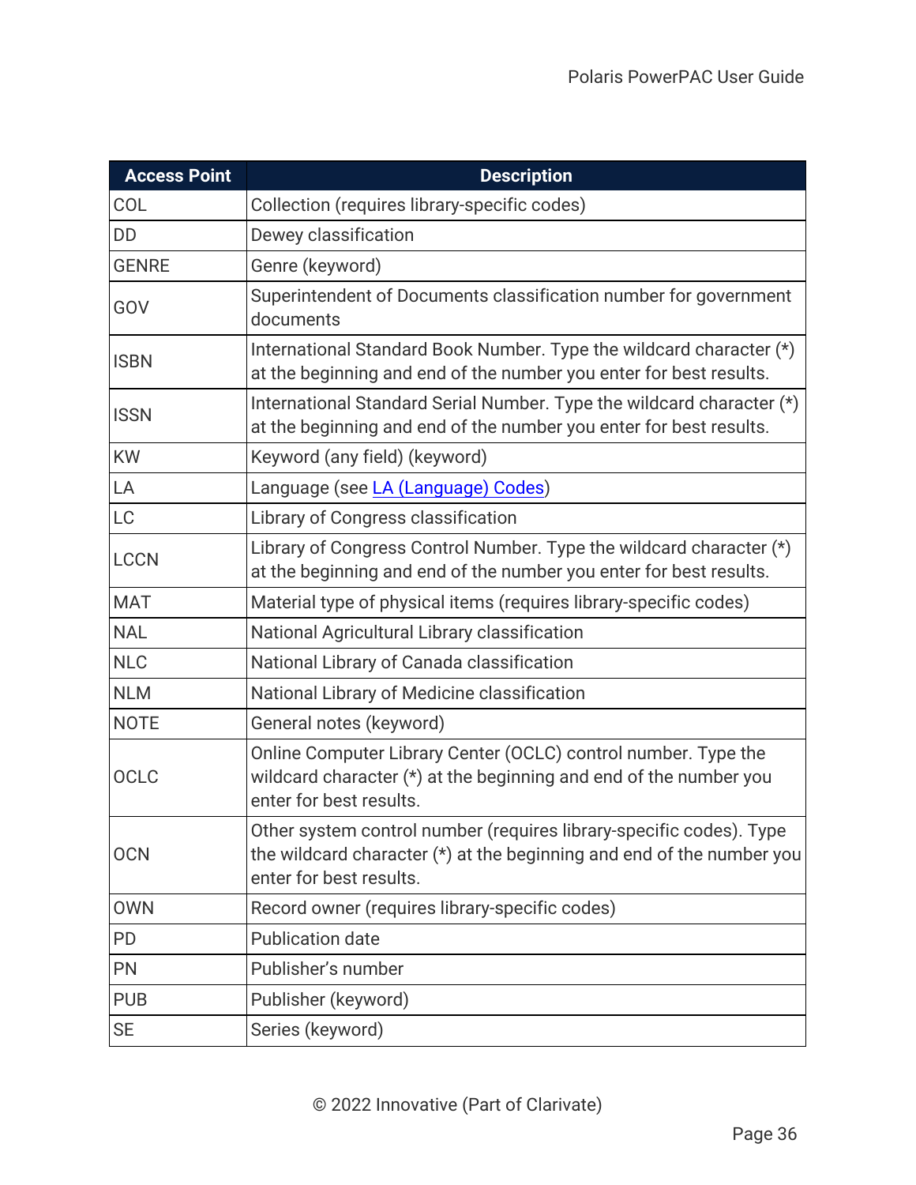| Access Point | Description |
| --- | --- |
| COL | Collection (requires library-specific codes) |
| DD | Dewey classification |
| GENRE | Genre (keyword) |
| GOV | Superintendent of Documents classification number for government documents |
| ISBN | International Standard Book Number. Type the wildcard character (*) at the beginning and end of the number you enter for best results. |
| ISSN | International Standard Serial Number. Type the wildcard character (*) at the beginning and end of the number you enter for best results. |
| KW | Keyword (any field) (keyword) |
| LA | Language (see LA (Language) Codes) |
| LC | Library of Congress classification |
| LCCN | Library of Congress Control Number. Type the wildcard character (*) at the beginning and end of the number you enter for best results. |
| MAT | Material type of physical items (requires library-specific codes) |
| NAL | National Agricultural Library classification |
| NLC | National Library of Canada classification |
| NLM | National Library of Medicine classification |
| NOTE | General notes (keyword) |
| OCLC | Online Computer Library Center (OCLC) control number. Type the wildcard character (*) at the beginning and end of the number you enter for best results. |
| OCN | Other system control number (requires library-specific codes). Type the wildcard character (*) at the beginning and end of the number you enter for best results. |
| OWN | Record owner (requires library-specific codes) |
| PD | Publication date |
| PN | Publisher's number |
| PUB | Publisher (keyword) |
| SE | Series (keyword) |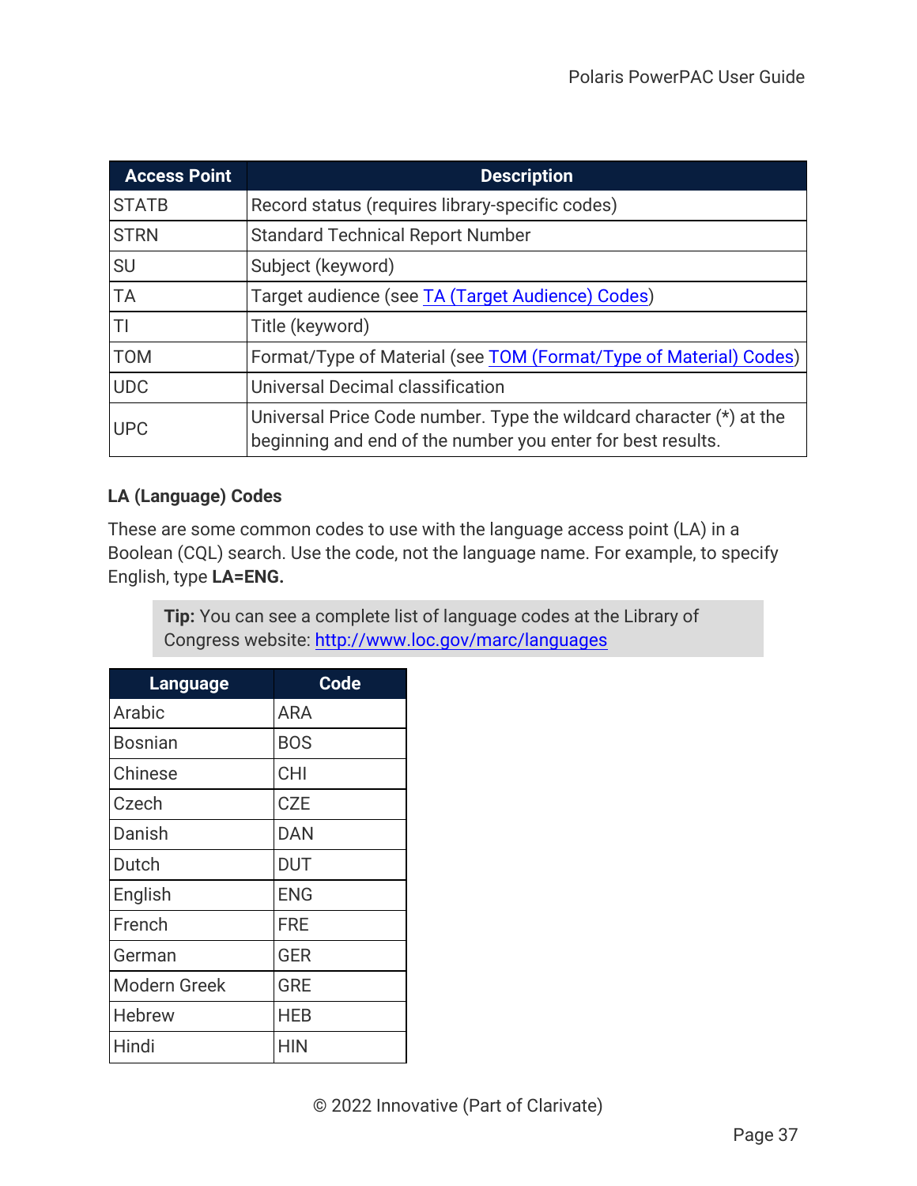| Access Point | Description |
| --- | --- |
| STATB | Record status (requires library-specific codes) |
| STRN | Standard Technical Report Number |
| SU | Subject (keyword) |
| TA | Target audience (see TA (Target Audience) Codes) |
| TI | Title (keyword) |
| TOM | Format/Type of Material (see TOM (Format/Type of Material) Codes) |
| UDC | Universal Decimal classification |
| UPC | Universal Price Code number. Type the wildcard character (*) at the beginning and end of the number you enter for best results. |

### LA (Language) Codes

These are some common codes to use with the language access point (LA) in a Boolean (CQL) search. Use the code, not the language name. For example, to specify English, type **LA=ENG.**

> **Tip:** You can see a complete list of language codes at the Library of Congress website: http://www.loc.gov/marc/languages

| Language | Code |
| --- | --- |
| Arabic | ARA |
| Bosnian | BOS |
| Chinese | CHI |
| Czech | CZE |
| Danish | DAN |
| Dutch | DUT |
| English | ENG |
| French | FRE |
| German | GER |
| Modern Greek | GRE |
| Hebrew | HEB |
| Hindi | HIN |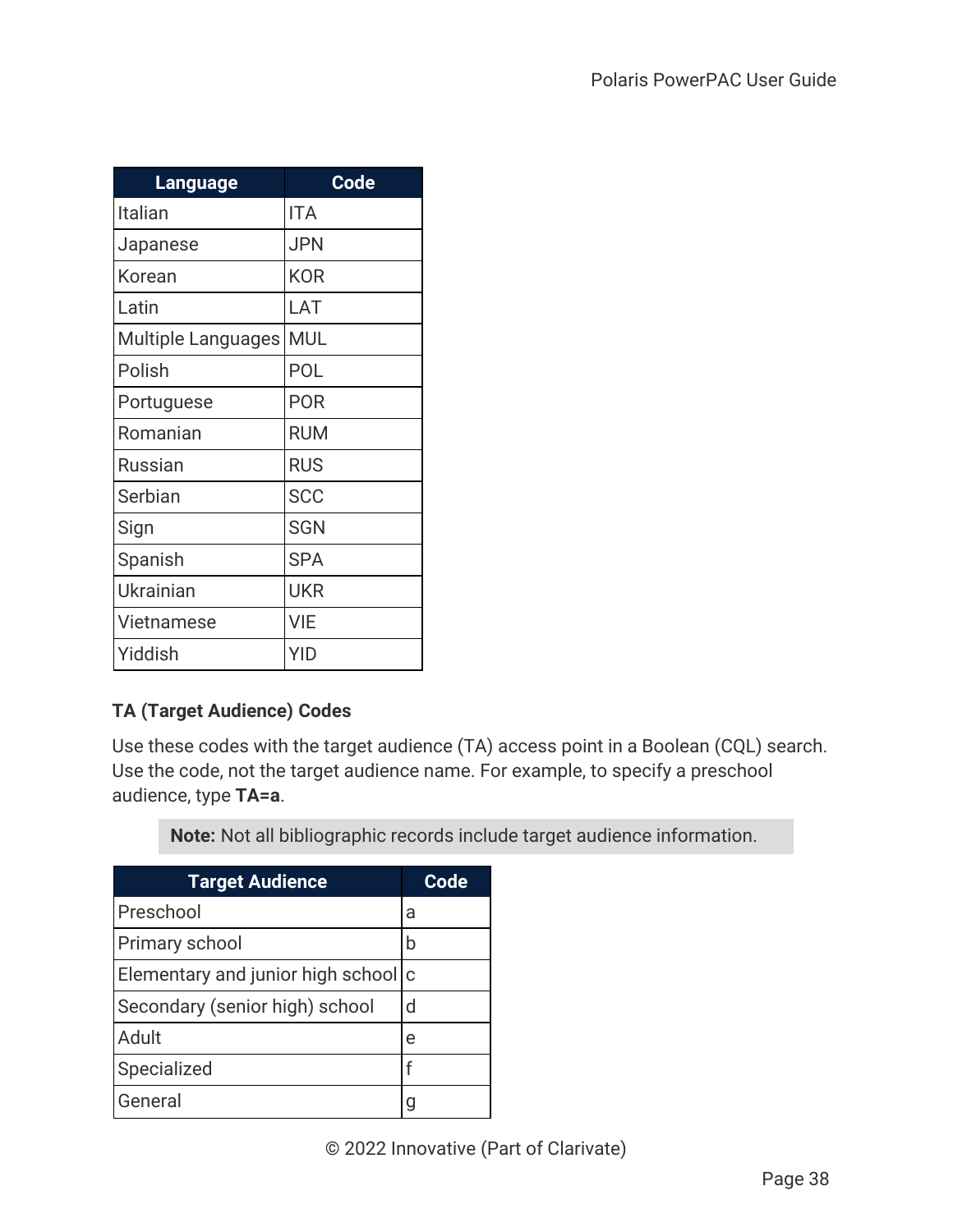| Language | Code |
|---|---|
| Italian | ITA |
| Japanese | JPN |
| Korean | KOR |
| Latin | LAT |
| Multiple Languages | MUL |
| Polish | POL |
| Portuguese | POR |
| Romanian | RUM |
| Russian | RUS |
| Serbian | SCC |
| Sign | SGN |
| Spanish | SPA |
| Ukrainian | UKR |
| Vietnamese | VIE |
| Yiddish | YID |

**TA (Target Audience) Codes**

Use these codes with the target audience (TA) access point in a Boolean (CQL) search. Use the code, not the target audience name. For example, to specify a preschool audience, type **TA=a**.

> **Note:** Not all bibliographic records include target audience information.

| Target Audience | Code |
|---|---|
| Preschool | a |
| Primary school | b |
| Elementary and junior high school | c |
| Secondary (senior high) school | d |
| Adult | e |
| Specialized | f |
| General | g |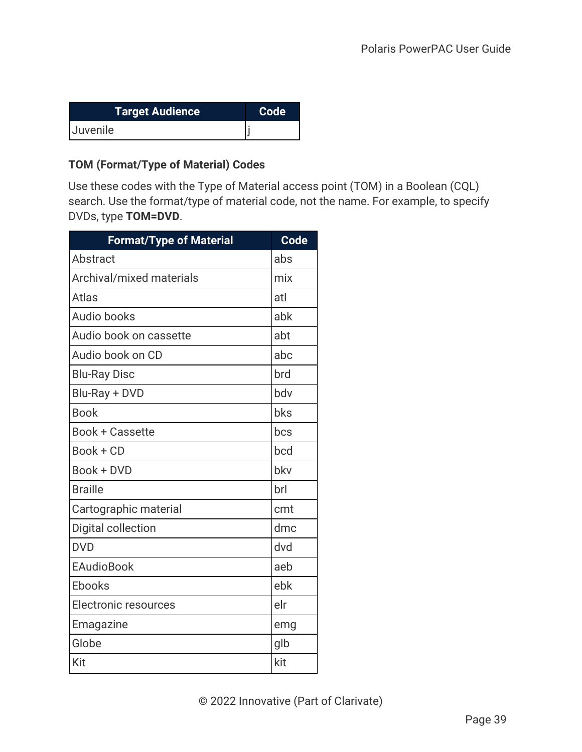| Target Audience | Code |
| --- | --- |
| Juvenile | j |

**TOM (Format/Type of Material) Codes**

Use these codes with the Type of Material access point (TOM) in a Boolean (CQL) search. Use the format/type of material code, not the name. For example, to specify DVDs, type **TOM=DVD**.

| Format/Type of Material | Code |
| --- | --- |
| Abstract | abs |
| Archival/mixed materials | mix |
| Atlas | atl |
| Audio books | abk |
| Audio book on cassette | abt |
| Audio book on CD | abc |
| Blu-Ray Disc | brd |
| Blu-Ray + DVD | bdv |
| Book | bks |
| Book + Cassette | bcs |
| Book + CD | bcd |
| Book + DVD | bkv |
| Braille | brl |
| Cartographic material | cmt |
| Digital collection | dmc |
| DVD | dvd |
| EAudioBook | aeb |
| Ebooks | ebk |
| Electronic resources | elr |
| Emagazine | emg |
| Globe | glb |
| Kit | kit |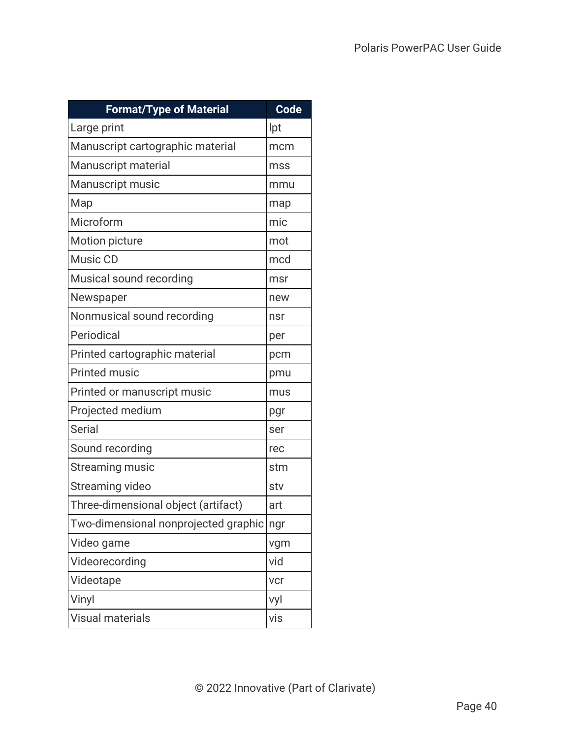| Format/Type of Material | Code |
| --- | --- |
| Large print | lpt |
| Manuscript cartographic material | mcm |
| Manuscript material | mss |
| Manuscript music | mmu |
| Map | map |
| Microform | mic |
| Motion picture | mot |
| Music CD | mcd |
| Musical sound recording | msr |
| Newspaper | new |
| Nonmusical sound recording | nsr |
| Periodical | per |
| Printed cartographic material | pcm |
| Printed music | pmu |
| Printed or manuscript music | mus |
| Projected medium | pgr |
| Serial | ser |
| Sound recording | rec |
| Streaming music | stm |
| Streaming video | stv |
| Three-dimensional object (artifact) | art |
| Two-dimensional nonprojected graphic | ngr |
| Video game | vgm |
| Videorecording | vid |
| Videotape | vcr |
| Vinyl | vyl |
| Visual materials | vis |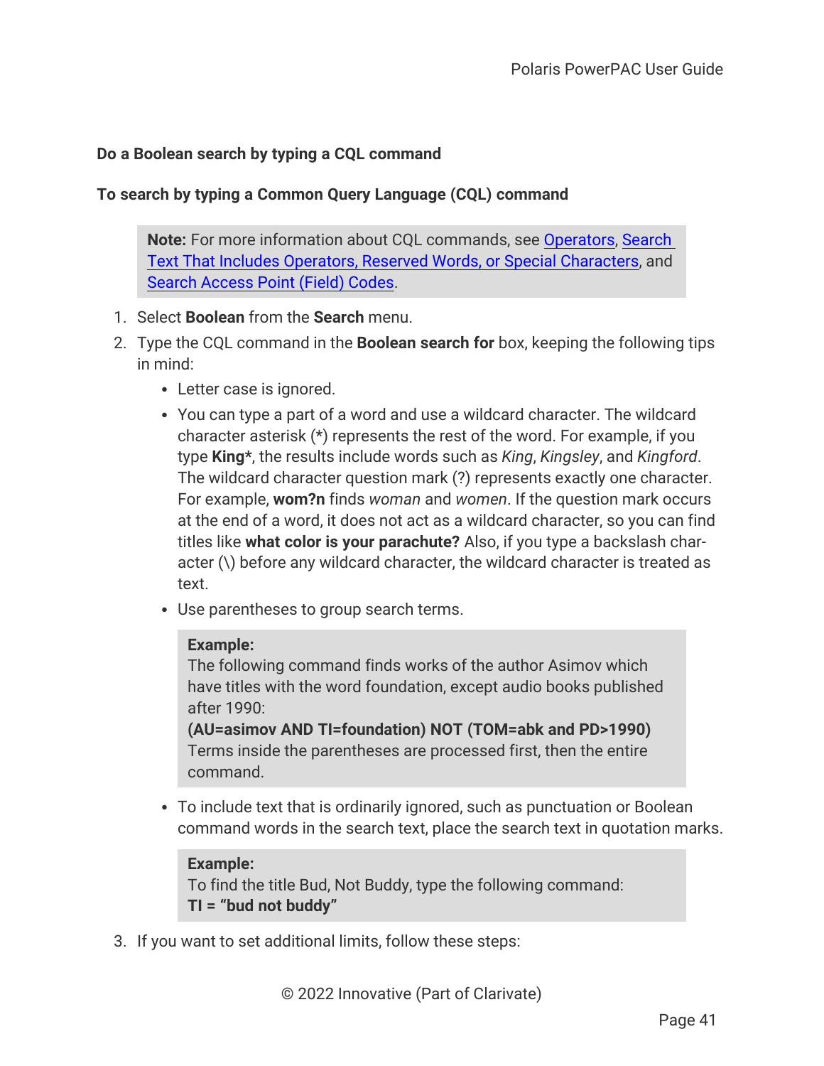#### Do a Boolean search by typing a CQL command

**To search by typing a Common Query Language (CQL) command**

> **Note:** For more information about CQL commands, see [Operators](), [Search Text That Includes Operators, Reserved Words, or Special Characters](), and [Search Access Point (Field) Codes]().

1. Select **Boolean** from the **Search** menu.
2. Type the CQL command in the **Boolean search for** box, keeping the following tips in mind:
   - Letter case is ignored.
   - You can type a part of a word and use a wildcard character. The wildcard character asterisk (*) represents the rest of the word. For example, if you type **King***, the results include words such as *King*, *Kingsley*, and *Kingford*. The wildcard character question mark (?) represents exactly one character. For example, **wom?n** finds *woman* and *women*. If the question mark occurs at the end of a word, it does not act as a wildcard character, so you can find titles like **what color is your parachute?** Also, if you type a backslash character (\) before any wildcard character, the wildcard character is treated as text.
   - Use parentheses to group search terms.

     > **Example:**
     > The following command finds works of the author Asimov which have titles with the word foundation, except audio books published after 1990:
     > **(AU=asimov AND TI=foundation) NOT (TOM=abk and PD>1990)**
     > Terms inside the parentheses are processed first, then the entire command.

   - To include text that is ordinarily ignored, such as punctuation or Boolean command words in the search text, place the search text in quotation marks.

     > **Example:**
     > To find the title Bud, Not Buddy, type the following command:
     > **TI = “bud not buddy”**

3. If you want to set additional limits, follow these steps: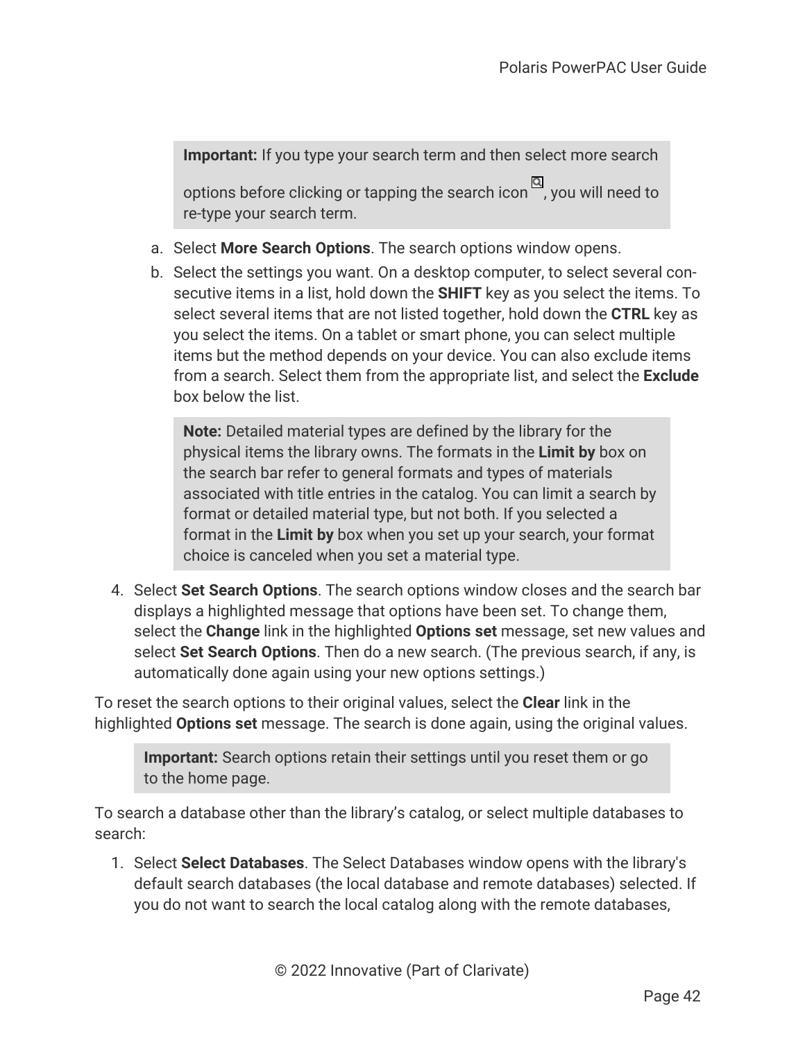**Important:** If you type your search term and then select more search options before clicking or tapping the search icon, you will need to re-type your search term.

a. Select **More Search Options**. The search options window opens.
b. Select the settings you want. On a desktop computer, to select several consecutive items in a list, hold down the **SHIFT** key as you select the items. To select several items that are not listed together, hold down the **CTRL** key as you select the items. On a tablet or smart phone, you can select multiple items but the method depends on your device. You can also exclude items from a search. Select them from the appropriate list, and select the **Exclude** box below the list.

**Note:** Detailed material types are defined by the library for the physical items the library owns. The formats in the **Limit by** box on the search bar refer to general formats and types of materials associated with title entries in the catalog. You can limit a search by format or detailed material type, but not both. If you selected a format in the **Limit by** box when you set up your search, your format choice is canceled when you set a material type.

4. Select **Set Search Options**. The search options window closes and the search bar displays a highlighted message that options have been set. To change them, select the **Change** link in the highlighted **Options set** message, set new values and select **Set Search Options**. Then do a new search. (The previous search, if any, is automatically done again using your new options settings.)

To reset the search options to their original values, select the **Clear** link in the highlighted **Options set** message. The search is done again, using the original values.

**Important:** Search options retain their settings until you reset them or go to the home page.

To search a database other than the library's catalog, or select multiple databases to search:

1. Select **Select Databases**. The Select Databases window opens with the library's default search databases (the local database and remote databases) selected. If you do not want to search the local catalog along with the remote databases,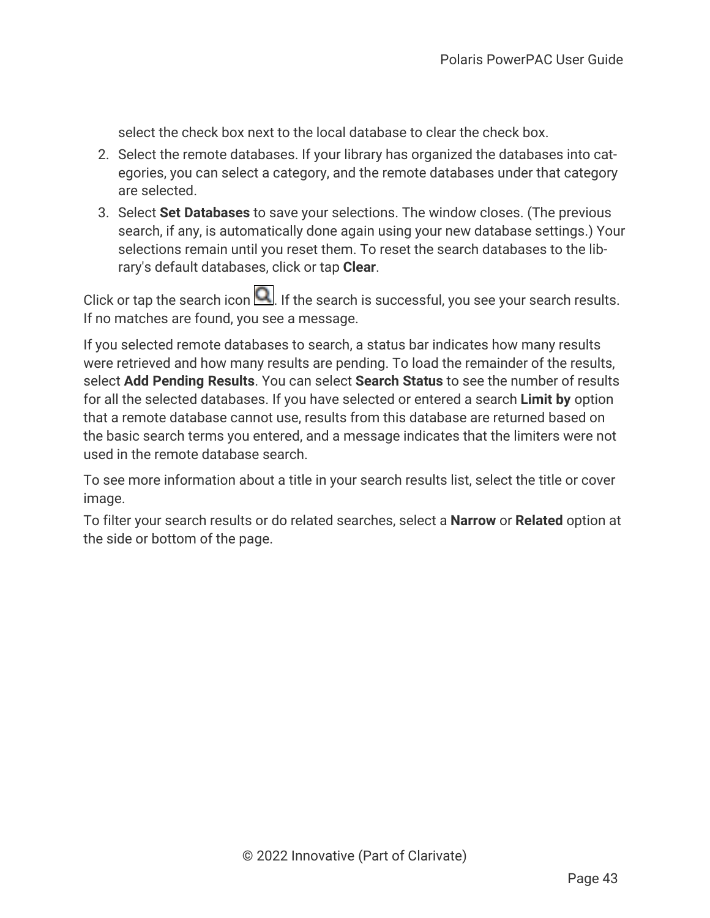select the check box next to the local database to clear the check box.

2. Select the remote databases. If your library has organized the databases into categories, you can select a category, and the remote databases under that category are selected.
3. Select **Set Databases** to save your selections. The window closes. (The previous search, if any, is automatically done again using your new database settings.) Your selections remain until you reset them. To reset the search databases to the library's default databases, click or tap **Clear**.

Click or tap the search icon . If the search is successful, you see your search results. If no matches are found, you see a message.

If you selected remote databases to search, a status bar indicates how many results were retrieved and how many results are pending. To load the remainder of the results, select **Add Pending Results**. You can select **Search Status** to see the number of results for all the selected databases. If you have selected or entered a search **Limit by** option that a remote database cannot use, results from this database are returned based on the basic search terms you entered, and a message indicates that the limiters were not used in the remote database search.

To see more information about a title in your search results list, select the title or cover image.

To filter your search results or do related searches, select a **Narrow** or **Related** option at the side or bottom of the page.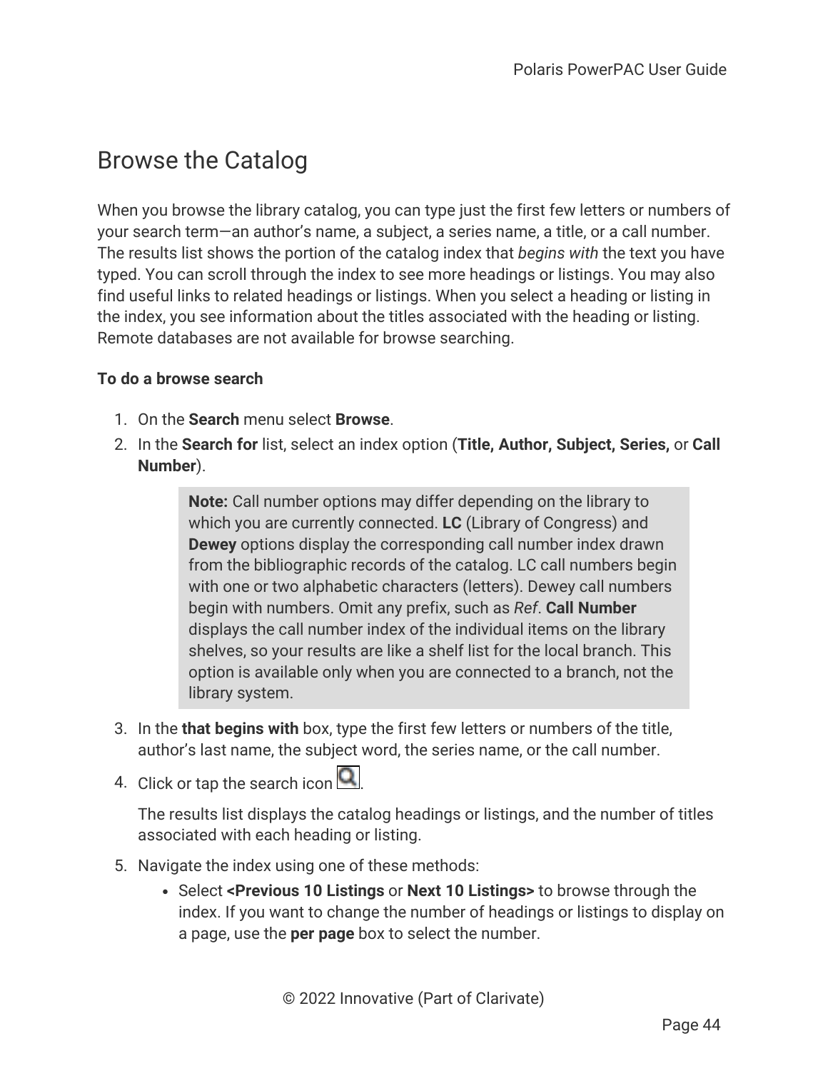# Browse the Catalog

When you browse the library catalog, you can type just the first few letters or numbers of your search term—an author's name, a subject, a series name, a title, or a call number. The results list shows the portion of the catalog index that *begins with* the text you have typed. You can scroll through the index to see more headings or listings. You may also find useful links to related headings or listings. When you select a heading or listing in the index, you see information about the titles associated with the heading or listing. Remote databases are not available for browse searching.

**To do a browse search**

1. On the **Search** menu select **Browse**.
2. In the **Search for** list, select an index option (**Title, Author, Subject, Series,** or **Call Number**).

   > **Note:** Call number options may differ depending on the library to which you are currently connected. **LC** (Library of Congress) and **Dewey** options display the corresponding call number index drawn from the bibliographic records of the catalog. LC call numbers begin with one or two alphabetic characters (letters). Dewey call numbers begin with numbers. Omit any prefix, such as *Ref*. **Call Number** displays the call number index of the individual items on the library shelves, so your results are like a shelf list for the local branch. This option is available only when you are connected to a branch, not the library system.

3. In the **that begins with** box, type the first few letters or numbers of the title, author's last name, the subject word, the series name, or the call number.
4. Click or tap the search icon.

   The results list displays the catalog headings or listings, and the number of titles associated with each heading or listing.

5. Navigate the index using one of these methods:
   - Select **<Previous 10 Listings** or **Next 10 Listings>** to browse through the index. If you want to change the number of headings or listings to display on a page, use the **per page** box to select the number.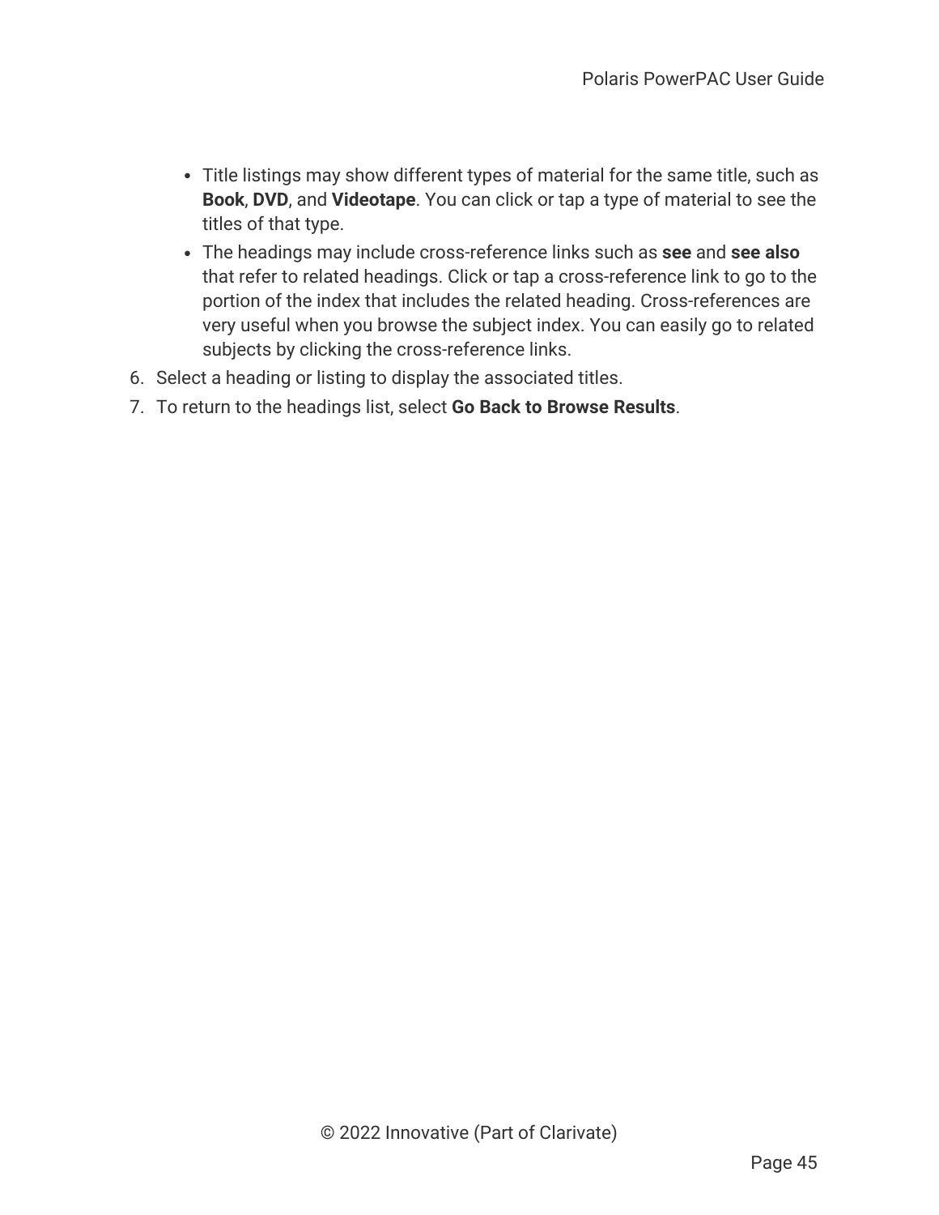- Title listings may show different types of material for the same title, such as **Book**, **DVD**, and **Videotape**. You can click or tap a type of material to see the titles of that type.
- The headings may include cross-reference links such as **see** and **see also** that refer to related headings. Click or tap a cross-reference link to go to the portion of the index that includes the related heading. Cross-references are very useful when you browse the subject index. You can easily go to related subjects by clicking the cross-reference links.

6. Select a heading or listing to display the associated titles.
7. To return to the headings list, select **Go Back to Browse Results**.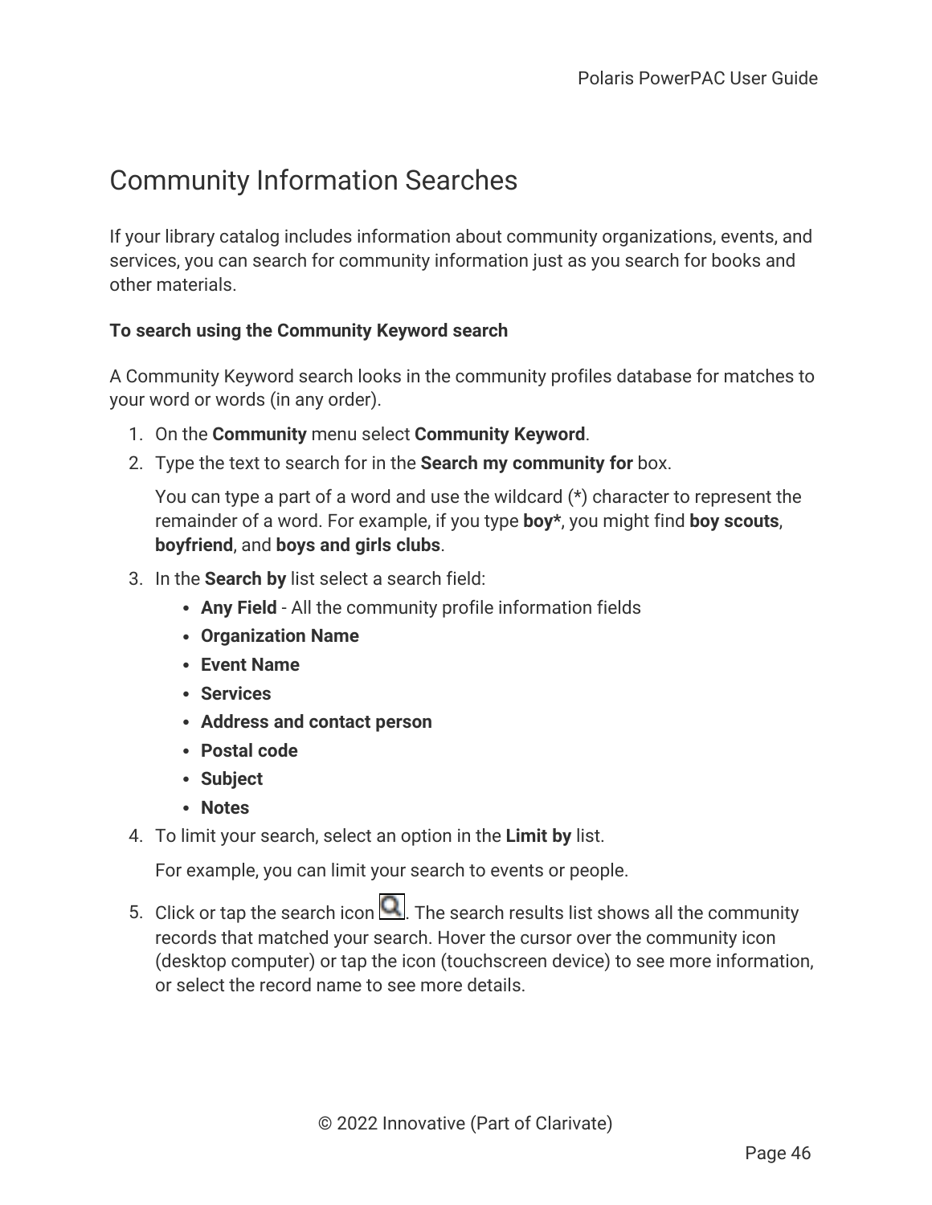# Community Information Searches

If your library catalog includes information about community organizations, events, and services, you can search for community information just as you search for books and other materials.

**To search using the Community Keyword search**

A Community Keyword search looks in the community profiles database for matches to your word or words (in any order).

1. On the **Community** menu select **Community Keyword**.
2. Type the text to search for in the **Search my community for** box.

   You can type a part of a word and use the wildcard (*) character to represent the remainder of a word. For example, if you type **boy***, you might find **boy scouts**, **boyfriend**, and **boys and girls clubs**.
3. In the **Search by** list select a search field:
   - **Any Field** - All the community profile information fields
   - **Organization Name**
   - **Event Name**
   - **Services**
   - **Address and contact person**
   - **Postal code**
   - **Subject**
   - **Notes**
4. To limit your search, select an option in the **Limit by** list.

   For example, you can limit your search to events or people.
5. Click or tap the search icon. The search results list shows all the community records that matched your search. Hover the cursor over the community icon (desktop computer) or tap the icon (touchscreen device) to see more information, or select the record name to see more details.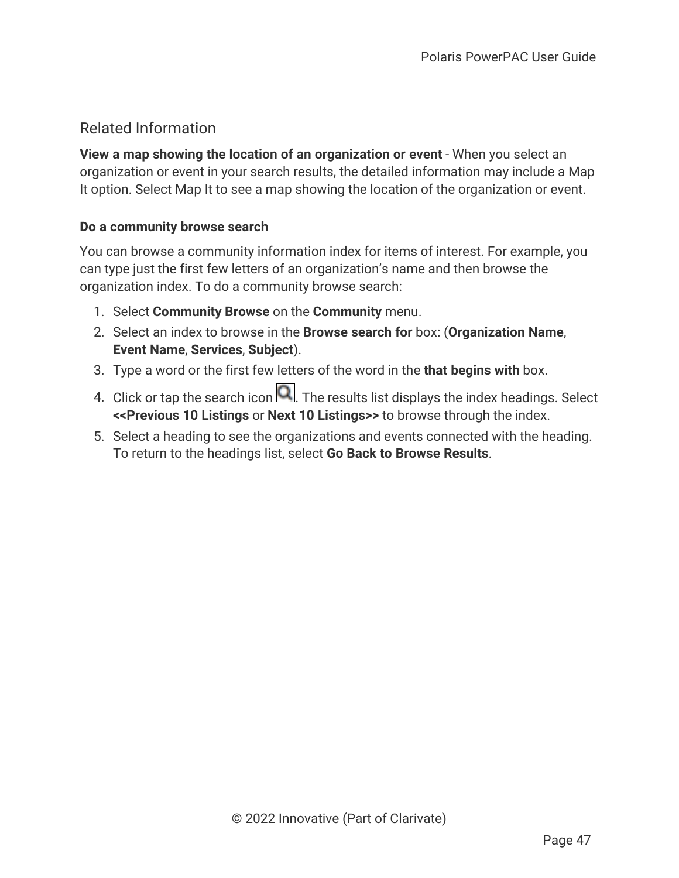## Related Information

**View a map showing the location of an organization or event** - When you select an organization or event in your search results, the detailed information may include a Map It option. Select Map It to see a map showing the location of the organization or event.

### Do a community browse search

You can browse a community information index for items of interest. For example, you can type just the first few letters of an organization's name and then browse the organization index. To do a community browse search:

1. Select **Community Browse** on the **Community** menu.
2. Select an index to browse in the **Browse search for** box: (**Organization Name**, **Event Name**, **Services**, **Subject**).
3. Type a word or the first few letters of the word in the **that begins with** box.
4. Click or tap the search icon. The results list displays the index headings. Select **<<Previous 10 Listings** or **Next 10 Listings>>** to browse through the index.
5. Select a heading to see the organizations and events connected with the heading. To return to the headings list, select **Go Back to Browse Results**.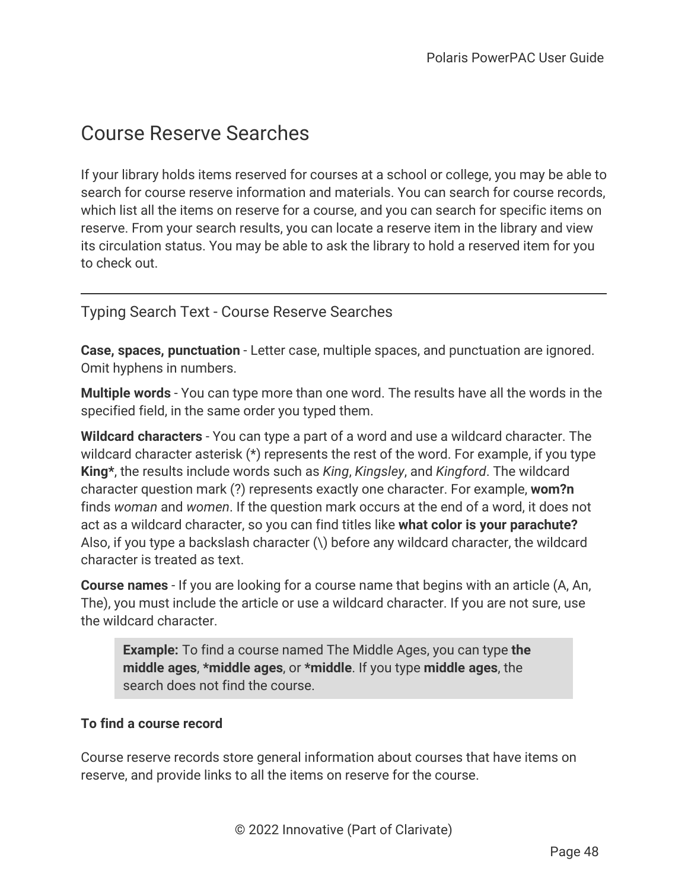# Course Reserve Searches

If your library holds items reserved for courses at a school or college, you may be able to search for course reserve information and materials. You can search for course records, which list all the items on reserve for a course, and you can search for specific items on reserve. From your search results, you can locate a reserve item in the library and view its circulation status. You may be able to ask the library to hold a reserved item for you to check out.

---

## Typing Search Text - Course Reserve Searches

**Case, spaces, punctuation** - Letter case, multiple spaces, and punctuation are ignored. Omit hyphens in numbers.

**Multiple words** - You can type more than one word. The results have all the words in the specified field, in the same order you typed them.

**Wildcard characters** - You can type a part of a word and use a wildcard character. The wildcard character asterisk (*) represents the rest of the word. For example, if you type **King***, the results include words such as *King*, *Kingsley*, and *Kingford*. The wildcard character question mark (?) represents exactly one character. For example, **wom?n** finds *woman* and *women*. If the question mark occurs at the end of a word, it does not act as a wildcard character, so you can find titles like **what color is your parachute?** Also, if you type a backslash character (\) before any wildcard character, the wildcard character is treated as text.

**Course names** - If you are looking for a course name that begins with an article (A, An, The), you must include the article or use a wildcard character. If you are not sure, use the wildcard character.

> **Example:** To find a course named The Middle Ages, you can type **the middle ages**, ***middle ages**, or ***middle**. If you type **middle ages**, the search does not find the course.

**To find a course record**

Course reserve records store general information about courses that have items on reserve, and provide links to all the items on reserve for the course.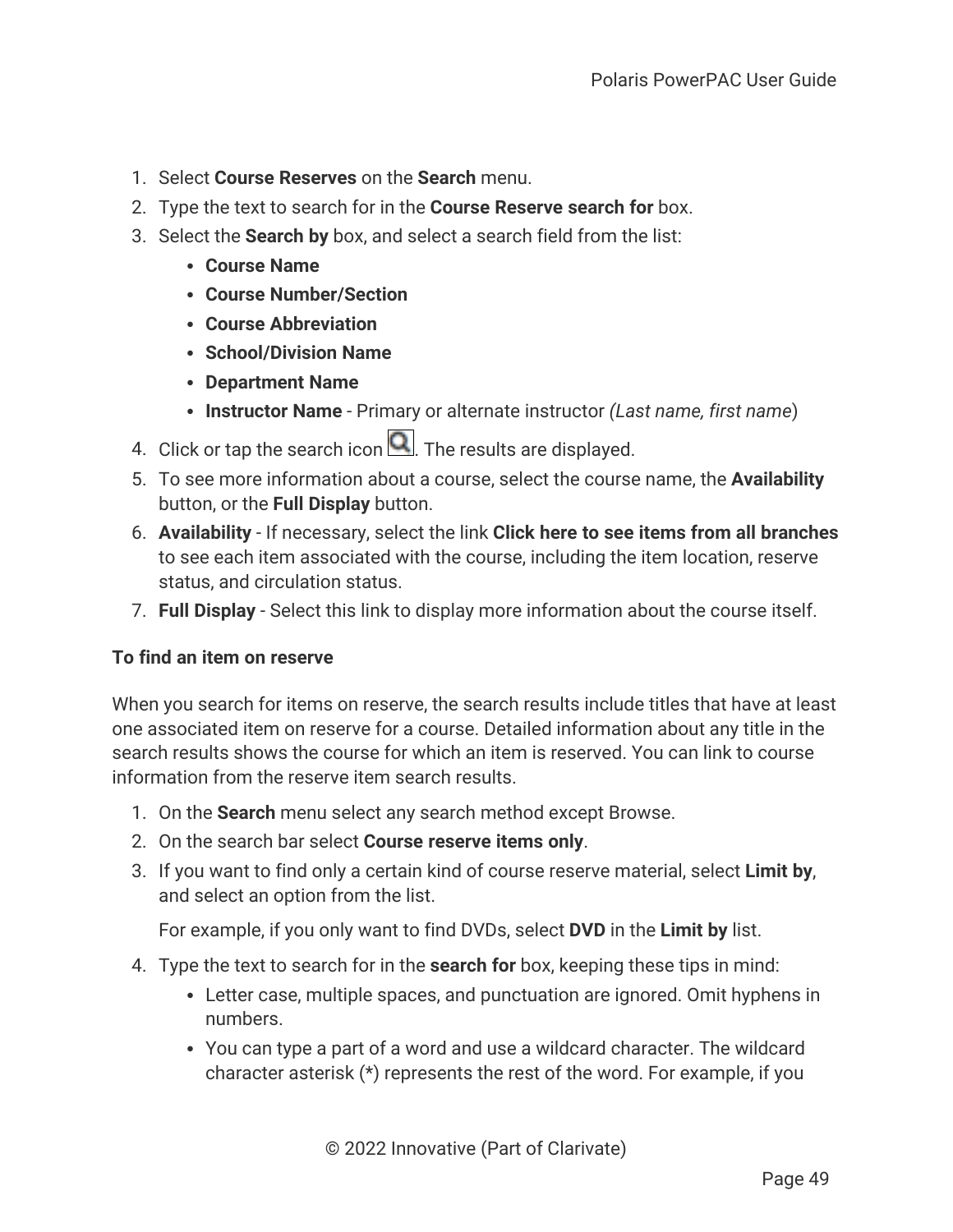1. Select **Course Reserves** on the **Search** menu.
2. Type the text to search for in the **Course Reserve search for** box.
3. Select the **Search by** box, and select a search field from the list:
   - **Course Name**
   - **Course Number/Section**
   - **Course Abbreviation**
   - **School/Division Name**
   - **Department Name**
   - **Instructor Name** - Primary or alternate instructor *(Last name, first name*)
4. Click or tap the search icon . The results are displayed.
5. To see more information about a course, select the course name, the **Availability** button, or the **Full Display** button.
6. **Availability** - If necessary, select the link **Click here to see items from all branches** to see each item associated with the course, including the item location, reserve status, and circulation status.
7. **Full Display** - Select this link to display more information about the course itself.

**To find an item on reserve**

When you search for items on reserve, the search results include titles that have at least one associated item on reserve for a course. Detailed information about any title in the search results shows the course for which an item is reserved. You can link to course information from the reserve item search results.

1. On the **Search** menu select any search method except Browse.
2. On the search bar select **Course reserve items only**.
3. If you want to find only a certain kind of course reserve material, select **Limit by**, and select an option from the list.

   For example, if you only want to find DVDs, select **DVD** in the **Limit by** list.
4. Type the text to search for in the **search for** box, keeping these tips in mind:
   - Letter case, multiple spaces, and punctuation are ignored. Omit hyphens in numbers.
   - You can type a part of a word and use a wildcard character. The wildcard character asterisk (*) represents the rest of the word. For example, if you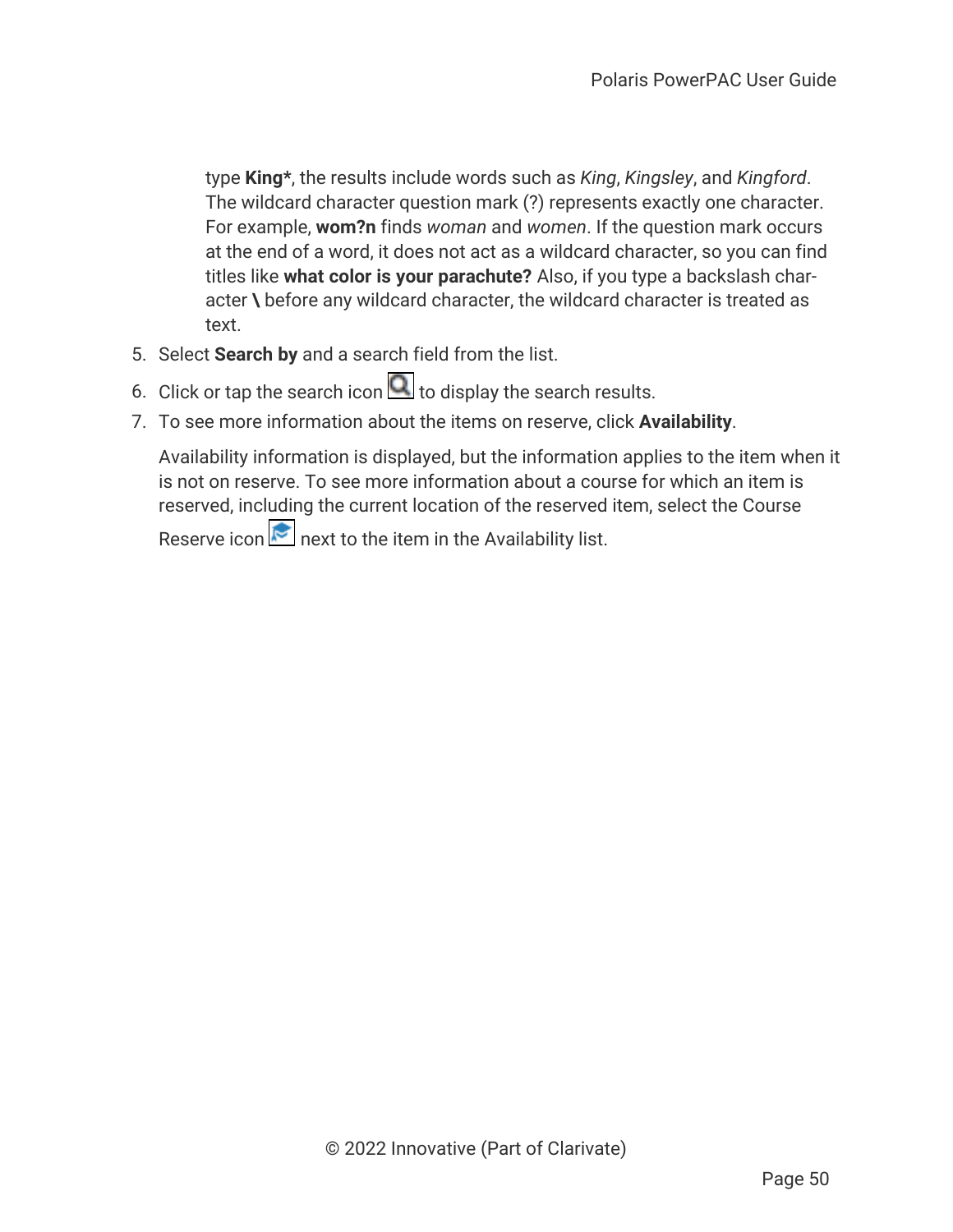type **King***, the results include words such as *King*, *Kingsley*, and *Kingford*. The wildcard character question mark (?) represents exactly one character. For example, **wom?n** finds *woman* and *women*. If the question mark occurs at the end of a word, it does not act as a wildcard character, so you can find titles like **what color is your parachute?** Also, if you type a backslash character **\** before any wildcard character, the wildcard character is treated as text.

5. Select **Search by** and a search field from the list.
6. Click or tap the search icon to display the search results.
7. To see more information about the items on reserve, click **Availability**.

   Availability information is displayed, but the information applies to the item when it is not on reserve. To see more information about a course for which an item is reserved, including the current location of the reserved item, select the Course Reserve icon next to the item in the Availability list.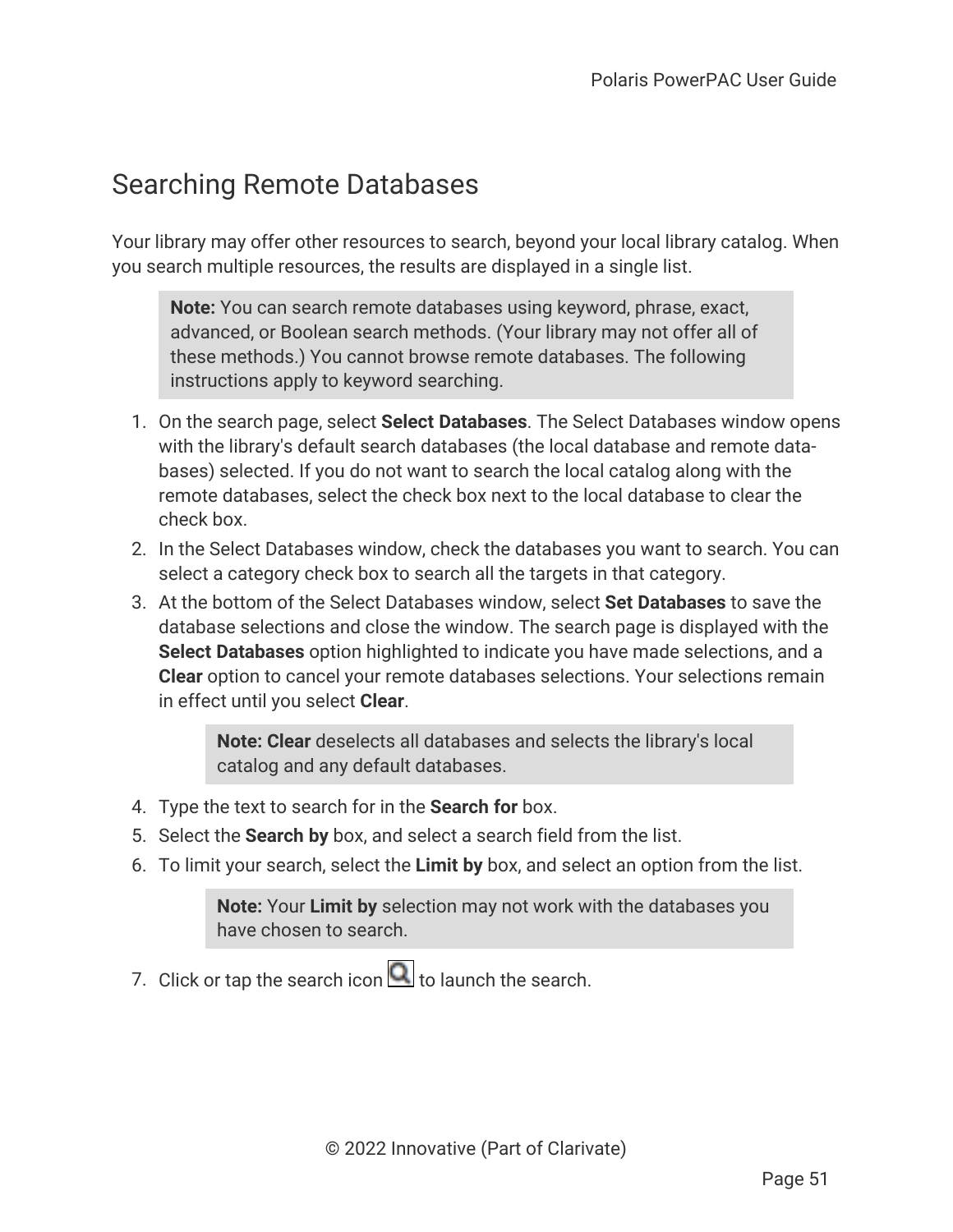# Searching Remote Databases

Your library may offer other resources to search, beyond your local library catalog. When you search multiple resources, the results are displayed in a single list.

> **Note:** You can search remote databases using keyword, phrase, exact, advanced, or Boolean search methods. (Your library may not offer all of these methods.) You cannot browse remote databases. The following instructions apply to keyword searching.

1. On the search page, select **Select Databases**. The Select Databases window opens with the library's default search databases (the local database and remote databases) selected. If you do not want to search the local catalog along with the remote databases, select the check box next to the local database to clear the check box.
2. In the Select Databases window, check the databases you want to search. You can select a category check box to search all the targets in that category.
3. At the bottom of the Select Databases window, select **Set Databases** to save the database selections and close the window. The search page is displayed with the **Select Databases** option highlighted to indicate you have made selections, and a **Clear** option to cancel your remote databases selections. Your selections remain in effect until you select **Clear**.

   > **Note: Clear** deselects all databases and selects the library's local catalog and any default databases.

4. Type the text to search for in the **Search for** box.
5. Select the **Search by** box, and select a search field from the list.
6. To limit your search, select the **Limit by** box, and select an option from the list.

   > **Note:** Your **Limit by** selection may not work with the databases you have chosen to search.

7. Click or tap the search icon to launch the search.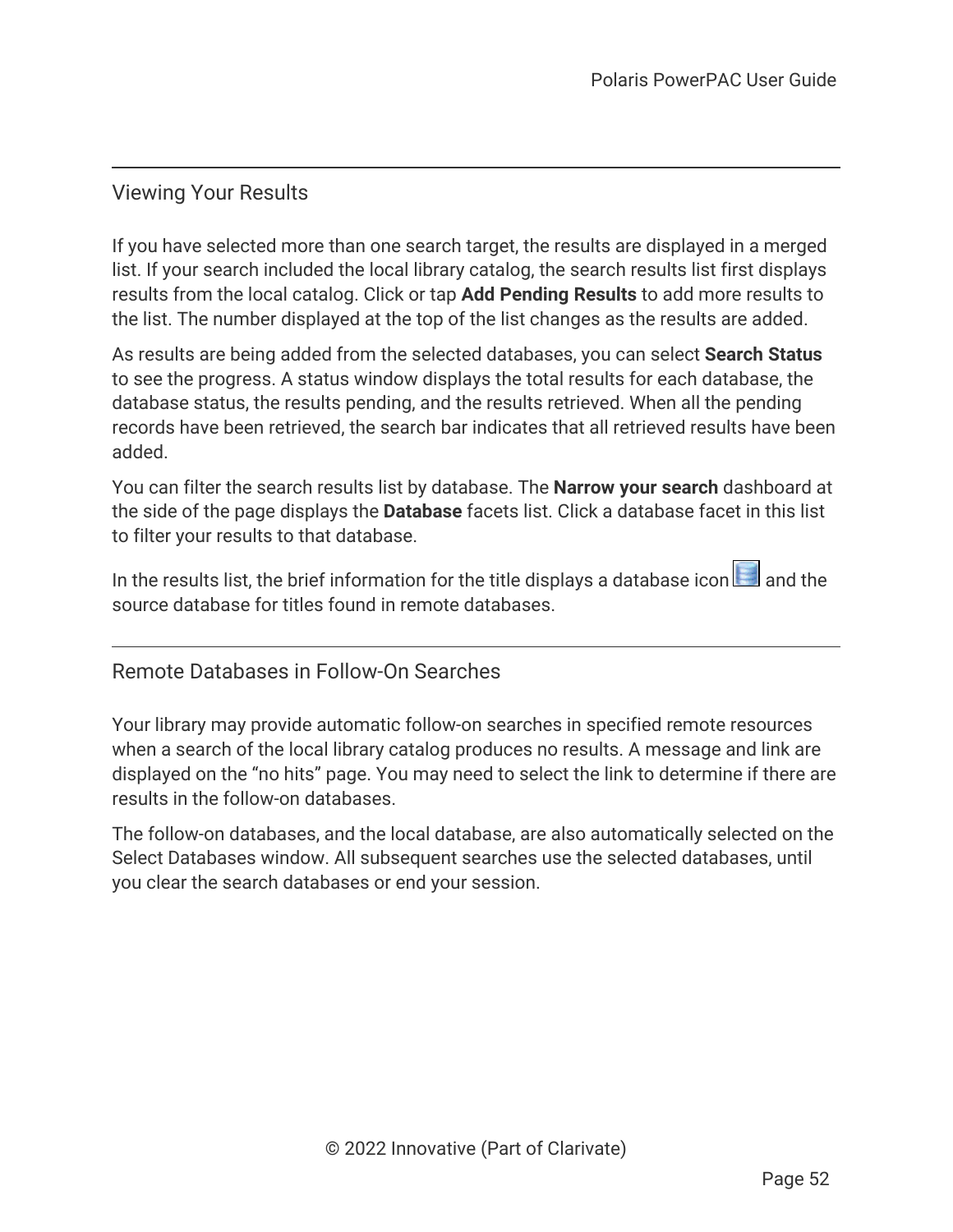## Viewing Your Results

If you have selected more than one search target, the results are displayed in a merged list. If your search included the local library catalog, the search results list first displays results from the local catalog. Click or tap **Add Pending Results** to add more results to the list. The number displayed at the top of the list changes as the results are added.

As results are being added from the selected databases, you can select **Search Status** to see the progress. A status window displays the total results for each database, the database status, the results pending, and the results retrieved. When all the pending records have been retrieved, the search bar indicates that all retrieved results have been added.

You can filter the search results list by database. The **Narrow your search** dashboard at the side of the page displays the **Database** facets list. Click a database facet in this list to filter your results to that database.

In the results list, the brief information for the title displays a database icon and the source database for titles found in remote databases.

## Remote Databases in Follow-On Searches

Your library may provide automatic follow-on searches in specified remote resources when a search of the local library catalog produces no results. A message and link are displayed on the "no hits" page. You may need to select the link to determine if there are results in the follow-on databases.

The follow-on databases, and the local database, are also automatically selected on the Select Databases window. All subsequent searches use the selected databases, until you clear the search databases or end your session.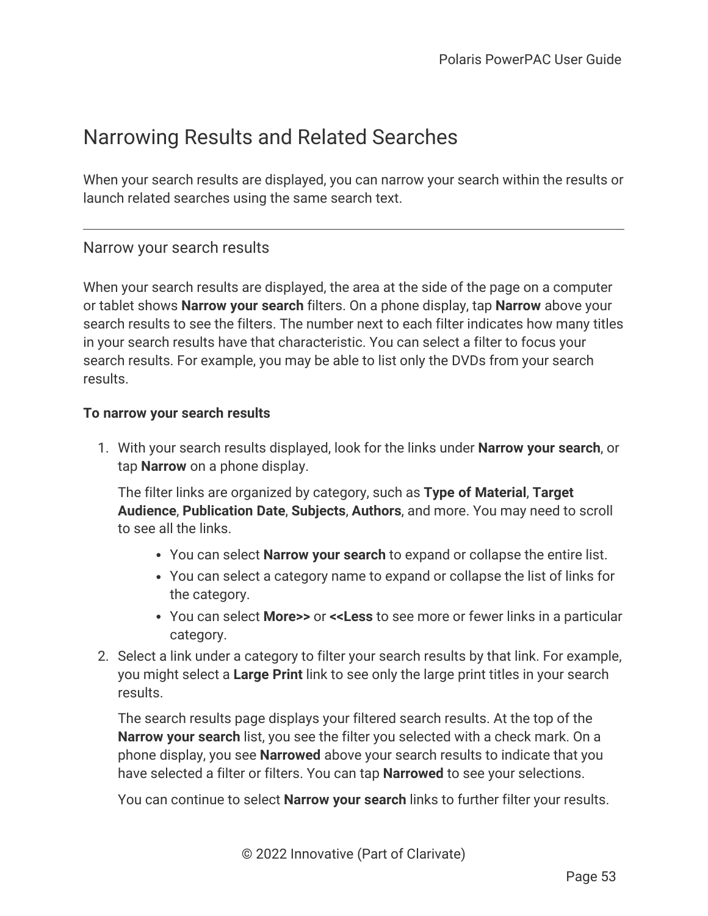# Narrowing Results and Related Searches

When your search results are displayed, you can narrow your search within the results or launch related searches using the same search text.

---

## Narrow your search results

When your search results are displayed, the area at the side of the page on a computer or tablet shows **Narrow your search** filters. On a phone display, tap **Narrow** above your search results to see the filters. The number next to each filter indicates how many titles in your search results have that characteristic. You can select a filter to focus your search results. For example, you may be able to list only the DVDs from your search results.

**To narrow your search results**

1. With your search results displayed, look for the links under **Narrow your search**, or tap **Narrow** on a phone display.

   The filter links are organized by category, such as **Type of Material**, **Target Audience**, **Publication Date**, **Subjects**, **Authors**, and more. You may need to scroll to see all the links.

   - You can select **Narrow your search** to expand or collapse the entire list.
   - You can select a category name to expand or collapse the list of links for the category.
   - You can select **More>>** or **<<Less** to see more or fewer links in a particular category.

2. Select a link under a category to filter your search results by that link. For example, you might select a **Large Print** link to see only the large print titles in your search results.

   The search results page displays your filtered search results. At the top of the **Narrow your search** list, you see the filter you selected with a check mark. On a phone display, you see **Narrowed** above your search results to indicate that you have selected a filter or filters. You can tap **Narrowed** to see your selections.

   You can continue to select **Narrow your search** links to further filter your results.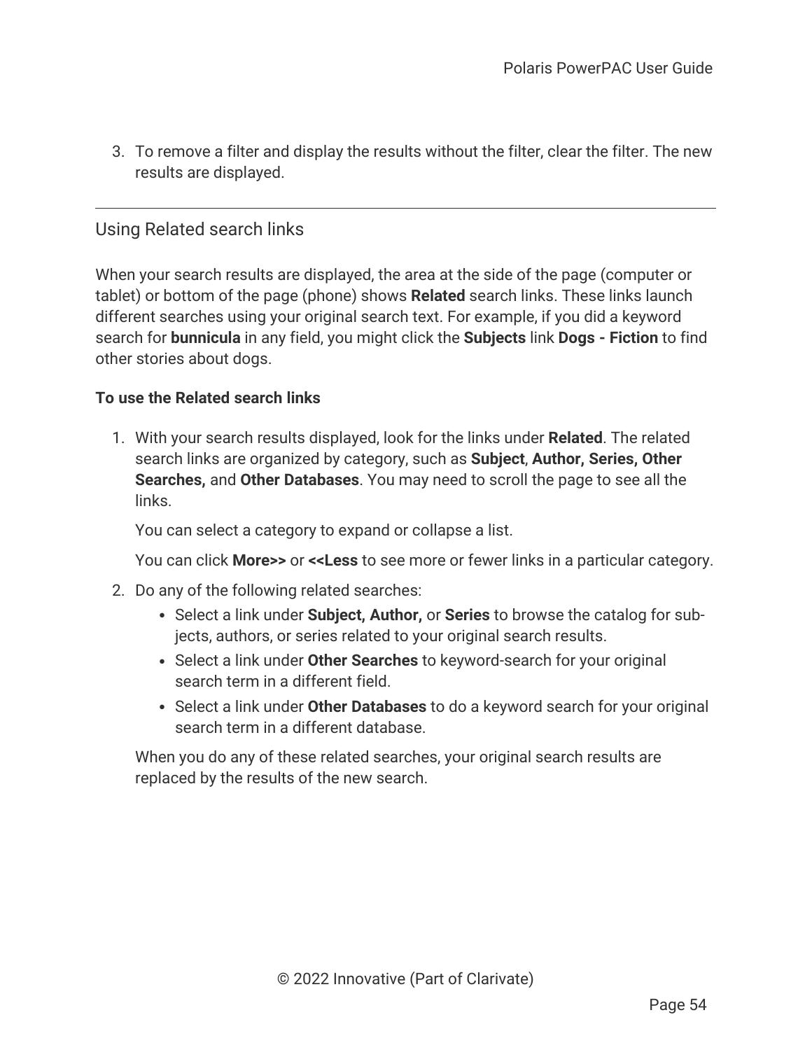3. To remove a filter and display the results without the filter, clear the filter. The new results are displayed.

---

## Using Related search links

When your search results are displayed, the area at the side of the page (computer or tablet) or bottom of the page (phone) shows **Related** search links. These links launch different searches using your original search text. For example, if you did a keyword search for **bunnicula** in any field, you might click the **Subjects** link **Dogs - Fiction** to find other stories about dogs.

**To use the Related search links**

1. With your search results displayed, look for the links under **Related**. The related search links are organized by category, such as **Subject**, **Author, Series, Other Searches,** and **Other Databases**. You may need to scroll the page to see all the links.

   You can select a category to expand or collapse a list.

   You can click **More>>** or **<<Less** to see more or fewer links in a particular category.

2. Do any of the following related searches:
   - Select a link under **Subject, Author,** or **Series** to browse the catalog for subjects, authors, or series related to your original search results.
   - Select a link under **Other Searches** to keyword-search for your original search term in a different field.
   - Select a link under **Other Databases** to do a keyword search for your original search term in a different database.

   When you do any of these related searches, your original search results are replaced by the results of the new search.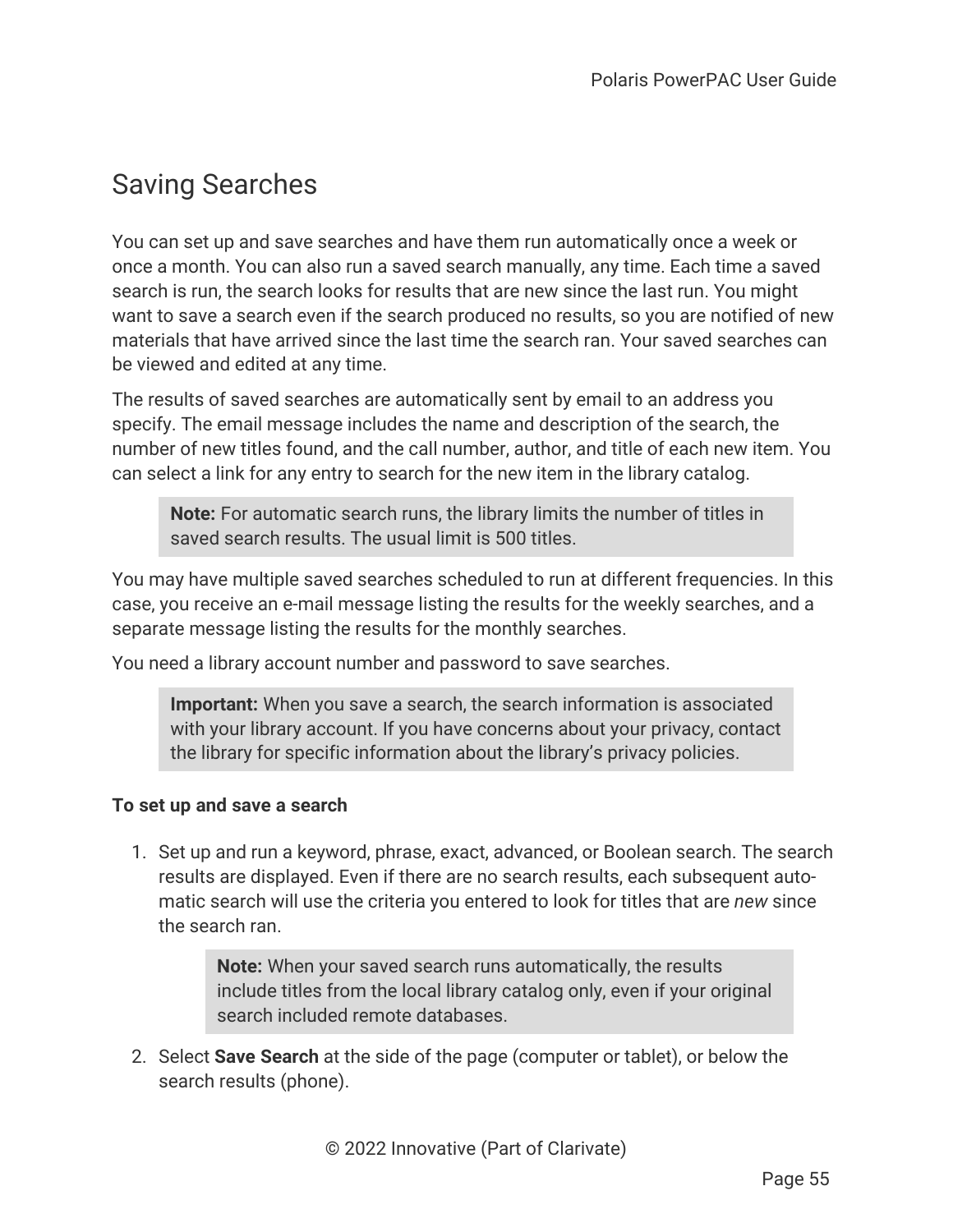# Saving Searches

You can set up and save searches and have them run automatically once a week or once a month. You can also run a saved search manually, any time. Each time a saved search is run, the search looks for results that are new since the last run. You might want to save a search even if the search produced no results, so you are notified of new materials that have arrived since the last time the search ran. Your saved searches can be viewed and edited at any time.

The results of saved searches are automatically sent by email to an address you specify. The email message includes the name and description of the search, the number of new titles found, and the call number, author, and title of each new item. You can select a link for any entry to search for the new item in the library catalog.

> **Note:** For automatic search runs, the library limits the number of titles in saved search results. The usual limit is 500 titles.

You may have multiple saved searches scheduled to run at different frequencies. In this case, you receive an e-mail message listing the results for the weekly searches, and a separate message listing the results for the monthly searches.

You need a library account number and password to save searches.

> **Important:** When you save a search, the search information is associated with your library account. If you have concerns about your privacy, contact the library for specific information about the library's privacy policies.

**To set up and save a search**

1. Set up and run a keyword, phrase, exact, advanced, or Boolean search. The search results are displayed. Even if there are no search results, each subsequent automatic search will use the criteria you entered to look for titles that are *new* since the search ran.

   > **Note:** When your saved search runs automatically, the results include titles from the local library catalog only, even if your original search included remote databases.

2. Select **Save Search** at the side of the page (computer or tablet), or below the search results (phone).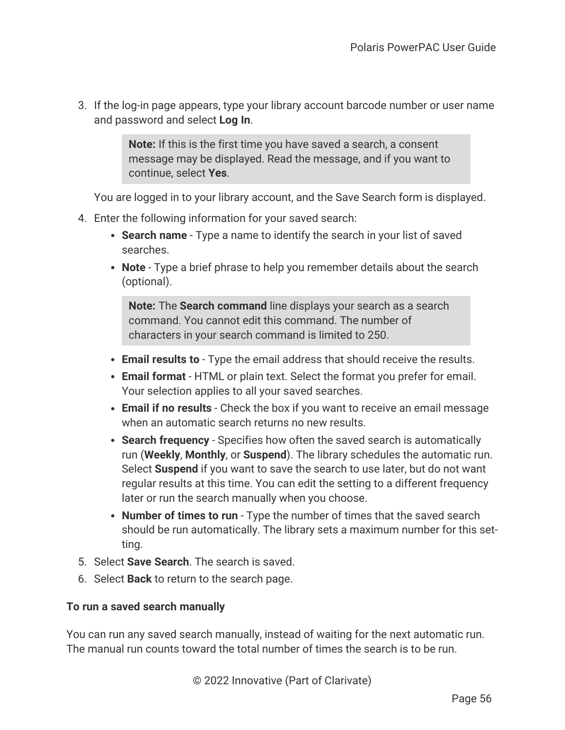3. If the log-in page appears, type your library account barcode number or user name and password and select **Log In**.

   > **Note:** If this is the first time you have saved a search, a consent message may be displayed. Read the message, and if you want to continue, select **Yes**.

   You are logged in to your library account, and the Save Search form is displayed.

4. Enter the following information for your saved search:
   - **Search name** - Type a name to identify the search in your list of saved searches.
   - **Note** - Type a brief phrase to help you remember details about the search (optional).

     > **Note:** The **Search command** line displays your search as a search command. You cannot edit this command. The number of characters in your search command is limited to 250.

   - **Email results to** - Type the email address that should receive the results.
   - **Email format** - HTML or plain text. Select the format you prefer for email. Your selection applies to all your saved searches.
   - **Email if no results** - Check the box if you want to receive an email message when an automatic search returns no new results.
   - **Search frequency** - Specifies how often the saved search is automatically run (**Weekly**, **Monthly**, or **Suspend**). The library schedules the automatic run. Select **Suspend** if you want to save the search to use later, but do not want regular results at this time. You can edit the setting to a different frequency later or run the search manually when you choose.
   - **Number of times to run** - Type the number of times that the saved search should be run automatically. The library sets a maximum number for this setting.
5. Select **Save Search**. The search is saved.
6. Select **Back** to return to the search page.

**To run a saved search manually**

You can run any saved search manually, instead of waiting for the next automatic run. The manual run counts toward the total number of times the search is to be run.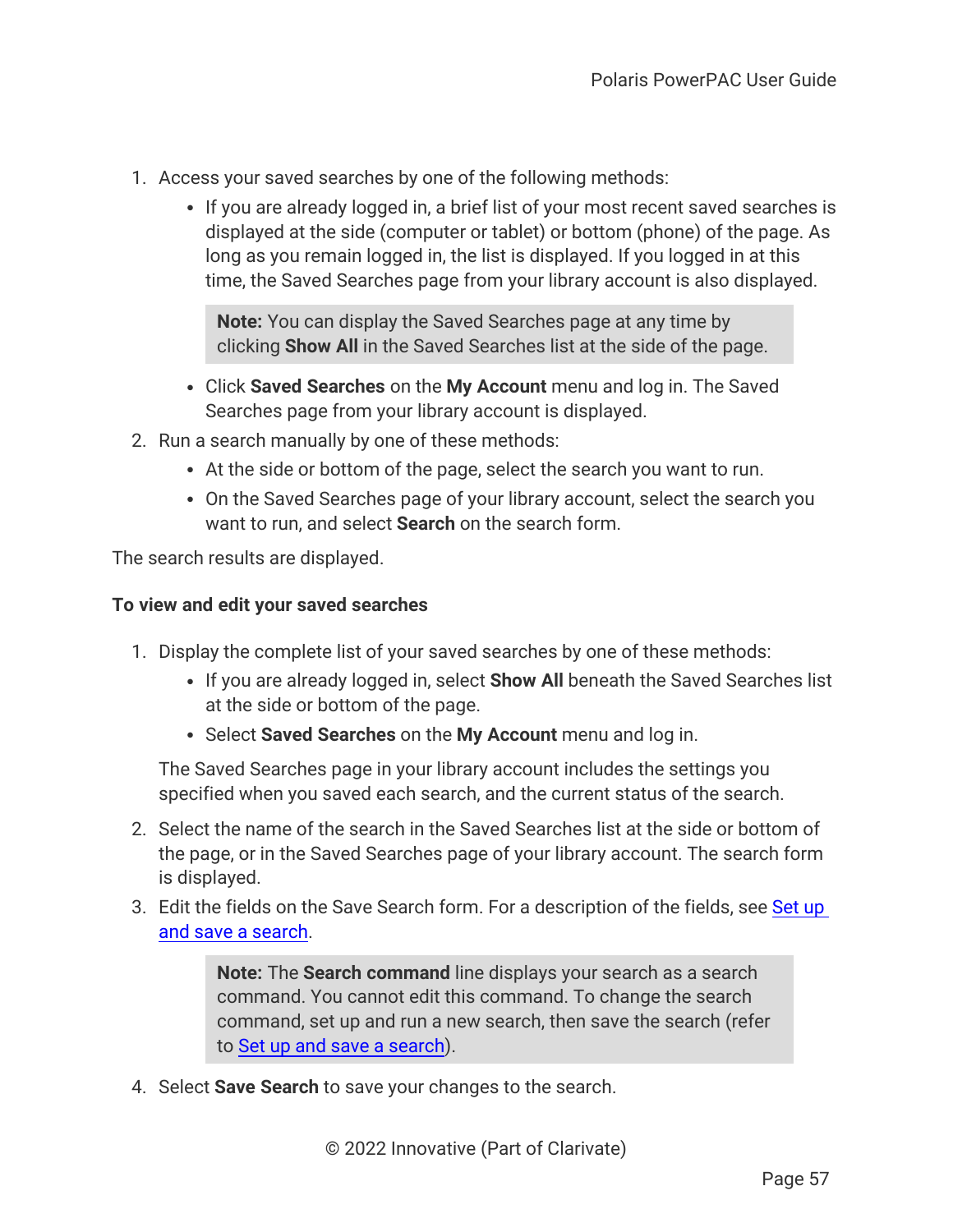1. Access your saved searches by one of the following methods:
   - If you are already logged in, a brief list of your most recent saved searches is displayed at the side (computer or tablet) or bottom (phone) of the page. As long as you remain logged in, the list is displayed. If you logged in at this time, the Saved Searches page from your library account is also displayed.

     > **Note:** You can display the Saved Searches page at any time by clicking **Show All** in the Saved Searches list at the side of the page.

   - Click **Saved Searches** on the **My Account** menu and log in. The Saved Searches page from your library account is displayed.
2. Run a search manually by one of these methods:
   - At the side or bottom of the page, select the search you want to run.
   - On the Saved Searches page of your library account, select the search you want to run, and select **Search** on the search form.

The search results are displayed.

**To view and edit your saved searches**

1. Display the complete list of your saved searches by one of these methods:
   - If you are already logged in, select **Show All** beneath the Saved Searches list at the side or bottom of the page.
   - Select **Saved Searches** on the **My Account** menu and log in.

   The Saved Searches page in your library account includes the settings you specified when you saved each search, and the current status of the search.
2. Select the name of the search in the Saved Searches list at the side or bottom of the page, or in the Saved Searches page of your library account. The search form is displayed.
3. Edit the fields on the Save Search form. For a description of the fields, see Set up and save a search.

   > **Note:** The **Search command** line displays your search as a search command. You cannot edit this command. To change the search command, set up and run a new search, then save the search (refer to Set up and save a search).

4. Select **Save Search** to save your changes to the search.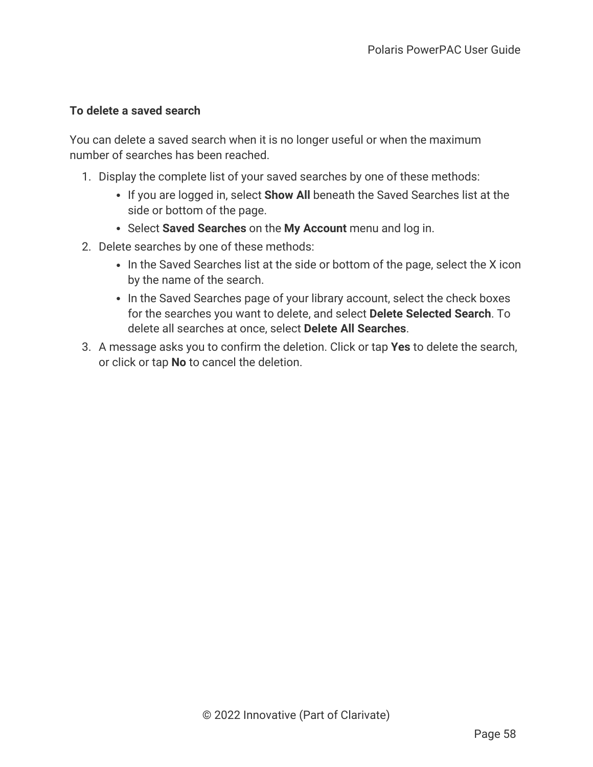**To delete a saved search**

You can delete a saved search when it is no longer useful or when the maximum number of searches has been reached.

1. Display the complete list of your saved searches by one of these methods:
    - If you are logged in, select **Show All** beneath the Saved Searches list at the side or bottom of the page.
    - Select **Saved Searches** on the **My Account** menu and log in.
2. Delete searches by one of these methods:
    - In the Saved Searches list at the side or bottom of the page, select the X icon by the name of the search.
    - In the Saved Searches page of your library account, select the check boxes for the searches you want to delete, and select **Delete Selected Search**. To delete all searches at once, select **Delete All Searches**.
3. A message asks you to confirm the deletion. Click or tap **Yes** to delete the search, or click or tap **No** to cancel the deletion.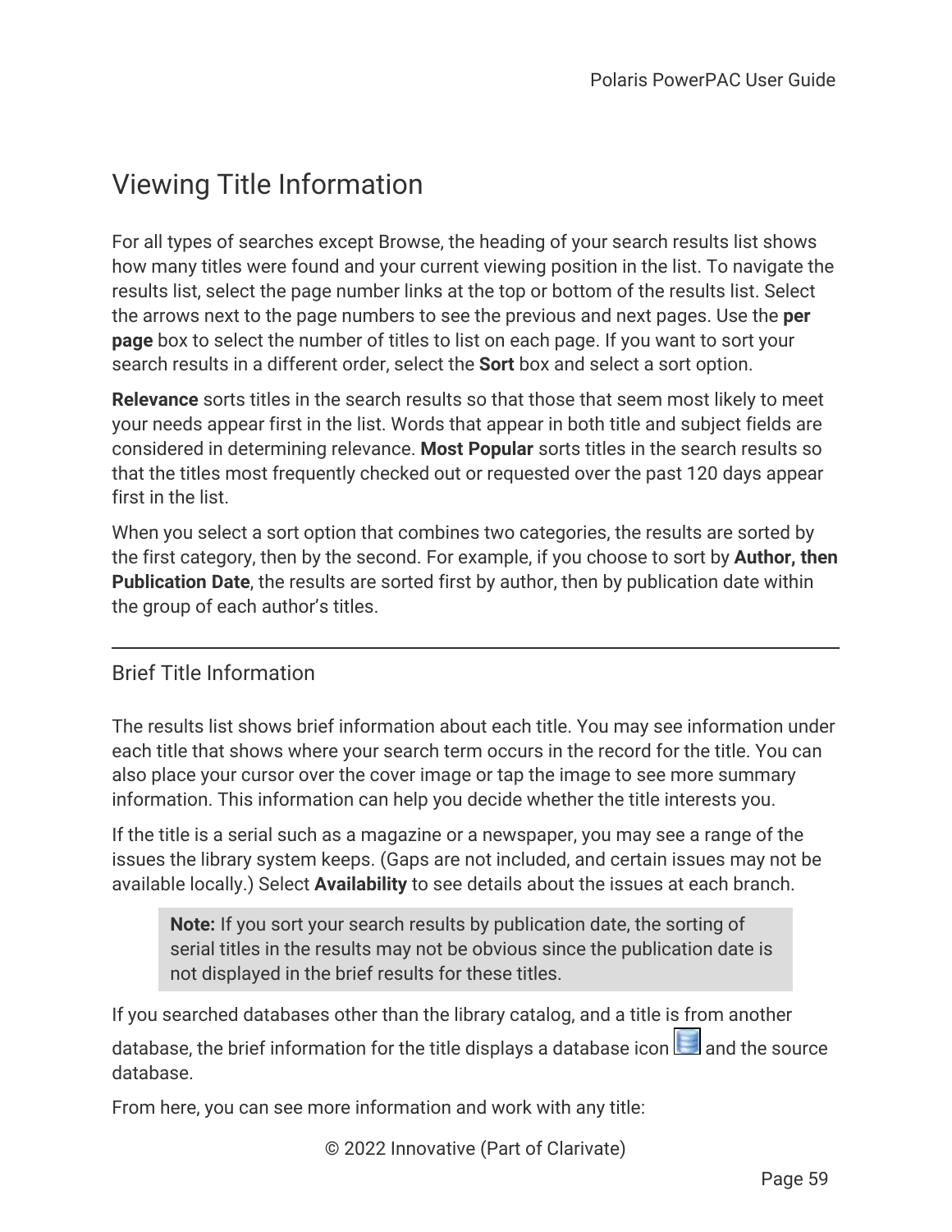# Viewing Title Information

For all types of searches except Browse, the heading of your search results list shows how many titles were found and your current viewing position in the list. To navigate the results list, select the page number links at the top or bottom of the results list. Select the arrows next to the page numbers to see the previous and next pages. Use the **per page** box to select the number of titles to list on each page. If you want to sort your search results in a different order, select the **Sort** box and select a sort option.

**Relevance** sorts titles in the search results so that those that seem most likely to meet your needs appear first in the list. Words that appear in both title and subject fields are considered in determining relevance. **Most Popular** sorts titles in the search results so that the titles most frequently checked out or requested over the past 120 days appear first in the list.

When you select a sort option that combines two categories, the results are sorted by the first category, then by the second. For example, if you choose to sort by **Author, then Publication Date**, the results are sorted first by author, then by publication date within the group of each author's titles.

## Brief Title Information

The results list shows brief information about each title. You may see information under each title that shows where your search term occurs in the record for the title. You can also place your cursor over the cover image or tap the image to see more summary information. This information can help you decide whether the title interests you.

If the title is a serial such as a magazine or a newspaper, you may see a range of the issues the library system keeps. (Gaps are not included, and certain issues may not be available locally.) Select **Availability** to see details about the issues at each branch.

> **Note:** If you sort your search results by publication date, the sorting of serial titles in the results may not be obvious since the publication date is not displayed in the brief results for these titles.

If you searched databases other than the library catalog, and a title is from another database, the brief information for the title displays a database icon and the source database.

From here, you can see more information and work with any title: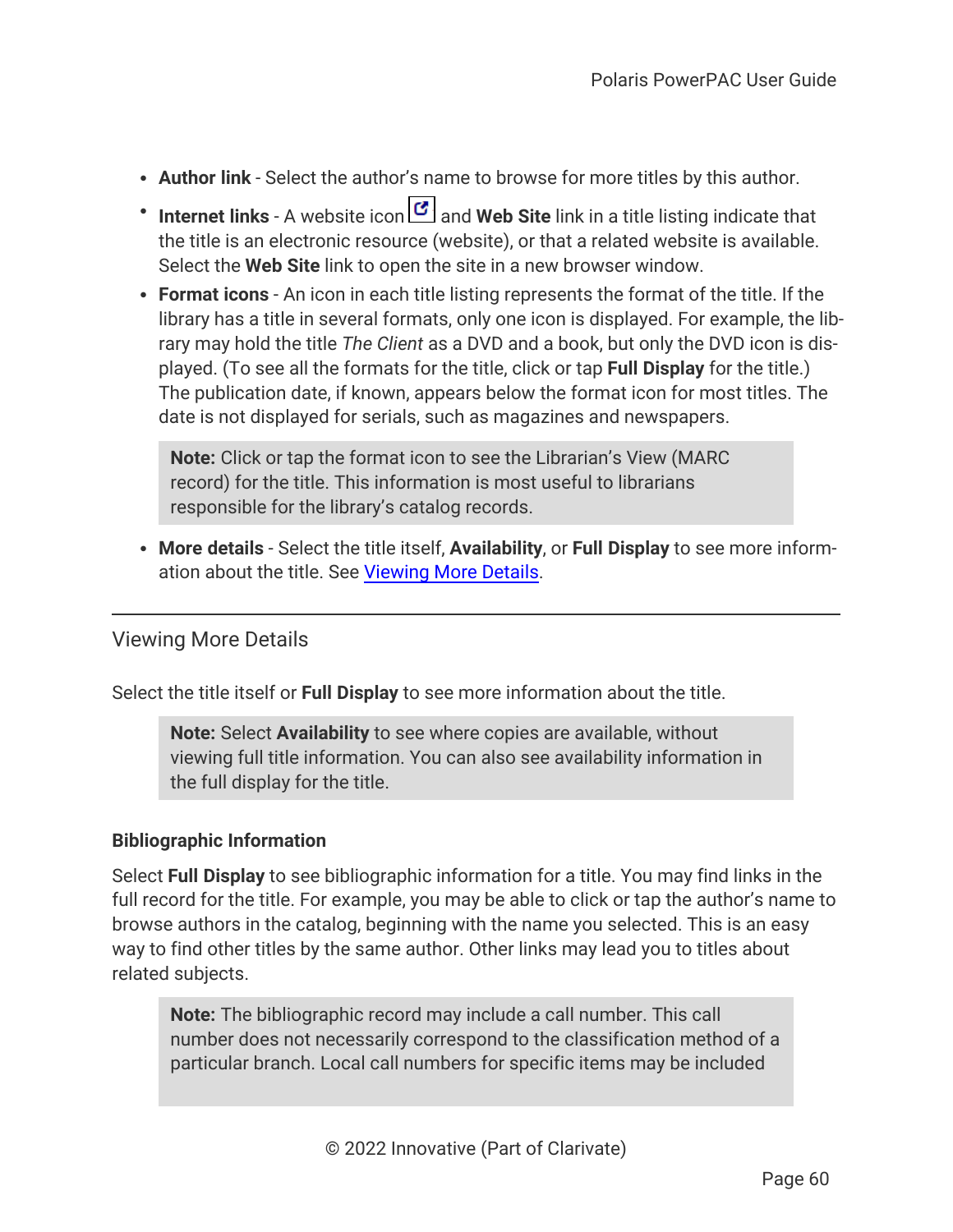- **Author link** - Select the author's name to browse for more titles by this author.
- **Internet links** - A website icon and **Web Site** link in a title listing indicate that the title is an electronic resource (website), or that a related website is available. Select the **Web Site** link to open the site in a new browser window.
- **Format icons** - An icon in each title listing represents the format of the title. If the library has a title in several formats, only one icon is displayed. For example, the library may hold the title *The Client* as a DVD and a book, but only the DVD icon is displayed. (To see all the formats for the title, click or tap **Full Display** for the title.) The publication date, if known, appears below the format icon for most titles. The date is not displayed for serials, such as magazines and newspapers.

  > **Note:** Click or tap the format icon to see the Librarian's View (MARC record) for the title. This information is most useful to librarians responsible for the library's catalog records.

- **More details** - Select the title itself, **Availability**, or **Full Display** to see more information about the title. See Viewing More Details.

---

## Viewing More Details

Select the title itself or **Full Display** to see more information about the title.

> **Note:** Select **Availability** to see where copies are available, without viewing full title information. You can also see availability information in the full display for the title.

### Bibliographic Information

Select **Full Display** to see bibliographic information for a title. You may find links in the full record for the title. For example, you may be able to click or tap the author's name to browse authors in the catalog, beginning with the name you selected. This is an easy way to find other titles by the same author. Other links may lead you to titles about related subjects.

> **Note:** The bibliographic record may include a call number. This call number does not necessarily correspond to the classification method of a particular branch. Local call numbers for specific items may be included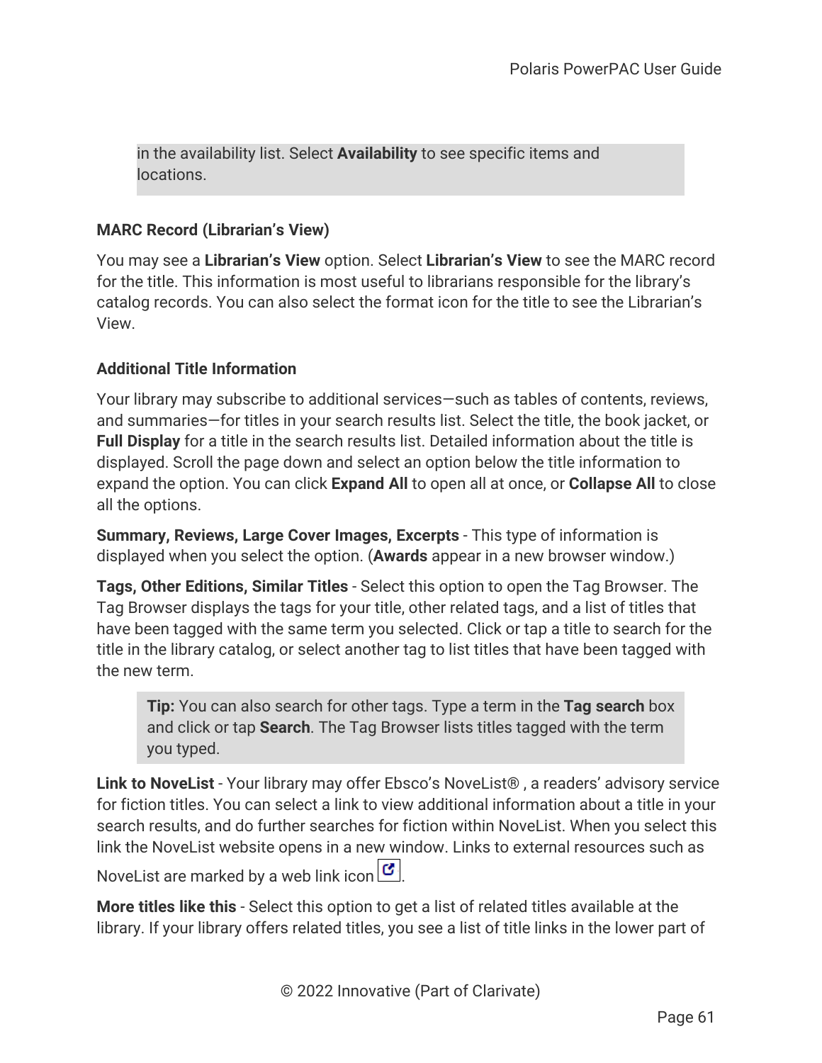> in the availability list. Select **Availability** to see specific items and locations.

**MARC Record (Librarian's View)**

You may see a **Librarian's View** option. Select **Librarian's View** to see the MARC record for the title. This information is most useful to librarians responsible for the library's catalog records. You can also select the format icon for the title to see the Librarian's View.

**Additional Title Information**

Your library may subscribe to additional services—such as tables of contents, reviews, and summaries—for titles in your search results list. Select the title, the book jacket, or **Full Display** for a title in the search results list. Detailed information about the title is displayed. Scroll the page down and select an option below the title information to expand the option. You can click **Expand All** to open all at once, or **Collapse All** to close all the options.

**Summary, Reviews, Large Cover Images, Excerpts** - This type of information is displayed when you select the option. (**Awards** appear in a new browser window.)

**Tags, Other Editions, Similar Titles** - Select this option to open the Tag Browser. The Tag Browser displays the tags for your title, other related tags, and a list of titles that have been tagged with the same term you selected. Click or tap a title to search for the title in the library catalog, or select another tag to list titles that have been tagged with the new term.

> **Tip:** You can also search for other tags. Type a term in the **Tag search** box and click or tap **Search**. The Tag Browser lists titles tagged with the term you typed.

**Link to NoveList** - Your library may offer Ebsco's NoveList® , a readers' advisory service for fiction titles. You can select a link to view additional information about a title in your search results, and do further searches for fiction within NoveList. When you select this link the NoveList website opens in a new window. Links to external resources such as NoveList are marked by a web link icon.

**More titles like this** - Select this option to get a list of related titles available at the library. If your library offers related titles, you see a list of title links in the lower part of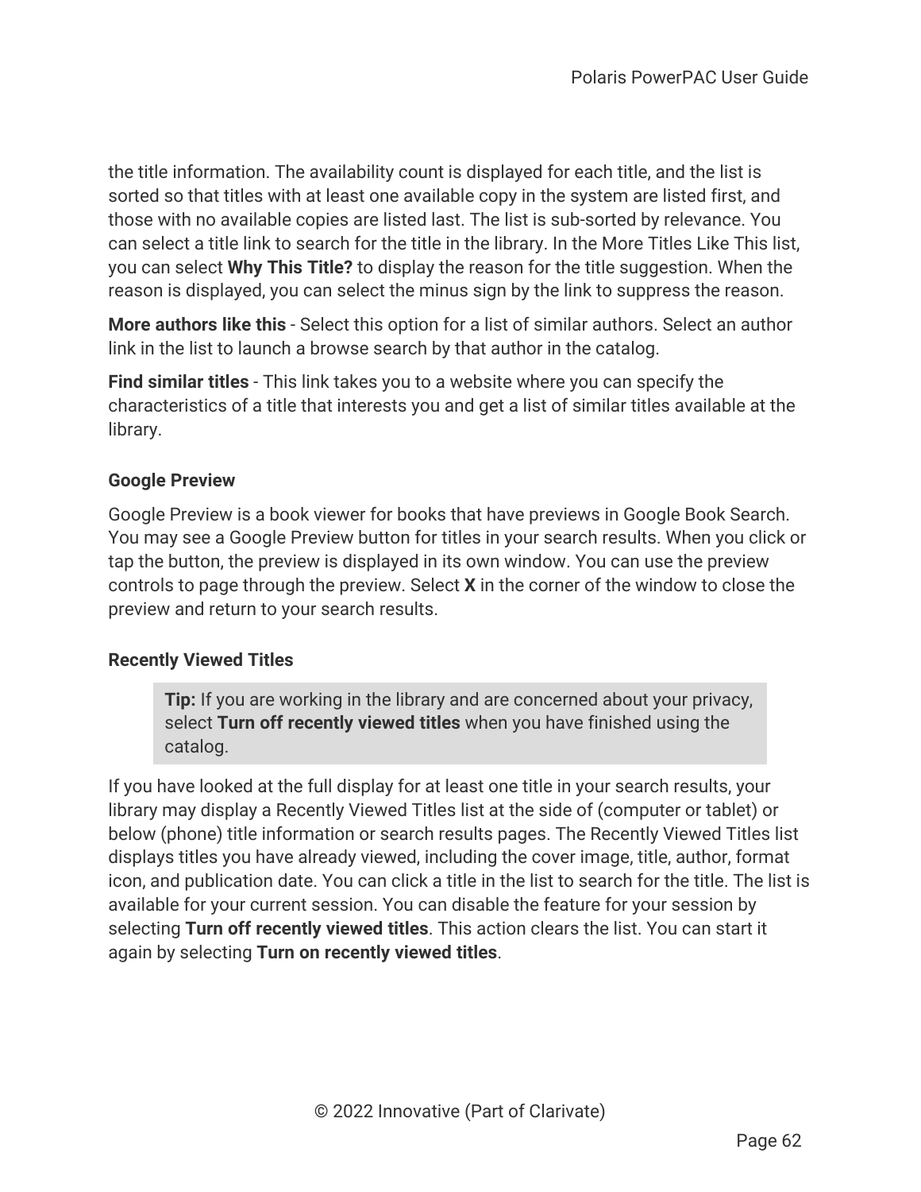the title information. The availability count is displayed for each title, and the list is sorted so that titles with at least one available copy in the system are listed first, and those with no available copies are listed last. The list is sub-sorted by relevance. You can select a title link to search for the title in the library. In the More Titles Like This list, you can select **Why This Title?** to display the reason for the title suggestion. When the reason is displayed, you can select the minus sign by the link to suppress the reason.

**More authors like this** - Select this option for a list of similar authors. Select an author link in the list to launch a browse search by that author in the catalog.

**Find similar titles** - This link takes you to a website where you can specify the characteristics of a title that interests you and get a list of similar titles available at the library.

#### Google Preview

Google Preview is a book viewer for books that have previews in Google Book Search. You may see a Google Preview button for titles in your search results. When you click or tap the button, the preview is displayed in its own window. You can use the preview controls to page through the preview. Select **X** in the corner of the window to close the preview and return to your search results.

#### Recently Viewed Titles

> **Tip:** If you are working in the library and are concerned about your privacy, select **Turn off recently viewed titles** when you have finished using the catalog.

If you have looked at the full display for at least one title in your search results, your library may display a Recently Viewed Titles list at the side of (computer or tablet) or below (phone) title information or search results pages. The Recently Viewed Titles list displays titles you have already viewed, including the cover image, title, author, format icon, and publication date. You can click a title in the list to search for the title. The list is available for your current session. You can disable the feature for your session by selecting **Turn off recently viewed titles**. This action clears the list. You can start it again by selecting **Turn on recently viewed titles**.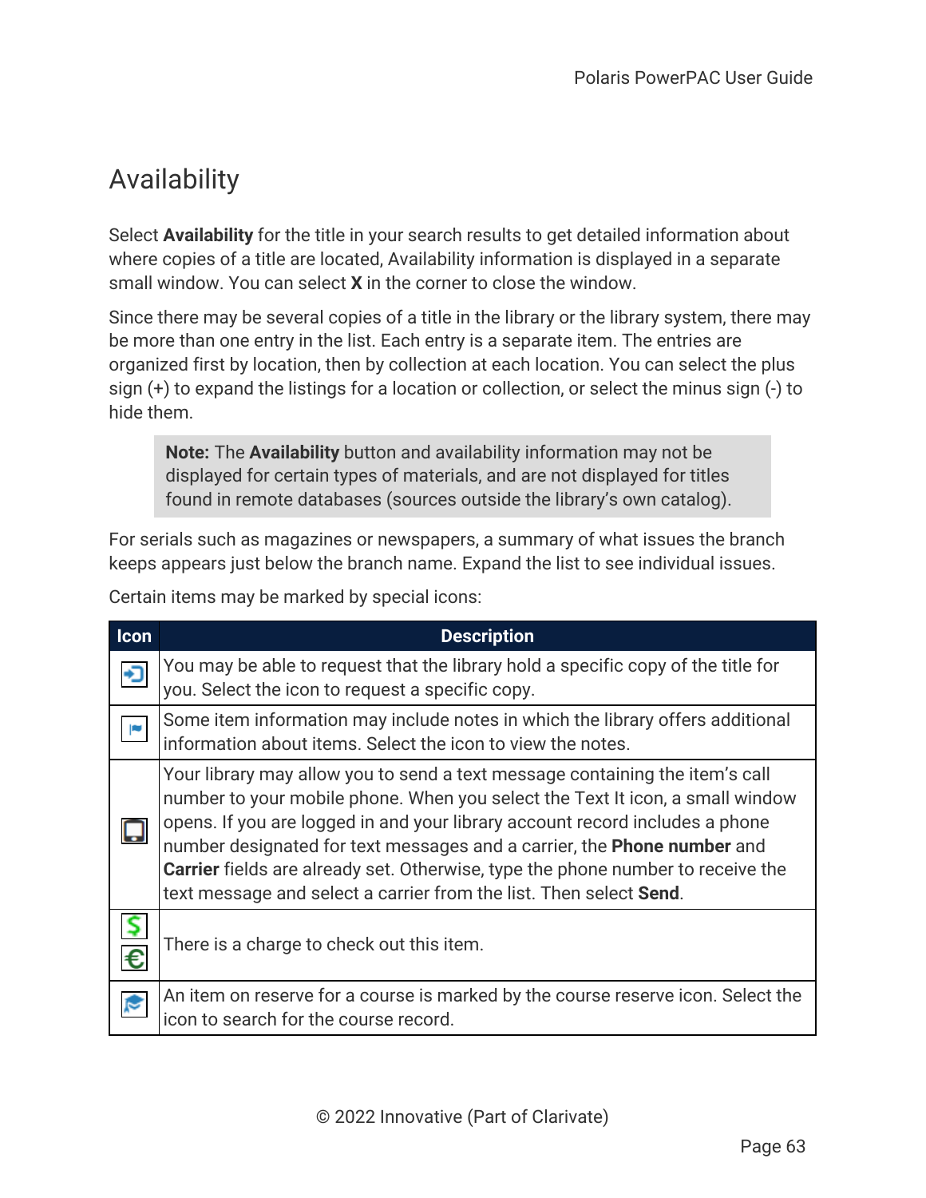# Availability

Select **Availability** for the title in your search results to get detailed information about where copies of a title are located, Availability information is displayed in a separate small window. You can select **X** in the corner to close the window.

Since there may be several copies of a title in the library or the library system, there may be more than one entry in the list. Each entry is a separate item. The entries are organized first by location, then by collection at each location. You can select the plus sign (+) to expand the listings for a location or collection, or select the minus sign (-) to hide them.

> **Note:** The **Availability** button and availability information may not be displayed for certain types of materials, and are not displayed for titles found in remote databases (sources outside the library's own catalog).

For serials such as magazines or newspapers, a summary of what issues the branch keeps appears just below the branch name. Expand the list to see individual issues.

Certain items may be marked by special icons:

| Icon | Description |
|---|---|
| | You may be able to request that the library hold a specific copy of the title for you. Select the icon to request a specific copy. |
| | Some item information may include notes in which the library offers additional information about items. Select the icon to view the notes. |
| | Your library may allow you to send a text message containing the item's call number to your mobile phone. When you select the Text It icon, a small window opens. If you are logged in and your library account record includes a phone number designated for text messages and a carrier, the **Phone number** and **Carrier** fields are already set. Otherwise, type the phone number to receive the text message and select a carrier from the list. Then select **Send**. |
| | There is a charge to check out this item. |
| | An item on reserve for a course is marked by the course reserve icon. Select the icon to search for the course record. |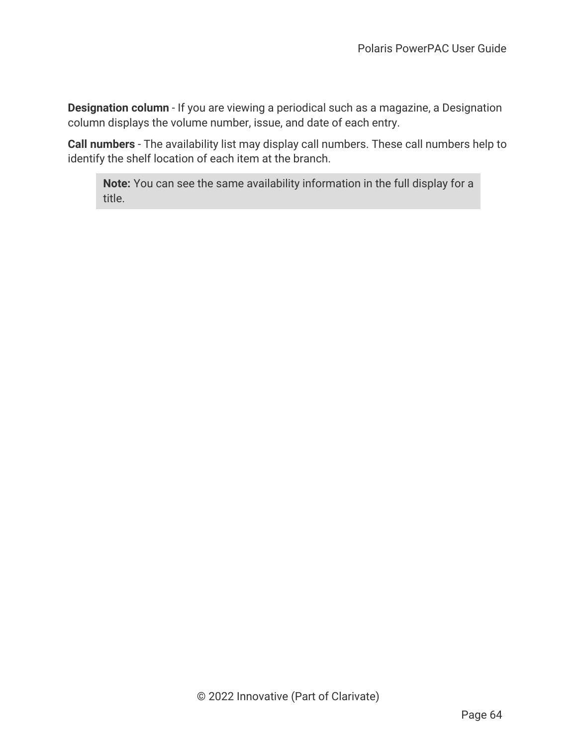**Designation column** - If you are viewing a periodical such as a magazine, a Designation column displays the volume number, issue, and date of each entry.

**Call numbers** - The availability list may display call numbers. These call numbers help to identify the shelf location of each item at the branch.

> **Note:** You can see the same availability information in the full display for a title.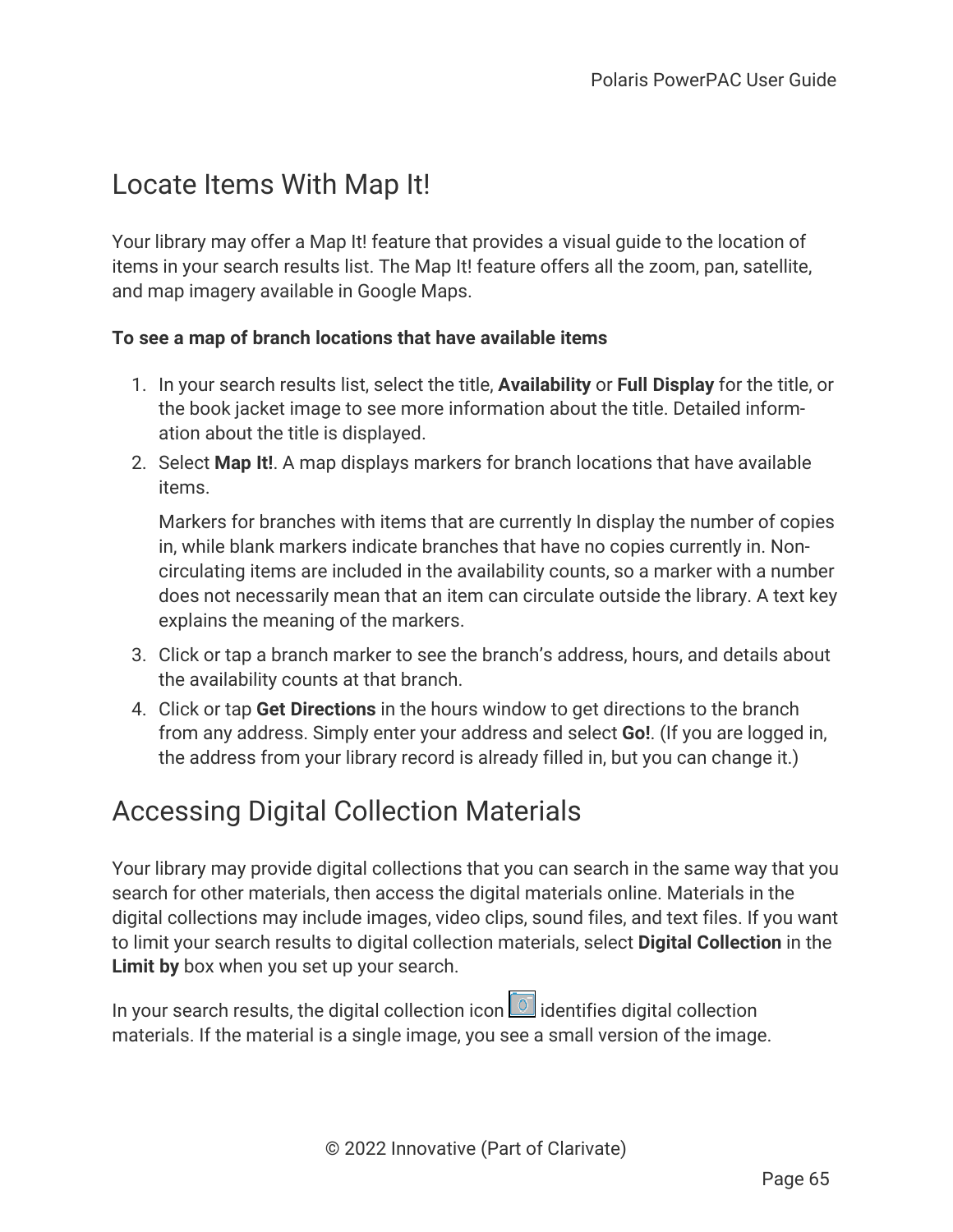## Locate Items With Map It!

Your library may offer a Map It! feature that provides a visual guide to the location of items in your search results list. The Map It! feature offers all the zoom, pan, satellite, and map imagery available in Google Maps.

**To see a map of branch locations that have available items**

1. In your search results list, select the title, **Availability** or **Full Display** for the title, or the book jacket image to see more information about the title. Detailed information about the title is displayed.
2. Select **Map It!**. A map displays markers for branch locations that have available items.

   Markers for branches with items that are currently In display the number of copies in, while blank markers indicate branches that have no copies currently in. Non-circulating items are included in the availability counts, so a marker with a number does not necessarily mean that an item can circulate outside the library. A text key explains the meaning of the markers.
3. Click or tap a branch marker to see the branch's address, hours, and details about the availability counts at that branch.
4. Click or tap **Get Directions** in the hours window to get directions to the branch from any address. Simply enter your address and select **Go!**. (If you are logged in, the address from your library record is already filled in, but you can change it.)

## Accessing Digital Collection Materials

Your library may provide digital collections that you can search in the same way that you search for other materials, then access the digital materials online. Materials in the digital collections may include images, video clips, sound files, and text files. If you want to limit your search results to digital collection materials, select **Digital Collection** in the **Limit by** box when you set up your search.

In your search results, the digital collection icon identifies digital collection materials. If the material is a single image, you see a small version of the image.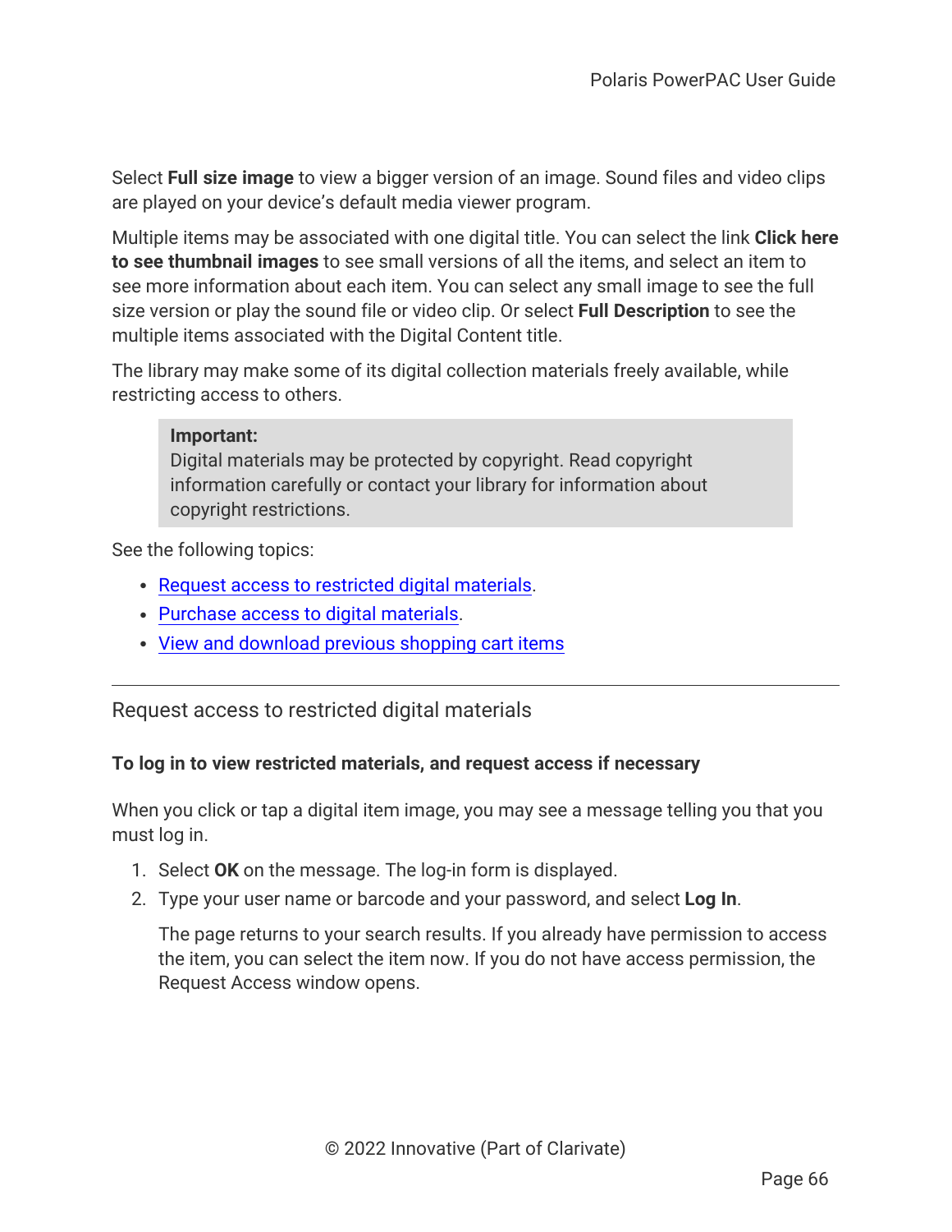Select **Full size image** to view a bigger version of an image. Sound files and video clips are played on your device's default media viewer program.

Multiple items may be associated with one digital title. You can select the link **Click here to see thumbnail images** to see small versions of all the items, and select an item to see more information about each item. You can select any small image to see the full size version or play the sound file or video clip. Or select **Full Description** to see the multiple items associated with the Digital Content title.

The library may make some of its digital collection materials freely available, while restricting access to others.

> **Important:**
> Digital materials may be protected by copyright. Read copyright information carefully or contact your library for information about copyright restrictions.

See the following topics:

- Request access to restricted digital materials.
- Purchase access to digital materials.
- View and download previous shopping cart items

---

## Request access to restricted digital materials

**To log in to view restricted materials, and request access if necessary**

When you click or tap a digital item image, you may see a message telling you that you must log in.

1. Select **OK** on the message. The log-in form is displayed.
2. Type your user name or barcode and your password, and select **Log In**.

   The page returns to your search results. If you already have permission to access the item, you can select the item now. If you do not have access permission, the Request Access window opens.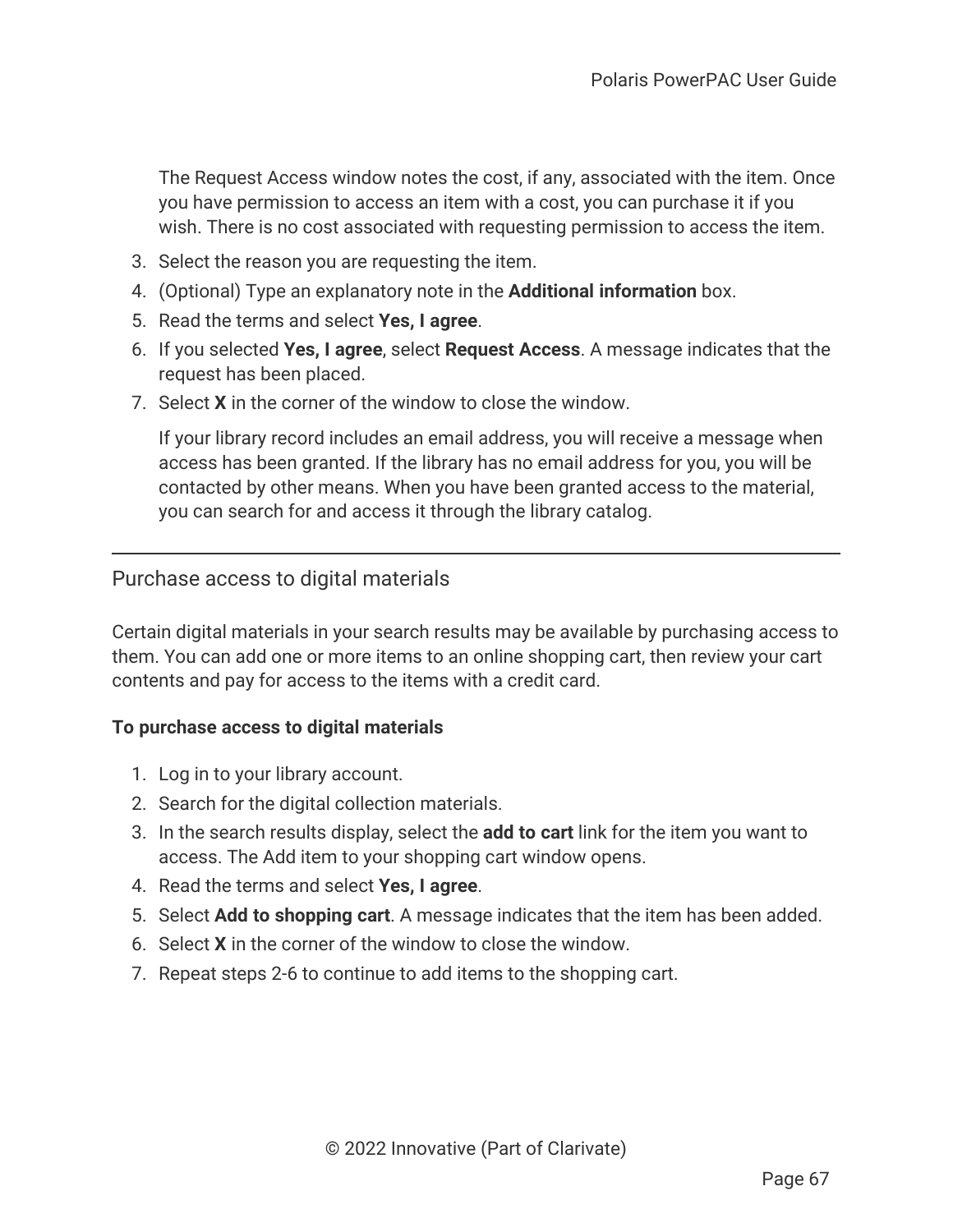The Request Access window notes the cost, if any, associated with the item. Once you have permission to access an item with a cost, you can purchase it if you wish. There is no cost associated with requesting permission to access the item.

3. Select the reason you are requesting the item.
4. (Optional) Type an explanatory note in the **Additional information** box.
5. Read the terms and select **Yes, I agree**.
6. If you selected **Yes, I agree**, select **Request Access**. A message indicates that the request has been placed.
7. Select **X** in the corner of the window to close the window.

   If your library record includes an email address, you will receive a message when access has been granted. If the library has no email address for you, you will be contacted by other means. When you have been granted access to the material, you can search for and access it through the library catalog.

## Purchase access to digital materials

Certain digital materials in your search results may be available by purchasing access to them. You can add one or more items to an online shopping cart, then review your cart contents and pay for access to the items with a credit card.

**To purchase access to digital materials**

1. Log in to your library account.
2. Search for the digital collection materials.
3. In the search results display, select the **add to cart** link for the item you want to access. The Add item to your shopping cart window opens.
4. Read the terms and select **Yes, I agree**.
5. Select **Add to shopping cart**. A message indicates that the item has been added.
6. Select **X** in the corner of the window to close the window.
7. Repeat steps 2-6 to continue to add items to the shopping cart.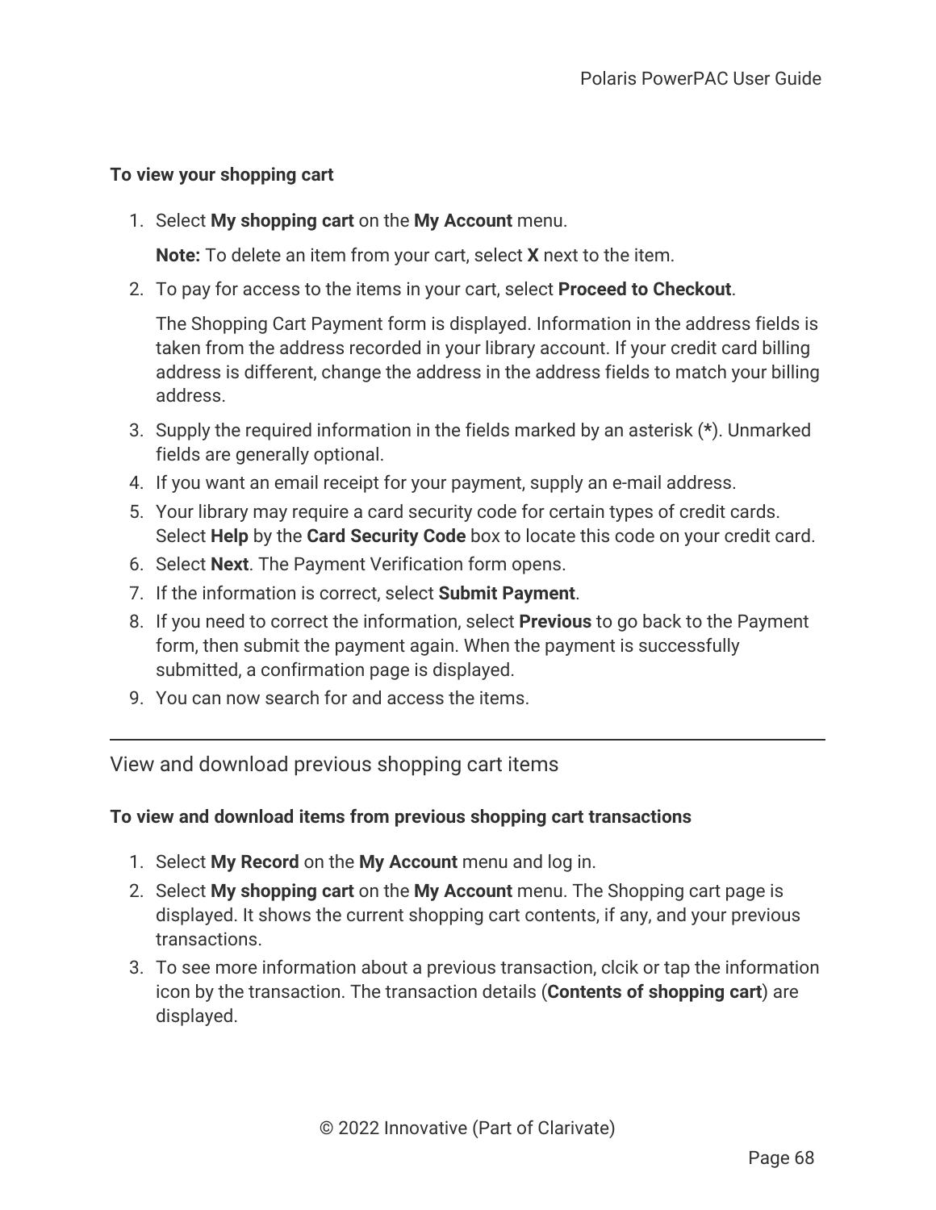**To view your shopping cart**

1. Select **My shopping cart** on the **My Account** menu.

   **Note:** To delete an item from your cart, select **X** next to the item.

2. To pay for access to the items in your cart, select **Proceed to Checkout**.

   The Shopping Cart Payment form is displayed. Information in the address fields is taken from the address recorded in your library account. If your credit card billing address is different, change the address in the address fields to match your billing address.

3. Supply the required information in the fields marked by an asterisk (**\***). Unmarked fields are generally optional.
4. If you want an email receipt for your payment, supply an e-mail address.
5. Your library may require a card security code for certain types of credit cards. Select **Help** by the **Card Security Code** box to locate this code on your credit card.
6. Select **Next**. The Payment Verification form opens.
7. If the information is correct, select **Submit Payment**.
8. If you need to correct the information, select **Previous** to go back to the Payment form, then submit the payment again. When the payment is successfully submitted, a confirmation page is displayed.
9. You can now search for and access the items.

---

## View and download previous shopping cart items

**To view and download items from previous shopping cart transactions**

1. Select **My Record** on the **My Account** menu and log in.
2. Select **My shopping cart** on the **My Account** menu. The Shopping cart page is displayed. It shows the current shopping cart contents, if any, and your previous transactions.
3. To see more information about a previous transaction, clcik or tap the information icon by the transaction. The transaction details (**Contents of shopping cart**) are displayed.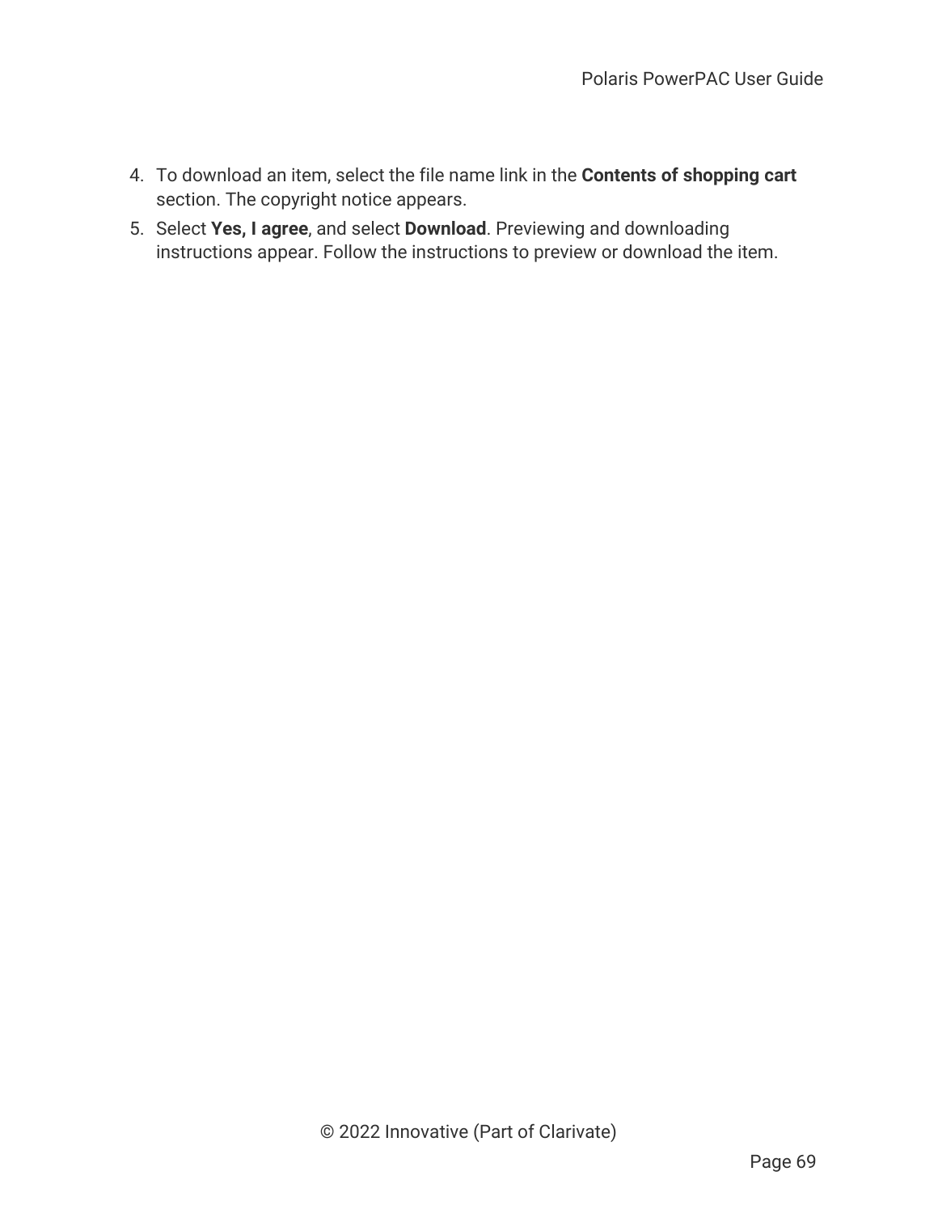4. To download an item, select the file name link in the **Contents of shopping cart** section. The copyright notice appears.
5. Select **Yes, I agree**, and select **Download**. Previewing and downloading instructions appear. Follow the instructions to preview or download the item.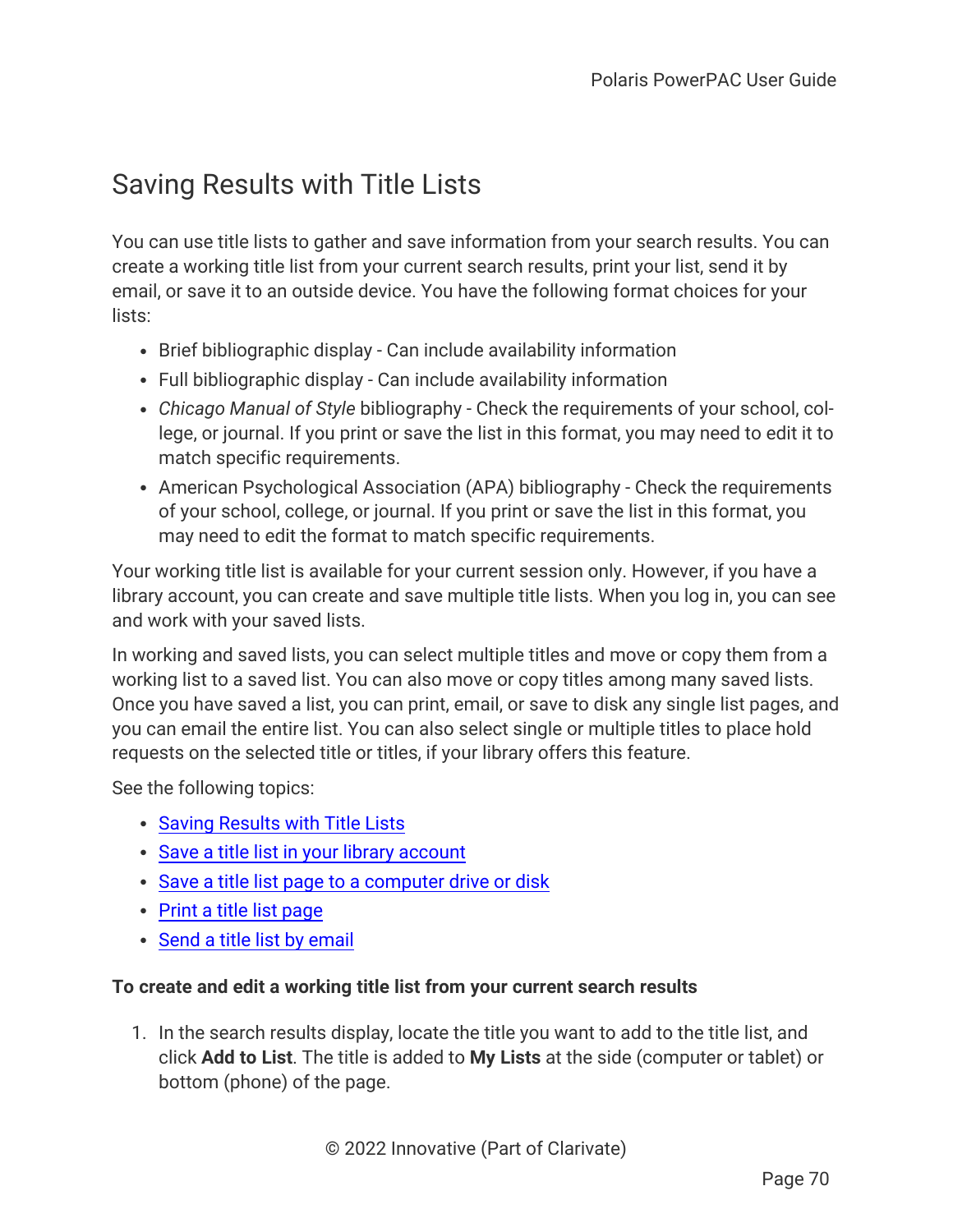# Saving Results with Title Lists

You can use title lists to gather and save information from your search results. You can create a working title list from your current search results, print your list, send it by email, or save it to an outside device. You have the following format choices for your lists:

- Brief bibliographic display - Can include availability information
- Full bibliographic display - Can include availability information
- *Chicago Manual of Style* bibliography - Check the requirements of your school, college, or journal. If you print or save the list in this format, you may need to edit it to match specific requirements.
- American Psychological Association (APA) bibliography - Check the requirements of your school, college, or journal. If you print or save the list in this format, you may need to edit the format to match specific requirements.

Your working title list is available for your current session only. However, if you have a library account, you can create and save multiple title lists. When you log in, you can see and work with your saved lists.

In working and saved lists, you can select multiple titles and move or copy them from a working list to a saved list. You can also move or copy titles among many saved lists. Once you have saved a list, you can print, email, or save to disk any single list pages, and you can email the entire list. You can also select single or multiple titles to place hold requests on the selected title or titles, if your library offers this feature.

See the following topics:

- Saving Results with Title Lists
- Save a title list in your library account
- Save a title list page to a computer drive or disk
- Print a title list page
- Send a title list by email

**To create and edit a working title list from your current search results**

1. In the search results display, locate the title you want to add to the title list, and click **Add to List**. The title is added to **My Lists** at the side (computer or tablet) or bottom (phone) of the page.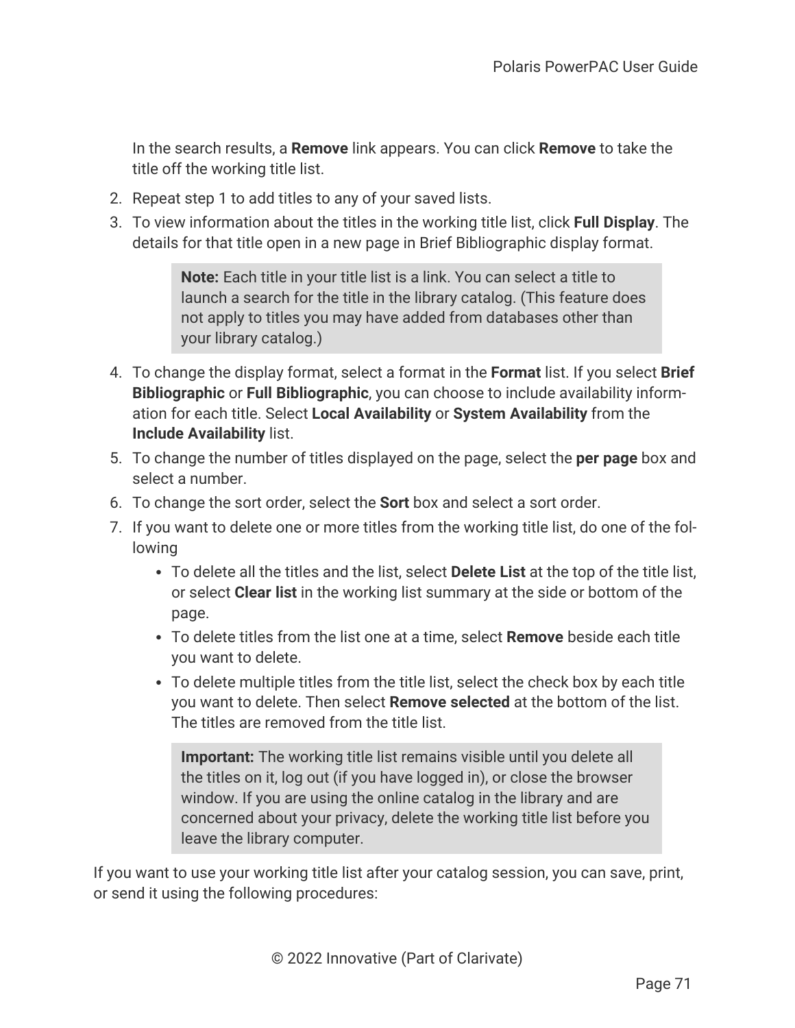In the search results, a **Remove** link appears. You can click **Remove** to take the title off the working title list.

2. Repeat step 1 to add titles to any of your saved lists.
3. To view information about the titles in the working title list, click **Full Display**. The details for that title open in a new page in Brief Bibliographic display format.

   > **Note:** Each title in your title list is a link. You can select a title to launch a search for the title in the library catalog. (This feature does not apply to titles you may have added from databases other than your library catalog.)

4. To change the display format, select a format in the **Format** list. If you select **Brief Bibliographic** or **Full Bibliographic**, you can choose to include availability information for each title. Select **Local Availability** or **System Availability** from the **Include Availability** list.
5. To change the number of titles displayed on the page, select the **per page** box and select a number.
6. To change the sort order, select the **Sort** box and select a sort order.
7. If you want to delete one or more titles from the working title list, do one of the following
   - To delete all the titles and the list, select **Delete List** at the top of the title list, or select **Clear list** in the working list summary at the side or bottom of the page.
   - To delete titles from the list one at a time, select **Remove** beside each title you want to delete.
   - To delete multiple titles from the title list, select the check box by each title you want to delete. Then select **Remove selected** at the bottom of the list. The titles are removed from the title list.

   > **Important:** The working title list remains visible until you delete all the titles on it, log out (if you have logged in), or close the browser window. If you are using the online catalog in the library and are concerned about your privacy, delete the working title list before you leave the library computer.

If you want to use your working title list after your catalog session, you can save, print, or send it using the following procedures: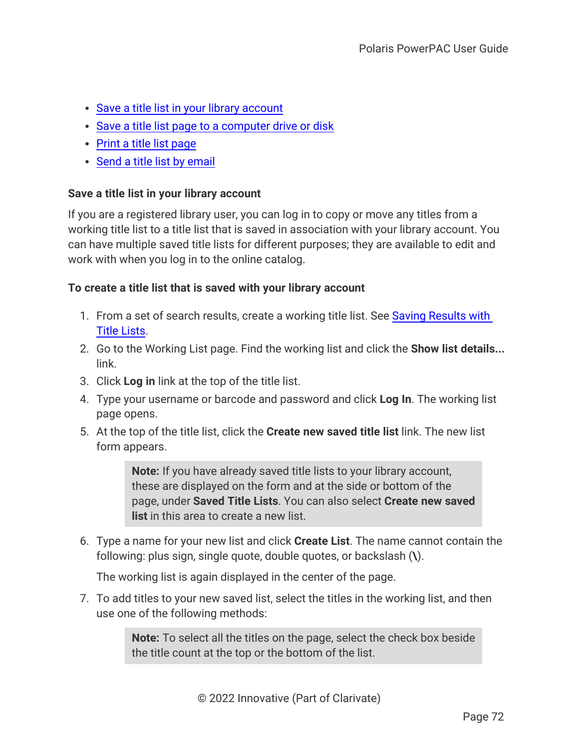- Save a title list in your library account
- Save a title list page to a computer drive or disk
- Print a title list page
- Send a title list by email

### Save a title list in your library account

If you are a registered library user, you can log in to copy or move any titles from a working title list to a title list that is saved in association with your library account. You can have multiple saved title lists for different purposes; they are available to edit and work with when you log in to the online catalog.

#### To create a title list that is saved with your library account

1. From a set of search results, create a working title list. See Saving Results with Title Lists.
2. Go to the Working List page. Find the working list and click the **Show list details...** link.
3. Click **Log in** link at the top of the title list.
4. Type your username or barcode and password and click **Log In**. The working list page opens.
5. At the top of the title list, click the **Create new saved title list** link. The new list form appears.

   > **Note:** If you have already saved title lists to your library account, these are displayed on the form and at the side or bottom of the page, under **Saved Title Lists**. You can also select **Create new saved list** in this area to create a new list.

6. Type a name for your new list and click **Create List**. The name cannot contain the following: plus sign, single quote, double quotes, or backslash (**\**).

   The working list is again displayed in the center of the page.

7. To add titles to your new saved list, select the titles in the working list, and then use one of the following methods:

   > **Note:** To select all the titles on the page, select the check box beside the title count at the top or the bottom of the list.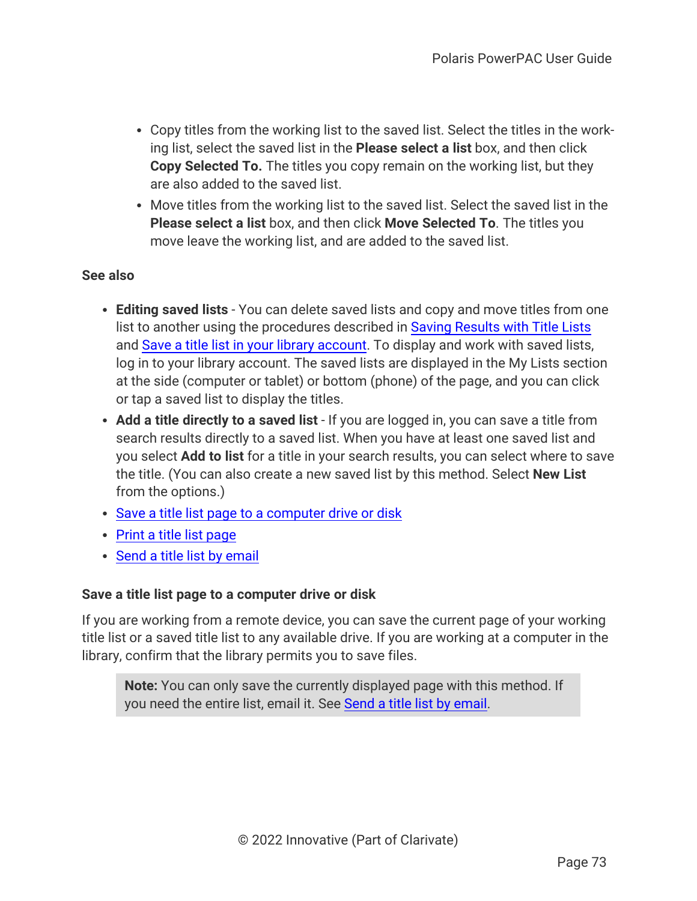- Copy titles from the working list to the saved list. Select the titles in the working list, select the saved list in the **Please select a list** box, and then click **Copy Selected To.** The titles you copy remain on the working list, but they are also added to the saved list.
- Move titles from the working list to the saved list. Select the saved list in the **Please select a list** box, and then click **Move Selected To**. The titles you move leave the working list, and are added to the saved list.

**See also**

- **Editing saved lists** - You can delete saved lists and copy and move titles from one list to another using the procedures described in Saving Results with Title Lists and Save a title list in your library account. To display and work with saved lists, log in to your library account. The saved lists are displayed in the My Lists section at the side (computer or tablet) or bottom (phone) of the page, and you can click or tap a saved list to display the titles.
- **Add a title directly to a saved list** - If you are logged in, you can save a title from search results directly to a saved list. When you have at least one saved list and you select **Add to list** for a title in your search results, you can select where to save the title. (You can also create a new saved list by this method. Select **New List** from the options.)
- Save a title list page to a computer drive or disk
- Print a title list page
- Send a title list by email

### Save a title list page to a computer drive or disk

If you are working from a remote device, you can save the current page of your working title list or a saved title list to any available drive. If you are working at a computer in the library, confirm that the library permits you to save files.

> **Note:** You can only save the currently displayed page with this method. If you need the entire list, email it. See Send a title list by email.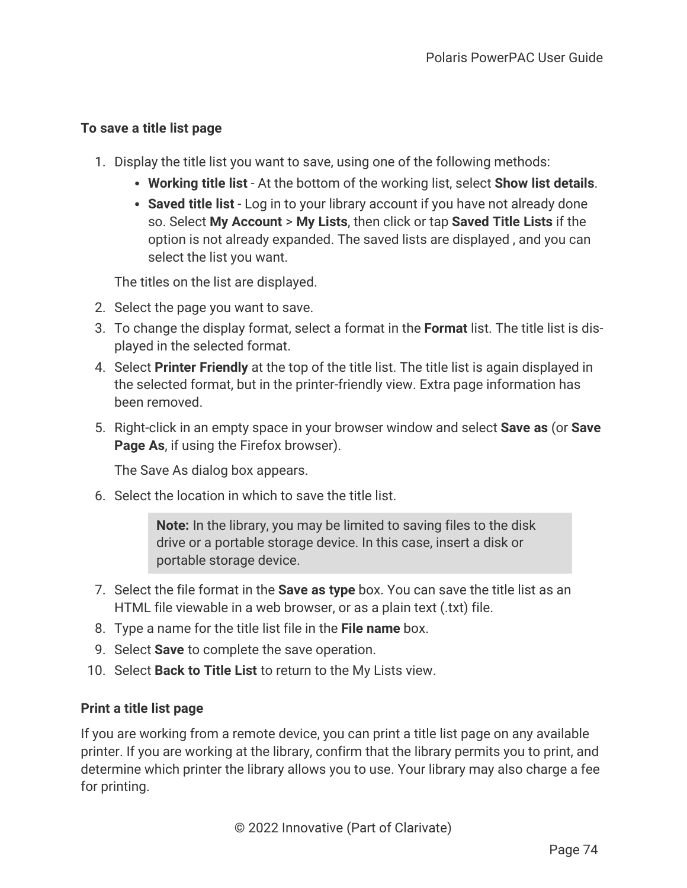**To save a title list page**

1. Display the title list you want to save, using one of the following methods:
   - **Working title list** - At the bottom of the working list, select **Show list details**.
   - **Saved title list** - Log in to your library account if you have not already done so. Select **My Account** > **My Lists**, then click or tap **Saved Title Lists** if the option is not already expanded. The saved lists are displayed , and you can select the list you want.

   The titles on the list are displayed.
2. Select the page you want to save.
3. To change the display format, select a format in the **Format** list. The title list is displayed in the selected format.
4. Select **Printer Friendly** at the top of the title list. The title list is again displayed in the selected format, but in the printer-friendly view. Extra page information has been removed.
5. Right-click in an empty space in your browser window and select **Save as** (or **Save Page As**, if using the Firefox browser).

   The Save As dialog box appears.
6. Select the location in which to save the title list.

   > **Note:** In the library, you may be limited to saving files to the disk drive or a portable storage device. In this case, insert a disk or portable storage device.
7. Select the file format in the **Save as type** box. You can save the title list as an HTML file viewable in a web browser, or as a plain text (.txt) file.
8. Type a name for the title list file in the **File name** box.
9. Select **Save** to complete the save operation.
10. Select **Back to Title List** to return to the My Lists view.

**Print a title list page**

If you are working from a remote device, you can print a title list page on any available printer. If you are working at the library, confirm that the library permits you to print, and determine which printer the library allows you to use. Your library may also charge a fee for printing.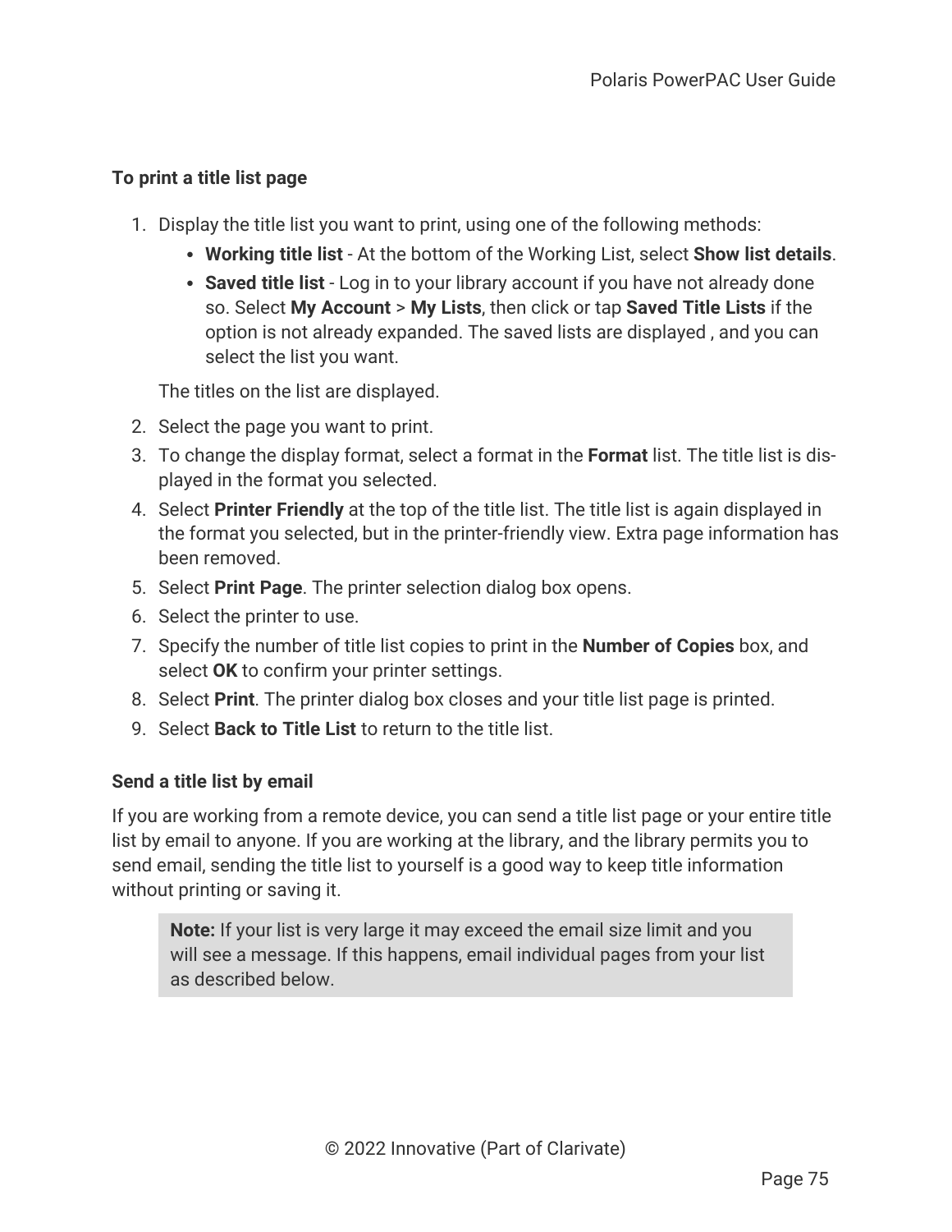#### To print a title list page

1. Display the title list you want to print, using one of the following methods:
   - **Working title list** - At the bottom of the Working List, select **Show list details**.
   - **Saved title list** - Log in to your library account if you have not already done so. Select **My Account** > **My Lists**, then click or tap **Saved Title Lists** if the option is not already expanded. The saved lists are displayed , and you can select the list you want.

   The titles on the list are displayed.
2. Select the page you want to print.
3. To change the display format, select a format in the **Format** list. The title list is displayed in the format you selected.
4. Select **Printer Friendly** at the top of the title list. The title list is again displayed in the format you selected, but in the printer-friendly view. Extra page information has been removed.
5. Select **Print Page**. The printer selection dialog box opens.
6. Select the printer to use.
7. Specify the number of title list copies to print in the **Number of Copies** box, and select **OK** to confirm your printer settings.
8. Select **Print**. The printer dialog box closes and your title list page is printed.
9. Select **Back to Title List** to return to the title list.

#### Send a title list by email

If you are working from a remote device, you can send a title list page or your entire title list by email to anyone. If you are working at the library, and the library permits you to send email, sending the title list to yourself is a good way to keep title information without printing or saving it.

> **Note:** If your list is very large it may exceed the email size limit and you will see a message. If this happens, email individual pages from your list as described below.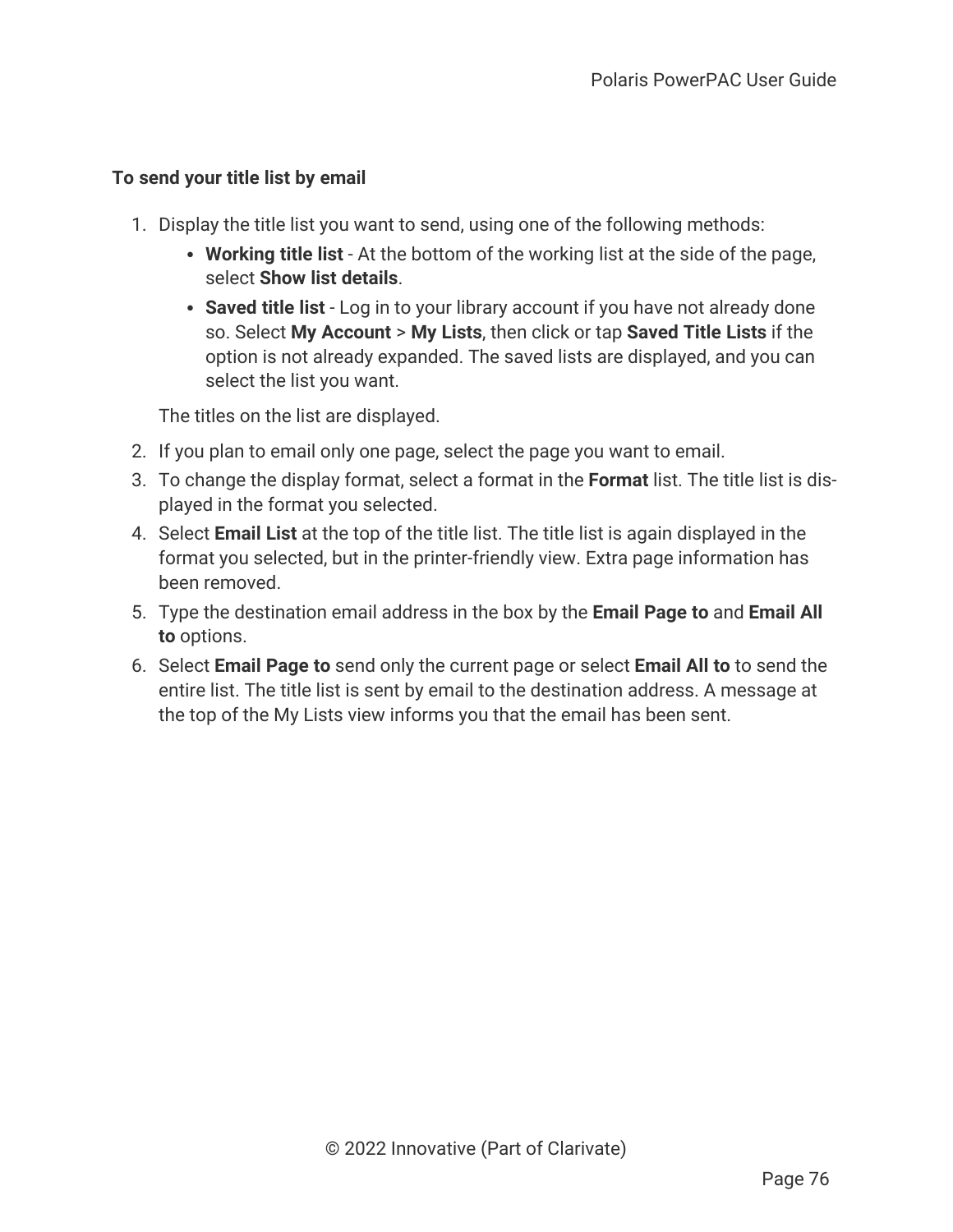**To send your title list by email**

1. Display the title list you want to send, using one of the following methods:
    - **Working title list** - At the bottom of the working list at the side of the page, select **Show list details**.
    - **Saved title list** - Log in to your library account if you have not already done so. Select **My Account** > **My Lists**, then click or tap **Saved Title Lists** if the option is not already expanded. The saved lists are displayed, and you can select the list you want.

    The titles on the list are displayed.
2. If you plan to email only one page, select the page you want to email.
3. To change the display format, select a format in the **Format** list. The title list is displayed in the format you selected.
4. Select **Email List** at the top of the title list. The title list is again displayed in the format you selected, but in the printer-friendly view. Extra page information has been removed.
5. Type the destination email address in the box by the **Email Page to** and **Email All to** options.
6. Select **Email Page to** send only the current page or select **Email All to** to send the entire list. The title list is sent by email to the destination address. A message at the top of the My Lists view informs you that the email has been sent.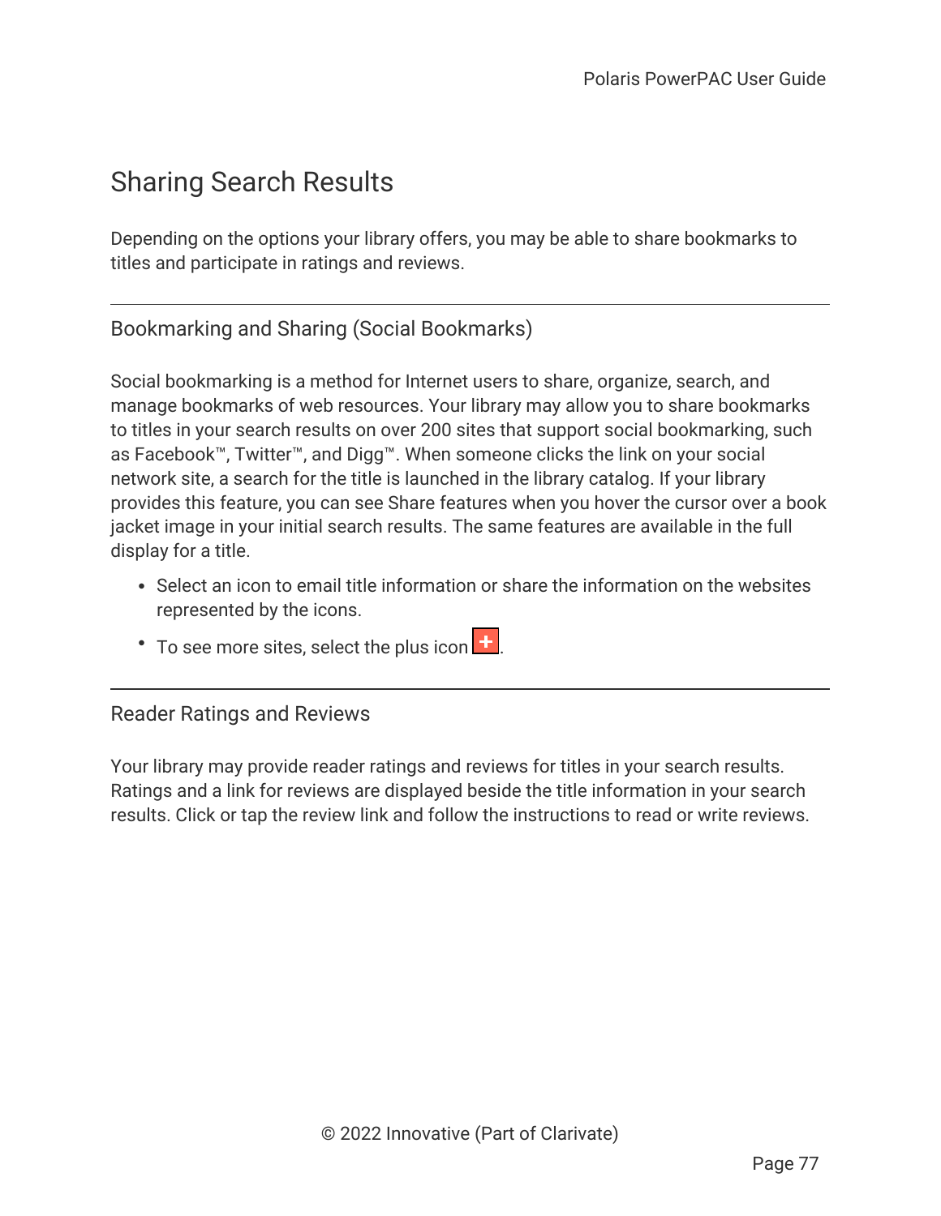# Sharing Search Results

Depending on the options your library offers, you may be able to share bookmarks to titles and participate in ratings and reviews.

## Bookmarking and Sharing (Social Bookmarks)

Social bookmarking is a method for Internet users to share, organize, search, and manage bookmarks of web resources. Your library may allow you to share bookmarks to titles in your search results on over 200 sites that support social bookmarking, such as Facebook™, Twitter™, and Digg™. When someone clicks the link on your social network site, a search for the title is launched in the library catalog. If your library provides this feature, you can see Share features when you hover the cursor over a book jacket image in your initial search results. The same features are available in the full display for a title.

- Select an icon to email title information or share the information on the websites represented by the icons.
- To see more sites, select the plus icon +.

## Reader Ratings and Reviews

Your library may provide reader ratings and reviews for titles in your search results. Ratings and a link for reviews are displayed beside the title information in your search results. Click or tap the review link and follow the instructions to read or write reviews.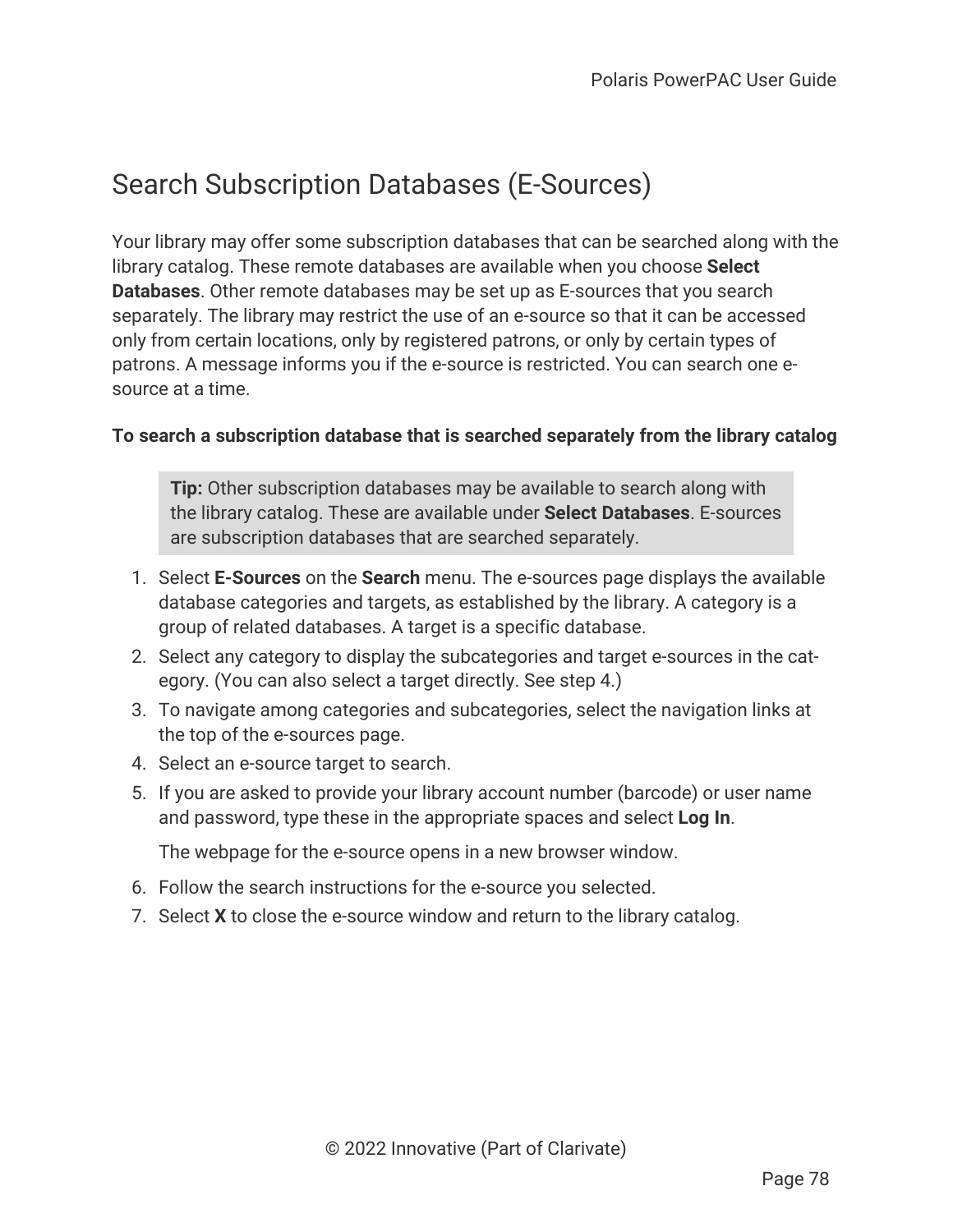# Search Subscription Databases (E-Sources)

Your library may offer some subscription databases that can be searched along with the library catalog. These remote databases are available when you choose **Select Databases**. Other remote databases may be set up as E-sources that you search separately. The library may restrict the use of an e-source so that it can be accessed only from certain locations, only by registered patrons, or only by certain types of patrons. A message informs you if the e-source is restricted. You can search one e-source at a time.

**To search a subscription database that is searched separately from the library catalog**

> **Tip:** Other subscription databases may be available to search along with the library catalog. These are available under **Select Databases**. E-sources are subscription databases that are searched separately.

1. Select **E-Sources** on the **Search** menu. The e-sources page displays the available database categories and targets, as established by the library. A category is a group of related databases. A target is a specific database.
2. Select any category to display the subcategories and target e-sources in the category. (You can also select a target directly. See step 4.)
3. To navigate among categories and subcategories, select the navigation links at the top of the e-sources page.
4. Select an e-source target to search.
5. If you are asked to provide your library account number (barcode) or user name and password, type these in the appropriate spaces and select **Log In**.

   The webpage for the e-source opens in a new browser window.
6. Follow the search instructions for the e-source you selected.
7. Select **X** to close the e-source window and return to the library catalog.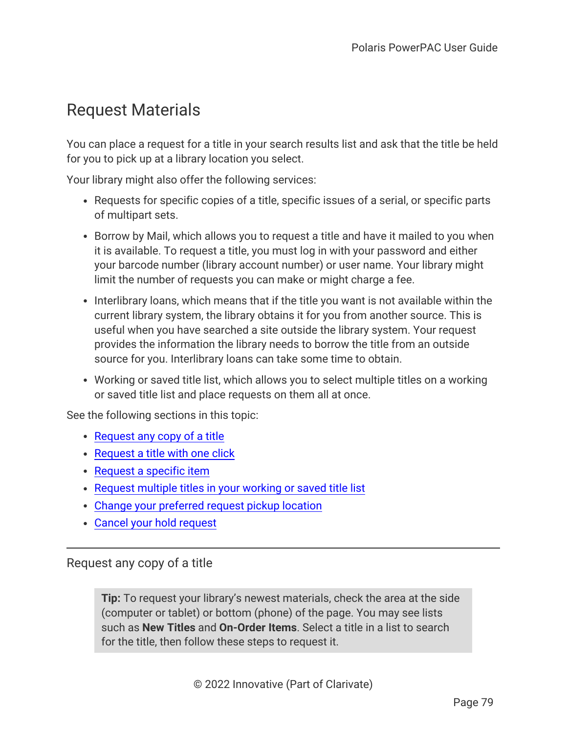# Request Materials

You can place a request for a title in your search results list and ask that the title be held for you to pick up at a library location you select.

Your library might also offer the following services:

- Requests for specific copies of a title, specific issues of a serial, or specific parts of multipart sets.
- Borrow by Mail, which allows you to request a title and have it mailed to you when it is available. To request a title, you must log in with your password and either your barcode number (library account number) or user name. Your library might limit the number of requests you can make or might charge a fee.
- Interlibrary loans, which means that if the title you want is not available within the current library system, the library obtains it for you from another source. This is useful when you have searched a site outside the library system. Your request provides the information the library needs to borrow the title from an outside source for you. Interlibrary loans can take some time to obtain.
- Working or saved title list, which allows you to select multiple titles on a working or saved title list and place requests on them all at once.

See the following sections in this topic:

- Request any copy of a title
- Request a title with one click
- Request a specific item
- Request multiple titles in your working or saved title list
- Change your preferred request pickup location
- Cancel your hold request

---

## Request any copy of a title

> **Tip:** To request your library's newest materials, check the area at the side (computer or tablet) or bottom (phone) of the page. You may see lists such as **New Titles** and **On-Order Items**. Select a title in a list to search for the title, then follow these steps to request it.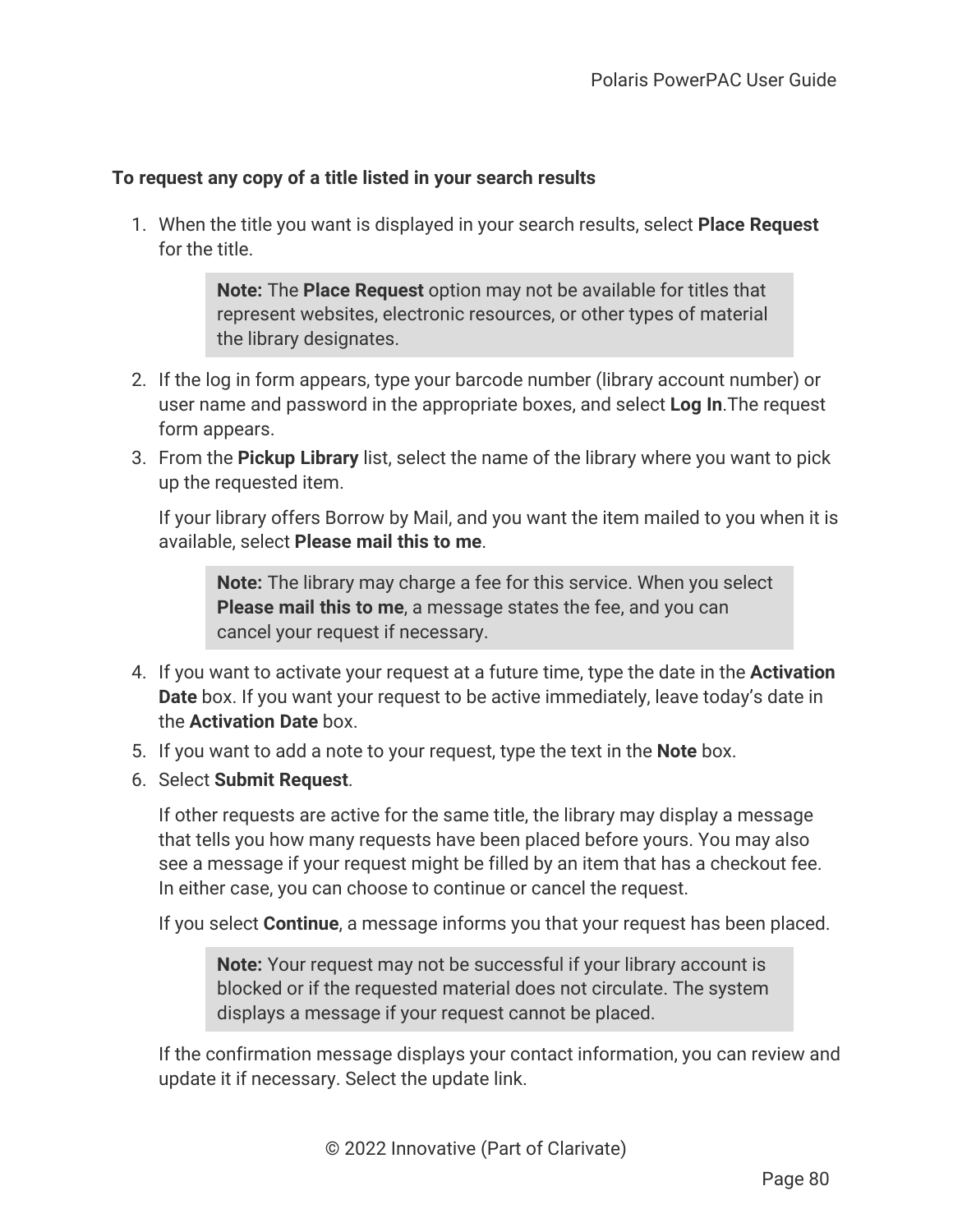**To request any copy of a title listed in your search results**

1. When the title you want is displayed in your search results, select **Place Request** for the title.

   > **Note:** The **Place Request** option may not be available for titles that represent websites, electronic resources, or other types of material the library designates.

2. If the log in form appears, type your barcode number (library account number) or user name and password in the appropriate boxes, and select **Log In**.The request form appears.
3. From the **Pickup Library** list, select the name of the library where you want to pick up the requested item.

   If your library offers Borrow by Mail, and you want the item mailed to you when it is available, select **Please mail this to me**.

   > **Note:** The library may charge a fee for this service. When you select **Please mail this to me**, a message states the fee, and you can cancel your request if necessary.

4. If you want to activate your request at a future time, type the date in the **Activation Date** box. If you want your request to be active immediately, leave today's date in the **Activation Date** box.
5. If you want to add a note to your request, type the text in the **Note** box.
6. Select **Submit Request**.

   If other requests are active for the same title, the library may display a message that tells you how many requests have been placed before yours. You may also see a message if your request might be filled by an item that has a checkout fee. In either case, you can choose to continue or cancel the request.

   If you select **Continue**, a message informs you that your request has been placed.

   > **Note:** Your request may not be successful if your library account is blocked or if the requested material does not circulate. The system displays a message if your request cannot be placed.

   If the confirmation message displays your contact information, you can review and update it if necessary. Select the update link.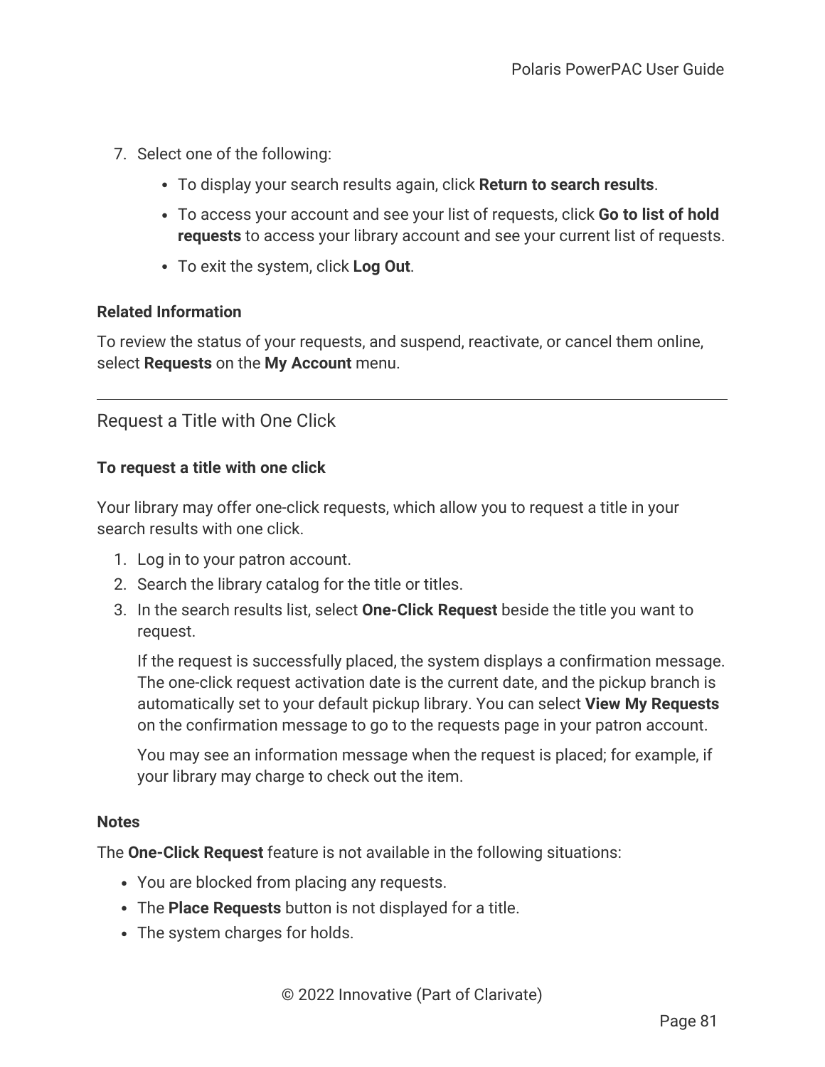7. Select one of the following:
    - To display your search results again, click **Return to search results**.
    - To access your account and see your list of requests, click **Go to list of hold requests** to access your library account and see your current list of requests.
    - To exit the system, click **Log Out**.

**Related Information**

To review the status of your requests, and suspend, reactivate, or cancel them online, select **Requests** on the **My Account** menu.

---

## Request a Title with One Click

**To request a title with one click**

Your library may offer one-click requests, which allow you to request a title in your search results with one click.

1. Log in to your patron account.
2. Search the library catalog for the title or titles.
3. In the search results list, select **One-Click Request** beside the title you want to request.

    If the request is successfully placed, the system displays a confirmation message. The one-click request activation date is the current date, and the pickup branch is automatically set to your default pickup library. You can select **View My Requests** on the confirmation message to go to the requests page in your patron account.

    You may see an information message when the request is placed; for example, if your library may charge to check out the item.

**Notes**

The **One-Click Request** feature is not available in the following situations:

- You are blocked from placing any requests.
- The **Place Requests** button is not displayed for a title.
- The system charges for holds.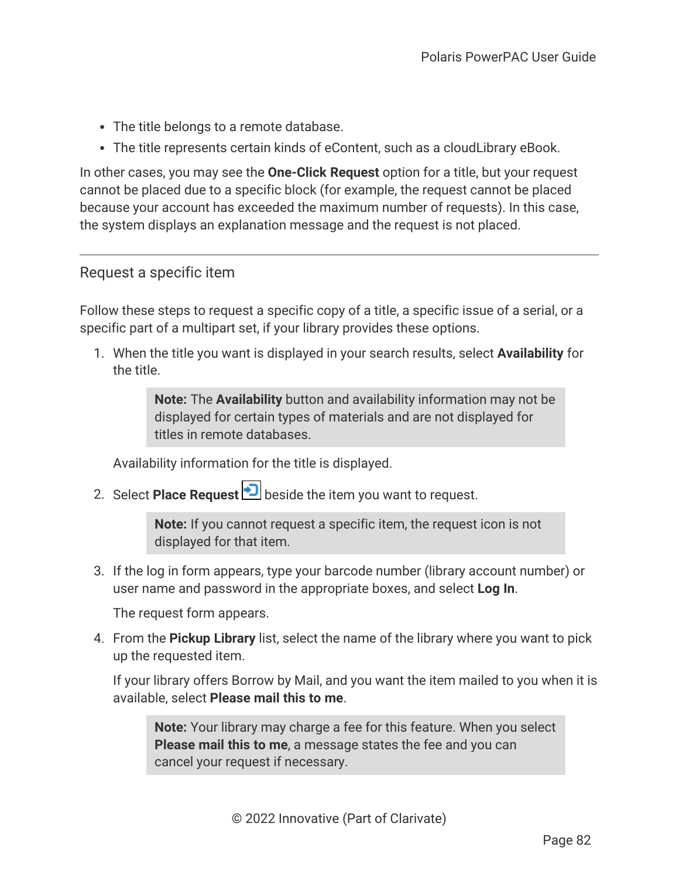- The title belongs to a remote database.
- The title represents certain kinds of eContent, such as a cloudLibrary eBook.

In other cases, you may see the **One-Click Request** option for a title, but your request cannot be placed due to a specific block (for example, the request cannot be placed because your account has exceeded the maximum number of requests). In this case, the system displays an explanation message and the request is not placed.

---

## Request a specific item

Follow these steps to request a specific copy of a title, a specific issue of a serial, or a specific part of a multipart set, if your library provides these options.

1. When the title you want is displayed in your search results, select **Availability** for the title.

   > **Note:** The **Availability** button and availability information may not be displayed for certain types of materials and are not displayed for titles in remote databases.

   Availability information for the title is displayed.

2. Select **Place Request** beside the item you want to request.

   > **Note:** If you cannot request a specific item, the request icon is not displayed for that item.

3. If the log in form appears, type your barcode number (library account number) or user name and password in the appropriate boxes, and select **Log In**.

   The request form appears.

4. From the **Pickup Library** list, select the name of the library where you want to pick up the requested item.

   If your library offers Borrow by Mail, and you want the item mailed to you when it is available, select **Please mail this to me**.

   > **Note:** Your library may charge a fee for this feature. When you select **Please mail this to me**, a message states the fee and you can cancel your request if necessary.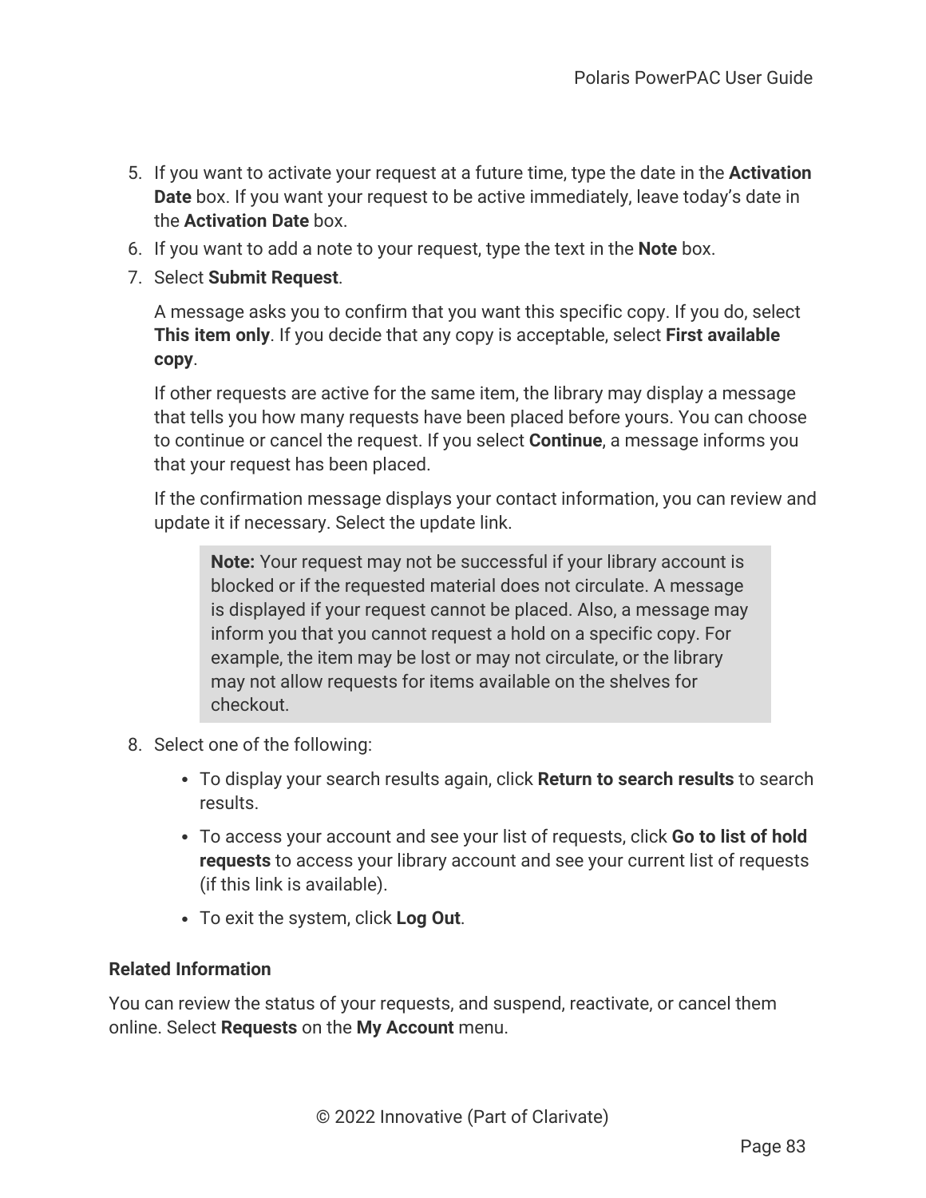5. If you want to activate your request at a future time, type the date in the **Activation Date** box. If you want your request to be active immediately, leave today's date in the **Activation Date** box.
6. If you want to add a note to your request, type the text in the **Note** box.
7. Select **Submit Request**.

   A message asks you to confirm that you want this specific copy. If you do, select **This item only**. If you decide that any copy is acceptable, select **First available copy**.

   If other requests are active for the same item, the library may display a message that tells you how many requests have been placed before yours. You can choose to continue or cancel the request. If you select **Continue**, a message informs you that your request has been placed.

   If the confirmation message displays your contact information, you can review and update it if necessary. Select the update link.

   > **Note:** Your request may not be successful if your library account is blocked or if the requested material does not circulate. A message is displayed if your request cannot be placed. Also, a message may inform you that you cannot request a hold on a specific copy. For example, the item may be lost or may not circulate, or the library may not allow requests for items available on the shelves for checkout.

8. Select one of the following:
   - To display your search results again, click **Return to search results** to search results.
   - To access your account and see your list of requests, click **Go to list of hold requests** to access your library account and see your current list of requests (if this link is available).
   - To exit the system, click **Log Out**.

**Related Information**

You can review the status of your requests, and suspend, reactivate, or cancel them online. Select **Requests** on the **My Account** menu.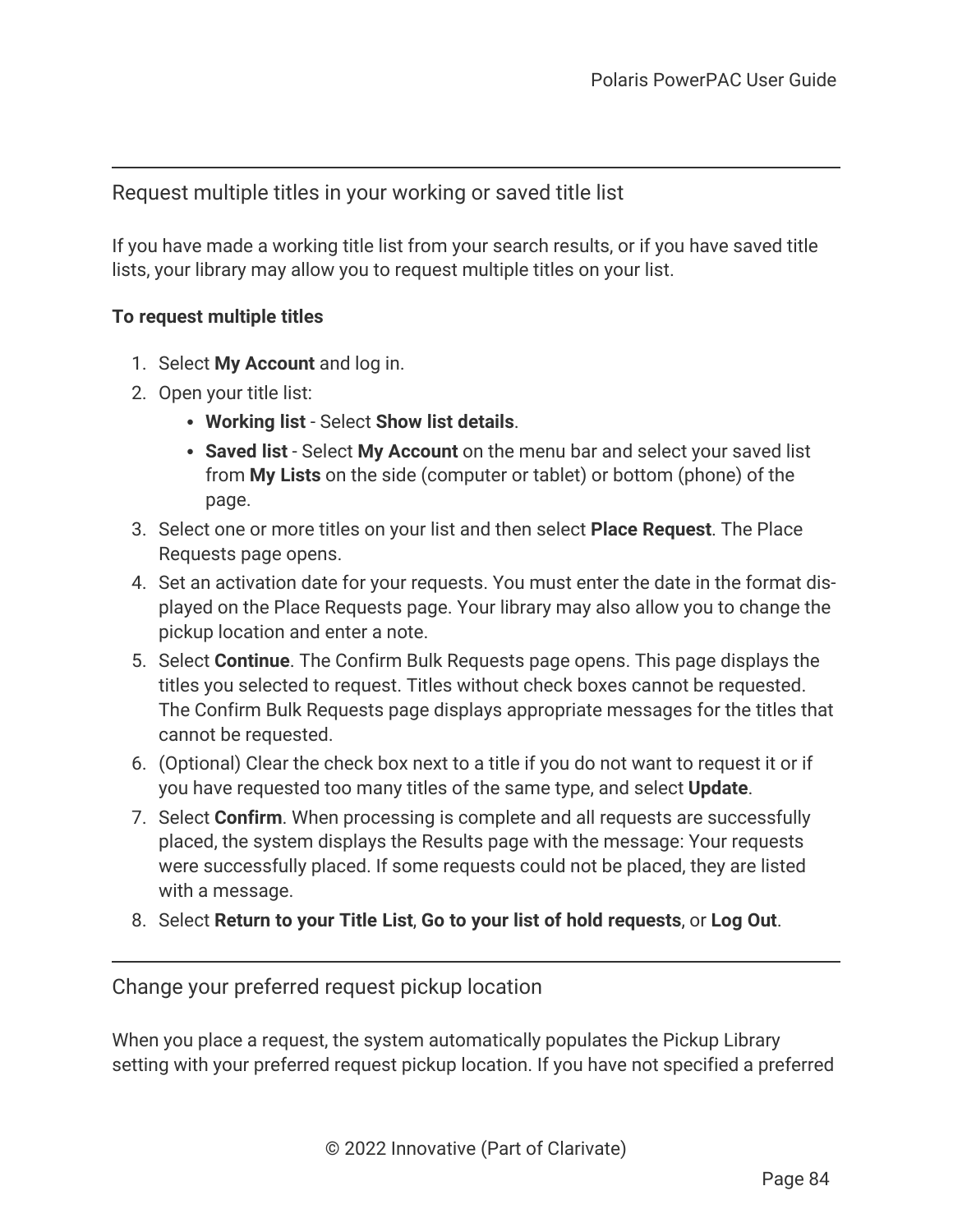## Request multiple titles in your working or saved title list

If you have made a working title list from your search results, or if you have saved title lists, your library may allow you to request multiple titles on your list.

**To request multiple titles**

1. Select **My Account** and log in.
2. Open your title list:
   - **Working list** - Select **Show list details**.
   - **Saved list** - Select **My Account** on the menu bar and select your saved list from **My Lists** on the side (computer or tablet) or bottom (phone) of the page.
3. Select one or more titles on your list and then select **Place Request**. The Place Requests page opens.
4. Set an activation date for your requests. You must enter the date in the format displayed on the Place Requests page. Your library may also allow you to change the pickup location and enter a note.
5. Select **Continue**. The Confirm Bulk Requests page opens. This page displays the titles you selected to request. Titles without check boxes cannot be requested. The Confirm Bulk Requests page displays appropriate messages for the titles that cannot be requested.
6. (Optional) Clear the check box next to a title if you do not want to request it or if you have requested too many titles of the same type, and select **Update**.
7. Select **Confirm**. When processing is complete and all requests are successfully placed, the system displays the Results page with the message: Your requests were successfully placed. If some requests could not be placed, they are listed with a message.
8. Select **Return to your Title List**, **Go to your list of hold requests**, or **Log Out**.

## Change your preferred request pickup location

When you place a request, the system automatically populates the Pickup Library setting with your preferred request pickup location. If you have not specified a preferred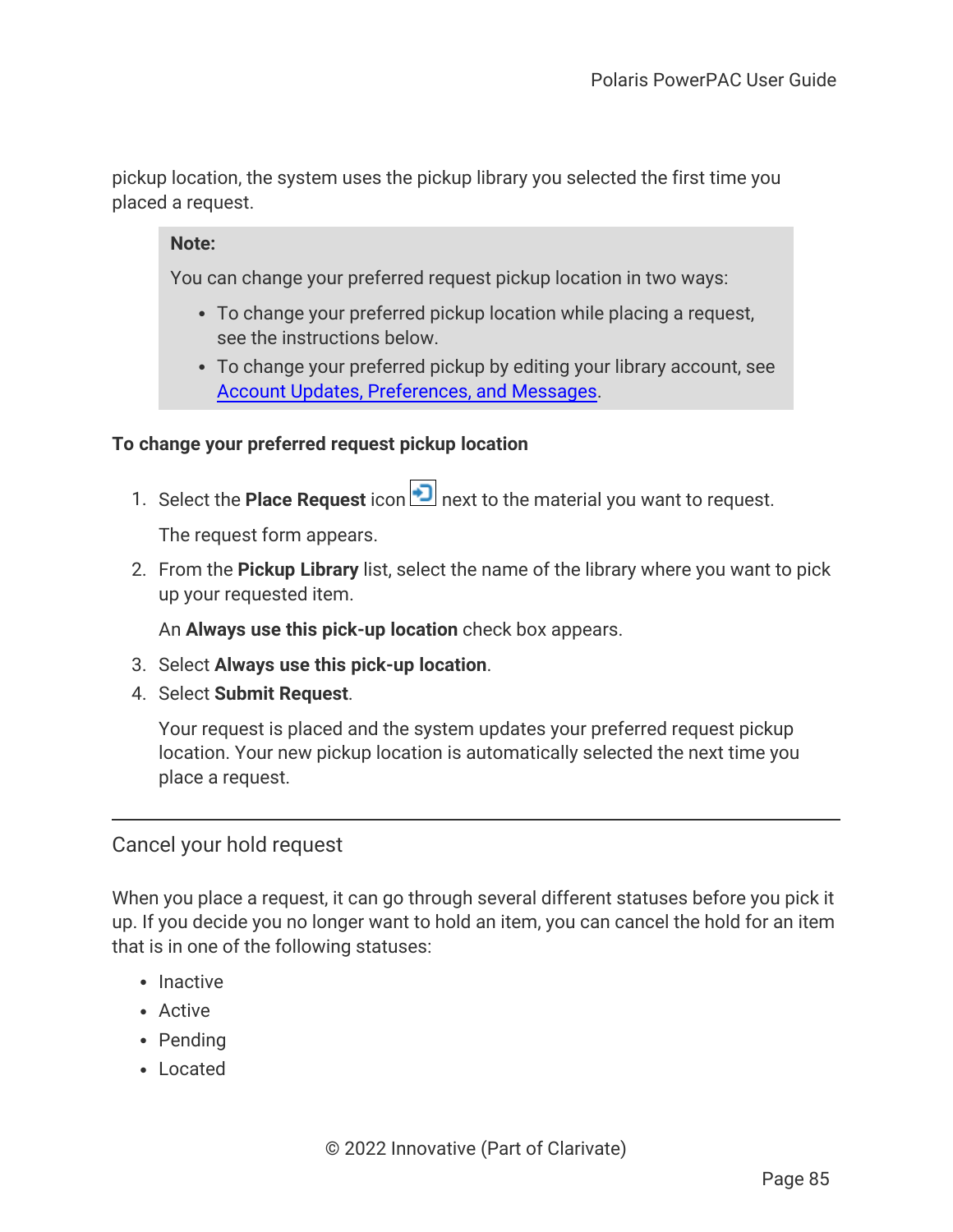pickup location, the system uses the pickup library you selected the first time you placed a request.

> **Note:**
>
> You can change your preferred request pickup location in two ways:
>
> - To change your preferred pickup location while placing a request, see the instructions below.
> - To change your preferred pickup by editing your library account, see Account Updates, Preferences, and Messages.

**To change your preferred request pickup location**

1. Select the **Place Request** icon next to the material you want to request.

   The request form appears.
2. From the **Pickup Library** list, select the name of the library where you want to pick up your requested item.

   An **Always use this pick-up location** check box appears.
3. Select **Always use this pick-up location**.
4. Select **Submit Request**.

   Your request is placed and the system updates your preferred request pickup location. Your new pickup location is automatically selected the next time you place a request.

---

## Cancel your hold request

When you place a request, it can go through several different statuses before you pick it up. If you decide you no longer want to hold an item, you can cancel the hold for an item that is in one of the following statuses:

- Inactive
- Active
- Pending
- Located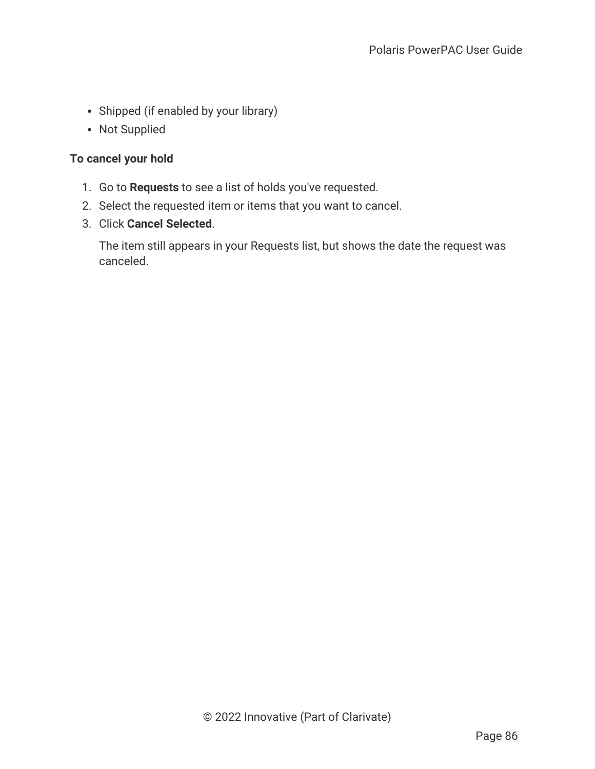- Shipped (if enabled by your library)
- Not Supplied

**To cancel your hold**

1. Go to **Requests** to see a list of holds you've requested.
2. Select the requested item or items that you want to cancel.
3. Click **Cancel Selected**.

   The item still appears in your Requests list, but shows the date the request was canceled.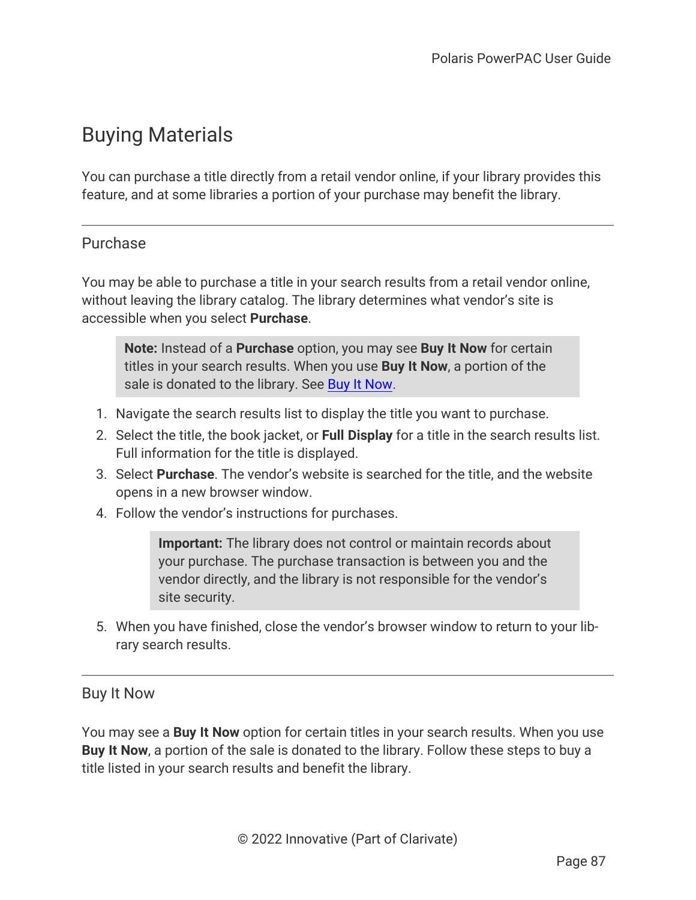# Buying Materials

You can purchase a title directly from a retail vendor online, if your library provides this feature, and at some libraries a portion of your purchase may benefit the library.

---

## Purchase

You may be able to purchase a title in your search results from a retail vendor online, without leaving the library catalog. The library determines what vendor's site is accessible when you select **Purchase**.

> **Note:** Instead of a **Purchase** option, you may see **Buy It Now** for certain titles in your search results. When you use **Buy It Now**, a portion of the sale is donated to the library. See Buy It Now.

1. Navigate the search results list to display the title you want to purchase.
2. Select the title, the book jacket, or **Full Display** for a title in the search results list. Full information for the title is displayed.
3. Select **Purchase**. The vendor's website is searched for the title, and the website opens in a new browser window.
4. Follow the vendor's instructions for purchases.

   > **Important:** The library does not control or maintain records about your purchase. The purchase transaction is between you and the vendor directly, and the library is not responsible for the vendor's site security.

5. When you have finished, close the vendor's browser window to return to your library search results.

---

## Buy It Now

You may see a **Buy It Now** option for certain titles in your search results. When you use **Buy It Now**, a portion of the sale is donated to the library. Follow these steps to buy a title listed in your search results and benefit the library.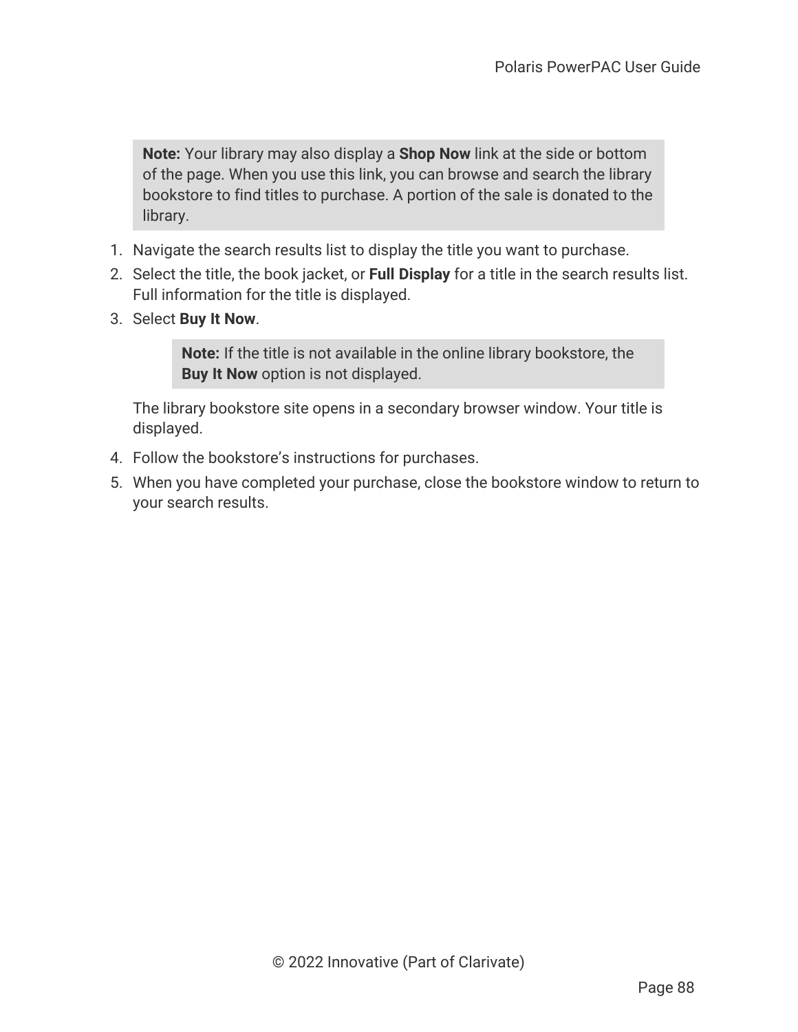> **Note:** Your library may also display a **Shop Now** link at the side or bottom of the page. When you use this link, you can browse and search the library bookstore to find titles to purchase. A portion of the sale is donated to the library.

1. Navigate the search results list to display the title you want to purchase.
2. Select the title, the book jacket, or **Full Display** for a title in the search results list. Full information for the title is displayed.
3. Select **Buy It Now**.

   > **Note:** If the title is not available in the online library bookstore, the **Buy It Now** option is not displayed.

   The library bookstore site opens in a secondary browser window. Your title is displayed.

4. Follow the bookstore's instructions for purchases.
5. When you have completed your purchase, close the bookstore window to return to your search results.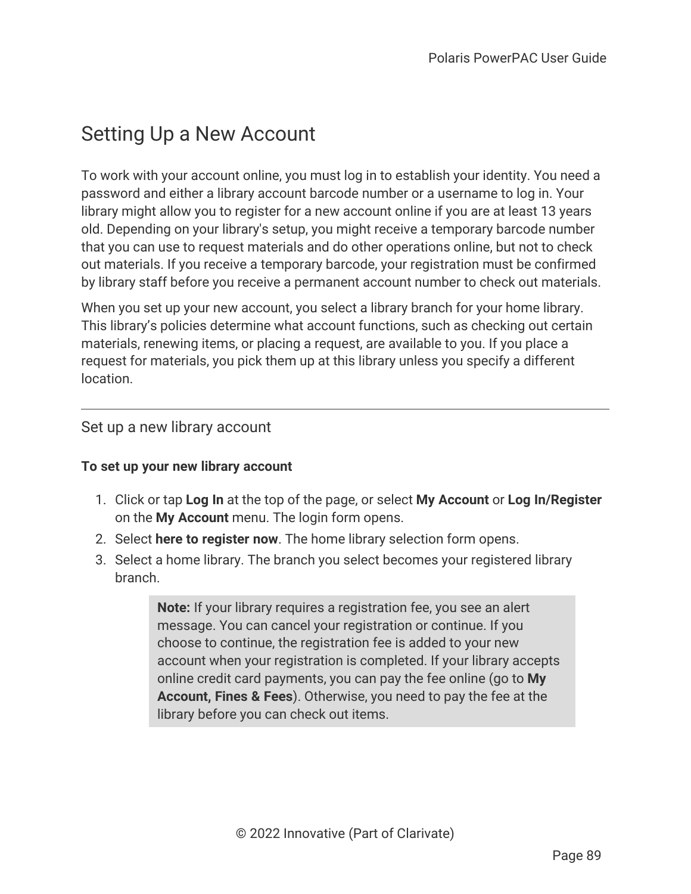# Setting Up a New Account

To work with your account online, you must log in to establish your identity. You need a password and either a library account barcode number or a username to log in. Your library might allow you to register for a new account online if you are at least 13 years old. Depending on your library's setup, you might receive a temporary barcode number that you can use to request materials and do other operations online, but not to check out materials. If you receive a temporary barcode, your registration must be confirmed by library staff before you receive a permanent account number to check out materials.

When you set up your new account, you select a library branch for your home library. This library's policies determine what account functions, such as checking out certain materials, renewing items, or placing a request, are available to you. If you place a request for materials, you pick them up at this library unless you specify a different location.

---

## Set up a new library account

**To set up your new library account**

1. Click or tap **Log In** at the top of the page, or select **My Account** or **Log In/Register** on the **My Account** menu. The login form opens.
2. Select **here to register now**. The home library selection form opens.
3. Select a home library. The branch you select becomes your registered library branch.

> **Note:** If your library requires a registration fee, you see an alert message. You can cancel your registration or continue. If you choose to continue, the registration fee is added to your new account when your registration is completed. If your library accepts online credit card payments, you can pay the fee online (go to **My Account, Fines & Fees**). Otherwise, you need to pay the fee at the library before you can check out items.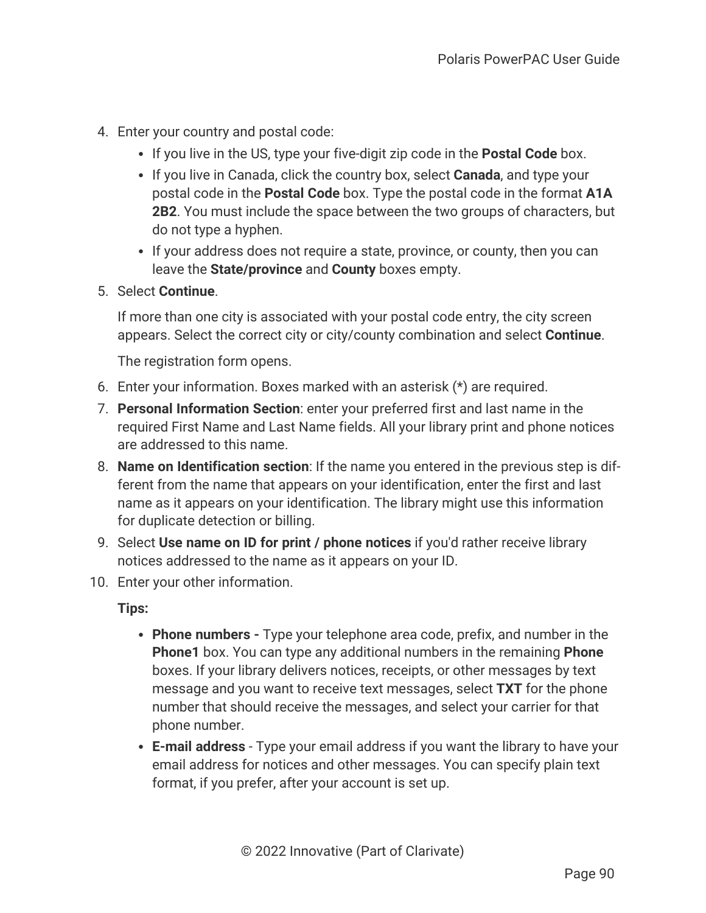4. Enter your country and postal code:
   - If you live in the US, type your five-digit zip code in the **Postal Code** box.
   - If you live in Canada, click the country box, select **Canada**, and type your postal code in the **Postal Code** box. Type the postal code in the format **A1A 2B2**. You must include the space between the two groups of characters, but do not type a hyphen.
   - If your address does not require a state, province, or county, then you can leave the **State/province** and **County** boxes empty.
5. Select **Continue**.

   If more than one city is associated with your postal code entry, the city screen appears. Select the correct city or city/county combination and select **Continue**.

   The registration form opens.
6. Enter your information. Boxes marked with an asterisk (*) are required.
7. **Personal Information Section**: enter your preferred first and last name in the required First Name and Last Name fields. All your library print and phone notices are addressed to this name.
8. **Name on Identification section**: If the name you entered in the previous step is different from the name that appears on your identification, enter the first and last name as it appears on your identification. The library might use this information for duplicate detection or billing.
9. Select **Use name on ID for print / phone notices** if you'd rather receive library notices addressed to the name as it appears on your ID.
10. Enter your other information.

    **Tips:**

    - **Phone numbers -** Type your telephone area code, prefix, and number in the **Phone1** box. You can type any additional numbers in the remaining **Phone** boxes. If your library delivers notices, receipts, or other messages by text message and you want to receive text messages, select **TXT** for the phone number that should receive the messages, and select your carrier for that phone number.
    - **E-mail address** - Type your email address if you want the library to have your email address for notices and other messages. You can specify plain text format, if you prefer, after your account is set up.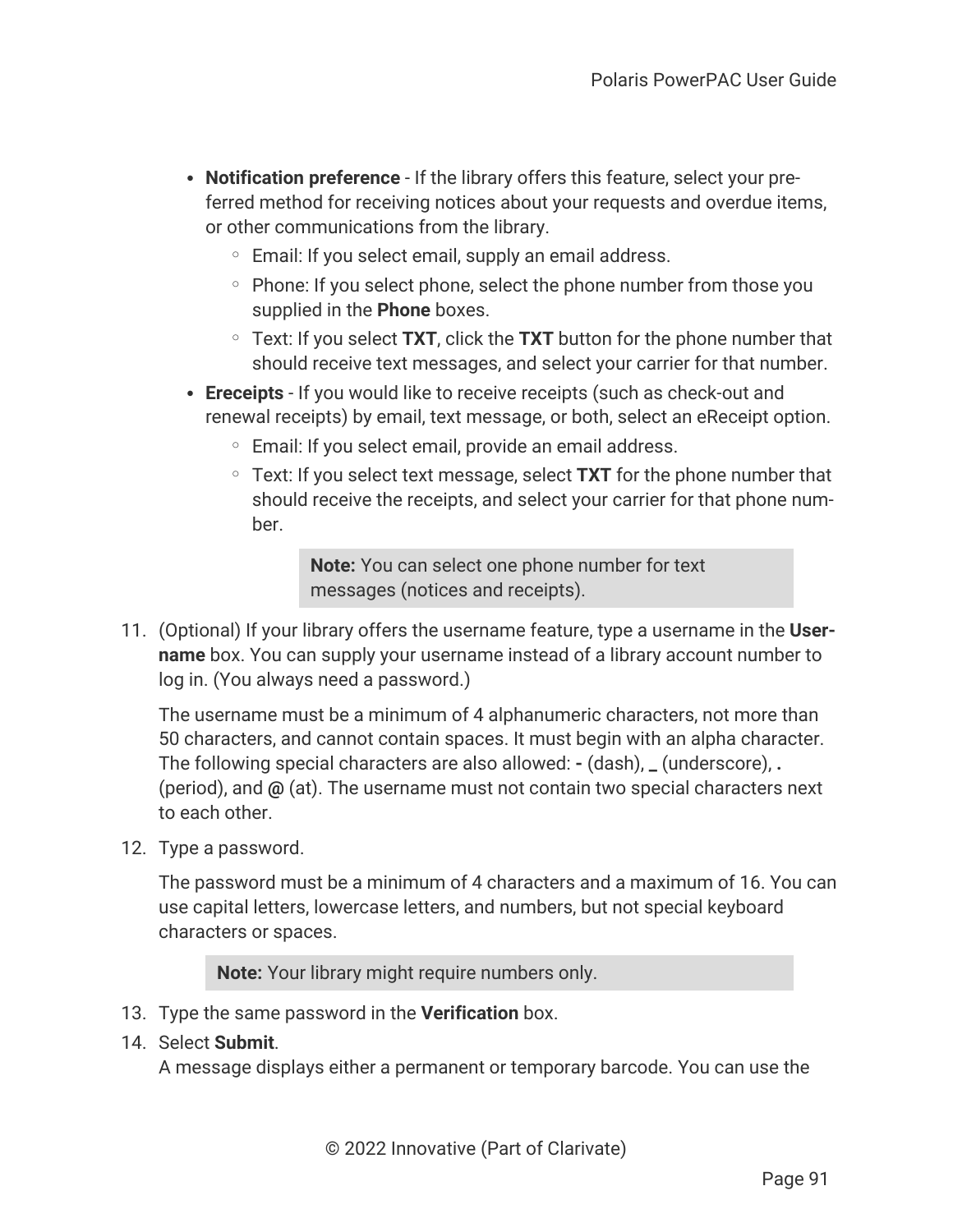- **Notification preference** - If the library offers this feature, select your preferred method for receiving notices about your requests and overdue items, or other communications from the library.
  - Email: If you select email, supply an email address.
  - Phone: If you select phone, select the phone number from those you supplied in the **Phone** boxes.
  - Text: If you select **TXT**, click the **TXT** button for the phone number that should receive text messages, and select your carrier for that number.
- **Ereceipts** - If you would like to receive receipts (such as check-out and renewal receipts) by email, text message, or both, select an eReceipt option.
  - Email: If you select email, provide an email address.
  - Text: If you select text message, select **TXT** for the phone number that should receive the receipts, and select your carrier for that phone number.

> **Note:** You can select one phone number for text messages (notices and receipts).

11. (Optional) If your library offers the username feature, type a username in the **Username** box. You can supply your username instead of a library account number to log in. (You always need a password.)

    The username must be a minimum of 4 alphanumeric characters, not more than 50 characters, and cannot contain spaces. It must begin with an alpha character. The following special characters are also allowed: **-** (dash), **_** (underscore), **.** (period), and **@** (at). The username must not contain two special characters next to each other.

12. Type a password.

    The password must be a minimum of 4 characters and a maximum of 16. You can use capital letters, lowercase letters, and numbers, but not special keyboard characters or spaces.

    > **Note:** Your library might require numbers only.

13. Type the same password in the **Verification** box.
14. Select **Submit**.
    A message displays either a permanent or temporary barcode. You can use the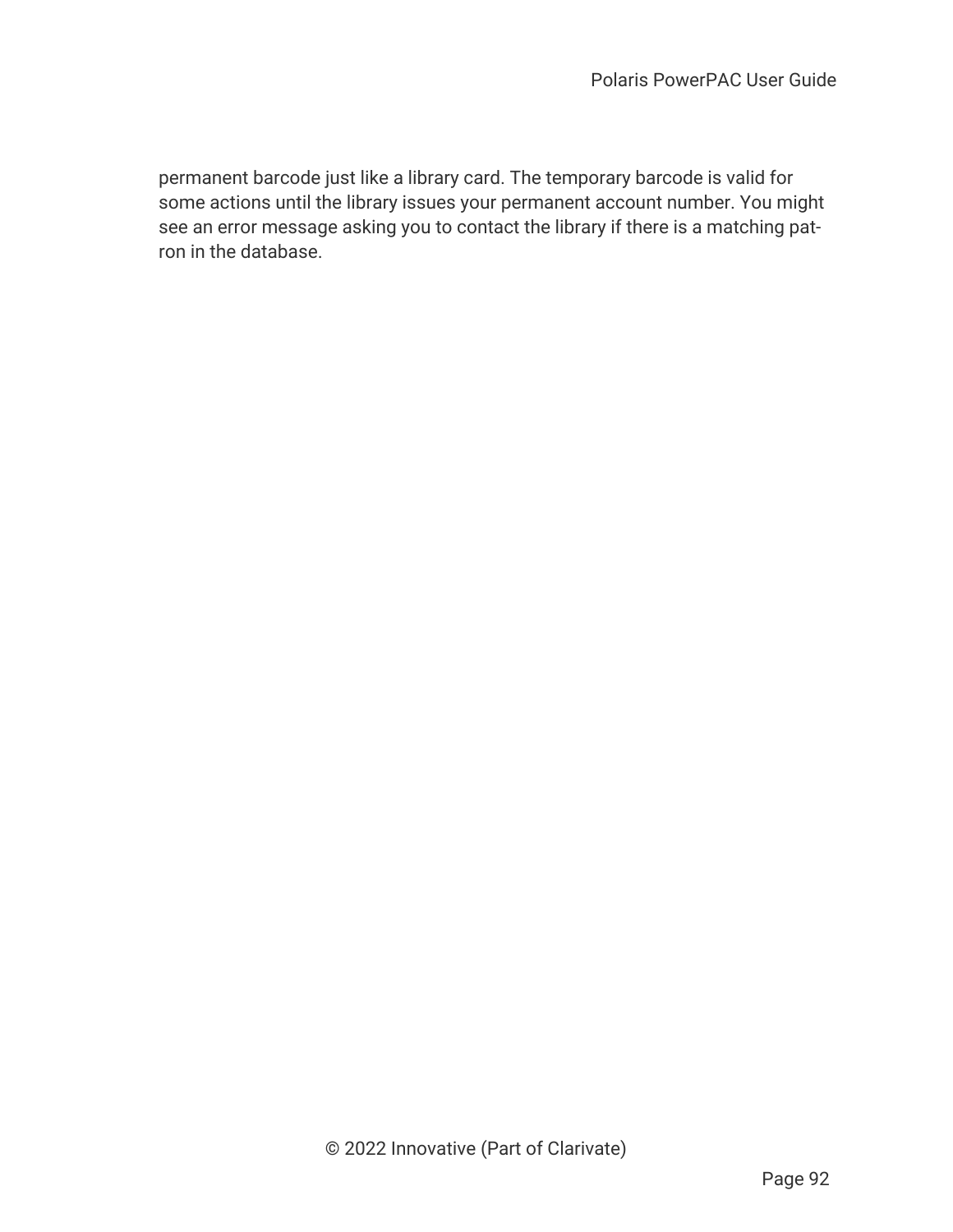permanent barcode just like a library card. The temporary barcode is valid for some actions until the library issues your permanent account number. You might see an error message asking you to contact the library if there is a matching patron in the database.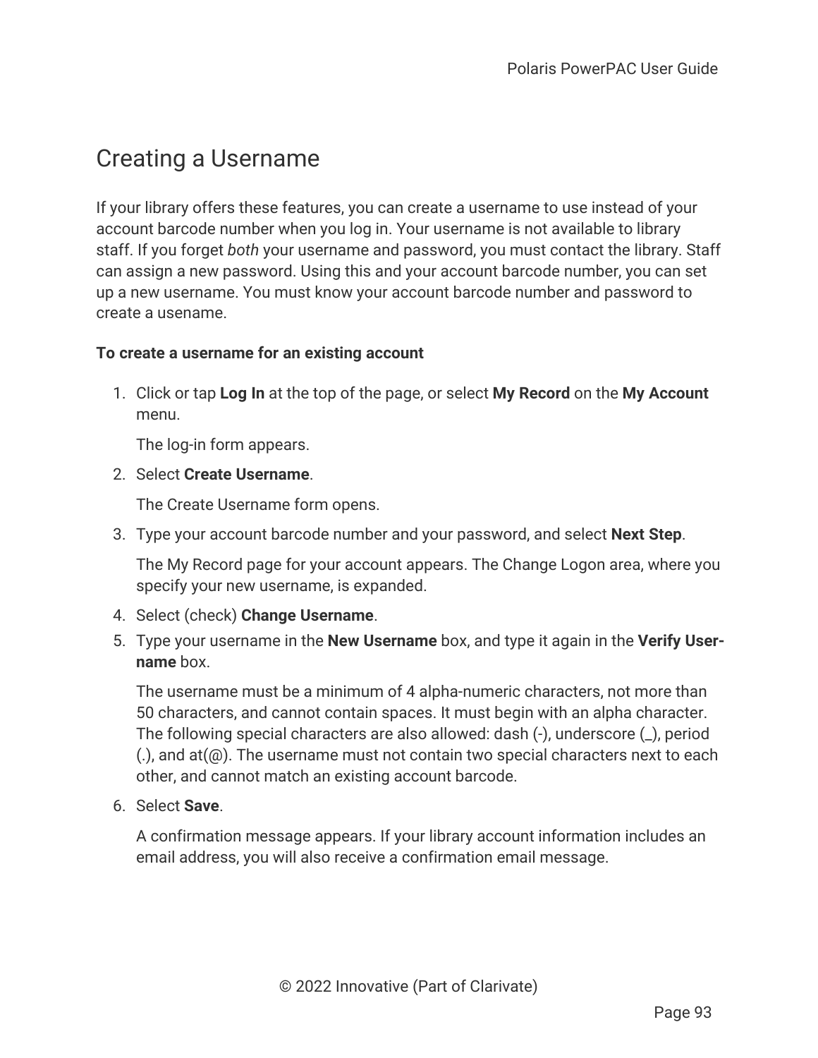# Creating a Username

If your library offers these features, you can create a username to use instead of your account barcode number when you log in. Your username is not available to library staff. If you forget *both* your username and password, you must contact the library. Staff can assign a new password. Using this and your account barcode number, you can set up a new username. You must know your account barcode number and password to create a usename.

**To create a username for an existing account**

1. Click or tap **Log In** at the top of the page, or select **My Record** on the **My Account** menu.

   The log-in form appears.

2. Select **Create Username**.

   The Create Username form opens.

3. Type your account barcode number and your password, and select **Next Step**.

   The My Record page for your account appears. The Change Logon area, where you specify your new username, is expanded.

4. Select (check) **Change Username**.
5. Type your username in the **New Username** box, and type it again in the **Verify Username** box.

   The username must be a minimum of 4 alpha-numeric characters, not more than 50 characters, and cannot contain spaces. It must begin with an alpha character. The following special characters are also allowed: dash (-), underscore (_), period (.), and at(@). The username must not contain two special characters next to each other, and cannot match an existing account barcode.

6. Select **Save**.

   A confirmation message appears. If your library account information includes an email address, you will also receive a confirmation email message.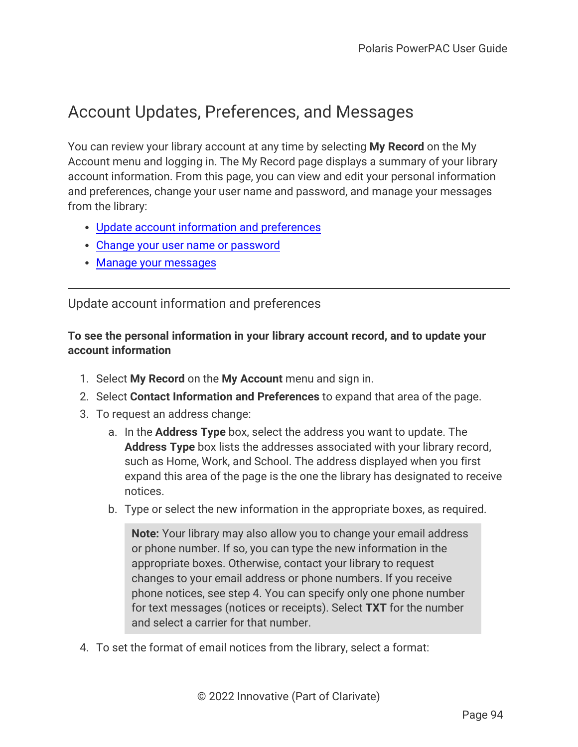# Account Updates, Preferences, and Messages

You can review your library account at any time by selecting **My Record** on the My Account menu and logging in. The My Record page displays a summary of your library account information. From this page, you can view and edit your personal information and preferences, change your user name and password, and manage your messages from the library:

- [Update account information and preferences](#)
- [Change your user name or password](#)
- [Manage your messages](#)

---

## Update account information and preferences

**To see the personal information in your library account record, and to update your account information**

1. Select **My Record** on the **My Account** menu and sign in.
2. Select **Contact Information and Preferences** to expand that area of the page.
3. To request an address change:
   a. In the **Address Type** box, select the address you want to update. The **Address Type** box lists the addresses associated with your library record, such as Home, Work, and School. The address displayed when you first expand this area of the page is the one the library has designated to receive notices.
   b. Type or select the new information in the appropriate boxes, as required.

   > **Note:** Your library may also allow you to change your email address or phone number. If so, you can type the new information in the appropriate boxes. Otherwise, contact your library to request changes to your email address or phone numbers. If you receive phone notices, see step 4. You can specify only one phone number for text messages (notices or receipts). Select **TXT** for the number and select a carrier for that number.

4. To set the format of email notices from the library, select a format: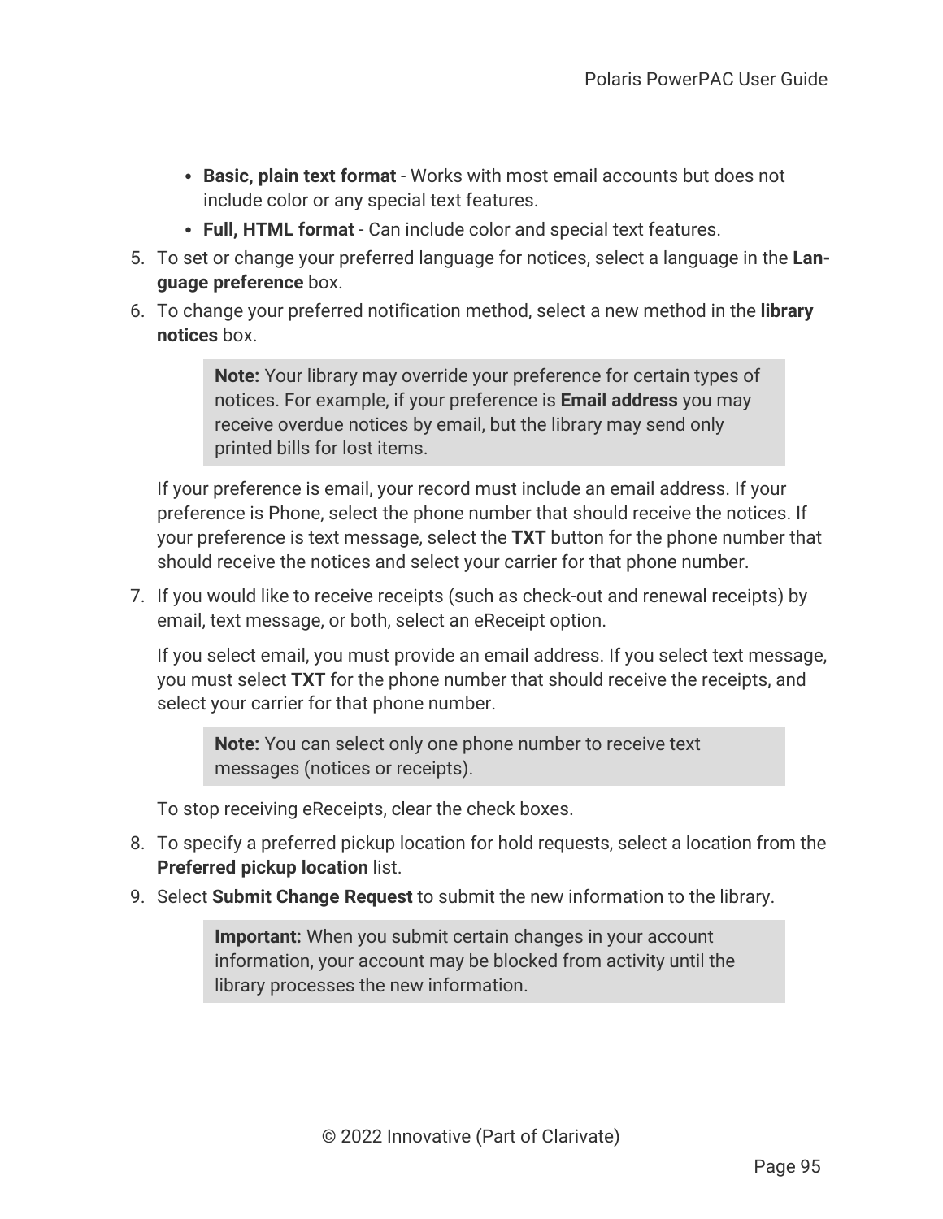- **Basic, plain text format** - Works with most email accounts but does not include color or any special text features.
- **Full, HTML format** - Can include color and special text features.

5. To set or change your preferred language for notices, select a language in the **Language preference** box.
6. To change your preferred notification method, select a new method in the **library notices** box.

   > **Note:** Your library may override your preference for certain types of notices. For example, if your preference is **Email address** you may receive overdue notices by email, but the library may send only printed bills for lost items.

   If your preference is email, your record must include an email address. If your preference is Phone, select the phone number that should receive the notices. If your preference is text message, select the **TXT** button for the phone number that should receive the notices and select your carrier for that phone number.

7. If you would like to receive receipts (such as check-out and renewal receipts) by email, text message, or both, select an eReceipt option.

   If you select email, you must provide an email address. If you select text message, you must select **TXT** for the phone number that should receive the receipts, and select your carrier for that phone number.

   > **Note:** You can select only one phone number to receive text messages (notices or receipts).

   To stop receiving eReceipts, clear the check boxes.

8. To specify a preferred pickup location for hold requests, select a location from the **Preferred pickup location** list.
9. Select **Submit Change Request** to submit the new information to the library.

   > **Important:** When you submit certain changes in your account information, your account may be blocked from activity until the library processes the new information.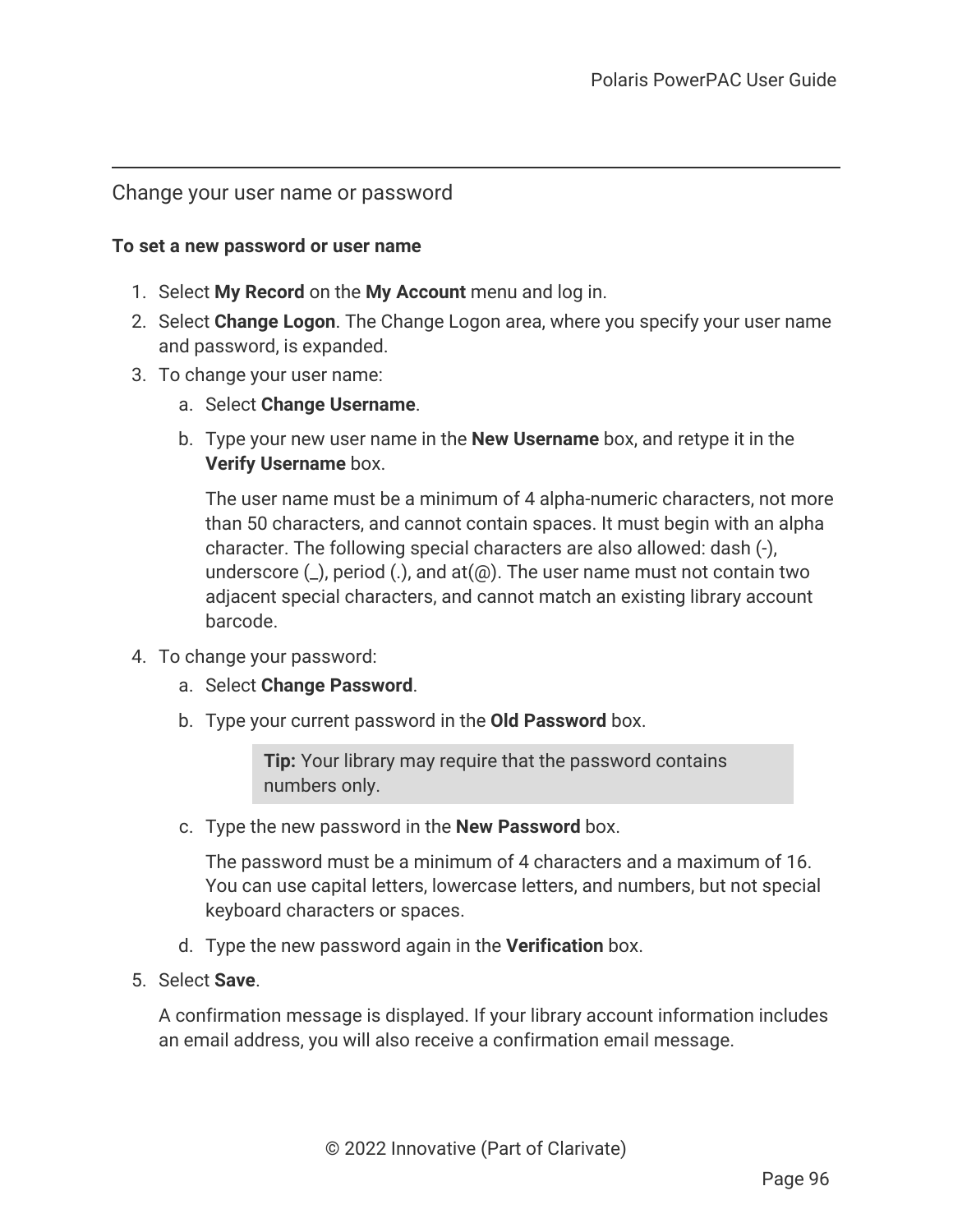## Change your user name or password

**To set a new password or user name**

1. Select **My Record** on the **My Account** menu and log in.
2. Select **Change Logon**. The Change Logon area, where you specify your user name and password, is expanded.
3. To change your user name:
   a. Select **Change Username**.
   b. Type your new user name in the **New Username** box, and retype it in the **Verify Username** box.

      The user name must be a minimum of 4 alpha-numeric characters, not more than 50 characters, and cannot contain spaces. It must begin with an alpha character. The following special characters are also allowed: dash (-), underscore (_), period (.), and at(@). The user name must not contain two adjacent special characters, and cannot match an existing library account barcode.
4. To change your password:
   a. Select **Change Password**.
   b. Type your current password in the **Old Password** box.

      > **Tip:** Your library may require that the password contains numbers only.

   c. Type the new password in the **New Password** box.

      The password must be a minimum of 4 characters and a maximum of 16. You can use capital letters, lowercase letters, and numbers, but not special keyboard characters or spaces.
   d. Type the new password again in the **Verification** box.
5. Select **Save**.

   A confirmation message is displayed. If your library account information includes an email address, you will also receive a confirmation email message.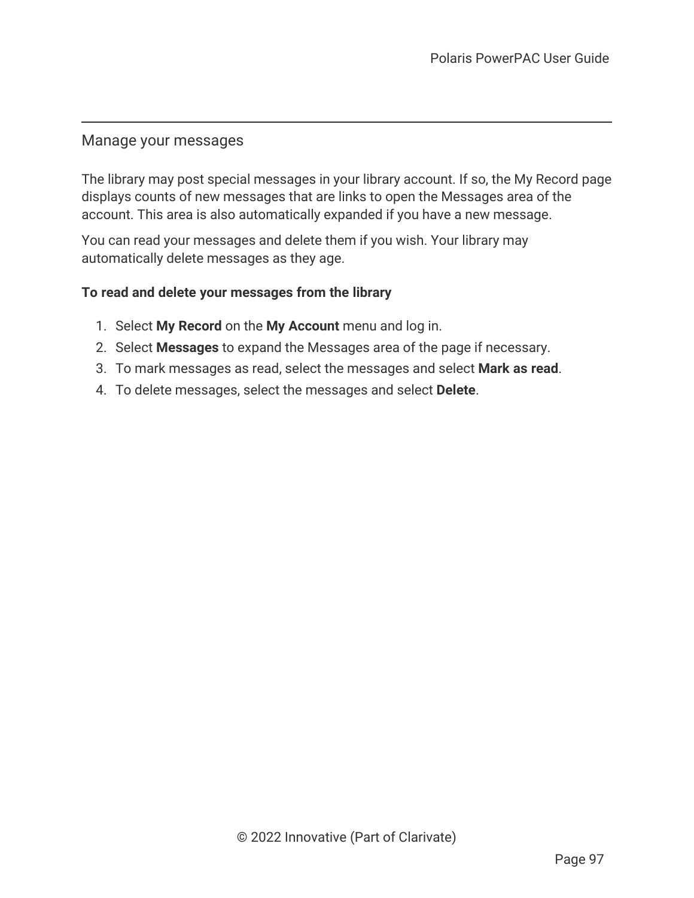## Manage your messages

The library may post special messages in your library account. If so, the My Record page displays counts of new messages that are links to open the Messages area of the account. This area is also automatically expanded if you have a new message.

You can read your messages and delete them if you wish. Your library may automatically delete messages as they age.

**To read and delete your messages from the library**

1. Select **My Record** on the **My Account** menu and log in.
2. Select **Messages** to expand the Messages area of the page if necessary.
3. To mark messages as read, select the messages and select **Mark as read**.
4. To delete messages, select the messages and select **Delete**.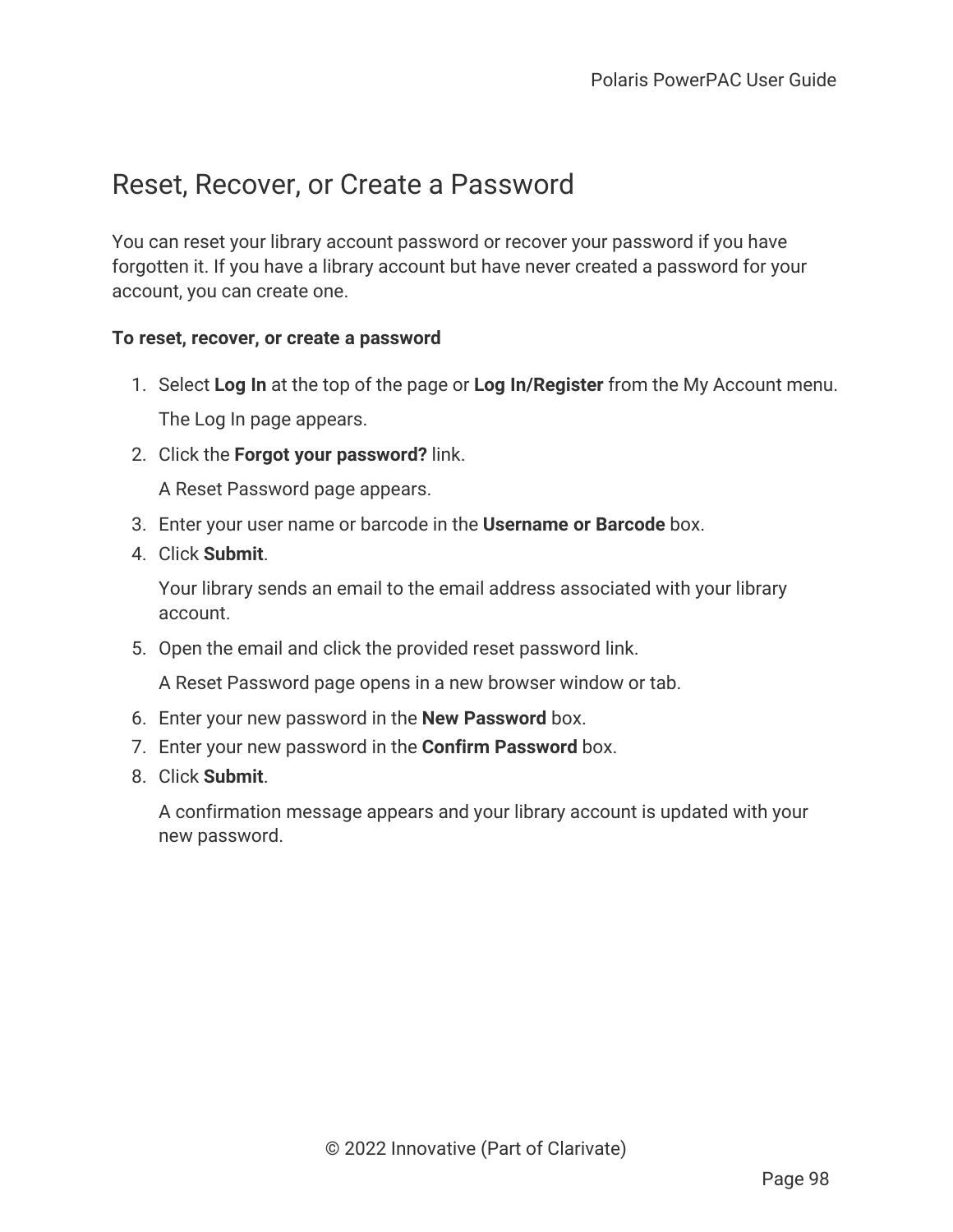# Reset, Recover, or Create a Password

You can reset your library account password or recover your password if you have forgotten it. If you have a library account but have never created a password for your account, you can create one.

**To reset, recover, or create a password**

1. Select **Log In** at the top of the page or **Log In/Register** from the My Account menu.

   The Log In page appears.

2. Click the **Forgot your password?** link.

   A Reset Password page appears.

3. Enter your user name or barcode in the **Username or Barcode** box.
4. Click **Submit**.

   Your library sends an email to the email address associated with your library account.

5. Open the email and click the provided reset password link.

   A Reset Password page opens in a new browser window or tab.

6. Enter your new password in the **New Password** box.
7. Enter your new password in the **Confirm Password** box.
8. Click **Submit**.

   A confirmation message appears and your library account is updated with your new password.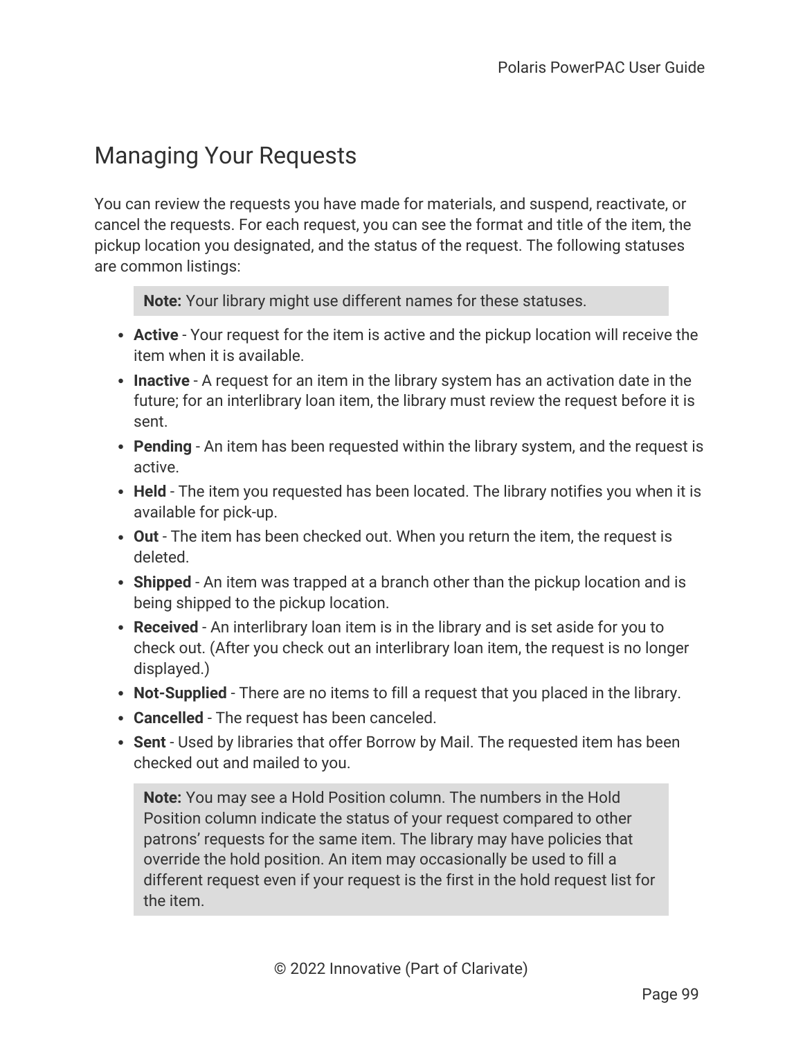# Managing Your Requests

You can review the requests you have made for materials, and suspend, reactivate, or cancel the requests. For each request, you can see the format and title of the item, the pickup location you designated, and the status of the request. The following statuses are common listings:

> **Note:** Your library might use different names for these statuses.

- **Active** - Your request for the item is active and the pickup location will receive the item when it is available.
- **Inactive** - A request for an item in the library system has an activation date in the future; for an interlibrary loan item, the library must review the request before it is sent.
- **Pending** - An item has been requested within the library system, and the request is active.
- **Held** - The item you requested has been located. The library notifies you when it is available for pick-up.
- **Out** - The item has been checked out. When you return the item, the request is deleted.
- **Shipped** - An item was trapped at a branch other than the pickup location and is being shipped to the pickup location.
- **Received** - An interlibrary loan item is in the library and is set aside for you to check out. (After you check out an interlibrary loan item, the request is no longer displayed.)
- **Not-Supplied** - There are no items to fill a request that you placed in the library.
- **Cancelled** - The request has been canceled.
- **Sent** - Used by libraries that offer Borrow by Mail. The requested item has been checked out and mailed to you.

> **Note:** You may see a Hold Position column. The numbers in the Hold Position column indicate the status of your request compared to other patrons' requests for the same item. The library may have policies that override the hold position. An item may occasionally be used to fill a different request even if your request is the first in the hold request list for the item.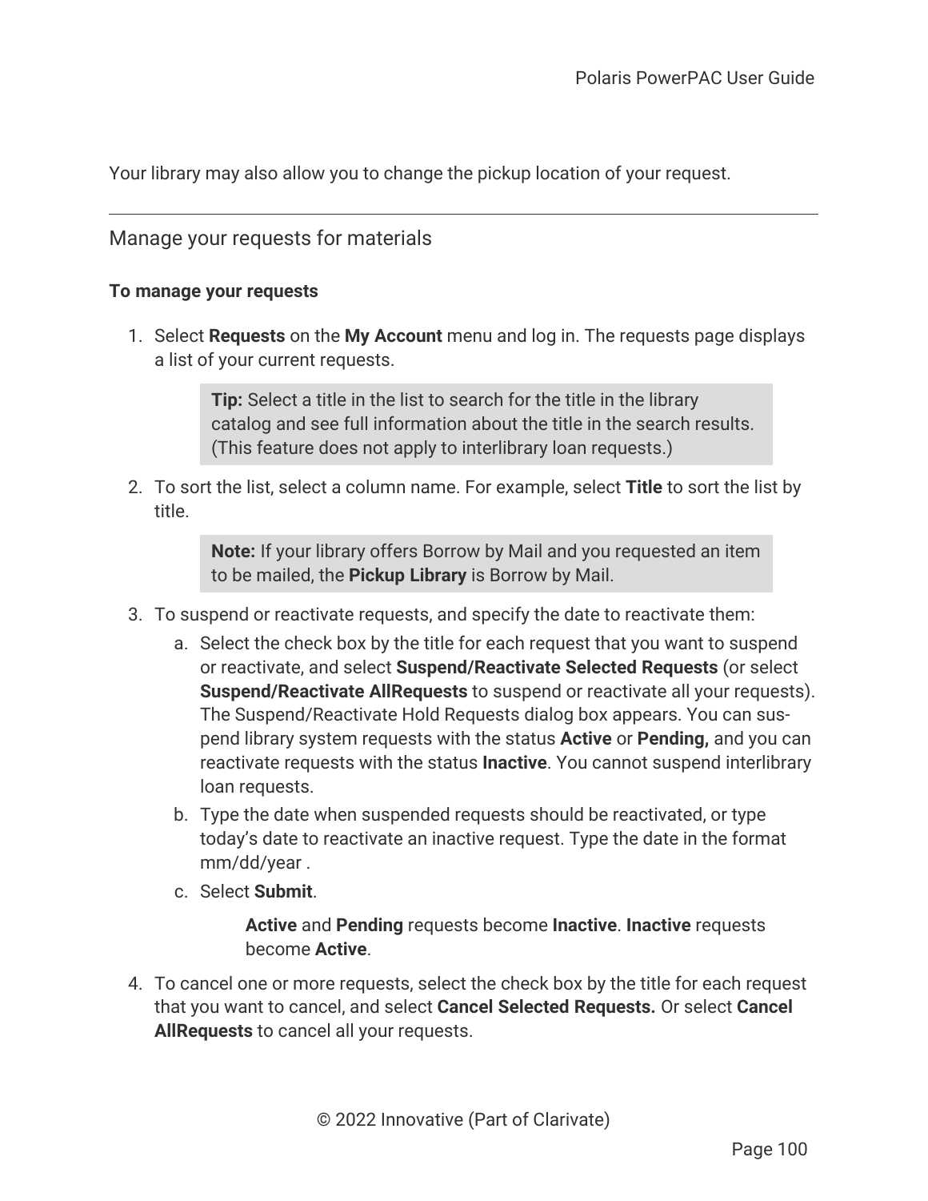Your library may also allow you to change the pickup location of your request.

---

## Manage your requests for materials

**To manage your requests**

1. Select **Requests** on the **My Account** menu and log in. The requests page displays a list of your current requests.

   > **Tip:** Select a title in the list to search for the title in the library catalog and see full information about the title in the search results. (This feature does not apply to interlibrary loan requests.)

2. To sort the list, select a column name. For example, select **Title** to sort the list by title.

   > **Note:** If your library offers Borrow by Mail and you requested an item to be mailed, the **Pickup Library** is Borrow by Mail.

3. To suspend or reactivate requests, and specify the date to reactivate them:
   a. Select the check box by the title for each request that you want to suspend or reactivate, and select **Suspend/Reactivate Selected Requests** (or select **Suspend/Reactivate AllRequests** to suspend or reactivate all your requests). The Suspend/Reactivate Hold Requests dialog box appears. You can suspend library system requests with the status **Active** or **Pending,** and you can reactivate requests with the status **Inactive**. You cannot suspend interlibrary loan requests.
   b. Type the date when suspended requests should be reactivated, or type today's date to reactivate an inactive request. Type the date in the format mm/dd/year .
   c. Select **Submit**.

      **Active** and **Pending** requests become **Inactive**. **Inactive** requests become **Active**.

4. To cancel one or more requests, select the check box by the title for each request that you want to cancel, and select **Cancel Selected Requests.** Or select **Cancel AllRequests** to cancel all your requests.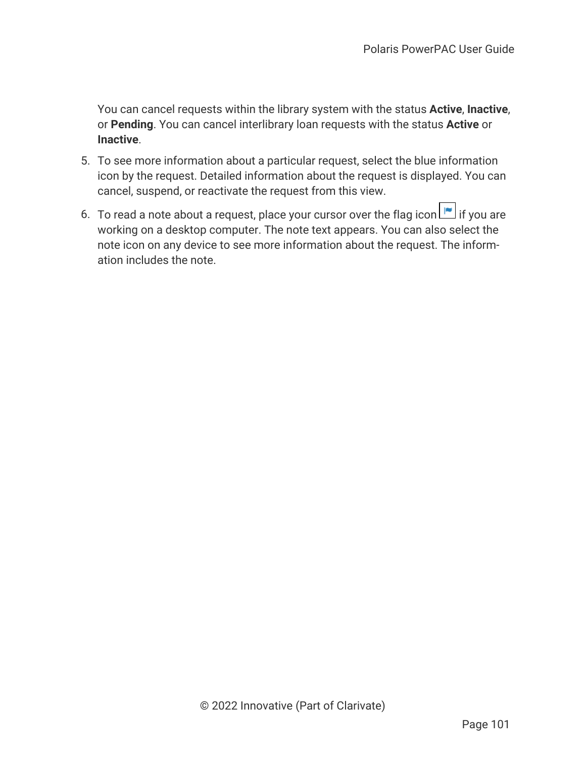You can cancel requests within the library system with the status **Active**, **Inactive**, or **Pending**. You can cancel interlibrary loan requests with the status **Active** or **Inactive**.

5. To see more information about a particular request, select the blue information icon by the request. Detailed information about the request is displayed. You can cancel, suspend, or reactivate the request from this view.
6. To read a note about a request, place your cursor over the flag icon if you are working on a desktop computer. The note text appears. You can also select the note icon on any device to see more information about the request. The information includes the note.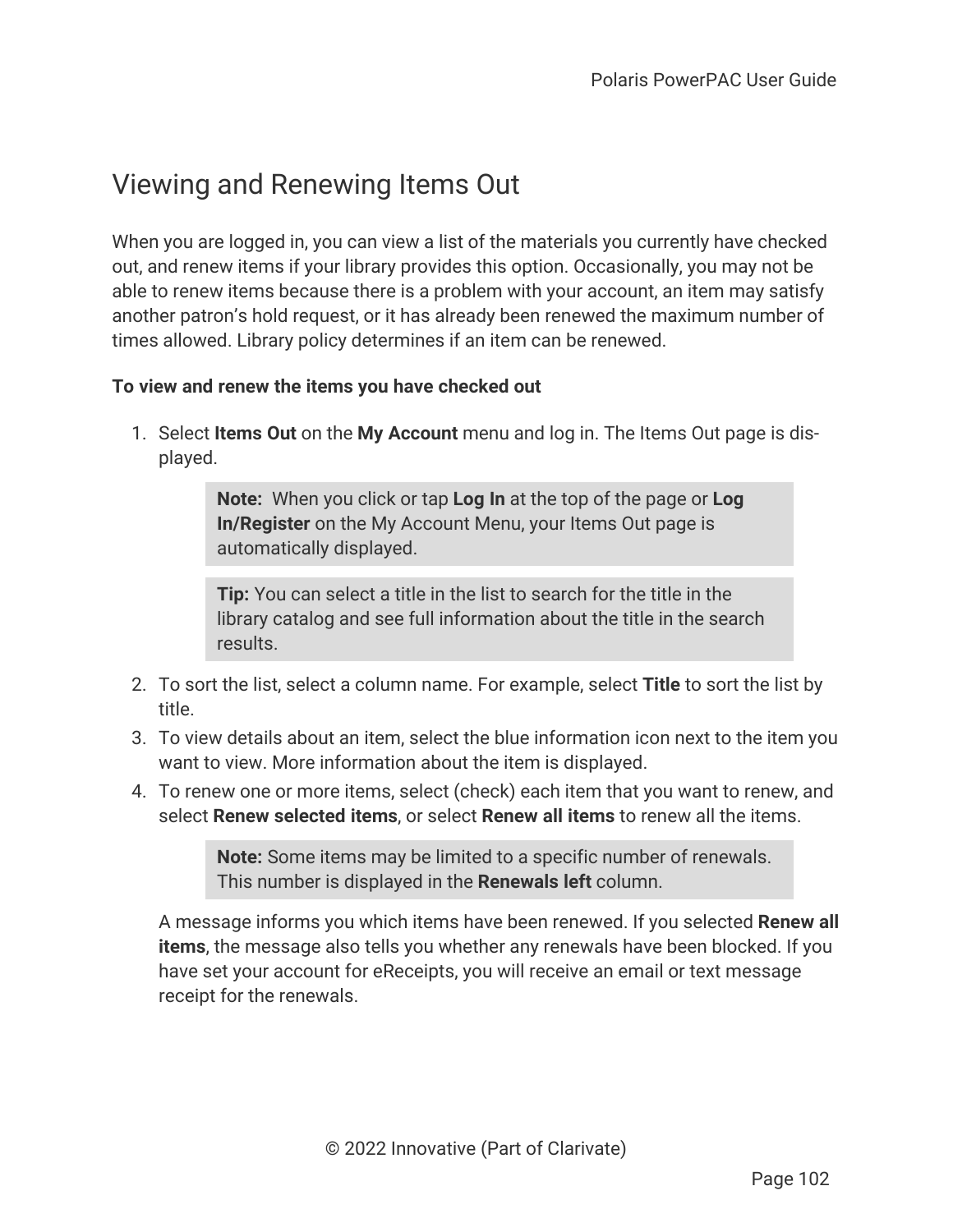# Viewing and Renewing Items Out

When you are logged in, you can view a list of the materials you currently have checked out, and renew items if your library provides this option. Occasionally, you may not be able to renew items because there is a problem with your account, an item may satisfy another patron's hold request, or it has already been renewed the maximum number of times allowed. Library policy determines if an item can be renewed.

**To view and renew the items you have checked out**

1. Select **Items Out** on the **My Account** menu and log in. The Items Out page is displayed.

   > **Note:** When you click or tap **Log In** at the top of the page or **Log In/Register** on the My Account Menu, your Items Out page is automatically displayed.

   > **Tip:** You can select a title in the list to search for the title in the library catalog and see full information about the title in the search results.

2. To sort the list, select a column name. For example, select **Title** to sort the list by title.
3. To view details about an item, select the blue information icon next to the item you want to view. More information about the item is displayed.
4. To renew one or more items, select (check) each item that you want to renew, and select **Renew selected items**, or select **Renew all items** to renew all the items.

   > **Note:** Some items may be limited to a specific number of renewals. This number is displayed in the **Renewals left** column.

   A message informs you which items have been renewed. If you selected **Renew all items**, the message also tells you whether any renewals have been blocked. If you have set your account for eReceipts, you will receive an email or text message receipt for the renewals.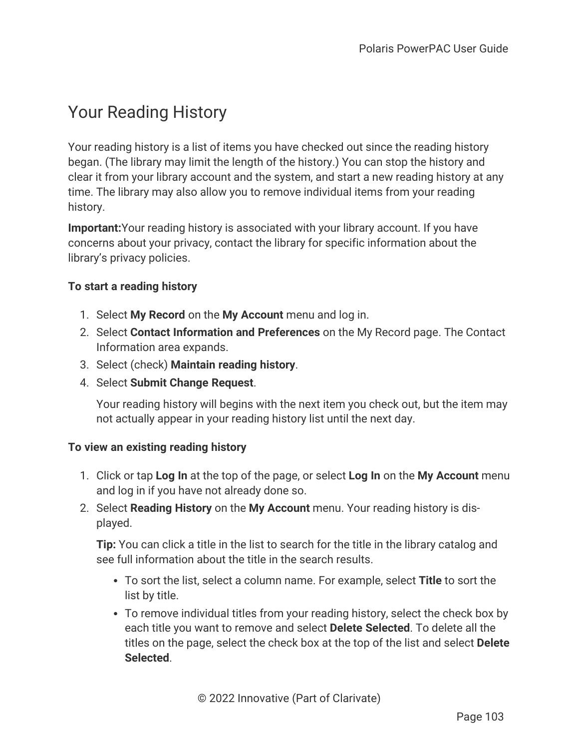# Your Reading History

Your reading history is a list of items you have checked out since the reading history began. (The library may limit the length of the history.) You can stop the history and clear it from your library account and the system, and start a new reading history at any time. The library may also allow you to remove individual items from your reading history.

**Important:**Your reading history is associated with your library account. If you have concerns about your privacy, contact the library for specific information about the library's privacy policies.

**To start a reading history**

1. Select **My Record** on the **My Account** menu and log in.
2. Select **Contact Information and Preferences** on the My Record page. The Contact Information area expands.
3. Select (check) **Maintain reading history**.
4. Select **Submit Change Request**.

   Your reading history will begins with the next item you check out, but the item may not actually appear in your reading history list until the next day.

**To view an existing reading history**

1. Click or tap **Log In** at the top of the page, or select **Log In** on the **My Account** menu and log in if you have not already done so.
2. Select **Reading History** on the **My Account** menu. Your reading history is displayed.

   **Tip:** You can click a title in the list to search for the title in the library catalog and see full information about the title in the search results.

   - To sort the list, select a column name. For example, select **Title** to sort the list by title.
   - To remove individual titles from your reading history, select the check box by each title you want to remove and select **Delete Selected**. To delete all the titles on the page, select the check box at the top of the list and select **Delete Selected**.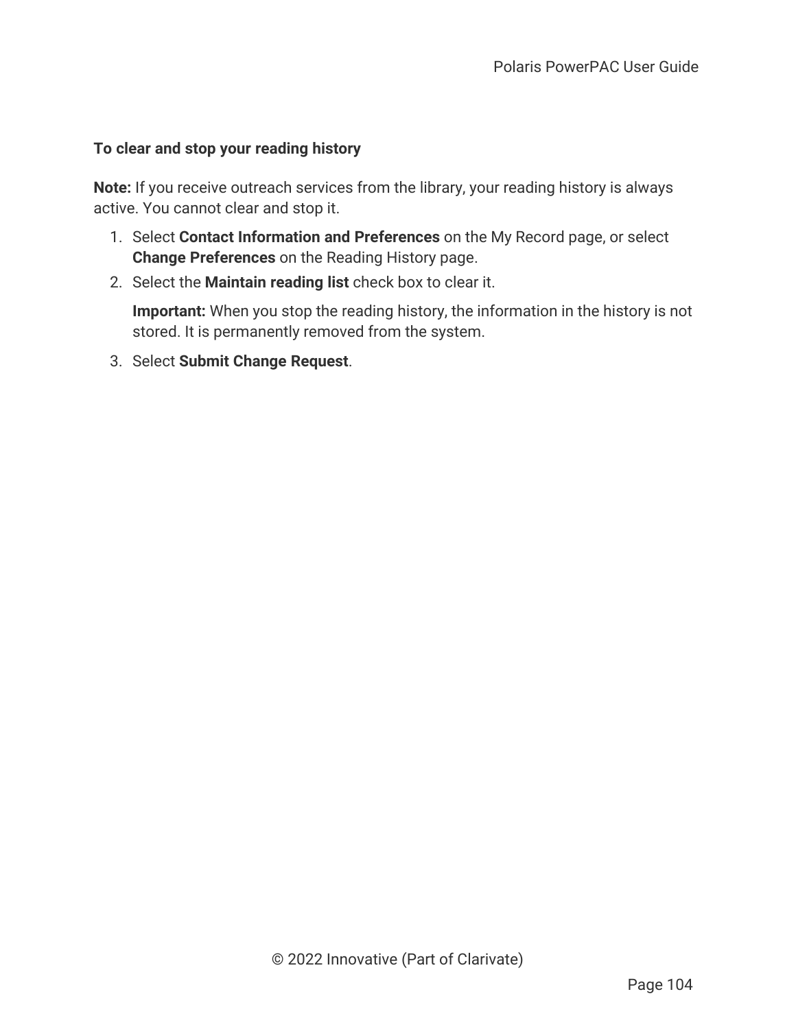**To clear and stop your reading history**

**Note:** If you receive outreach services from the library, your reading history is always active. You cannot clear and stop it.

1. Select **Contact Information and Preferences** on the My Record page, or select **Change Preferences** on the Reading History page.
2. Select the **Maintain reading list** check box to clear it.

   **Important:** When you stop the reading history, the information in the history is not stored. It is permanently removed from the system.

3. Select **Submit Change Request**.

© 2022 Innovative (Part of Clarivate)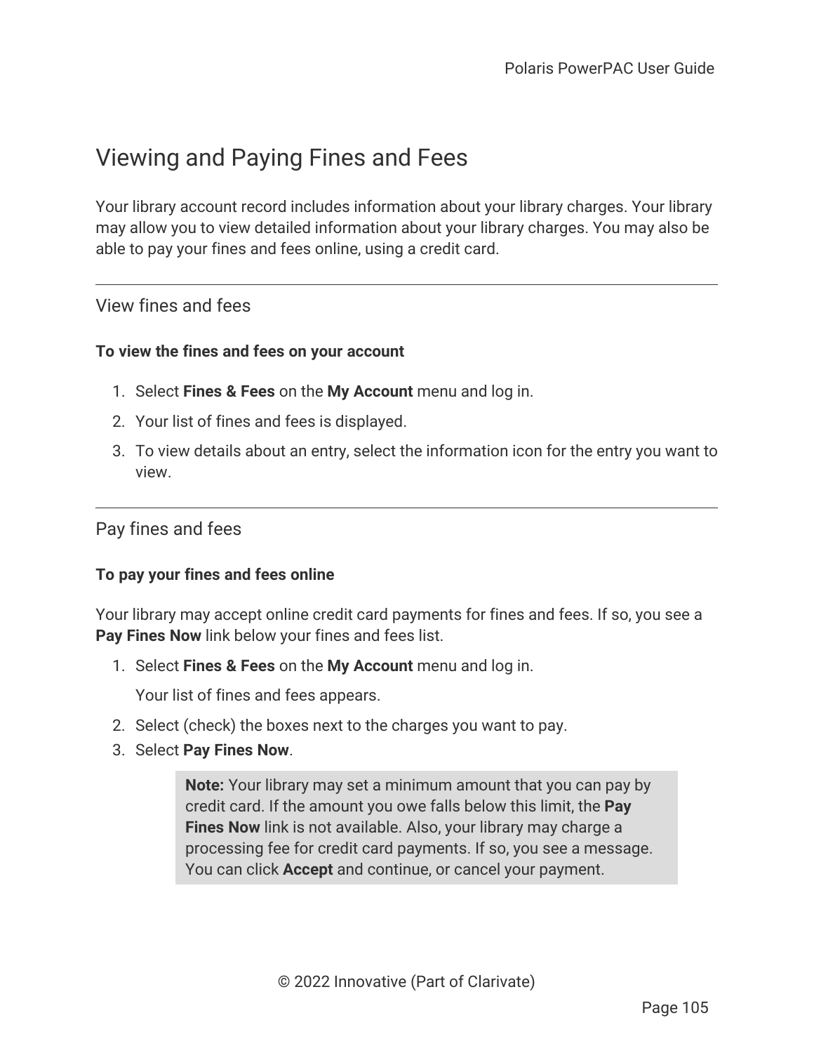# Viewing and Paying Fines and Fees

Your library account record includes information about your library charges. Your library may allow you to view detailed information about your library charges. You may also be able to pay your fines and fees online, using a credit card.

## View fines and fees

**To view the fines and fees on your account**

1. Select **Fines & Fees** on the **My Account** menu and log in.
2. Your list of fines and fees is displayed.
3. To view details about an entry, select the information icon for the entry you want to view.

## Pay fines and fees

**To pay your fines and fees online**

Your library may accept online credit card payments for fines and fees. If so, you see a **Pay Fines Now** link below your fines and fees list.

1. Select **Fines & Fees** on the **My Account** menu and log in.

   Your list of fines and fees appears.

2. Select (check) the boxes next to the charges you want to pay.
3. Select **Pay Fines Now**.

   > **Note:** Your library may set a minimum amount that you can pay by credit card. If the amount you owe falls below this limit, the **Pay Fines Now** link is not available. Also, your library may charge a processing fee for credit card payments. If so, you see a message. You can click **Accept** and continue, or cancel your payment.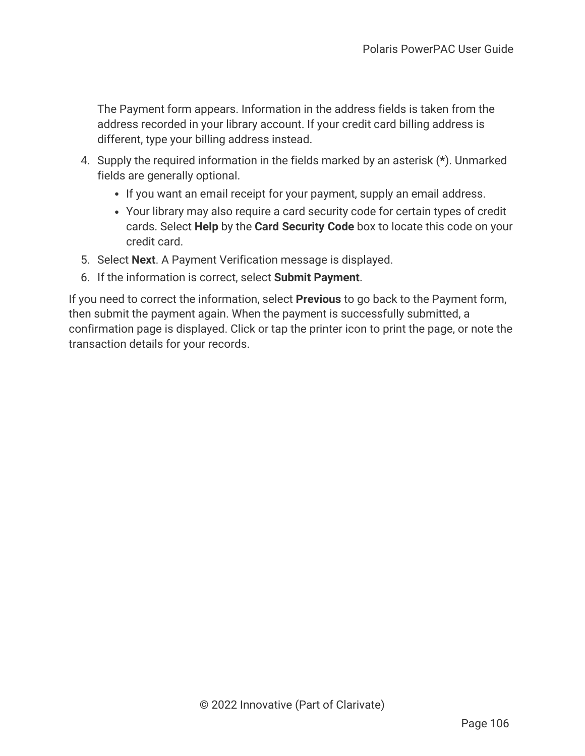The Payment form appears. Information in the address fields is taken from the address recorded in your library account. If your credit card billing address is different, type your billing address instead.

4. Supply the required information in the fields marked by an asterisk (**\***). Unmarked fields are generally optional.
   - If you want an email receipt for your payment, supply an email address.
   - Your library may also require a card security code for certain types of credit cards. Select **Help** by the **Card Security Code** box to locate this code on your credit card.
5. Select **Next**. A Payment Verification message is displayed.
6. If the information is correct, select **Submit Payment**.

If you need to correct the information, select **Previous** to go back to the Payment form, then submit the payment again. When the payment is successfully submitted, a confirmation page is displayed. Click or tap the printer icon to print the page, or note the transaction details for your records.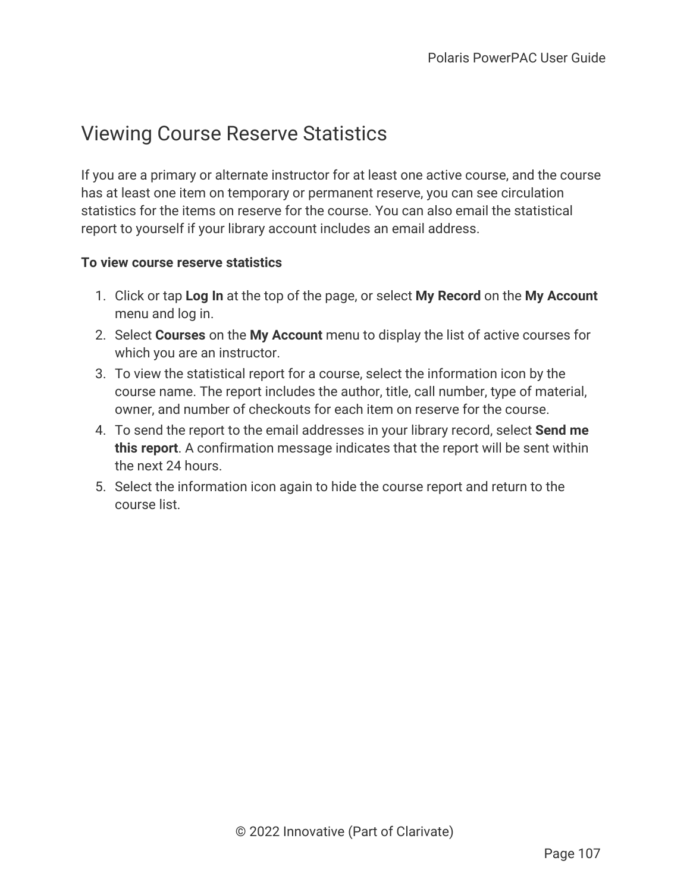# Viewing Course Reserve Statistics

If you are a primary or alternate instructor for at least one active course, and the course has at least one item on temporary or permanent reserve, you can see circulation statistics for the items on reserve for the course. You can also email the statistical report to yourself if your library account includes an email address.

**To view course reserve statistics**

1. Click or tap **Log In** at the top of the page, or select **My Record** on the **My Account** menu and log in.
2. Select **Courses** on the **My Account** menu to display the list of active courses for which you are an instructor.
3. To view the statistical report for a course, select the information icon by the course name. The report includes the author, title, call number, type of material, owner, and number of checkouts for each item on reserve for the course.
4. To send the report to the email addresses in your library record, select **Send me this report**. A confirmation message indicates that the report will be sent within the next 24 hours.
5. Select the information icon again to hide the course report and return to the course list.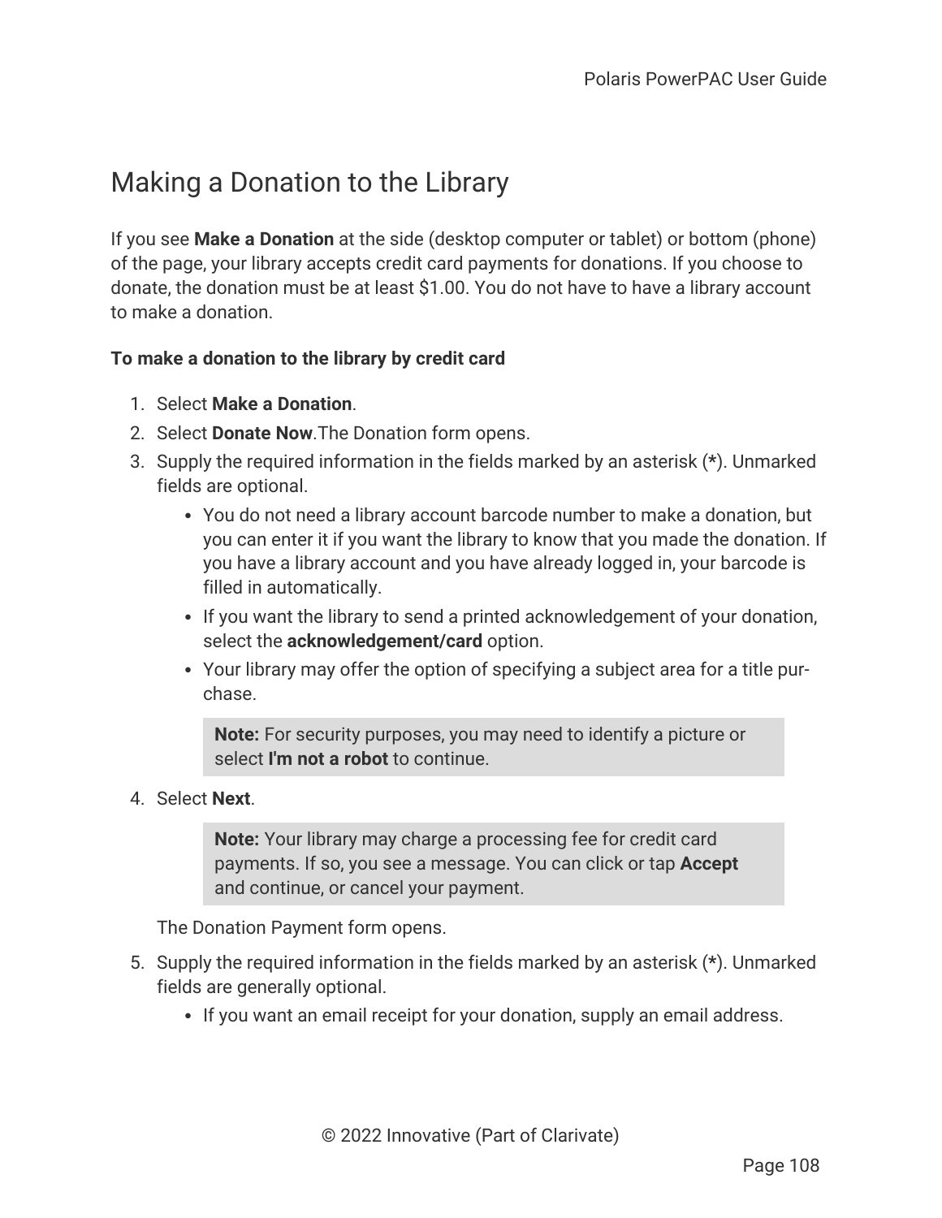# Making a Donation to the Library

If you see **Make a Donation** at the side (desktop computer or tablet) or bottom (phone) of the page, your library accepts credit card payments for donations. If you choose to donate, the donation must be at least $1.00. You do not have to have a library account to make a donation.

**To make a donation to the library by credit card**

1. Select **Make a Donation**.
2. Select **Donate Now**.The Donation form opens.
3. Supply the required information in the fields marked by an asterisk (**\***). Unmarked fields are optional.
   - You do not need a library account barcode number to make a donation, but you can enter it if you want the library to know that you made the donation. If you have a library account and you have already logged in, your barcode is filled in automatically.
   - If you want the library to send a printed acknowledgement of your donation, select the **acknowledgement/card** option.
   - Your library may offer the option of specifying a subject area for a title purchase.

   > **Note:** For security purposes, you may need to identify a picture or select **I'm not a robot** to continue.

4. Select **Next**.

   > **Note:** Your library may charge a processing fee for credit card payments. If so, you see a message. You can click or tap **Accept** and continue, or cancel your payment.

   The Donation Payment form opens.

5. Supply the required information in the fields marked by an asterisk (**\***). Unmarked fields are generally optional.
   - If you want an email receipt for your donation, supply an email address.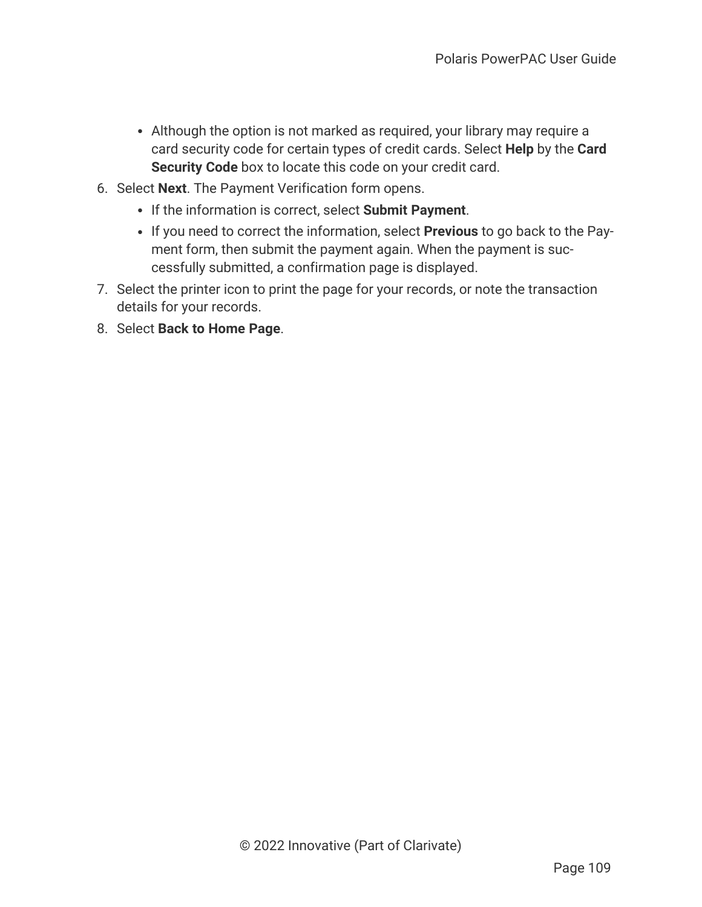- Although the option is not marked as required, your library may require a card security code for certain types of credit cards. Select **Help** by the **Card Security Code** box to locate this code on your credit card.

6. Select **Next**. The Payment Verification form opens.
   - If the information is correct, select **Submit Payment**.
   - If you need to correct the information, select **Previous** to go back to the Payment form, then submit the payment again. When the payment is successfully submitted, a confirmation page is displayed.
7. Select the printer icon to print the page for your records, or note the transaction details for your records.
8. Select **Back to Home Page**.